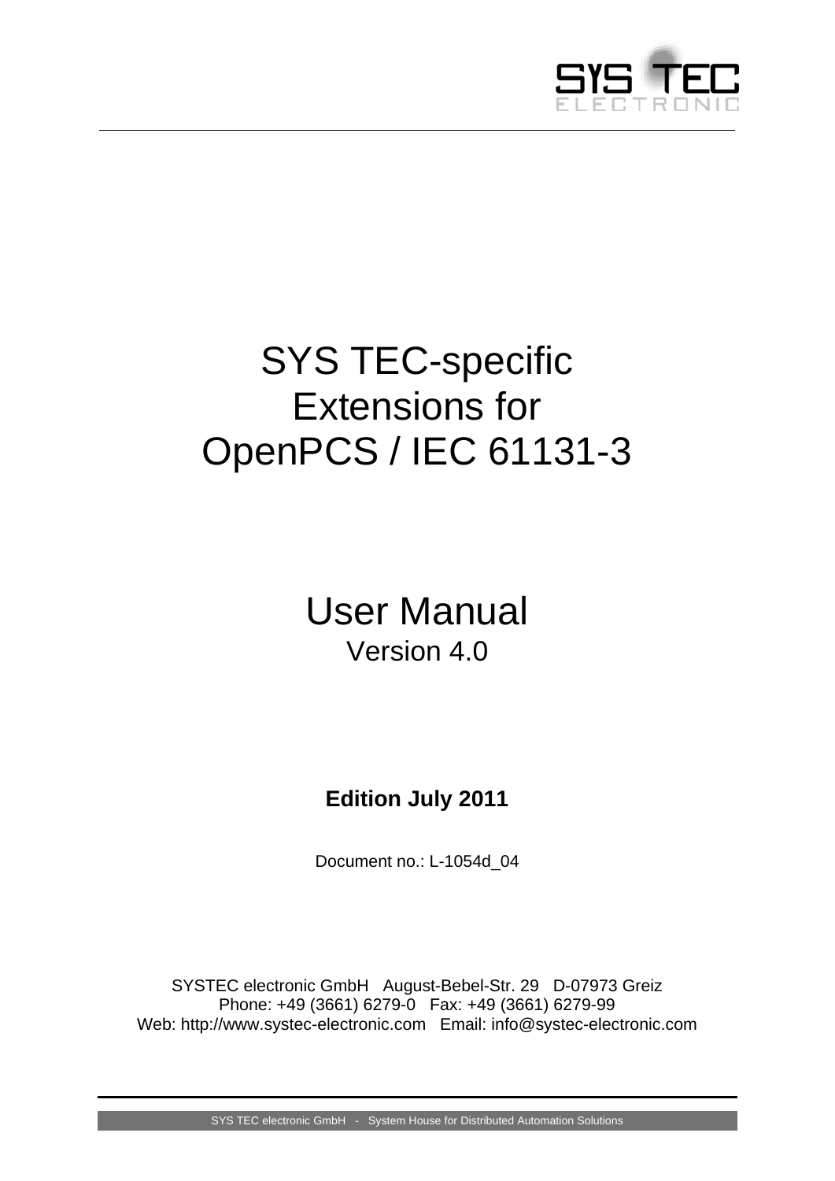# SYS TEC-specific Extensions for OpenPCS / IEC 61131-3

## User Manual

Version 4.0

**Edition July 2011**

Document no.: L-1054d_04

SYSTEC electronic GmbH August-Bebel-Str. 29 D-07973 Greiz
Phone: +49 (3661) 6279-0 Fax: +49 (3661) 6279-99
Web: http://www.systec-electronic.com Email: info@systec-electronic.com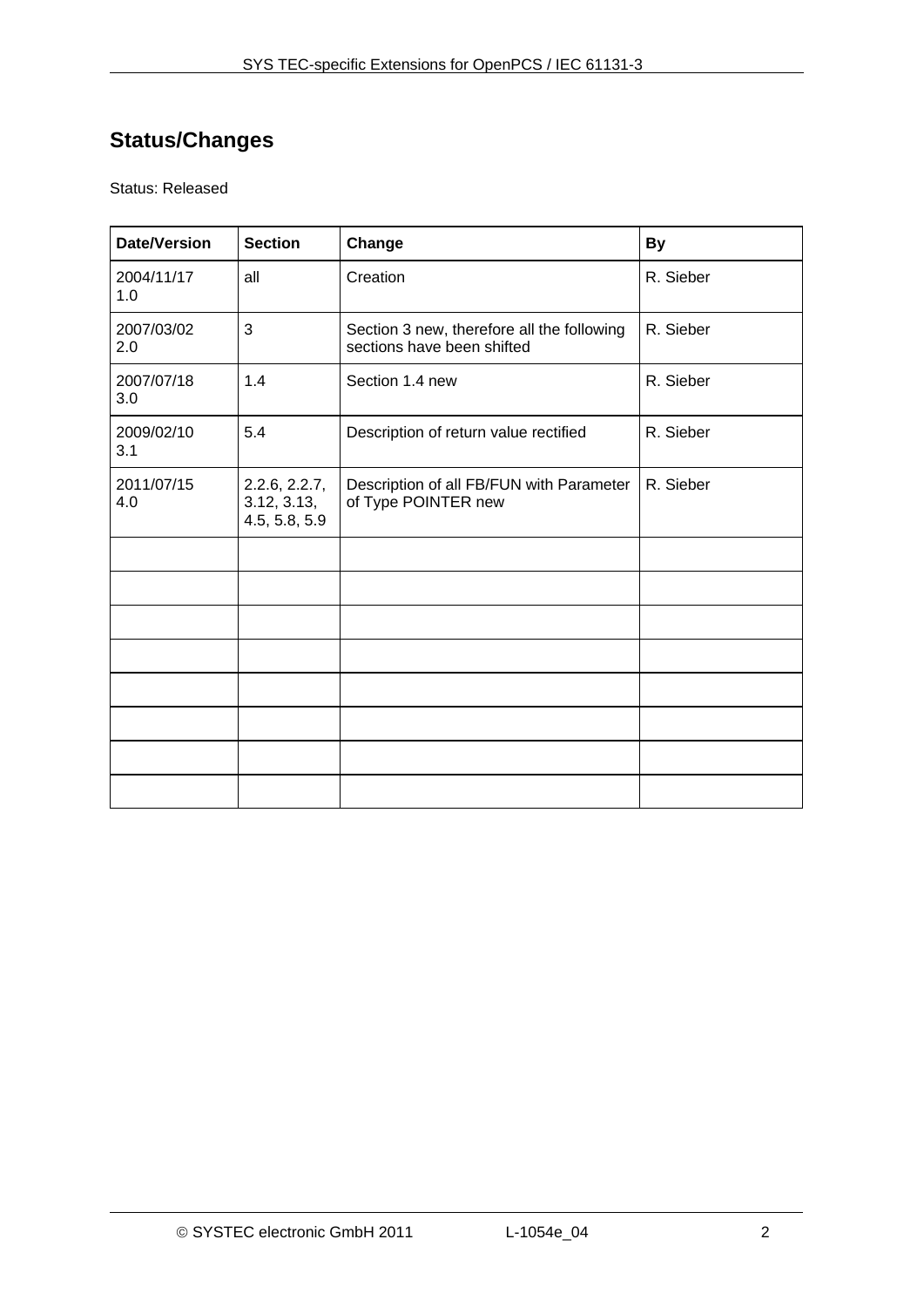## Status/Changes

Status: Released

| Date/Version | Section | Change | By |
|---|---|---|---|
| 2004/11/17 1.0 | all | Creation | R. Sieber |
| 2007/03/02 2.0 | 3 | Section 3 new, therefore all the following sections have been shifted | R. Sieber |
| 2007/07/18 3.0 | 1.4 | Section 1.4 new | R. Sieber |
| 2009/02/10 3.1 | 5.4 | Description of return value rectified | R. Sieber |
| 2011/07/15 4.0 | 2.2.6, 2.2.7, 3.12, 3.13, 4.5, 5.8, 5.9 | Description of all FB/FUN with Parameter of Type POINTER new | R. Sieber |
| | | | |
| | | | |
| | | | |
| | | | |
| | | | |
| | | | |
| | | | |
| | | | |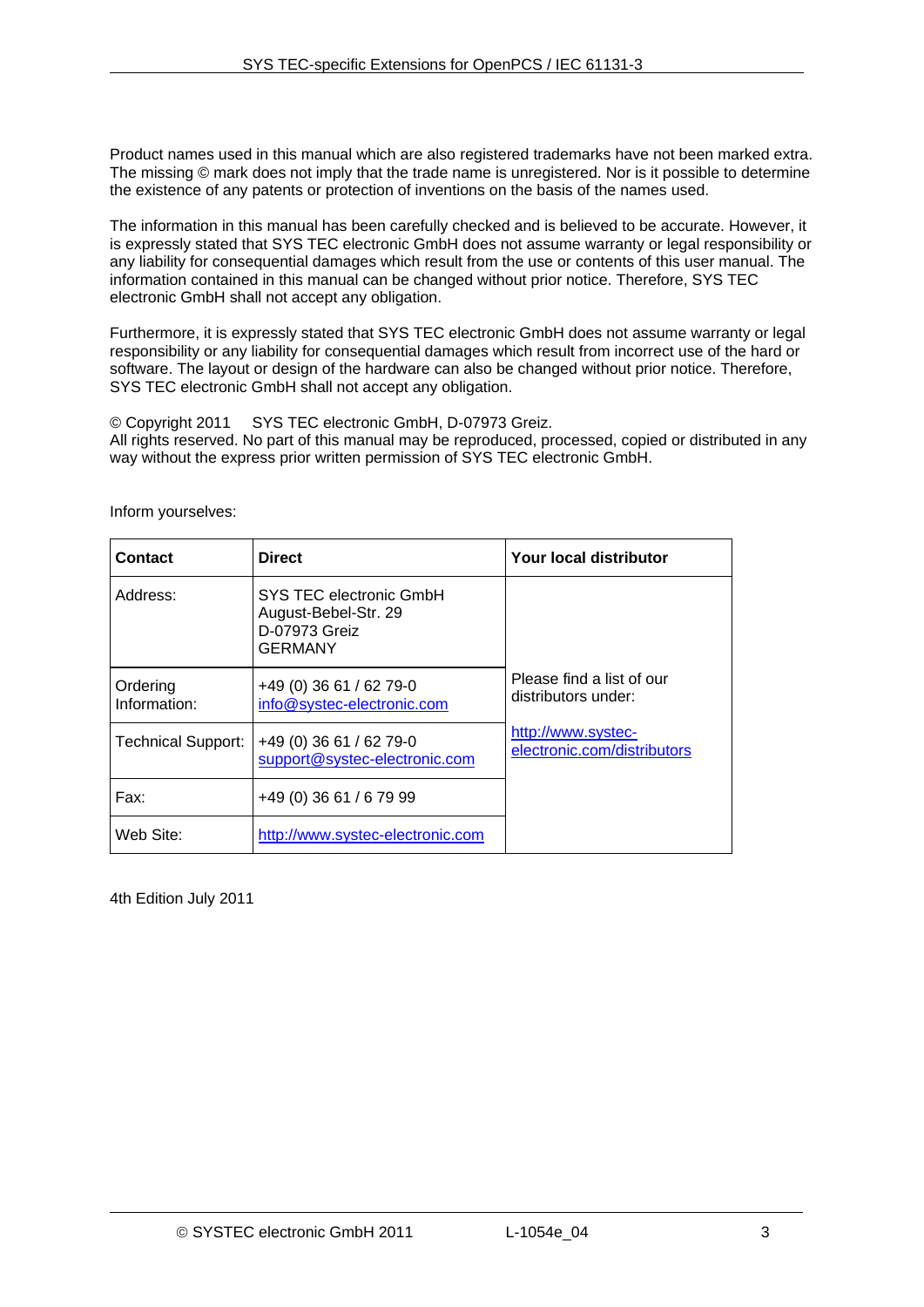Product names used in this manual which are also registered trademarks have not been marked extra. The missing © mark does not imply that the trade name is unregistered. Nor is it possible to determine the existence of any patents or protection of inventions on the basis of the names used.

The information in this manual has been carefully checked and is believed to be accurate. However, it is expressly stated that SYS TEC electronic GmbH does not assume warranty or legal responsibility or any liability for consequential damages which result from the use or contents of this user manual. The information contained in this manual can be changed without prior notice. Therefore, SYS TEC electronic GmbH shall not accept any obligation.

Furthermore, it is expressly stated that SYS TEC electronic GmbH does not assume warranty or legal responsibility or any liability for consequential damages which result from incorrect use of the hard or software. The layout or design of the hardware can also be changed without prior notice. Therefore, SYS TEC electronic GmbH shall not accept any obligation.

© Copyright 2011 SYS TEC electronic GmbH, D-07973 Greiz.
All rights reserved. No part of this manual may be reproduced, processed, copied or distributed in any way without the express prior written permission of SYS TEC electronic GmbH.

Inform yourselves:

| **Contact** | **Direct** | **Your local distributor** |
|---|---|---|
| Address: | SYS TEC electronic GmbH<br>August-Bebel-Str. 29<br>D-07973 Greiz<br>GERMANY | Please find a list of our distributors under:<br><br>http://www.systec-electronic.com/distributors |
| Ordering Information: | +49 (0) 36 61 / 62 79-0<br>info@systec-electronic.com | |
| Technical Support: | +49 (0) 36 61 / 62 79-0<br>support@systec-electronic.com | |
| Fax: | +49 (0) 36 61 / 6 79 99 | |
| Web Site: | http://www.systec-electronic.com | |

4th Edition July 2011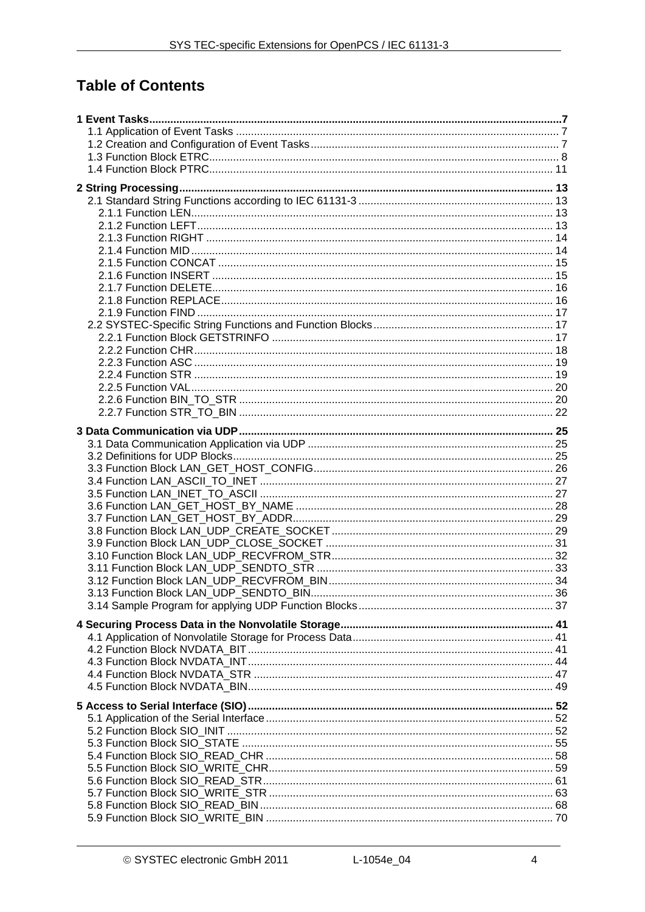# Table of Contents

**1 Event Tasks....................................................................................7**
- 1.1 Application of Event Tasks .................................................. 7
- 1.2 Creation and Configuration of Event Tasks .................................. 7
- 1.3 Function Block ETRC ............................................................ 8
- 1.4 Function Block PTRC ............................................................ 11

**2 String Processing ......................................................................... 13**
- 2.1 Standard String Functions according to IEC 61131-3 ......................... 13
  - 2.1.1 Function LEN ................................................................. 13
  - 2.1.2 Function LEFT ............................................................... 13
  - 2.1.3 Function RIGHT ............................................................. 14
  - 2.1.4 Function MID ................................................................. 14
  - 2.1.5 Function CONCAT .......................................................... 15
  - 2.1.6 Function INSERT ............................................................ 15
  - 2.1.7 Function DELETE ............................................................ 16
  - 2.1.8 Function REPLACE .......................................................... 16
  - 2.1.9 Function FIND ................................................................ 17
- 2.2 SYSTEC-Specific String Functions and Function Blocks ...................... 17
  - 2.2.1 Function Block GETSTRINFO ............................................. 17
  - 2.2.2 Function CHR ................................................................. 18
  - 2.2.3 Function ASC ................................................................. 19
  - 2.2.4 Function STR ................................................................. 19
  - 2.2.5 Function VAL ................................................................. 20
  - 2.2.6 Function BIN_TO_STR ..................................................... 20
  - 2.2.7 Function STR_TO_BIN ..................................................... 22

**3 Data Communication via UDP ......................................................... 25**
- 3.1 Data Communication Application via UDP ........................................ 25
- 3.2 Definitions for UDP Blocks ............................................................ 25
- 3.3 Function Block LAN_GET_HOST_CONFIG ......................................... 26
- 3.4 Function LAN_ASCII_TO_INET ....................................................... 27
- 3.5 Function LAN_INET_TO_ASCII ....................................................... 27
- 3.6 Function LAN_GET_HOST_BY_NAME .............................................. 28
- 3.7 Function LAN_GET_HOST_BY_ADDR ............................................... 29
- 3.8 Function Block LAN_UDP_CREATE_SOCKET ..................................... 29
- 3.9 Function Block LAN_UDP_CLOSE_SOCKET ....................................... 31
- 3.10 Function Block LAN_UDP_RECVFROM_STR ..................................... 32
- 3.11 Function Block LAN_UDP_SENDTO_STR .......................................... 33
- 3.12 Function Block LAN_UDP_RECVFROM_BIN ..................................... 34
- 3.13 Function Block LAN_UDP_SENDTO_BIN ........................................... 36
- 3.14 Sample Program for applying UDP Function Blocks ........................... 37

**4 Securing Process Data in the Nonvolatile Storage ............................ 41**
- 4.1 Application of Nonvolatile Storage for Process Data ........................... 41
- 4.2 Function Block NVDATA_BIT ......................................................... 41
- 4.3 Function Block NVDATA_INT ......................................................... 44
- 4.4 Function Block NVDATA_STR ......................................................... 47
- 4.5 Function Block NVDATA_BIN ......................................................... 49

**5 Access to Serial Interface (SIO) ..................................................... 52**
- 5.1 Application of the Serial Interface .................................................. 52
- 5.2 Function Block SIO_INIT .............................................................. 52
- 5.3 Function Block SIO_STATE ........................................................... 55
- 5.4 Function Block SIO_READ_CHR ..................................................... 58
- 5.5 Function Block SIO_WRITE_CHR .................................................... 59
- 5.6 Function Block SIO_READ_STR ...................................................... 61
- 5.7 Function Block SIO_WRITE_STR .................................................... 63
- 5.8 Function Block SIO_READ_BIN ...................................................... 68
- 5.9 Function Block SIO_WRITE_BIN .................................................... 70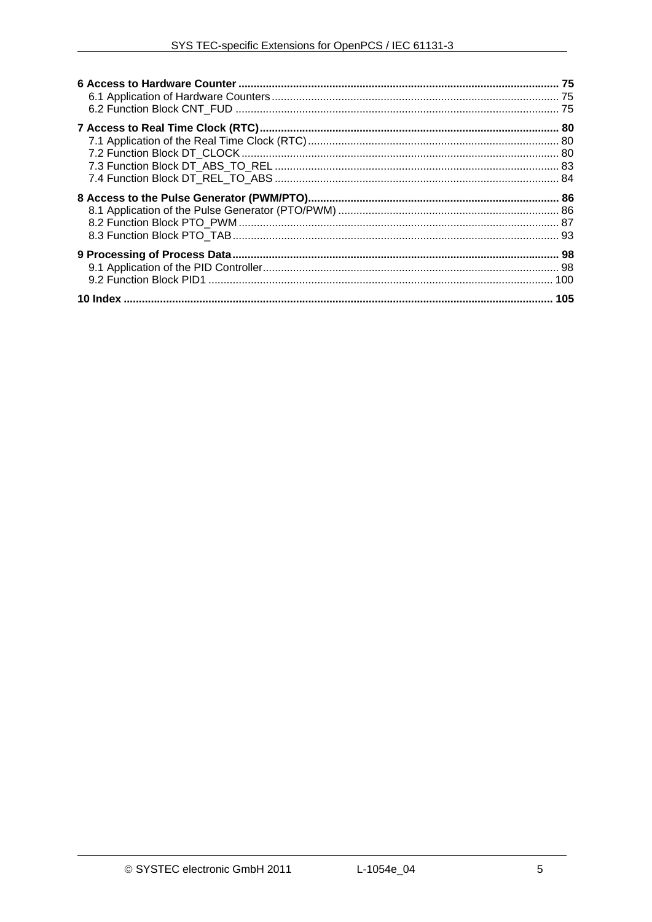**6 Access to Hardware Counter** ........................................................................................................ 75

6.1 Application of Hardware Counters .............................................................................................. 75

6.2 Function Block CNT_FUD .......................................................................................................... 75

**7 Access to Real Time Clock (RTC)** ................................................................................................. 80

7.1 Application of the Real Time Clock (RTC) .................................................................................. 80

7.2 Function Block DT_CLOCK ........................................................................................................ 80

7.3 Function Block DT_ABS_TO_REL ............................................................................................. 83

7.4 Function Block DT_REL_TO_ABS ............................................................................................. 84

**8 Access to the Pulse Generator (PWM/PTO)** ................................................................................. 86

8.1 Application of the Pulse Generator (PTO/PWM) ......................................................................... 86

8.2 Function Block PTO_PWM ......................................................................................................... 87

8.3 Function Block PTO_TAB ........................................................................................................... 93

**9 Processing of Process Data** .......................................................................................................... 98

9.1 Application of the PID Controller ................................................................................................. 98

9.2 Function Block PID1 ................................................................................................................. 100

**10 Index** ........................................................................................................................................... 105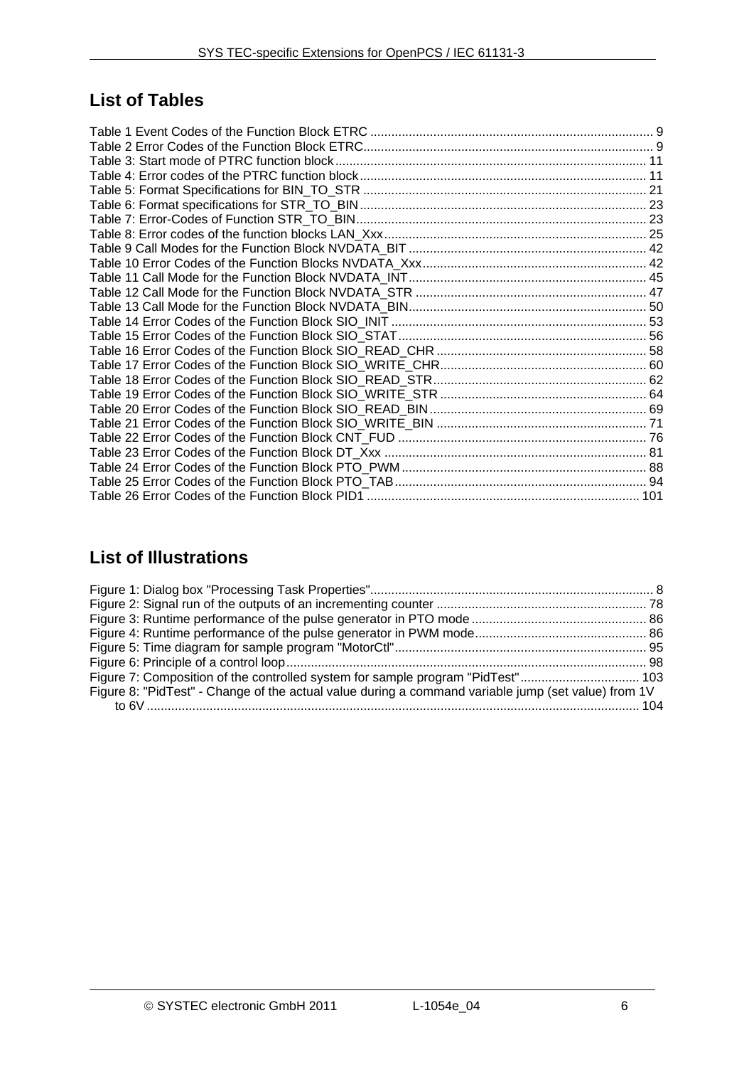## List of Tables

Table 1 Event Codes of the Function Block ETRC ............................................................................... 9
Table 2 Error Codes of the Function Block ETRC.................................................................................. 9
Table 3: Start mode of PTRC function block........................................................................................ 11
Table 4: Error codes of the PTRC function block................................................................................. 11
Table 5: Format Specifications for BIN_TO_STR ................................................................................ 21
Table 6: Format specifications for STR_TO_BIN.................................................................................. 23
Table 7: Error-Codes of Function STR_TO_BIN................................................................................... 23
Table 8: Error codes of the function blocks LAN_Xxx........................................................................... 25
Table 9 Call Modes for the Function Block NVDATA_BIT ................................................................... 42
Table 10 Error Codes of the Function Blocks NVDATA_Xxx................................................................ 42
Table 11 Call Mode for the Function Block NVDATA_INT................................................................... 45
Table 12 Call Mode for the Function Block NVDATA_STR ................................................................. 47
Table 13 Call Mode for the Function Block NVDATA_BIN................................................................... 50
Table 14 Error Codes of the Function Block SIO_INIT ......................................................................... 53
Table 15 Error Codes of the Function Block SIO_STAT....................................................................... 56
Table 16 Error Codes of the Function Block SIO_READ_CHR ............................................................ 58
Table 17 Error Codes of the Function Block SIO_WRITE_CHR........................................................... 60
Table 18 Error Codes of the Function Block SIO_READ_STR............................................................. 62
Table 19 Error Codes of the Function Block SIO_WRITE_STR ........................................................... 64
Table 20 Error Codes of the Function Block SIO_READ_BIN.............................................................. 69
Table 21 Error Codes of the Function Block SIO_WRITE_BIN ............................................................ 71
Table 22 Error Codes of the Function Block CNT_FUD ....................................................................... 76
Table 23 Error Codes of the Function Block DT_Xxx ........................................................................... 81
Table 24 Error Codes of the Function Block PTO_PWM...................................................................... 88
Table 25 Error Codes of the Function Block PTO_TAB........................................................................ 94
Table 26 Error Codes of the Function Block PID1 ............................................................................. 101

## List of Illustrations

Figure 1: Dialog box "Processing Task Properties"................................................................................ 8
Figure 2: Signal run of the outputs of an incrementing counter ............................................................ 78
Figure 3: Runtime performance of the pulse generator in PTO mode................................................. 86
Figure 4: Runtime performance of the pulse generator in PWM mode................................................ 86
Figure 5: Time diagram for sample program "MotorCtl"........................................................................ 95
Figure 6: Principle of a control loop...................................................................................................... 98
Figure 7: Composition of the controlled system for sample program "PidTest".................................. 103
Figure 8: "PidTest" - Change of the actual value during a command variable jump (set value) from 1V to 6V ........................................................................................................................................... 104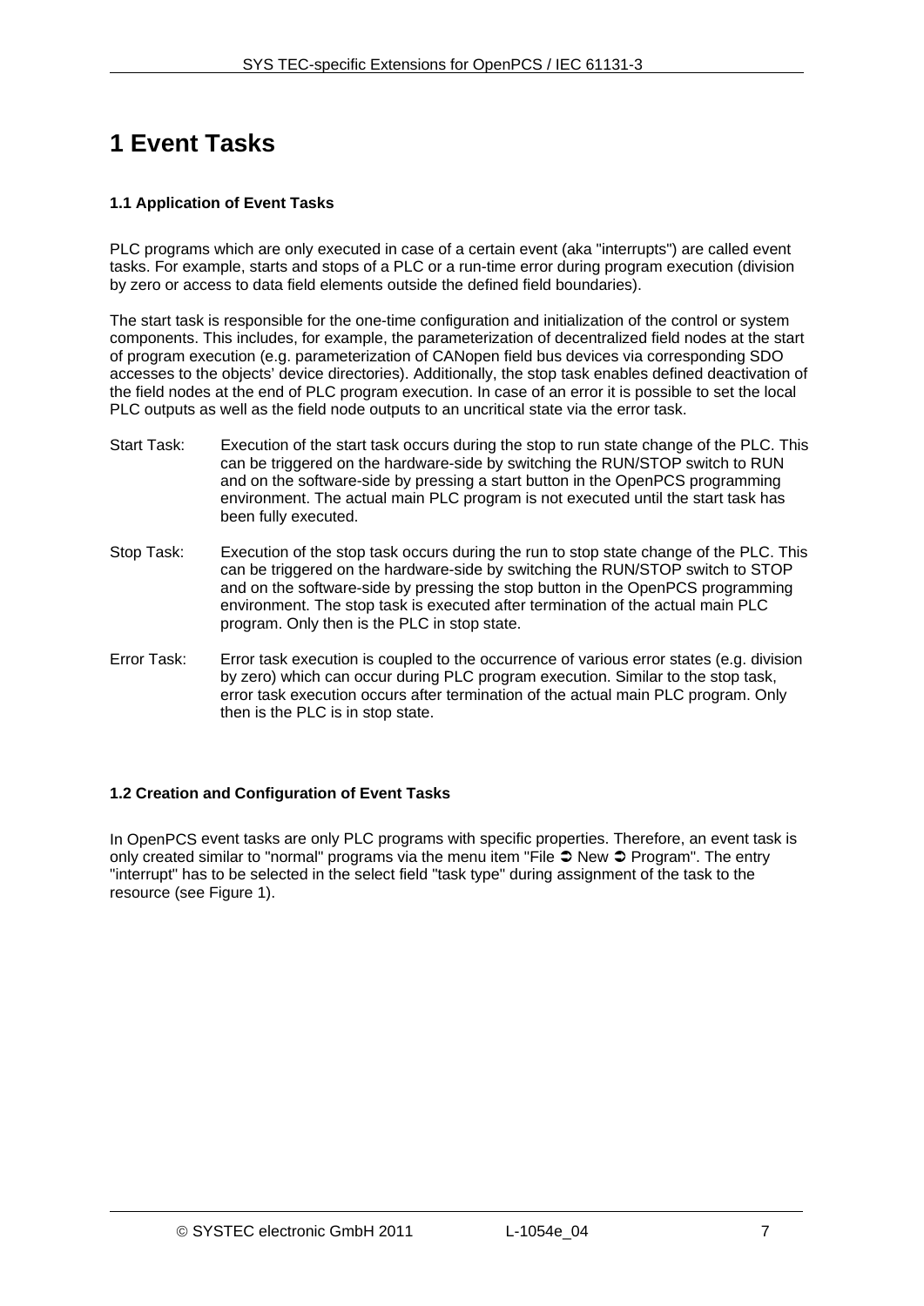# 1 Event Tasks

### 1.1 Application of Event Tasks

PLC programs which are only executed in case of a certain event (aka "interrupts") are called event tasks. For example, starts and stops of a PLC or a run-time error during program execution (division by zero or access to data field elements outside the defined field boundaries).

The start task is responsible for the one-time configuration and initialization of the control or system components. This includes, for example, the parameterization of decentralized field nodes at the start of program execution (e.g. parameterization of CANopen field bus devices via corresponding SDO accesses to the objects' device directories). Additionally, the stop task enables defined deactivation of the field nodes at the end of PLC program execution. In case of an error it is possible to set the local PLC outputs as well as the field node outputs to an uncritical state via the error task.

Start Task: Execution of the start task occurs during the stop to run state change of the PLC. This can be triggered on the hardware-side by switching the RUN/STOP switch to RUN and on the software-side by pressing a start button in the OpenPCS programming environment. The actual main PLC program is not executed until the start task has been fully executed.

Stop Task: Execution of the stop task occurs during the run to stop state change of the PLC. This can be triggered on the hardware-side by switching the RUN/STOP switch to STOP and on the software-side by pressing the stop button in the OpenPCS programming environment. The stop task is executed after termination of the actual main PLC program. Only then is the PLC in stop state.

Error Task: Error task execution is coupled to the occurrence of various error states (e.g. division by zero) which can occur during PLC program execution. Similar to the stop task, error task execution occurs after termination of the actual main PLC program. Only then is the PLC is in stop state.

### 1.2 Creation and Configuration of Event Tasks

In OpenPCS event tasks are only PLC programs with specific properties. Therefore, an event task is only created similar to "normal" programs via the menu item "File ➲ New ➲ Program". The entry "interrupt" has to be selected in the select field "task type" during assignment of the task to the resource (see Figure 1).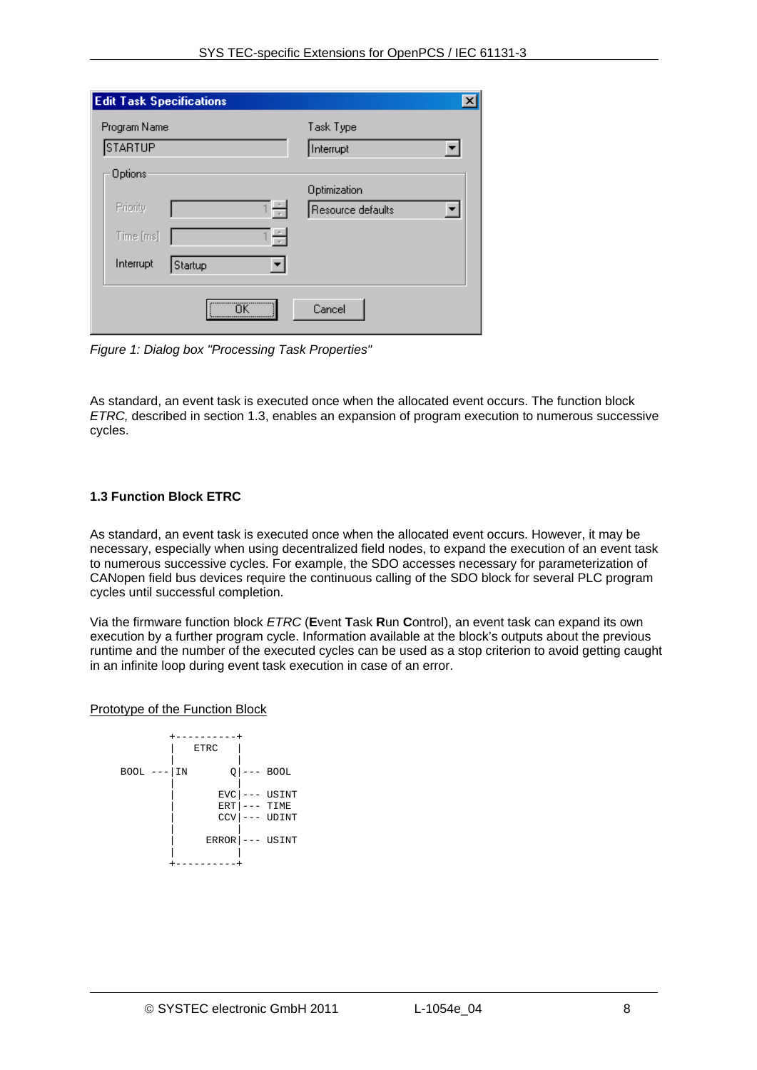Figure 1: Dialog box "Processing Task Properties"

As standard, an event task is executed once when the allocated event occurs. The function block *ETRC,* described in section 1.3, enables an expansion of program execution to numerous successive cycles.

### 1.3 Function Block ETRC

As standard, an event task is executed once when the allocated event occurs. However, it may be necessary, especially when using decentralized field nodes, to expand the execution of an event task to numerous successive cycles. For example, the SDO accesses necessary for parameterization of CANopen field bus devices require the continuous calling of the SDO block for several PLC program cycles until successful completion.

Via the firmware function block *ETRC* (**E**vent **T**ask **R**un **C**ontrol), an event task can expand its own execution by a further program cycle. Information available at the block's outputs about the previous runtime and the number of the executed cycles can be used as a stop criterion to avoid getting caught in an infinite loop during event task execution in case of an error.

Prototype of the Function Block

```
          +----------+
          |   ETRC   |
          |          |
BOOL  ---|IN       Q|--- BOOL
          |          |
          |       EVC|--- USINT
          |       ERT|--- TIME
          |       CCV|--- UDINT
          |          |
          |     ERROR|--- USINT
          |          |
          +----------+
```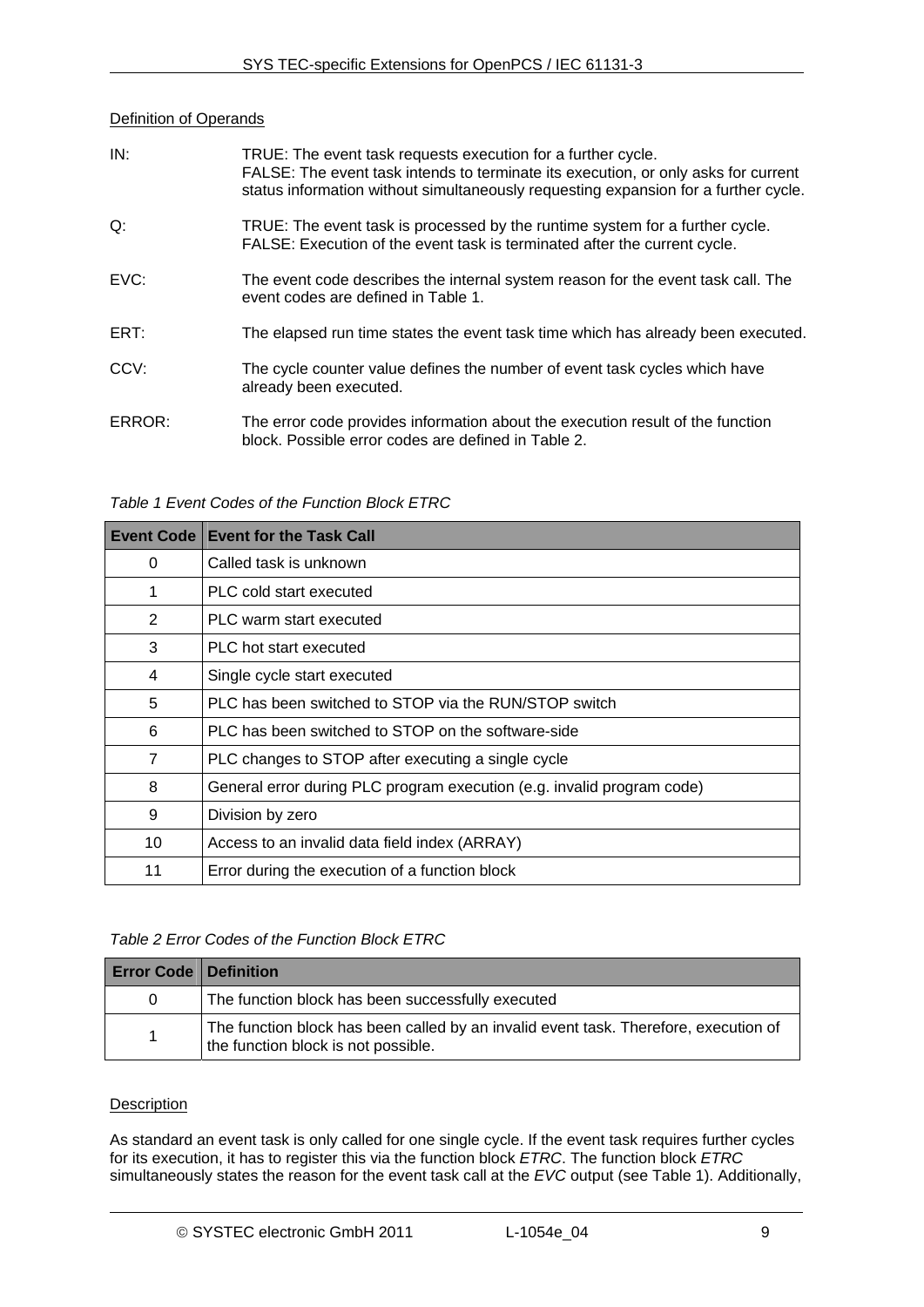Definition of Operands

IN: TRUE: The event task requests execution for a further cycle.
FALSE: The event task intends to terminate its execution, or only asks for current status information without simultaneously requesting expansion for a further cycle.

Q: TRUE: The event task is processed by the runtime system for a further cycle.
FALSE: Execution of the event task is terminated after the current cycle.

EVC: The event code describes the internal system reason for the event task call. The event codes are defined in Table 1.

ERT: The elapsed run time states the event task time which has already been executed.

CCV: The cycle counter value defines the number of event task cycles which have already been executed.

ERROR: The error code provides information about the execution result of the function block. Possible error codes are defined in Table 2.

*Table 1 Event Codes of the Function Block ETRC*

| Event Code | Event for the Task Call |
|---|---|
| 0 | Called task is unknown |
| 1 | PLC cold start executed |
| 2 | PLC warm start executed |
| 3 | PLC hot start executed |
| 4 | Single cycle start executed |
| 5 | PLC has been switched to STOP via the RUN/STOP switch |
| 6 | PLC has been switched to STOP on the software-side |
| 7 | PLC changes to STOP after executing a single cycle |
| 8 | General error during PLC program execution (e.g. invalid program code) |
| 9 | Division by zero |
| 10 | Access to an invalid data field index (ARRAY) |
| 11 | Error during the execution of a function block |

*Table 2 Error Codes of the Function Block ETRC*

| Error Code | Definition |
|---|---|
| 0 | The function block has been successfully executed |
| 1 | The function block has been called by an invalid event task. Therefore, execution of the function block is not possible. |

Description

As standard an event task is only called for one single cycle. If the event task requires further cycles for its execution, it has to register this via the function block *ETRC*. The function block *ETRC* simultaneously states the reason for the event task call at the *EVC* output (see Table 1). Additionally,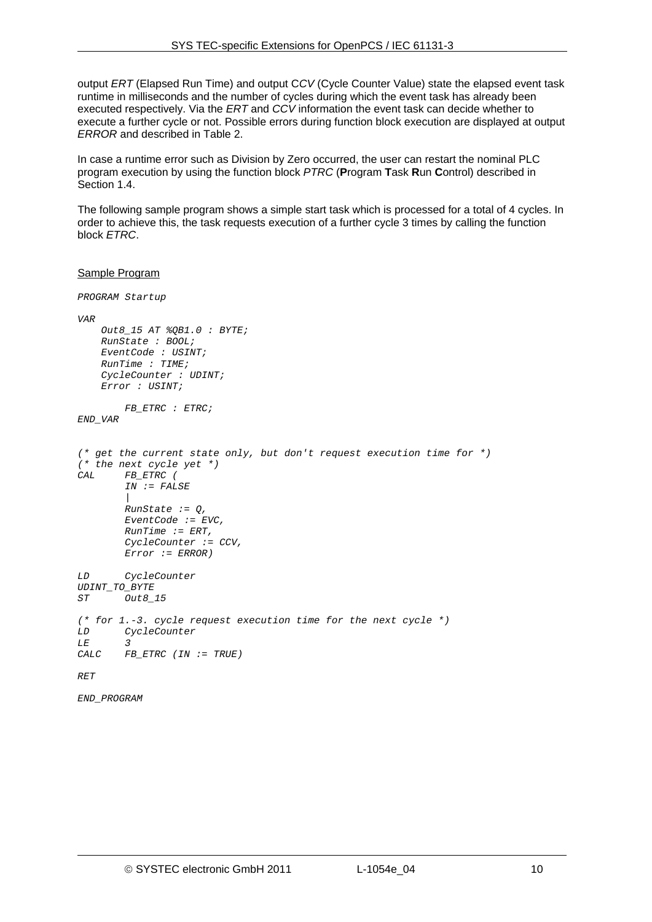output *ERT* (Elapsed Run Time) and output C*CV* (Cycle Counter Value) state the elapsed event task runtime in milliseconds and the number of cycles during which the event task has already been executed respectively. Via the *ERT* and *CCV* information the event task can decide whether to execute a further cycle or not. Possible errors during function block execution are displayed at output *ERROR* and described in Table 2.

In case a runtime error such as Division by Zero occurred, the user can restart the nominal PLC program execution by using the function block *PTRC* (**P**rogram **T**ask **R**un **C**ontrol) described in Section 1.4.

The following sample program shows a simple start task which is processed for a total of 4 cycles. In order to achieve this, the task requests execution of a further cycle 3 times by calling the function block *ETRC*.

<u>Sample Program</u>

```
PROGRAM Startup

VAR
    Out8_15 AT %QB1.0 : BYTE;
    RunState : BOOL;
    EventCode : USINT;
    RunTime : TIME;
    CycleCounter : UDINT;
    Error : USINT;

        FB_ETRC : ETRC;
END_VAR


(* get the current state only, but don't request execution time for *)
(* the next cycle yet *)
CAL     FB_ETRC (
        IN := FALSE
        |
        RunState := Q,
        EventCode := EVC,
        RunTime := ERT,
        CycleCounter := CCV,
        Error := ERROR)

LD      CycleCounter
UDINT_TO_BYTE
ST      Out8_15

(* for 1.-3. cycle request execution time for the next cycle *)
LD      CycleCounter
LE      3
CALC    FB_ETRC (IN := TRUE)

RET

END_PROGRAM
```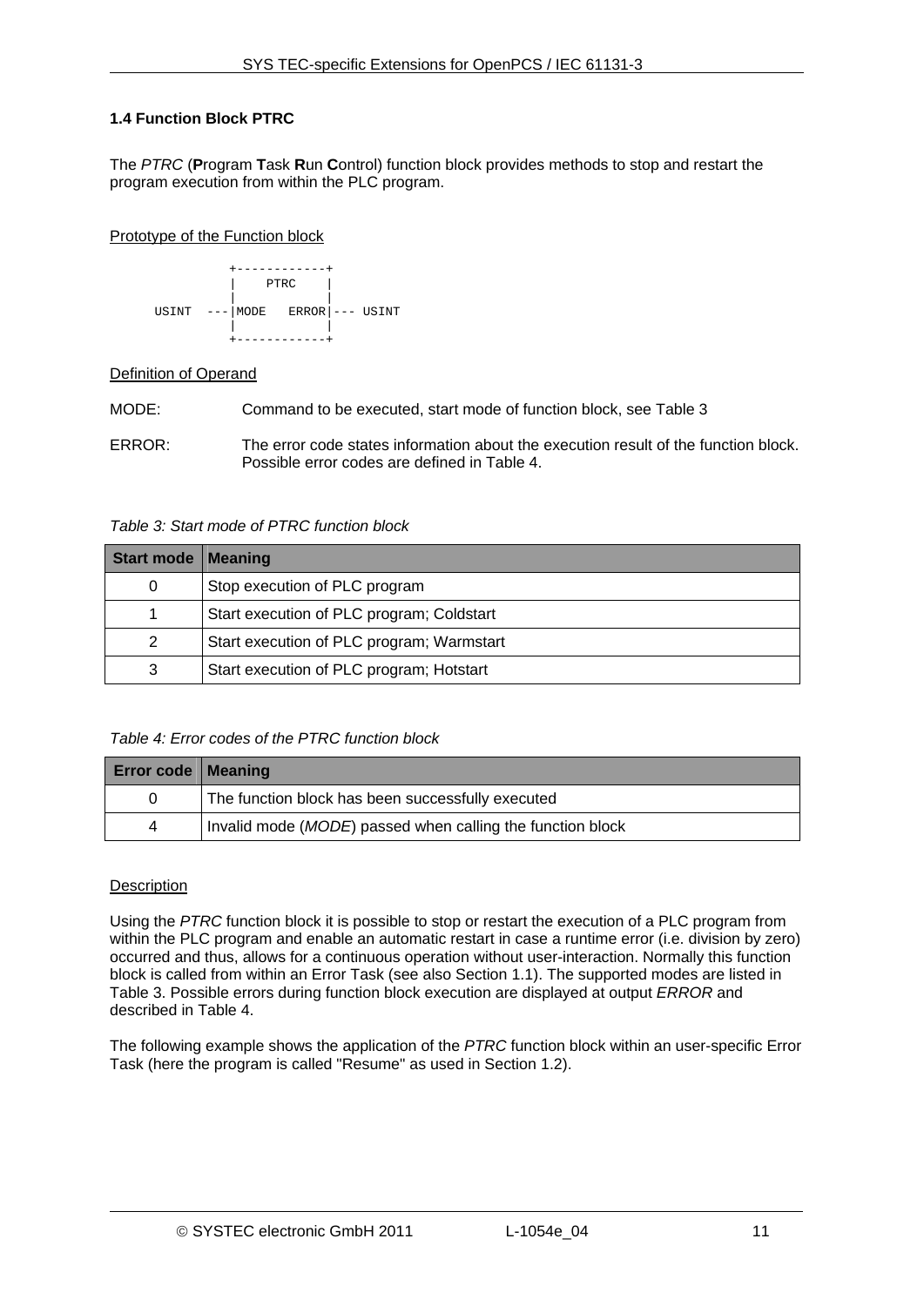### 1.4 Function Block PTRC

The *PTRC* (**P**rogram **T**ask **R**un **C**ontrol) function block provides methods to stop and restart the program execution from within the PLC program.

Prototype of the Function block

```
            +------------+
            |    PTRC    |
            |            |
  USINT  ---|MODE   ERROR|--- USINT
            |            |
            +------------+
```

Definition of Operand

MODE: Command to be executed, start mode of function block, see Table 3

ERROR: The error code states information about the execution result of the function block. Possible error codes are defined in Table 4.

*Table 3: Start mode of PTRC function block*

| Start mode | Meaning |
|---|---|
| 0 | Stop execution of PLC program |
| 1 | Start execution of PLC program; Coldstart |
| 2 | Start execution of PLC program; Warmstart |
| 3 | Start execution of PLC program; Hotstart |

*Table 4: Error codes of the PTRC function block*

| Error code | Meaning |
|---|---|
| 0 | The function block has been successfully executed |
| 4 | Invalid mode (*MODE*) passed when calling the function block |

Description

Using the *PTRC* function block it is possible to stop or restart the execution of a PLC program from within the PLC program and enable an automatic restart in case a runtime error (i.e. division by zero) occurred and thus, allows for a continuous operation without user-interaction. Normally this function block is called from within an Error Task (see also Section 1.1). The supported modes are listed in Table 3. Possible errors during function block execution are displayed at output *ERROR* and described in Table 4.

The following example shows the application of the *PTRC* function block within an user-specific Error Task (here the program is called "Resume" as used in Section 1.2).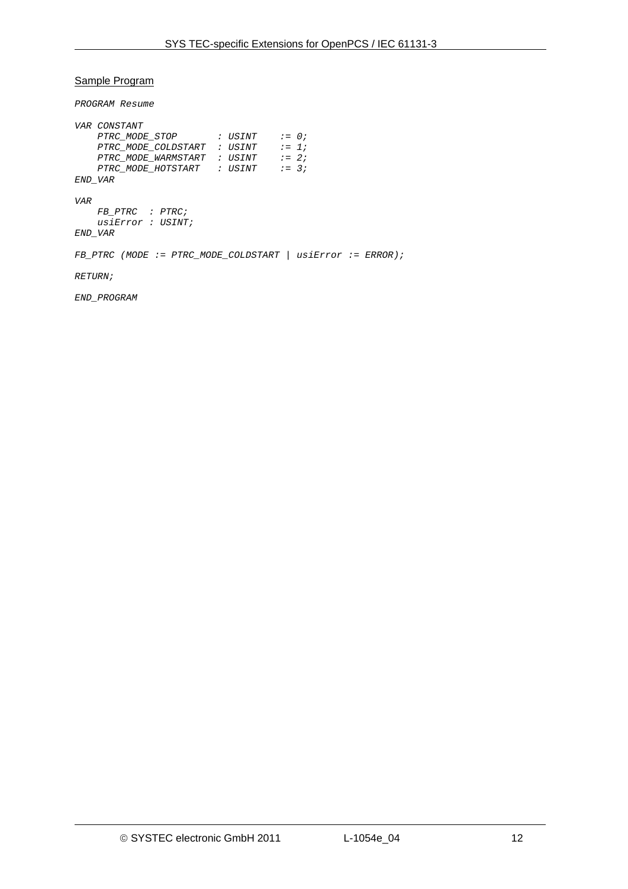<u>Sample Program</u>

```
PROGRAM Resume

VAR CONSTANT
    PTRC_MODE_STOP       : USINT    := 0;
    PTRC_MODE_COLDSTART  : USINT    := 1;
    PTRC_MODE_WARMSTART  : USINT    := 2;
    PTRC_MODE_HOTSTART   : USINT    := 3;
END_VAR

VAR
    FB_PTRC  : PTRC;
    usiError : USINT;
END_VAR

FB_PTRC (MODE := PTRC_MODE_COLDSTART | usiError := ERROR);

RETURN;

END_PROGRAM
```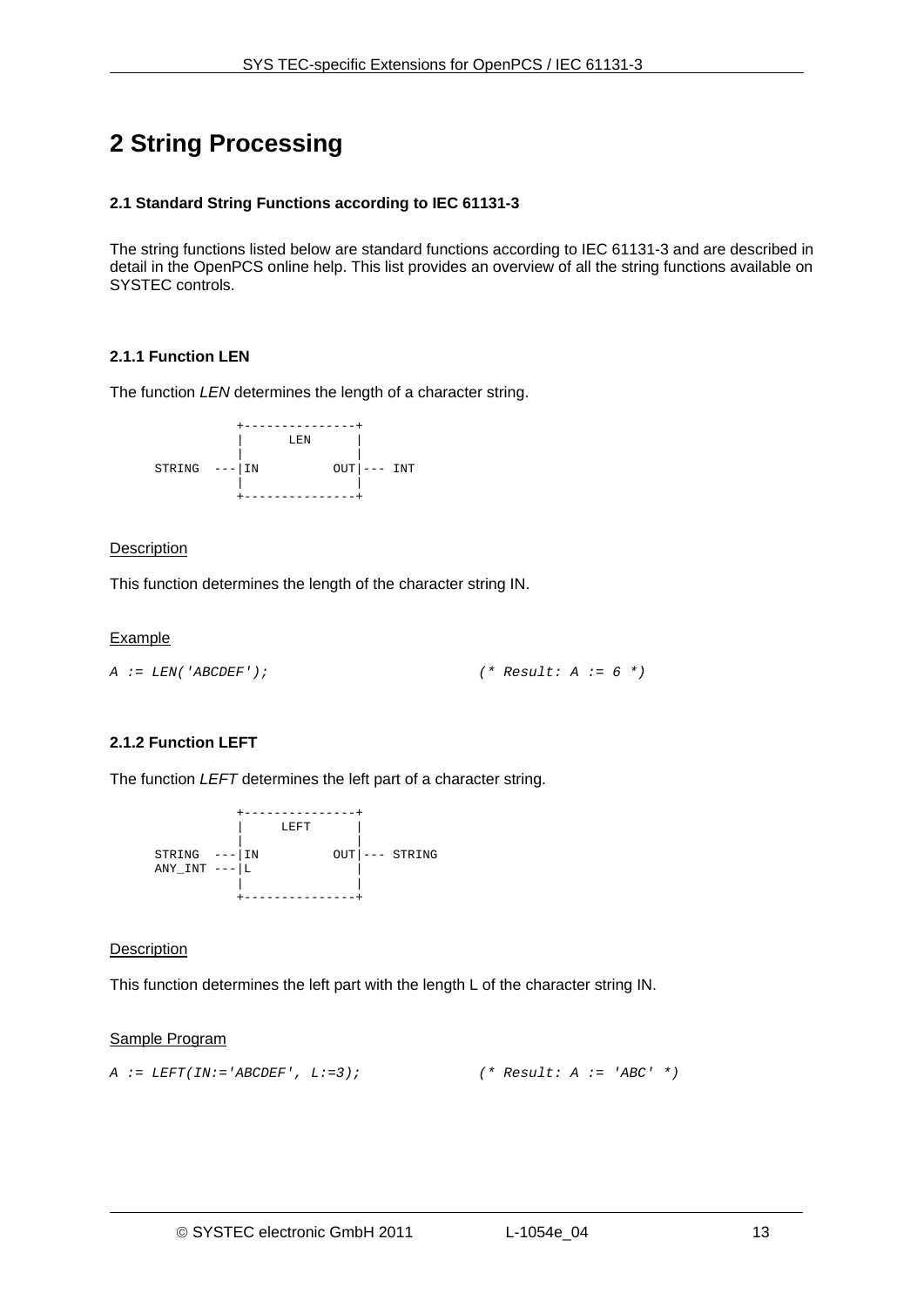# 2 String Processing

### 2.1 Standard String Functions according to IEC 61131-3

The string functions listed below are standard functions according to IEC 61131-3 and are described in detail in the OpenPCS online help. This list provides an overview of all the string functions available on SYSTEC controls.

#### 2.1.1 Function LEN

The function *LEN* determines the length of a character string.

```
              +---------------+
              |      LEN      |
              |               |
    STRING ---|IN          OUT|--- INT
              |               |
              +---------------+
```

Description

This function determines the length of the character string IN.

Example

```
A := LEN('ABCDEF');                          (* Result: A := 6 *)
```

#### 2.1.2 Function LEFT

The function *LEFT* determines the left part of a character string.

```
              +---------------+
              |     LEFT      |
              |               |
    STRING  ---|IN          OUT|--- STRING
    ANY_INT ---|L              |
              |               |
              +---------------+
```

Description

This function determines the left part with the length L of the character string IN.

Sample Program

```
A := LEFT(IN:='ABCDEF', L:=3);              (* Result: A := 'ABC' *)
```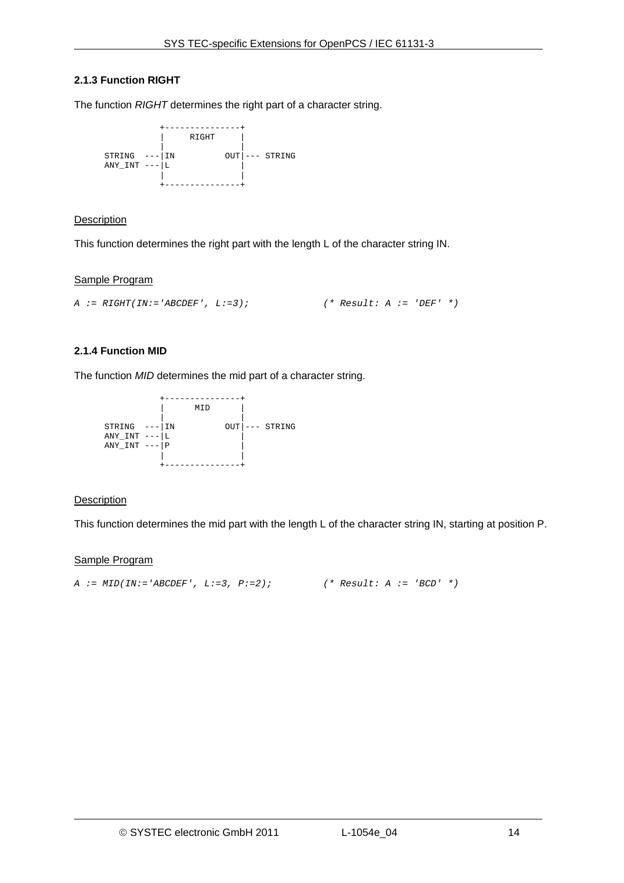### 2.1.3 Function RIGHT

The function *RIGHT* determines the right part of a character string.

```
            +---------------+
            |     RIGHT     |
            |               |
STRING  ---|IN          OUT|--- STRING
ANY_INT ---|L              |
            |               |
            +---------------+
```

Description

This function determines the right part with the length L of the character string IN.

Sample Program

```
A := RIGHT(IN:='ABCDEF', L:=3);             (* Result: A := 'DEF' *)
```

### 2.1.4 Function MID

The function *MID* determines the mid part of a character string.

```
            +---------------+
            |      MID      |
            |               |
STRING  ---|IN          OUT|--- STRING
ANY_INT ---|L              |
ANY_INT ---|P              |
            |               |
            +---------------+
```

Description

This function determines the mid part with the length L of the character string IN, starting at position P.

Sample Program

```
A := MID(IN:='ABCDEF', L:=3, P:=2);         (* Result: A := 'BCD' *)
```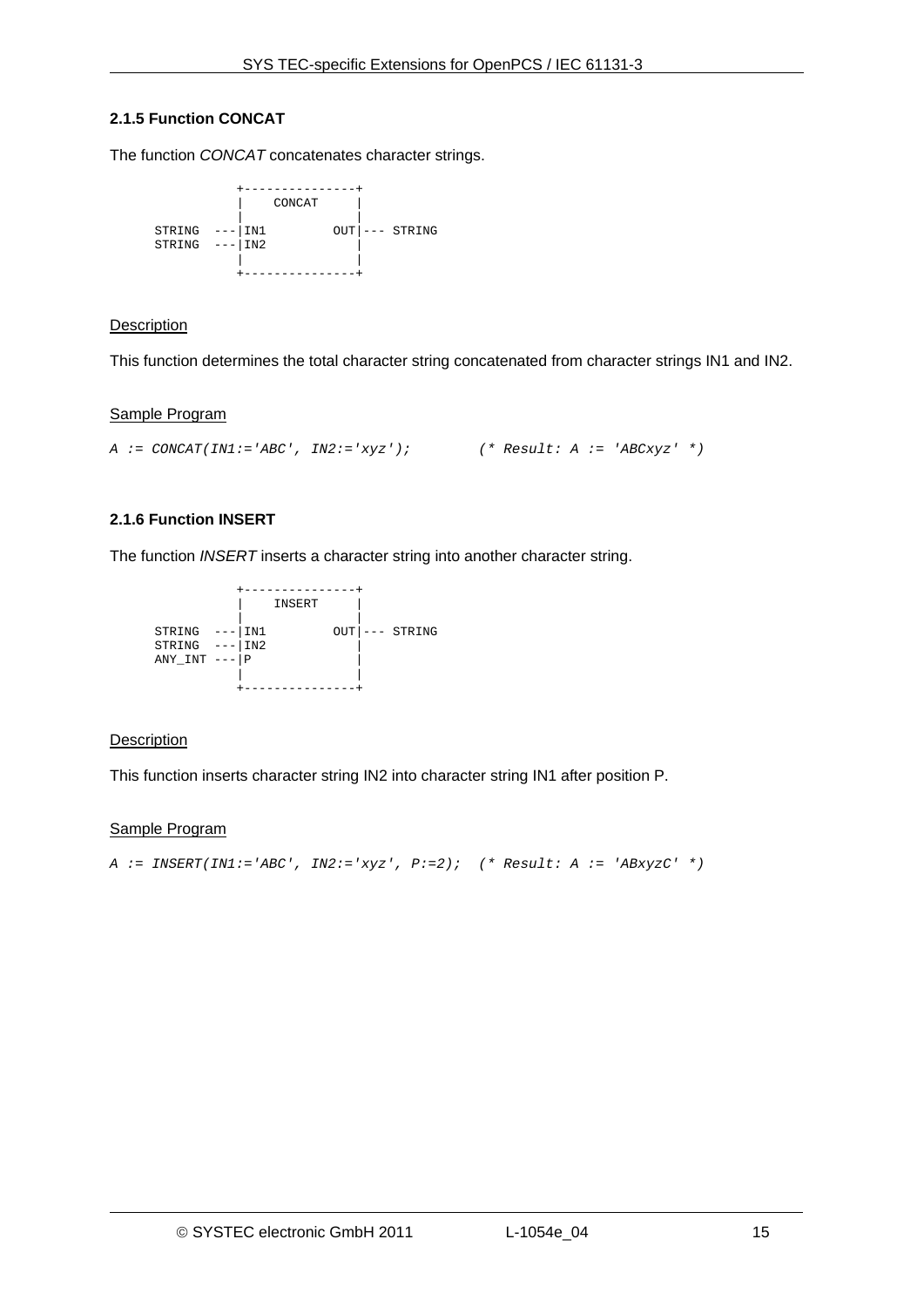### 2.1.5 Function CONCAT

The function *CONCAT* concatenates character strings.

```
             +---------------+
             |    CONCAT     |
             |               |
STRING  ---|IN1         OUT|--- STRING
STRING  ---|IN2            |
             |               |
             +---------------+
```

Description

This function determines the total character string concatenated from character strings IN1 and IN2.

Sample Program

```
A := CONCAT(IN1:='ABC', IN2:='xyz');        (* Result: A := 'ABCxyz' *)
```

### 2.1.6 Function INSERT

The function *INSERT* inserts a character string into another character string.

```
             +---------------+
             |    INSERT     |
             |               |
STRING  ---|IN1         OUT|--- STRING
STRING  ---|IN2            |
ANY_INT ---|P              |
             |               |
             +---------------+
```

Description

This function inserts character string IN2 into character string IN1 after position P.

Sample Program

```
A := INSERT(IN1:='ABC', IN2:='xyz', P:=2);  (* Result: A := 'ABxyzC' *)
```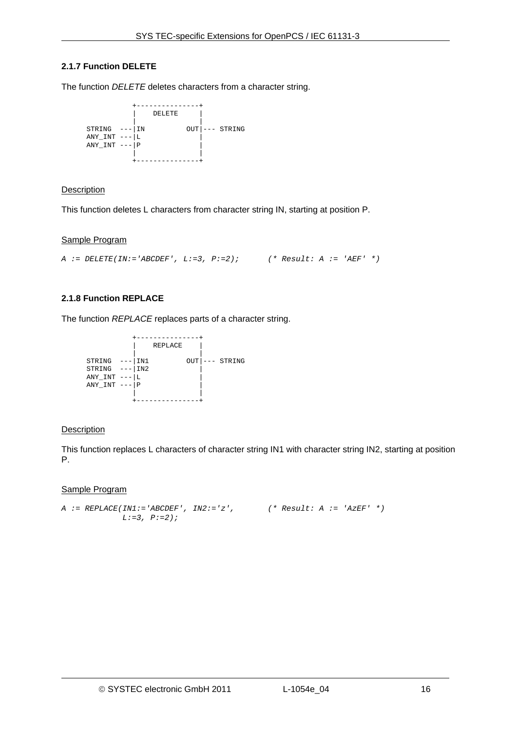### 2.1.7 Function DELETE

The function *DELETE* deletes characters from a character string.

```
              +---------------+
              |    DELETE     |
              |               |
    STRING  ---|IN         OUT|--- STRING
    ANY_INT ---|L             |
    ANY_INT ---|P             |
              |               |
              +---------------+
```

Description

This function deletes L characters from character string IN, starting at position P.

Sample Program

```
A := DELETE(IN:='ABCDEF', L:=3, P:=2);      (* Result: A := 'AEF' *)
```

### 2.1.8 Function REPLACE

The function *REPLACE* replaces parts of a character string.

```
              +---------------+
              |    REPLACE    |
              |               |
    STRING  ---|IN1        OUT|--- STRING
    STRING  ---|IN2           |
    ANY_INT ---|L             |
    ANY_INT ---|P             |
              |               |
              +---------------+
```

Description

This function replaces L characters of character string IN1 with character string IN2, starting at position P.

Sample Program

```
A := REPLACE(IN1:='ABCDEF', IN2:='z',       (* Result: A := 'AzEF' *)
             L:=3, P:=2);
```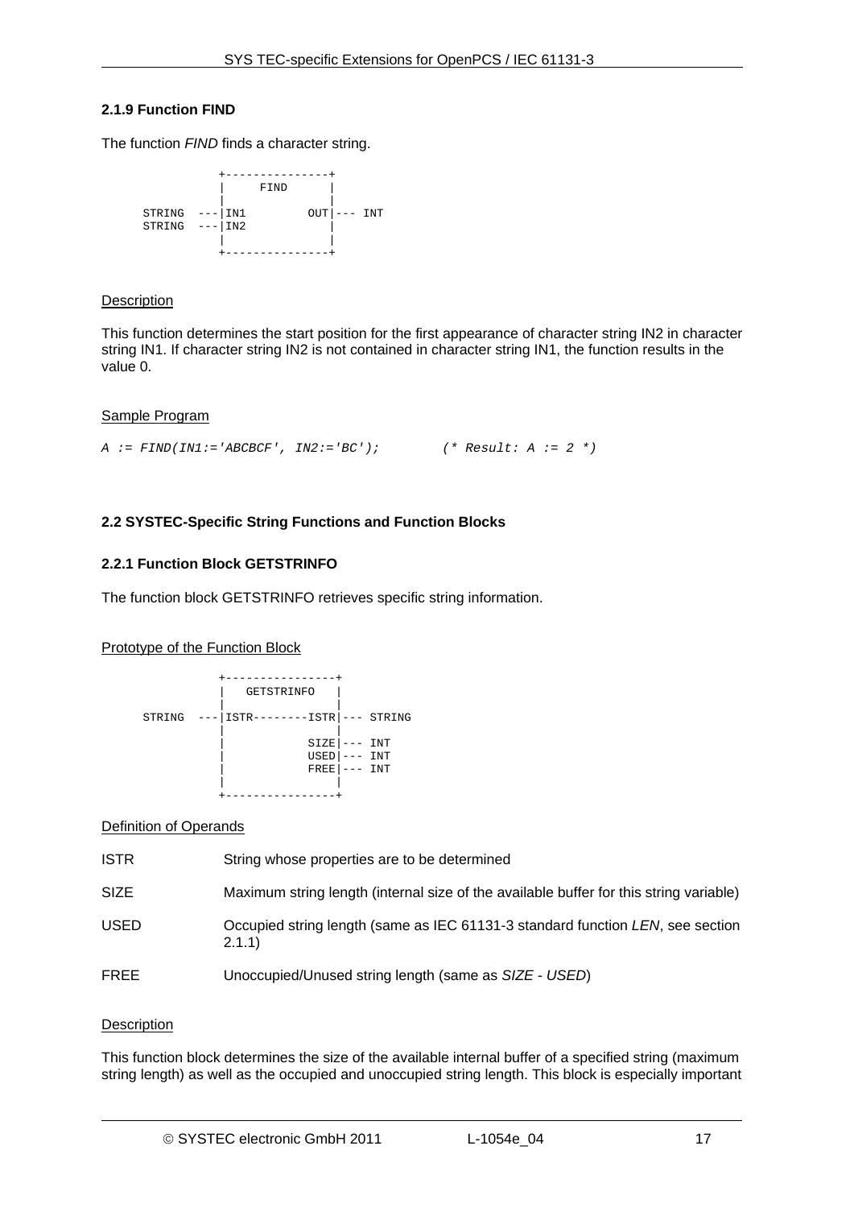### 2.1.9 Function FIND

The function *FIND* finds a character string.

```
              +---------------+
              |     FIND      |
              |               |
     STRING ---|IN1        OUT|--- INT
     STRING ---|IN2           |
              |               |
              +---------------+
```

Description

This function determines the start position for the first appearance of character string IN2 in character string IN1. If character string IN2 is not contained in character string IN1, the function results in the value 0.

Sample Program

```
A := FIND(IN1:='ABCBCF', IN2:='BC');        (* Result: A := 2 *)
```

## 2.2 SYSTEC-Specific String Functions and Function Blocks

### 2.2.1 Function Block GETSTRINFO

The function block GETSTRINFO retrieves specific string information.

Prototype of the Function Block

```
              +----------------+
              |   GETSTRINFO   |
              |                |
     STRING ---|ISTR--------ISTR|--- STRING
              |                |
              |            SIZE|--- INT
              |            USED|--- INT
              |            FREE|--- INT
              |                |
              +----------------+
```

Definition of Operands

| | |
|---|---|
| ISTR | String whose properties are to be determined |
| SIZE | Maximum string length (internal size of the available buffer for this string variable) |
| USED | Occupied string length (same as IEC 61131-3 standard function *LEN*, see section 2.1.1) |
| FREE | Unoccupied/Unused string length (same as *SIZE - USED*) |

Description

This function block determines the size of the available internal buffer of a specified string (maximum string length) as well as the occupied and unoccupied string length. This block is especially important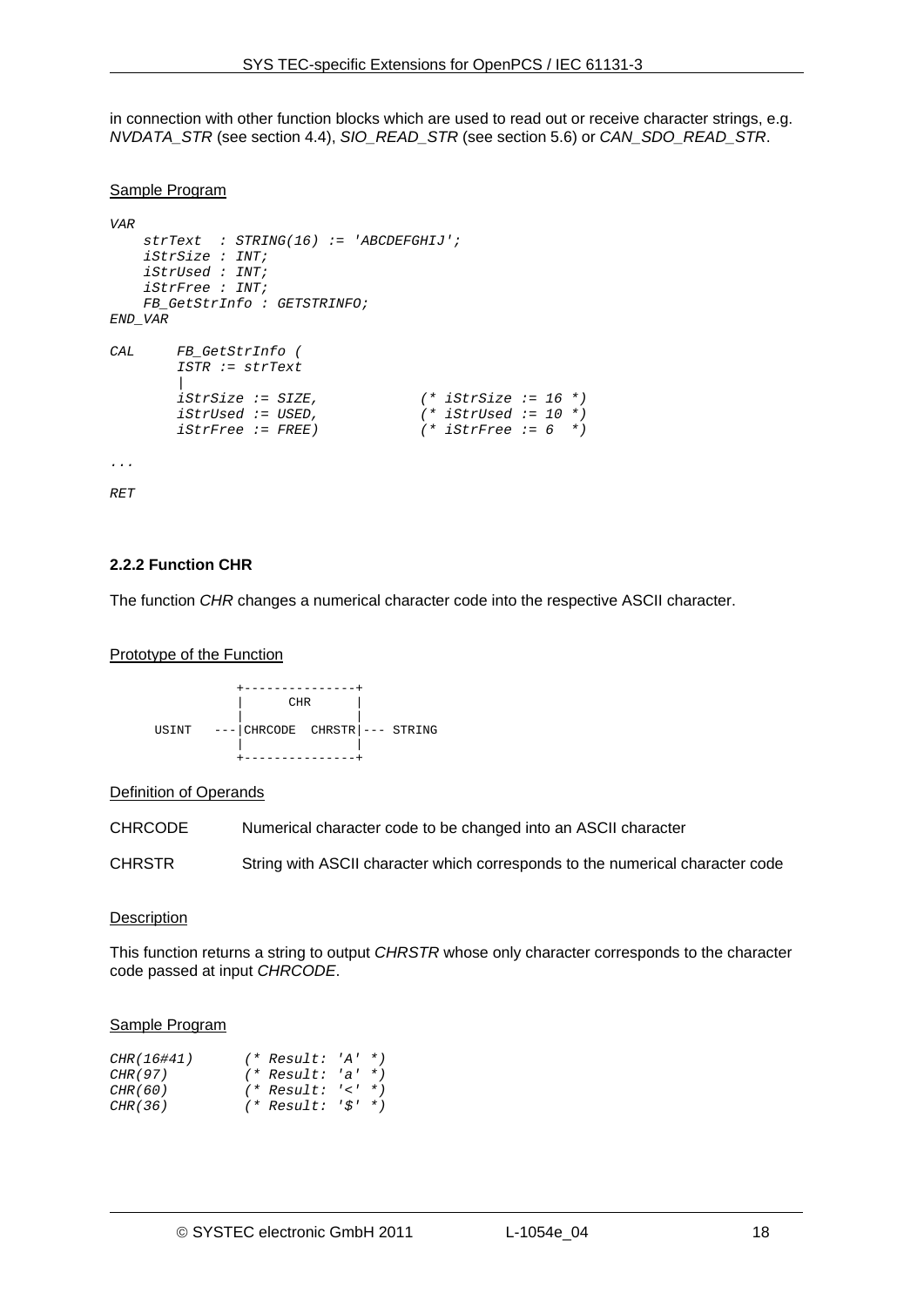in connection with other function blocks which are used to read out or receive character strings, e.g. *NVDATA_STR* (see section 4.4), *SIO_READ_STR* (see section 5.6) or *CAN_SDO_READ_STR*.

Sample Program

```
VAR
    strText  : STRING(16) := 'ABCDEFGHIJ';
    iStrSize : INT;
    iStrUsed : INT;
    iStrFree : INT;
    FB_GetStrInfo : GETSTRINFO;
END_VAR

CAL     FB_GetStrInfo (
        ISTR := strText
        |
        iStrSize := SIZE,           (* iStrSize := 16 *)
        iStrUsed := USED,           (* iStrUsed := 10 *)
        iStrFree := FREE)           (* iStrFree := 6  *)

...

RET
```

### 2.2.2 Function CHR

The function *CHR* changes a numerical character code into the respective ASCII character.

Prototype of the Function

```
             +---------------+
             |      CHR      |
             |               |
     USINT   ---|CHRCODE  CHRSTR|--- STRING
             |               |
             +---------------+
```

Definition of Operands

| | |
|---|---|
| CHRCODE | Numerical character code to be changed into an ASCII character |
| CHRSTR | String with ASCII character which corresponds to the numerical character code |

Description

This function returns a string to output *CHRSTR* whose only character corresponds to the character code passed at input *CHRCODE*.

Sample Program

```
CHR(16#41)      (* Result: 'A' *)
CHR(97)         (* Result: 'a' *)
CHR(60)         (* Result: '<' *)
CHR(36)         (* Result: '$' *)
```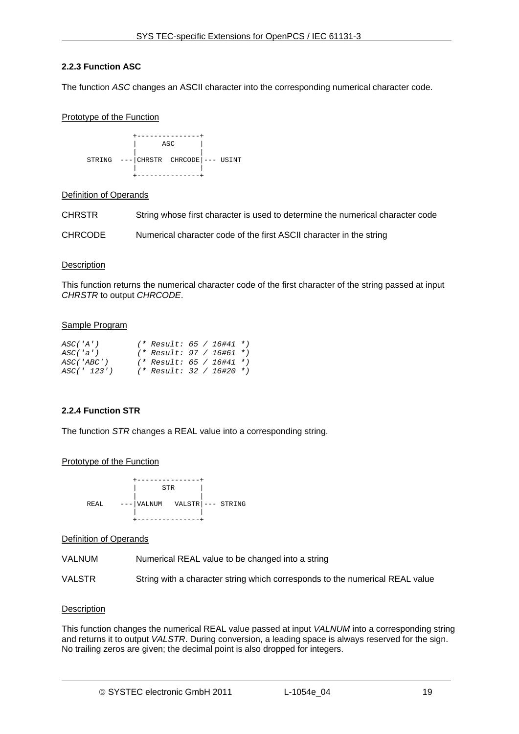### 2.2.3 Function ASC

The function *ASC* changes an ASCII character into the corresponding numerical character code.

Prototype of the Function

```
            +---------------+
            |      ASC      |
            |               |
STRING   ---|CHRSTR  CHRCODE|--- USINT
            |               |
            +---------------+
```

Definition of Operands

CHRSTR — String whose first character is used to determine the numerical character code

CHRCODE — Numerical character code of the first ASCII character in the string

Description

This function returns the numerical character code of the first character of the string passed at input *CHRSTR* to output *CHRCODE*.

Sample Program

```
ASC('A')        (* Result: 65 / 16#41 *)
ASC('a')        (* Result: 97 / 16#61 *)
ASC('ABC')      (* Result: 65 / 16#41 *)
ASC(' 123')     (* Result: 32 / 16#20 *)
```

### 2.2.4 Function STR

The function *STR* changes a REAL value into a corresponding string.

Prototype of the Function

```
            +---------------+
            |      STR      |
            |               |
REAL     ---|VALNUM   VALSTR|--- STRING
            |               |
            +---------------+
```

Definition of Operands

VALNUM — Numerical REAL value to be changed into a string

VALSTR — String with a character string which corresponds to the numerical REAL value

Description

This function changes the numerical REAL value passed at input *VALNUM* into a corresponding string and returns it to output *VALSTR*. During conversion, a leading space is always reserved for the sign. No trailing zeros are given; the decimal point is also dropped for integers.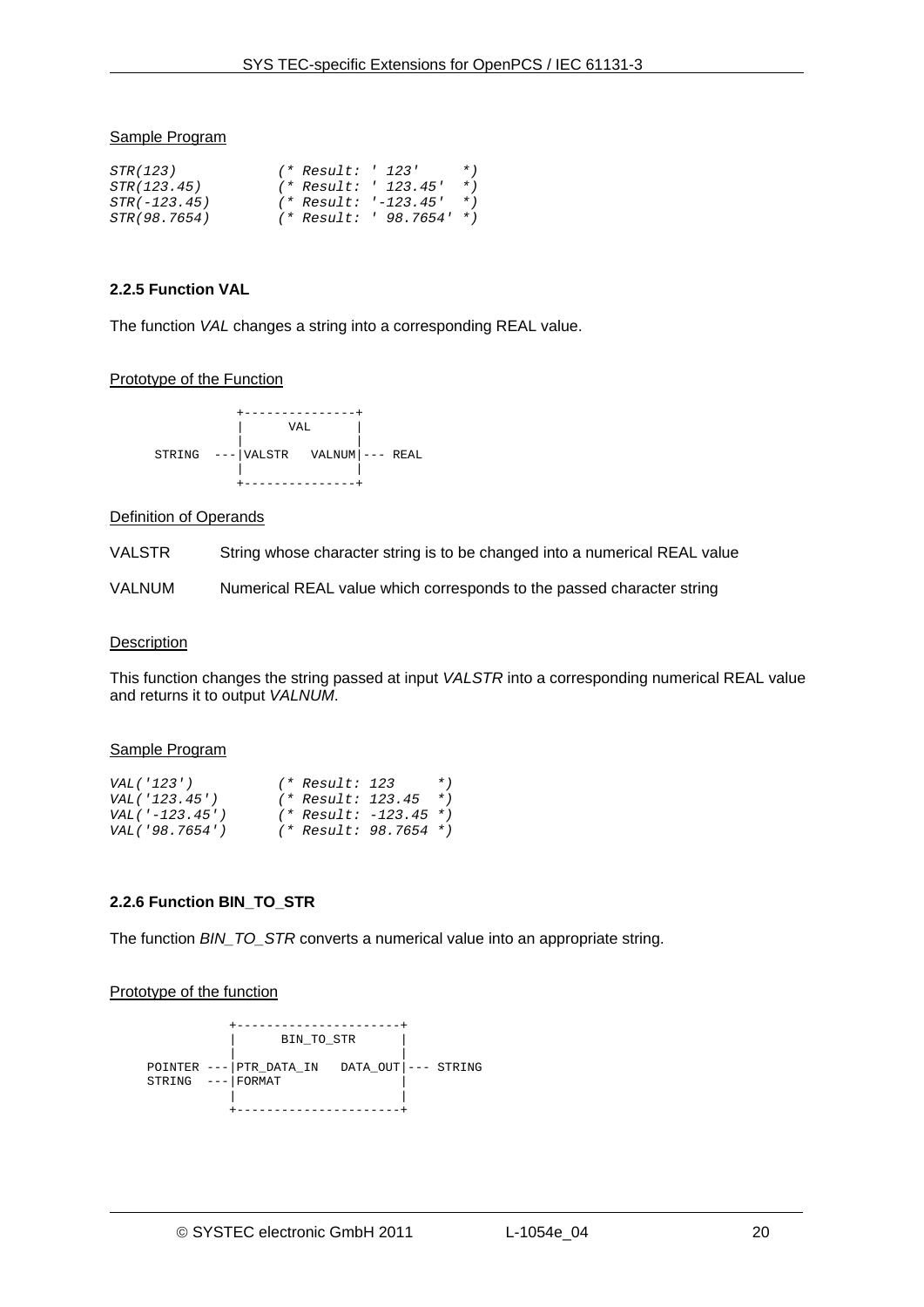Sample Program

```
STR(123)            (* Result: ' 123'     *)
STR(123.45)         (* Result: ' 123.45'  *)
STR(-123.45)        (* Result: '-123.45'  *)
STR(98.7654)        (* Result: ' 98.7654' *)
```

### 2.2.5 Function VAL

The function *VAL* changes a string into a corresponding REAL value.

Prototype of the Function

```
           +---------------+
           |      VAL      |
           |               |
STRING  ---|VALSTR   VALNUM|--- REAL
           |               |
           +---------------+
```

Definition of Operands

VALSTR String whose character string is to be changed into a numerical REAL value

VALNUM Numerical REAL value which corresponds to the passed character string

Description

This function changes the string passed at input *VALSTR* into a corresponding numerical REAL value and returns it to output *VALNUM*.

Sample Program

```
VAL('123')          (* Result: 123      *)
VAL('123.45')       (* Result: 123.45   *)
VAL('-123.45')      (* Result: -123.45  *)
VAL('98.7654')      (* Result: 98.7654  *)
```

### 2.2.6 Function BIN_TO_STR

The function *BIN_TO_STR* converts a numerical value into an appropriate string.

Prototype of the function

```
           +----------------------+
           |      BIN_TO_STR      |
           |                      |
POINTER ---|PTR_DATA_IN   DATA_OUT|--- STRING
STRING  ---|FORMAT                |
           |                      |
           +----------------------+
```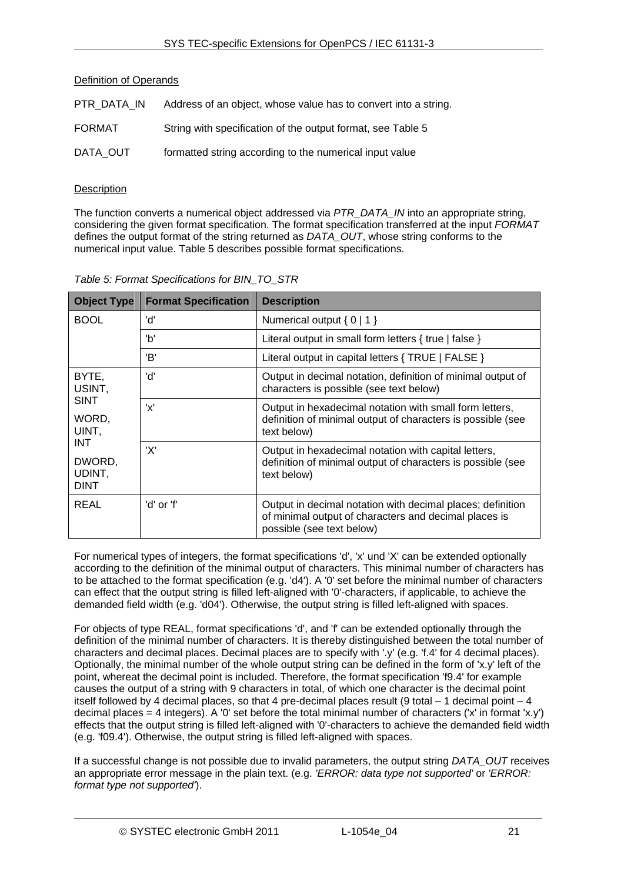Definition of Operands

PTR_DATA_IN Address of an object, whose value has to convert into a string.

FORMAT String with specification of the output format, see Table 5

DATA_OUT formatted string according to the numerical input value

Description

The function converts a numerical object addressed via *PTR_DATA_IN* into an appropriate string, considering the given format specification. The format specification transferred at the input *FORMAT* defines the output format of the string returned as *DATA_OUT*, whose string conforms to the numerical input value. Table 5 describes possible format specifications.

*Table 5: Format Specifications for BIN_TO_STR*

| Object Type | Format Specification | Description |
|---|---|---|
| BOOL | 'd' | Numerical output { 0 \| 1 } |
| | 'b' | Literal output in small form letters { true \| false } |
| | 'B' | Literal output in capital letters { TRUE \| FALSE } |
| BYTE, USINT, SINT<br>WORD, UINT, INT<br>DWORD, UDINT, DINT | 'd' | Output in decimal notation, definition of minimal output of characters is possible (see text below) |
| | 'x' | Output in hexadecimal notation with small form letters, definition of minimal output of characters is possible (see text below) |
| | 'X' | Output in hexadecimal notation with capital letters, definition of minimal output of characters is possible (see text below) |
| REAL | 'd' or 'f' | Output in decimal notation with decimal places; definition of minimal output of characters and decimal places is possible (see text below) |

For numerical types of integers, the format specifications 'd', 'x' und 'X' can be extended optionally according to the definition of the minimal output of characters. This minimal number of characters has to be attached to the format specification (e.g. 'd4'). A '0' set before the minimal number of characters can effect that the output string is filled left-aligned with '0'-characters, if applicable, to achieve the demanded field width (e.g. 'd04'). Otherwise, the output string is filled left-aligned with spaces.

For objects of type REAL, format specifications 'd', and 'f' can be extended optionally through the definition of the minimal number of characters. It is thereby distinguished between the total number of characters and decimal places. Decimal places are to specify with '.y' (e.g. 'f.4' for 4 decimal places). Optionally, the minimal number of the whole output string can be defined in the form of 'x.y' left of the point, whereat the decimal point is included. Therefore, the format specification 'f9.4' for example causes the output of a string with 9 characters in total, of which one character is the decimal point itself followed by 4 decimal places, so that 4 pre-decimal places result (9 total – 1 decimal point – 4 decimal places = 4 integers). A '0' set before the total minimal number of characters ('x' in format 'x.y') effects that the output string is filled left-aligned with '0'-characters to achieve the demanded field width (e.g. 'f09.4'). Otherwise, the output string is filled left-aligned with spaces.

If a successful change is not possible due to invalid parameters, the output string *DATA_OUT* receives an appropriate error message in the plain text. (e.g. *'ERROR: data type not supported'* or *'ERROR: format type not supported'*).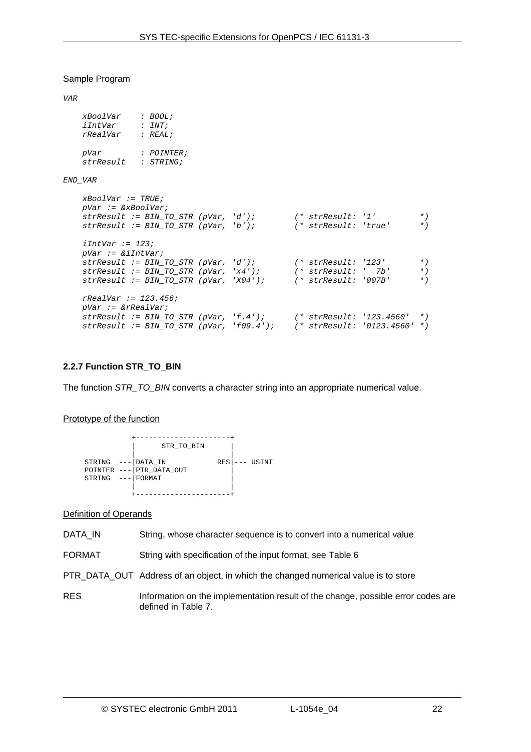Sample Program

```
VAR

    xBoolVar    : BOOL;
    iIntVar     : INT;
    rRealVar    : REAL;

    pVar        : POINTER;
    strResult   : STRING;

END_VAR

    xBoolVar := TRUE;
    pVar := &xBoolVar;
    strResult := BIN_TO_STR (pVar, 'd');        (* strResult: '1'          *)
    strResult := BIN_TO_STR (pVar, 'b');        (* strResult: 'true'       *)

    iIntVar := 123;
    pVar := &iIntVar;
    strResult := BIN_TO_STR (pVar, 'd');        (* strResult: '123'        *)
    strResult := BIN_TO_STR (pVar, 'x4');       (* strResult: '  7b'       *)
    strResult := BIN_TO_STR (pVar, 'X04');      (* strResult: '007B'       *)

    rRealVar := 123.456;
    pVar := &rRealVar;
    strResult := BIN_TO_STR (pVar, 'f.4');      (* strResult: '123.4560'  *)
    strResult := BIN_TO_STR (pVar, 'f09.4');    (* strResult: '0123.4560' *)
```

### 2.2.7 Function STR_TO_BIN

The function *STR_TO_BIN* converts a character string into an appropriate numerical value.

Prototype of the function

```
            +----------------------+
            |      STR_TO_BIN      |
            |                      |
 STRING  ---|DATA_IN            RES|--- USINT
 POINTER ---|PTR_DATA_OUT          |
 STRING  ---|FORMAT                |
            |                      |
            +----------------------+
```

Definition of Operands

| | |
|---|---|
| DATA_IN | String, whose character sequence is to convert into a numerical value |
| FORMAT | String with specification of the input format, see Table 6 |
| PTR_DATA_OUT | Address of an object, in which the changed numerical value is to store |
| RES | Information on the implementation result of the change, possible error codes are defined in Table 7. |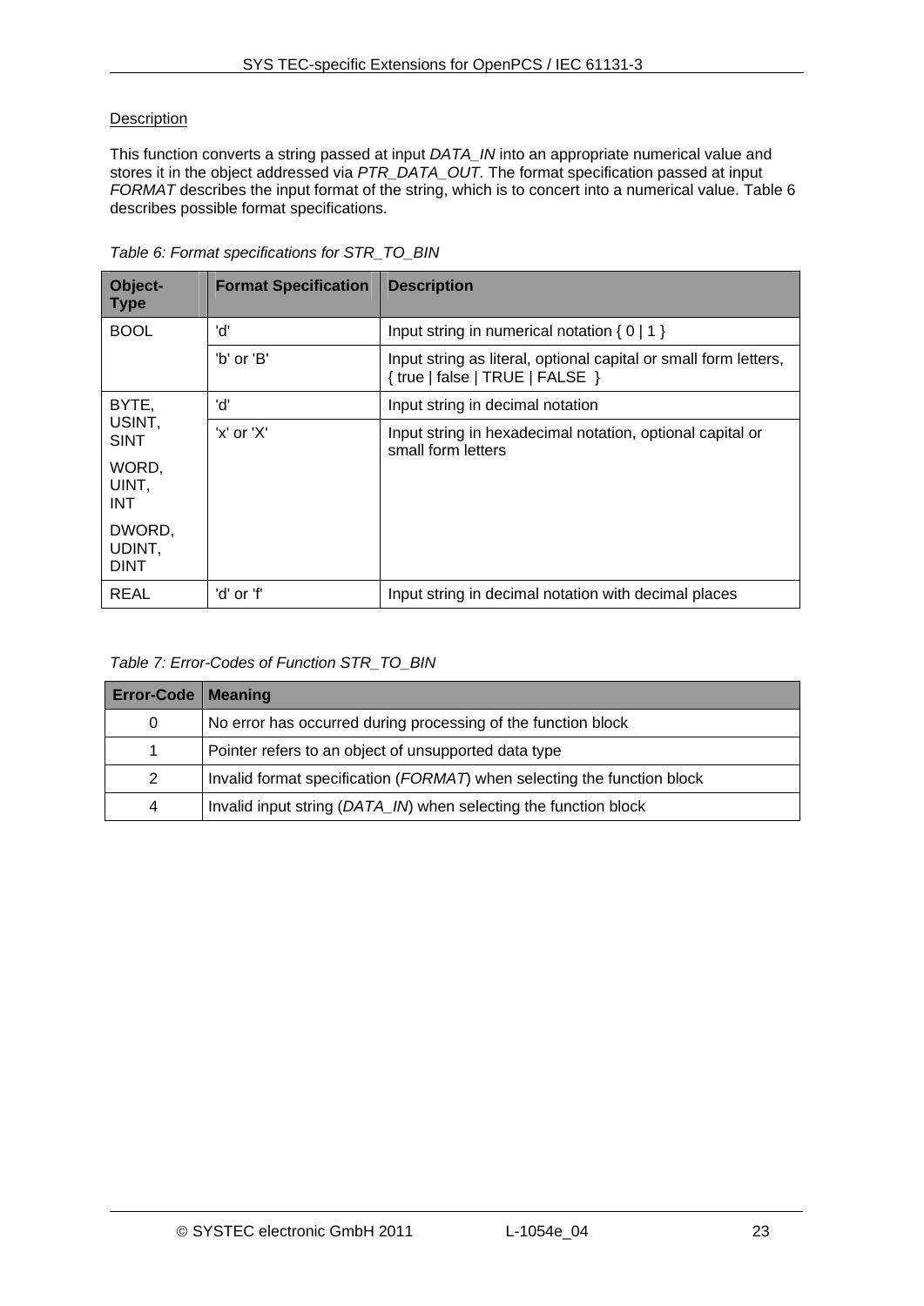Description

This function converts a string passed at input *DATA_IN* into an appropriate numerical value and stores it in the object addressed via *PTR_DATA_OUT*. The format specification passed at input *FORMAT* describes the input format of the string, which is to concert into a numerical value. Table 6 describes possible format specifications.

*Table 6: Format specifications for STR_TO_BIN*

| Object-Type | Format Specification | Description |
|---|---|---|
| BOOL | 'd' | Input string in numerical notation { 0 \| 1 } |
| | 'b' or 'B' | Input string as literal, optional capital or small form letters, { true \| false \| TRUE \| FALSE } |
| BYTE, USINT, SINT<br>WORD, UINT, INT<br>DWORD, UDINT, DINT | 'd' | Input string in decimal notation |
| | 'x' or 'X' | Input string in hexadecimal notation, optional capital or small form letters |
| REAL | 'd' or 'f' | Input string in decimal notation with decimal places |

*Table 7: Error-Codes of Function STR_TO_BIN*

| Error-Code | Meaning |
|---|---|
| 0 | No error has occurred during processing of the function block |
| 1 | Pointer refers to an object of unsupported data type |
| 2 | Invalid format specification (*FORMAT*) when selecting the function block |
| 4 | Invalid input string (*DATA_IN*) when selecting the function block |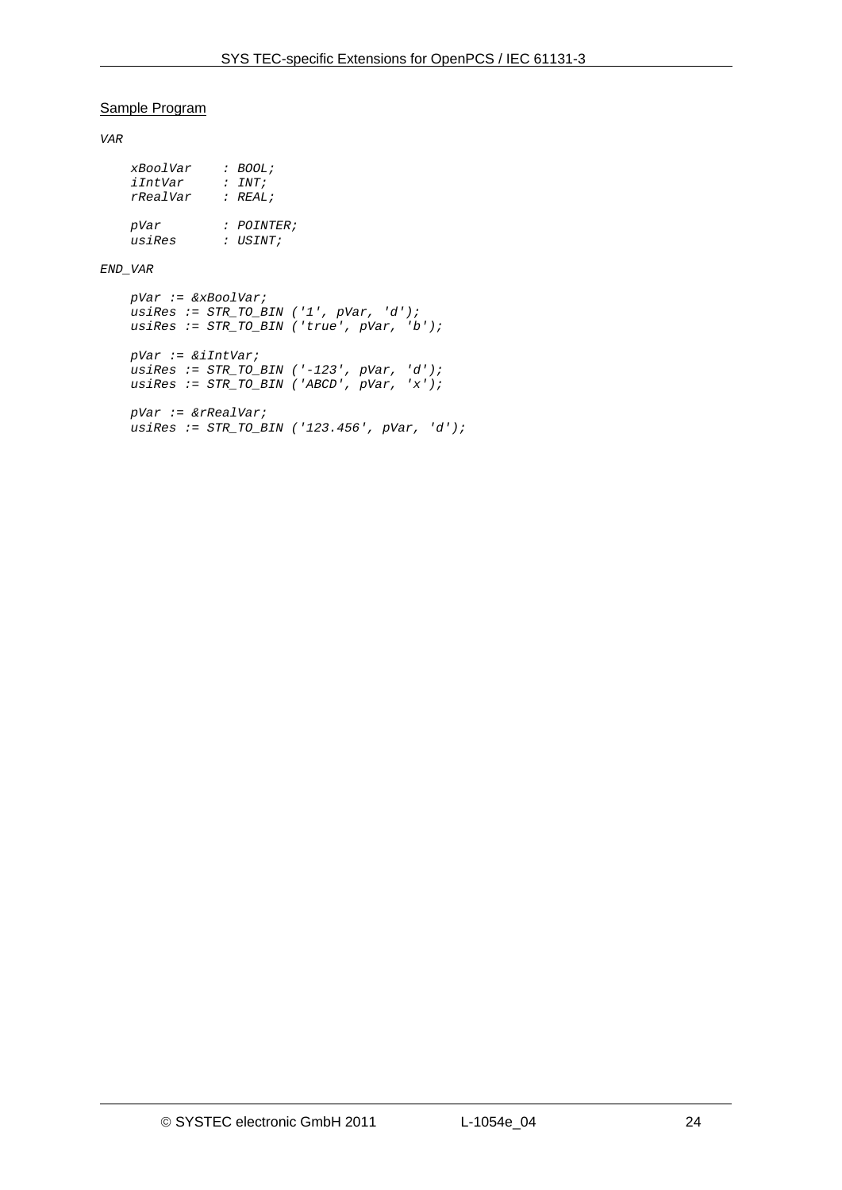Sample Program

```
VAR

    xBoolVar    : BOOL;
    iIntVar     : INT;
    rRealVar    : REAL;

    pVar        : POINTER;
    usiRes      : USINT;

END_VAR

    pVar := &xBoolVar;
    usiRes := STR_TO_BIN ('1', pVar, 'd');
    usiRes := STR_TO_BIN ('true', pVar, 'b');

    pVar := &iIntVar;
    usiRes := STR_TO_BIN ('-123', pVar, 'd');
    usiRes := STR_TO_BIN ('ABCD', pVar, 'x');

    pVar := &rRealVar;
    usiRes := STR_TO_BIN ('123.456', pVar, 'd');
```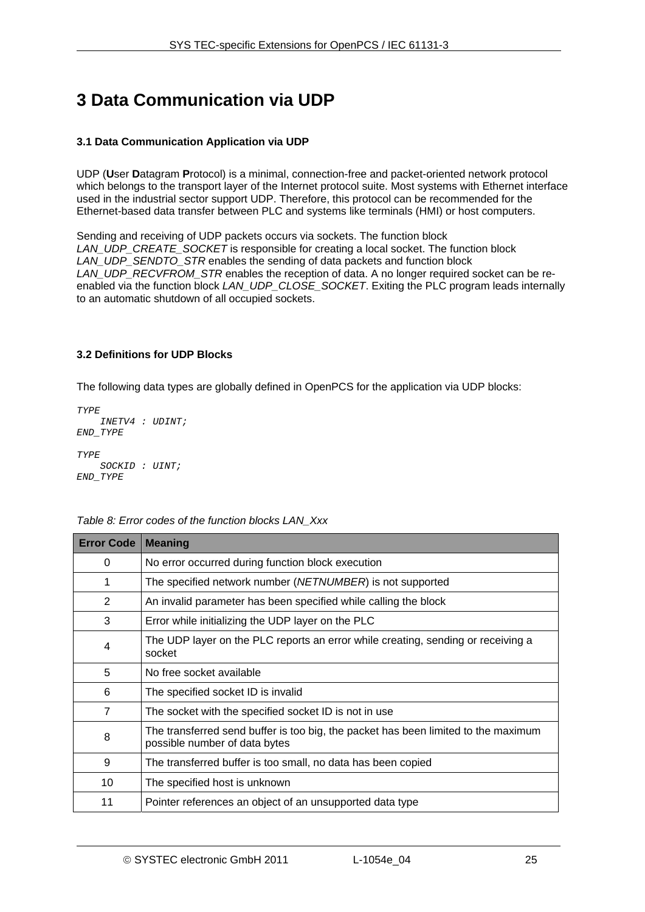# 3 Data Communication via UDP

### 3.1 Data Communication Application via UDP

UDP (**U**ser **D**atagram **P**rotocol) is a minimal, connection-free and packet-oriented network protocol which belongs to the transport layer of the Internet protocol suite. Most systems with Ethernet interface used in the industrial sector support UDP. Therefore, this protocol can be recommended for the Ethernet-based data transfer between PLC and systems like terminals (HMI) or host computers.

Sending and receiving of UDP packets occurs via sockets. The function block *LAN_UDP_CREATE_SOCKET* is responsible for creating a local socket. The function block *LAN_UDP_SENDTO_STR* enables the sending of data packets and function block *LAN_UDP_RECVFROM_STR* enables the reception of data. A no longer required socket can be re-enabled via the function block *LAN_UDP_CLOSE_SOCKET*. Exiting the PLC program leads internally to an automatic shutdown of all occupied sockets.

### 3.2 Definitions for UDP Blocks

The following data types are globally defined in OpenPCS for the application via UDP blocks:

```
TYPE
    INETV4 : UDINT;
END_TYPE

TYPE
    SOCKID : UINT;
END_TYPE
```

*Table 8: Error codes of the function blocks LAN_Xxx*

| Error Code | Meaning |
|---|---|
| 0 | No error occurred during function block execution |
| 1 | The specified network number (*NETNUMBER*) is not supported |
| 2 | An invalid parameter has been specified while calling the block |
| 3 | Error while initializing the UDP layer on the PLC |
| 4 | The UDP layer on the PLC reports an error while creating, sending or receiving a socket |
| 5 | No free socket available |
| 6 | The specified socket ID is invalid |
| 7 | The socket with the specified socket ID is not in use |
| 8 | The transferred send buffer is too big, the packet has been limited to the maximum possible number of data bytes |
| 9 | The transferred buffer is too small, no data has been copied |
| 10 | The specified host is unknown |
| 11 | Pointer references an object of an unsupported data type |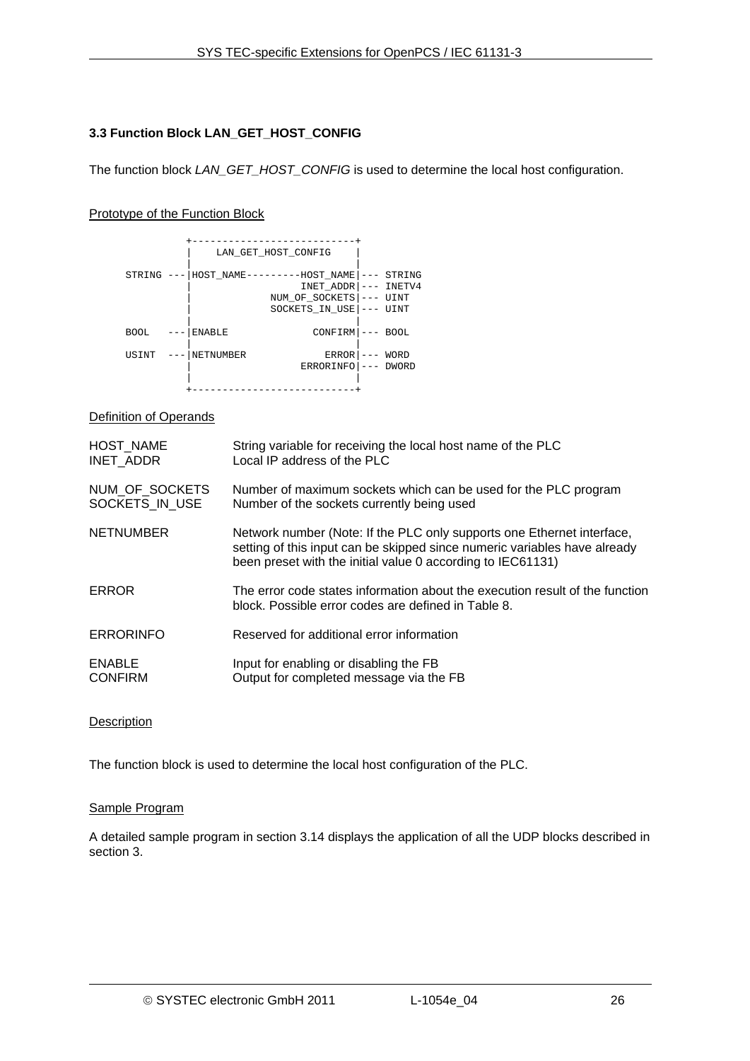### 3.3 Function Block LAN_GET_HOST_CONFIG

The function block *LAN_GET_HOST_CONFIG* is used to determine the local host configuration.

Prototype of the Function Block

```
            +---------------------------+
            |     LAN_GET_HOST_CONFIG   |
            |                           |
STRING   ---|HOST_NAME---------HOST_NAME|--- STRING
            |                  INET_ADDR|--- INETV4
            |             NUM_OF_SOCKETS|--- UINT
            |             SOCKETS_IN_USE|--- UINT
            |                           |
BOOL     ---|ENABLE               CONFIRM|--- BOOL
            |                           |
USINT    ---|NETNUMBER              ERROR|--- WORD
            |                  ERRORINFO|--- DWORD
            |                           |
            +---------------------------+
```

Definition of Operands

| | |
|---|---|
| HOST_NAME | String variable for receiving the local host name of the PLC |
| INET_ADDR | Local IP address of the PLC |
| NUM_OF_SOCKETS | Number of maximum sockets which can be used for the PLC program |
| SOCKETS_IN_USE | Number of the sockets currently being used |
| NETNUMBER | Network number (Note: If the PLC only supports one Ethernet interface, setting of this input can be skipped since numeric variables have already been preset with the initial value 0 according to IEC61131) |
| ERROR | The error code states information about the execution result of the function block. Possible error codes are defined in Table 8. |
| ERRORINFO | Reserved for additional error information |
| ENABLE | Input for enabling or disabling the FB |
| CONFIRM | Output for completed message via the FB |

Description

The function block is used to determine the local host configuration of the PLC.

Sample Program

A detailed sample program in section 3.14 displays the application of all the UDP blocks described in section 3.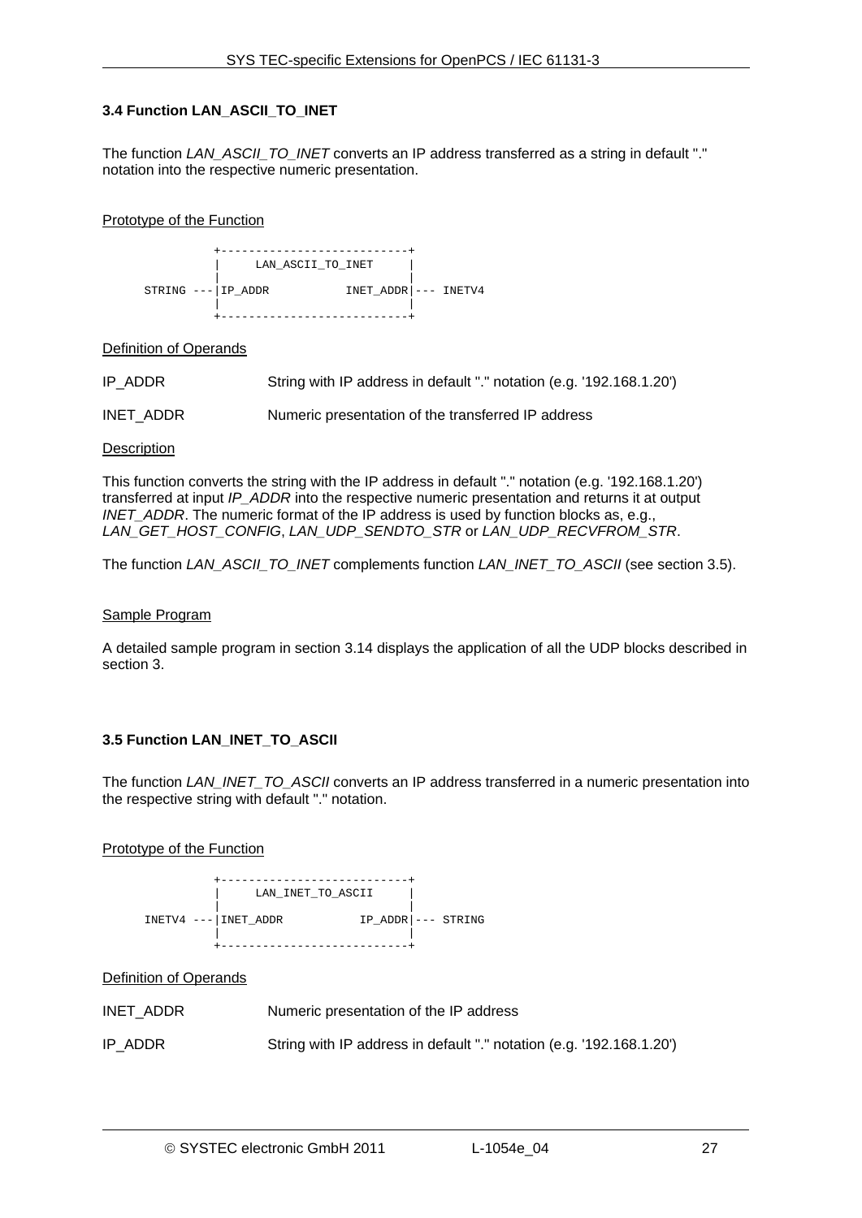### 3.4 Function LAN_ASCII_TO_INET

The function *LAN_ASCII_TO_INET* converts an IP address transferred as a string in default "." notation into the respective numeric presentation.

Prototype of the Function

```
           +---------------------------+
           |     LAN_ASCII_TO_INET     |
           |                           |
STRING ---|IP_ADDR          INET_ADDR|--- INETV4
           |                           |
           +---------------------------+
```

Definition of Operands

| | |
|---|---|
| IP_ADDR | String with IP address in default "." notation (e.g. '192.168.1.20') |
| INET_ADDR | Numeric presentation of the transferred IP address |

Description

This function converts the string with the IP address in default "." notation (e.g. '192.168.1.20') transferred at input *IP_ADDR* into the respective numeric presentation and returns it at output *INET_ADDR*. The numeric format of the IP address is used by function blocks as, e.g., *LAN_GET_HOST_CONFIG*, *LAN_UDP_SENDTO_STR* or *LAN_UDP_RECVFROM_STR*.

The function *LAN_ASCII_TO_INET* complements function *LAN_INET_TO_ASCII* (see section 3.5).

Sample Program

A detailed sample program in section 3.14 displays the application of all the UDP blocks described in section 3.

### 3.5 Function LAN_INET_TO_ASCII

The function *LAN_INET_TO_ASCII* converts an IP address transferred in a numeric presentation into the respective string with default "." notation.

Prototype of the Function

```
           +---------------------------+
           |     LAN_INET_TO_ASCII     |
           |                           |
INETV4 ---|INET_ADDR          IP_ADDR|--- STRING
           |                           |
           +---------------------------+
```

Definition of Operands

| | |
|---|---|
| INET_ADDR | Numeric presentation of the IP address |
| IP_ADDR | String with IP address in default "." notation (e.g. '192.168.1.20') |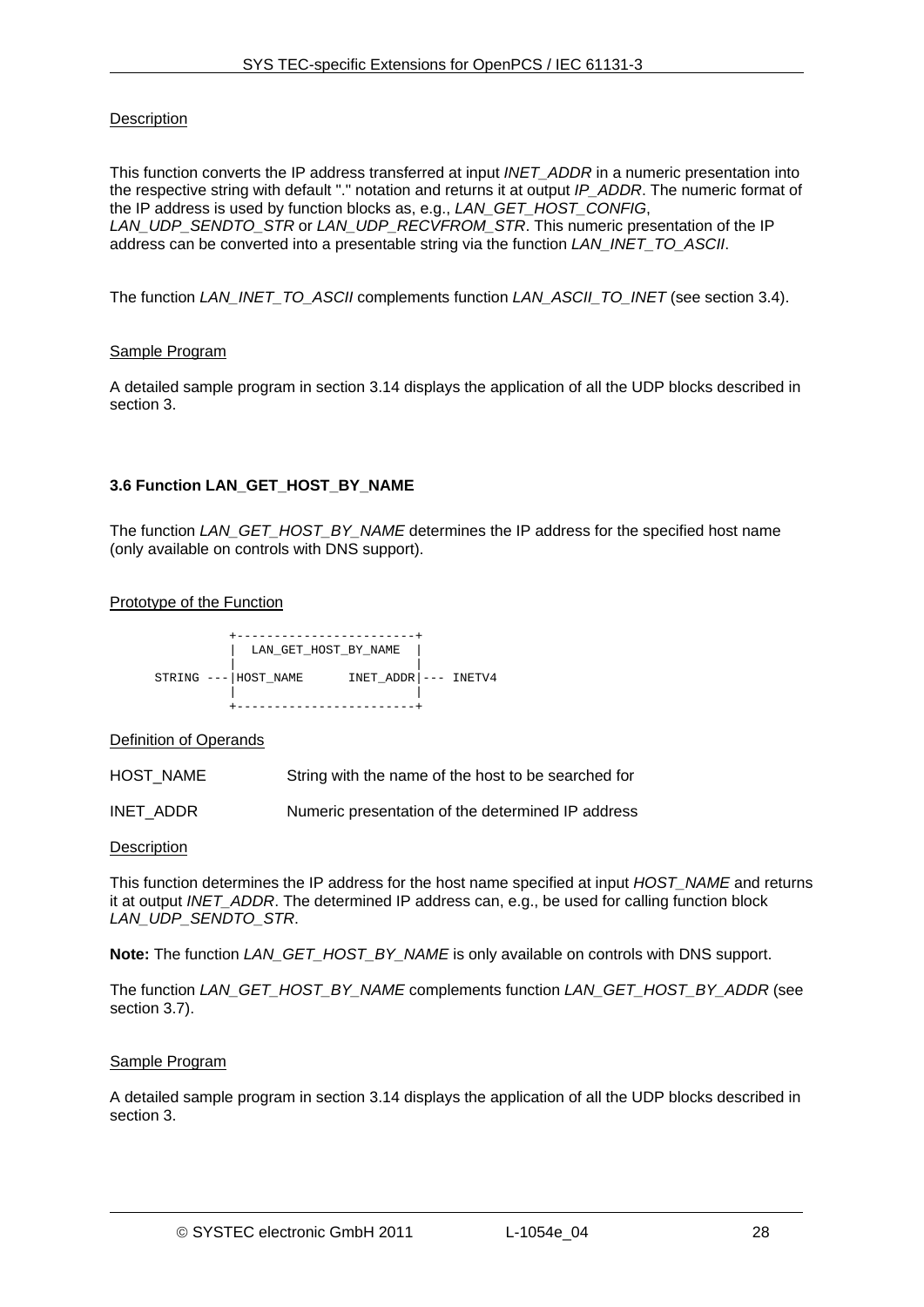Description

This function converts the IP address transferred at input *INET_ADDR* in a numeric presentation into the respective string with default "." notation and returns it at output *IP_ADDR*. The numeric format of the IP address is used by function blocks as, e.g., *LAN_GET_HOST_CONFIG*, *LAN_UDP_SENDTO_STR* or *LAN_UDP_RECVFROM_STR*. This numeric presentation of the IP address can be converted into a presentable string via the function *LAN_INET_TO_ASCII*.

The function *LAN_INET_TO_ASCII* complements function *LAN_ASCII_TO_INET* (see section 3.4).

Sample Program

A detailed sample program in section 3.14 displays the application of all the UDP blocks described in section 3.

### 3.6 Function LAN_GET_HOST_BY_NAME

The function *LAN_GET_HOST_BY_NAME* determines the IP address for the specified host name (only available on controls with DNS support).

Prototype of the Function

```
           +------------------------+
           |  LAN_GET_HOST_BY_NAME  |
           |                        |
 STRING ---|HOST_NAME      INET_ADDR|--- INETV4
           |                        |
           +------------------------+
```

Definition of Operands

| | |
|---|---|
| HOST_NAME | String with the name of the host to be searched for |
| INET_ADDR | Numeric presentation of the determined IP address |

Description

This function determines the IP address for the host name specified at input *HOST_NAME* and returns it at output *INET_ADDR*. The determined IP address can, e.g., be used for calling function block *LAN_UDP_SENDTO_STR*.

**Note:** The function *LAN_GET_HOST_BY_NAME* is only available on controls with DNS support.

The function *LAN_GET_HOST_BY_NAME* complements function *LAN_GET_HOST_BY_ADDR* (see section 3.7).

Sample Program

A detailed sample program in section 3.14 displays the application of all the UDP blocks described in section 3.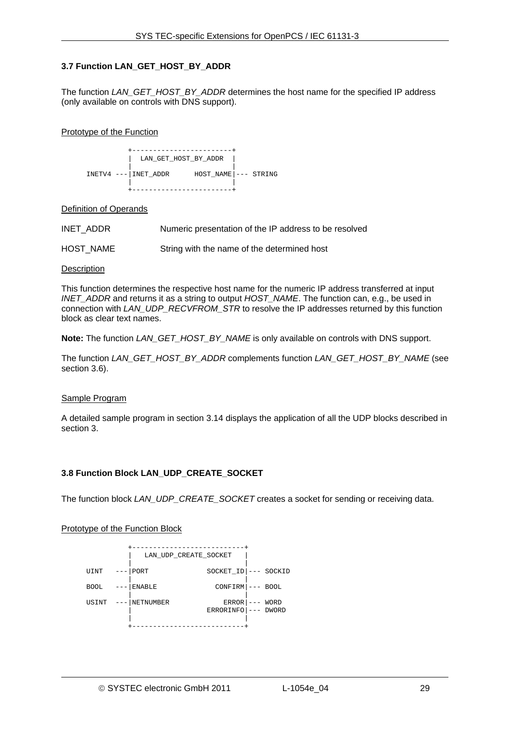### 3.7 Function LAN_GET_HOST_BY_ADDR

The function *LAN_GET_HOST_BY_ADDR* determines the host name for the specified IP address (only available on controls with DNS support).

<u>Prototype of the Function</u>

```
           +------------------------+
           |   LAN_GET_HOST_BY_ADDR |
           |                        |
 INETV4 ---|INET_ADDR      HOST_NAME|--- STRING
           |                        |
           +------------------------+
```

<u>Definition of Operands</u>

| | |
|---|---|
| INET_ADDR | Numeric presentation of the IP address to be resolved |
| HOST_NAME | String with the name of the determined host |

<u>Description</u>

This function determines the respective host name for the numeric IP address transferred at input *INET_ADDR* and returns it as a string to output *HOST_NAME*. The function can, e.g., be used in connection with *LAN_UDP_RECVFROM_STR* to resolve the IP addresses returned by this function block as clear text names.

**Note:** The function *LAN_GET_HOST_BY_NAME* is only available on controls with DNS support.

The function *LAN_GET_HOST_BY_ADDR* complements function *LAN_GET_HOST_BY_NAME* (see section 3.6).

<u>Sample Program</u>

A detailed sample program in section 3.14 displays the application of all the UDP blocks described in section 3.

### 3.8 Function Block LAN_UDP_CREATE_SOCKET

The function block *LAN_UDP_CREATE_SOCKET* creates a socket for sending or receiving data.

<u>Prototype of the Function Block</u>

```
           +---------------------------+
           |   LAN_UDP_CREATE_SOCKET   |
           |                           |
 UINT   ---|PORT              SOCKET_ID|--- SOCKID
           |                           |
 BOOL   ---|ENABLE               CONFIRM|--- BOOL
           |                           |
 USINT  ---|NETNUMBER             ERROR|--- WORD
           |                  ERRORINFO|--- DWORD
           |                           |
           +---------------------------+
```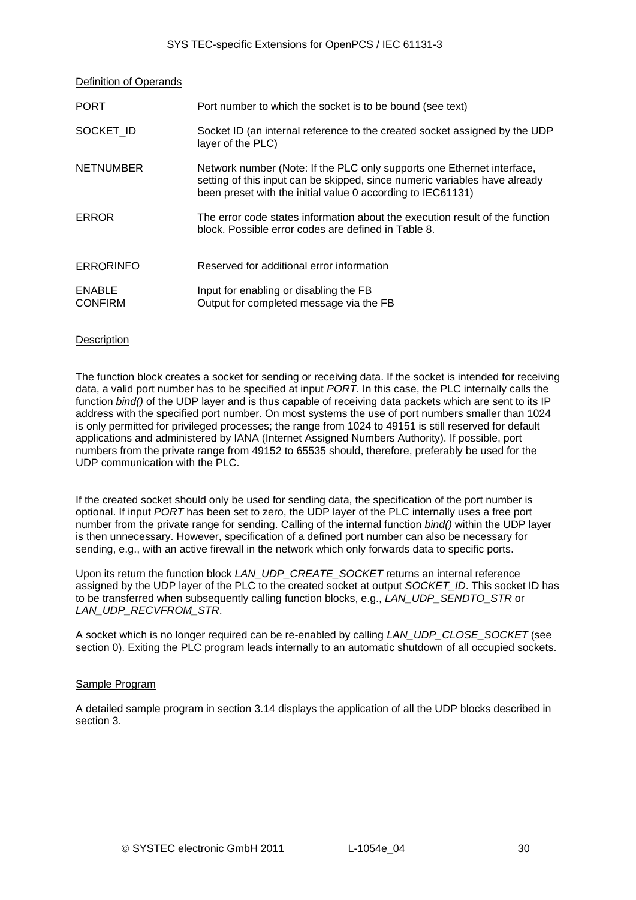Definition of Operands

| | |
|---|---|
| PORT | Port number to which the socket is to be bound (see text) |
| SOCKET_ID | Socket ID (an internal reference to the created socket assigned by the UDP layer of the PLC) |
| NETNUMBER | Network number (Note: If the PLC only supports one Ethernet interface, setting of this input can be skipped, since numeric variables have already been preset with the initial value 0 according to IEC61131) |
| ERROR | The error code states information about the execution result of the function block. Possible error codes are defined in Table 8. |
| ERRORINFO | Reserved for additional error information |
| ENABLE | Input for enabling or disabling the FB |
| CONFIRM | Output for completed message via the FB |

Description

The function block creates a socket for sending or receiving data. If the socket is intended for receiving data, a valid port number has to be specified at input *PORT*. In this case, the PLC internally calls the function *bind()* of the UDP layer and is thus capable of receiving data packets which are sent to its IP address with the specified port number. On most systems the use of port numbers smaller than 1024 is only permitted for privileged processes; the range from 1024 to 49151 is still reserved for default applications and administered by IANA (Internet Assigned Numbers Authority). If possible, port numbers from the private range from 49152 to 65535 should, therefore, preferably be used for the UDP communication with the PLC.

If the created socket should only be used for sending data, the specification of the port number is optional. If input *PORT* has been set to zero, the UDP layer of the PLC internally uses a free port number from the private range for sending. Calling of the internal function *bind()* within the UDP layer is then unnecessary. However, specification of a defined port number can also be necessary for sending, e.g., with an active firewall in the network which only forwards data to specific ports.

Upon its return the function block *LAN_UDP_CREATE_SOCKET* returns an internal reference assigned by the UDP layer of the PLC to the created socket at output *SOCKET_ID*. This socket ID has to be transferred when subsequently calling function blocks, e.g., *LAN_UDP_SENDTO_STR* or *LAN_UDP_RECVFROM_STR*.

A socket which is no longer required can be re-enabled by calling *LAN_UDP_CLOSE_SOCKET* (see section 0). Exiting the PLC program leads internally to an automatic shutdown of all occupied sockets.

Sample Program

A detailed sample program in section 3.14 displays the application of all the UDP blocks described in section 3.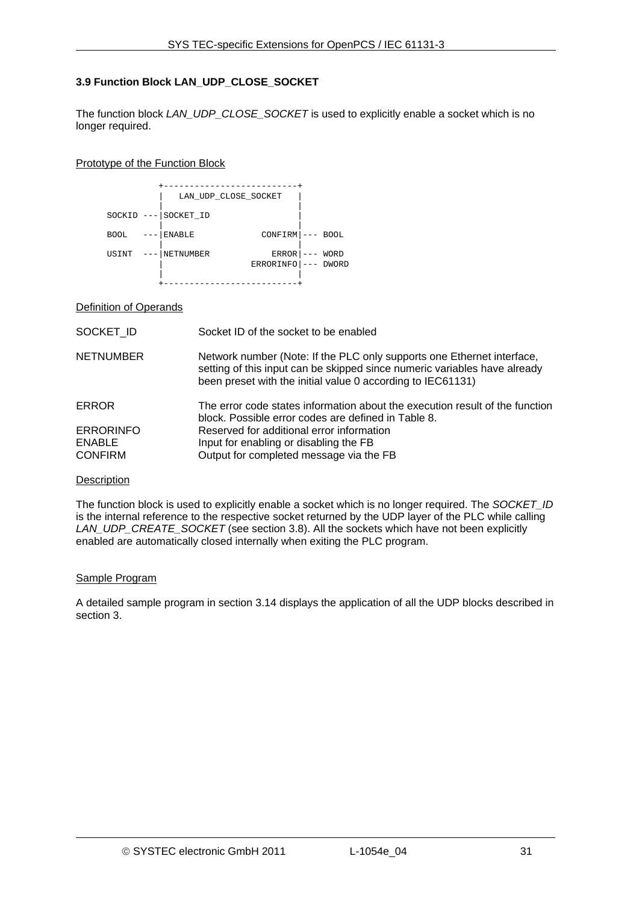### 3.9 Function Block LAN_UDP_CLOSE_SOCKET

The function block *LAN_UDP_CLOSE_SOCKET* is used to explicitly enable a socket which is no longer required.

Prototype of the Function Block

```
           +--------------------------+
           |   LAN_UDP_CLOSE_SOCKET   |
           |                          |
SOCKID  ---|SOCKET_ID                 |
           |                          |
BOOL    ---|ENABLE             CONFIRM|--- BOOL
           |                          |
USINT   ---|NETNUMBER            ERROR|--- WORD
           |                 ERRORINFO|--- DWORD
           |                          |
           +--------------------------+
```

Definition of Operands

| | |
|---|---|
| SOCKET_ID | Socket ID of the socket to be enabled |
| NETNUMBER | Network number (Note: If the PLC only supports one Ethernet interface, setting of this input can be skipped since numeric variables have already been preset with the initial value 0 according to IEC61131) |
| ERROR | The error code states information about the execution result of the function block. Possible error codes are defined in Table 8. |
| ERRORINFO | Reserved for additional error information |
| ENABLE | Input for enabling or disabling the FB |
| CONFIRM | Output for completed message via the FB |

Description

The function block is used to explicitly enable a socket which is no longer required. The *SOCKET_ID* is the internal reference to the respective socket returned by the UDP layer of the PLC while calling *LAN_UDP_CREATE_SOCKET* (see section 3.8). All the sockets which have not been explicitly enabled are automatically closed internally when exiting the PLC program.

Sample Program

A detailed sample program in section 3.14 displays the application of all the UDP blocks described in section 3.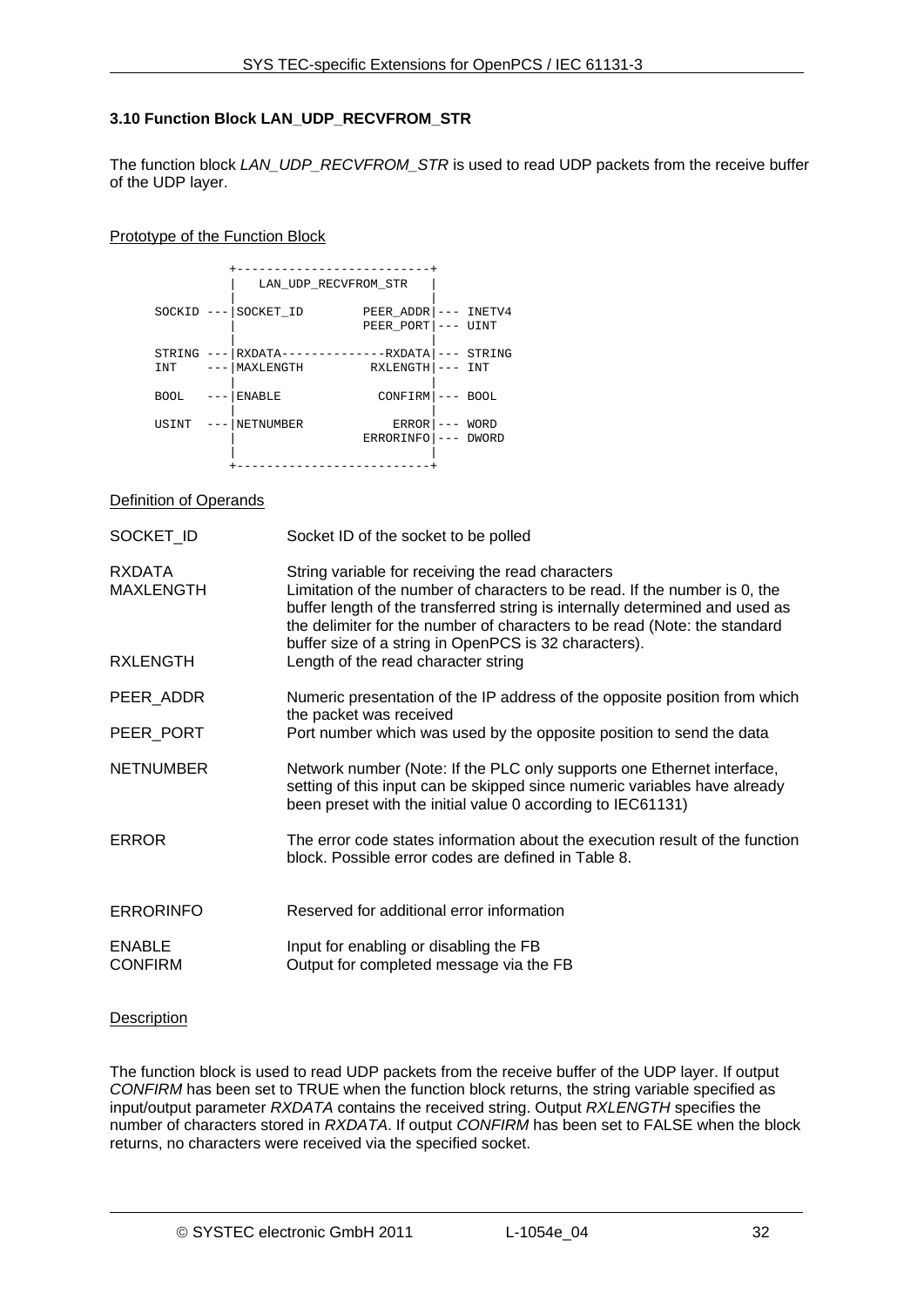### 3.10 Function Block LAN_UDP_RECVFROM_STR

The function block *LAN_UDP_RECVFROM_STR* is used to read UDP packets from the receive buffer of the UDP layer.

Prototype of the Function Block

```
          +--------------------------+
          |   LAN_UDP_RECVFROM_STR   |
          |                          |
SOCKID ---|SOCKET_ID        PEER_ADDR|--- INETV4
          |                 PEER_PORT|--- UINT
          |                          |
STRING ---|RXDATA--------------RXDATA|--- STRING
INT    ---|MAXLENGTH         RXLENGTH|--- INT
          |                          |
BOOL   ---|ENABLE             CONFIRM|--- BOOL
          |                          |
USINT  ---|NETNUMBER            ERROR|--- WORD
          |                 ERRORINFO|--- DWORD
          |                          |
          +--------------------------+
```

Definition of Operands

| | |
|---|---|
| SOCKET_ID | Socket ID of the socket to be polled |
| RXDATA | String variable for receiving the read characters |
| MAXLENGTH | Limitation of the number of characters to be read. If the number is 0, the buffer length of the transferred string is internally determined and used as the delimiter for the number of characters to be read (Note: the standard buffer size of a string in OpenPCS is 32 characters). |
| RXLENGTH | Length of the read character string |
| PEER_ADDR | Numeric presentation of the IP address of the opposite position from which the packet was received |
| PEER_PORT | Port number which was used by the opposite position to send the data |
| NETNUMBER | Network number (Note: If the PLC only supports one Ethernet interface, setting of this input can be skipped since numeric variables have already been preset with the initial value 0 according to IEC61131) |
| ERROR | The error code states information about the execution result of the function block. Possible error codes are defined in Table 8. |
| ERRORINFO | Reserved for additional error information |
| ENABLE | Input for enabling or disabling the FB |
| CONFIRM | Output for completed message via the FB |

Description

The function block is used to read UDP packets from the receive buffer of the UDP layer. If output *CONFIRM* has been set to TRUE when the function block returns, the string variable specified as input/output parameter *RXDATA* contains the received string. Output *RXLENGTH* specifies the number of characters stored in *RXDATA*. If output *CONFIRM* has been set to FALSE when the block returns, no characters were received via the specified socket.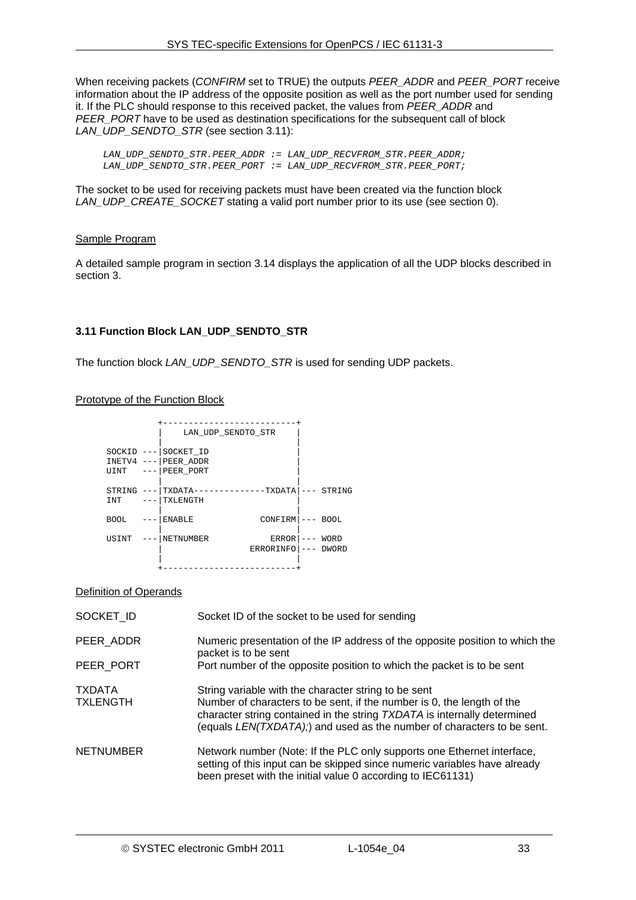When receiving packets (*CONFIRM* set to TRUE) the outputs *PEER_ADDR* and *PEER_PORT* receive information about the IP address of the opposite position as well as the port number used for sending it. If the PLC should response to this received packet, the values from *PEER_ADDR* and *PEER_PORT* have to be used as destination specifications for the subsequent call of block *LAN_UDP_SENDTO_STR* (see section 3.11):

```
LAN_UDP_SENDTO_STR.PEER_ADDR := LAN_UDP_RECVFROM_STR.PEER_ADDR;
LAN_UDP_SENDTO_STR.PEER_PORT := LAN_UDP_RECVFROM_STR.PEER_PORT;
```

The socket to be used for receiving packets must have been created via the function block *LAN_UDP_CREATE_SOCKET* stating a valid port number prior to its use (see section 0).

Sample Program

A detailed sample program in section 3.14 displays the application of all the UDP blocks described in section 3.

### 3.11 Function Block LAN_UDP_SENDTO_STR

The function block *LAN_UDP_SENDTO_STR* is used for sending UDP packets.

Prototype of the Function Block

```
         +--------------------------+
         |     LAN_UDP_SENDTO_STR   |
         |                          |
SOCKID ---|SOCKET_ID                |
INETV4 ---|PEER_ADDR                |
UINT   ---|PEER_PORT                |
         |                          |
STRING ---|TXDATA-------------TXDATA|--- STRING
INT    ---|TXLENGTH                 |
         |                          |
BOOL   ---|ENABLE            CONFIRM|--- BOOL
         |                          |
USINT  ---|NETNUMBER           ERROR|--- WORD
         |                 ERRORINFO|--- DWORD
         |                          |
         +--------------------------+
```

Definition of Operands

| | |
|---|---|
| SOCKET_ID | Socket ID of the socket to be used for sending |
| PEER_ADDR | Numeric presentation of the IP address of the opposite position to which the packet is to be sent |
| PEER_PORT | Port number of the opposite position to which the packet is to be sent |
| TXDATA | String variable with the character string to be sent |
| TXLENGTH | Number of characters to be sent, if the number is 0, the length of the character string contained in the string *TXDATA* is internally determined (equals *LEN(TXDATA);*) and used as the number of characters to be sent. |
| NETNUMBER | Network number (Note: If the PLC only supports one Ethernet interface, setting of this input can be skipped since numeric variables have already been preset with the initial value 0 according to IEC61131) |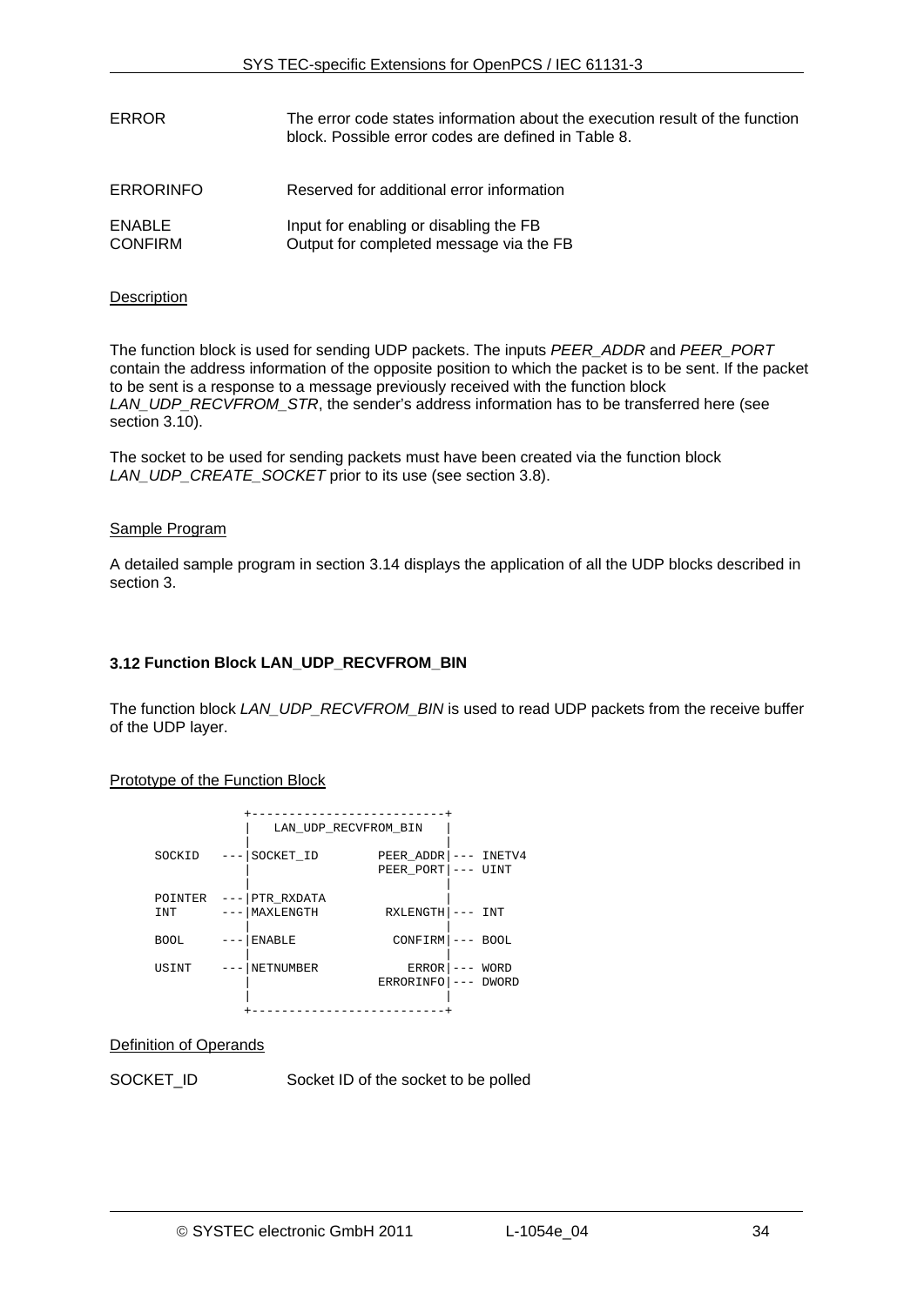| | |
|---|---|
| ERROR | The error code states information about the execution result of the function block. Possible error codes are defined in Table 8. |
| ERRORINFO | Reserved for additional error information |
| ENABLE | Input for enabling or disabling the FB |
| CONFIRM | Output for completed message via the FB |

Description

The function block is used for sending UDP packets. The inputs *PEER_ADDR* and *PEER_PORT* contain the address information of the opposite position to which the packet is to be sent. If the packet to be sent is a response to a message previously received with the function block *LAN_UDP_RECVFROM_STR*, the sender's address information has to be transferred here (see section 3.10).

The socket to be used for sending packets must have been created via the function block *LAN_UDP_CREATE_SOCKET* prior to its use (see section 3.8).

Sample Program

A detailed sample program in section 3.14 displays the application of all the UDP blocks described in section 3.

### 3.12 Function Block LAN_UDP_RECVFROM_BIN

The function block *LAN_UDP_RECVFROM_BIN* is used to read UDP packets from the receive buffer of the UDP layer.

Prototype of the Function Block

```
              +-------------------------+
              |   LAN_UDP_RECVFROM_BIN  |
              |                         |
SOCKID     ---|SOCKET_ID       PEER_ADDR|--- INETV4
              |                PEER_PORT|--- UINT
              |                         |
POINTER    ---|PTR_RXDATA               |
INT        ---|MAXLENGTH        RXLENGTH|--- INT
              |                         |
BOOL       ---|ENABLE            CONFIRM|--- BOOL
              |                         |
USINT      ---|NETNUMBER           ERROR|--- WORD
              |                ERRORINFO|--- DWORD
              |                         |
              +-------------------------+
```

Definition of Operands

| | |
|---|---|
| SOCKET_ID | Socket ID of the socket to be polled |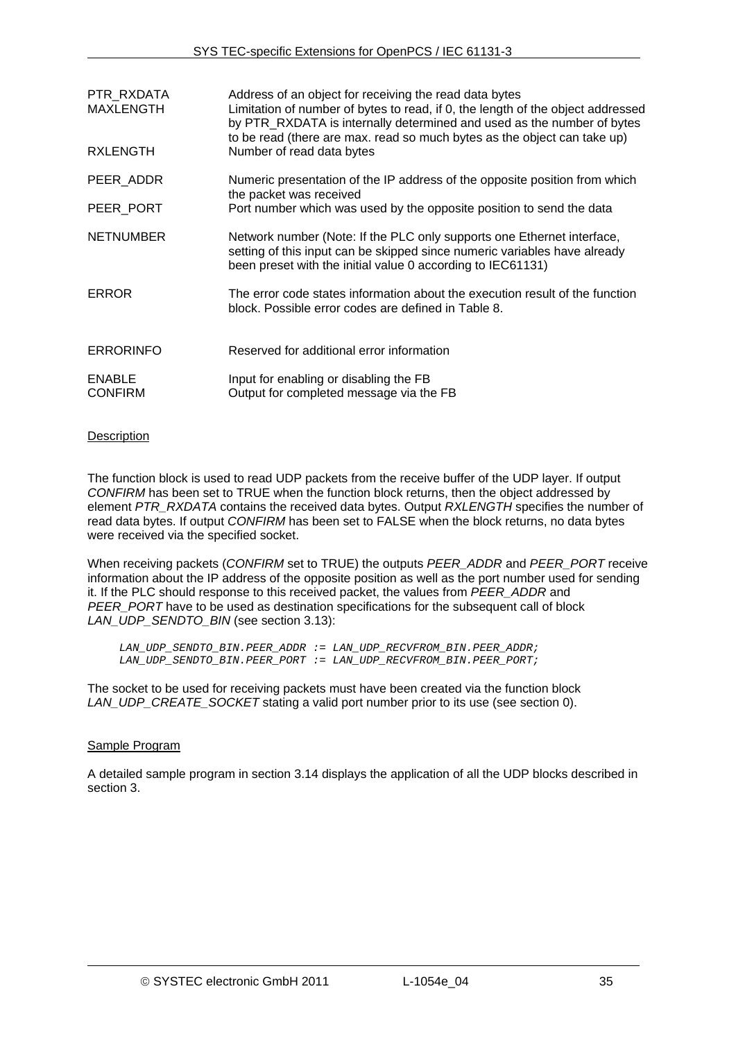| | |
|---|---|
| PTR_RXDATA | Address of an object for receiving the read data bytes |
| MAXLENGTH | Limitation of number of bytes to read, if 0, the length of the object addressed by PTR_RXDATA is internally determined and used as the number of bytes to be read (there are max. read so much bytes as the object can take up) |
| RXLENGTH | Number of read data bytes |
| PEER_ADDR | Numeric presentation of the IP address of the opposite position from which the packet was received |
| PEER_PORT | Port number which was used by the opposite position to send the data |
| NETNUMBER | Network number (Note: If the PLC only supports one Ethernet interface, setting of this input can be skipped since numeric variables have already been preset with the initial value 0 according to IEC61131) |
| ERROR | The error code states information about the execution result of the function block. Possible error codes are defined in Table 8. |
| ERRORINFO | Reserved for additional error information |
| ENABLE | Input for enabling or disabling the FB |
| CONFIRM | Output for completed message via the FB |

<u>Description</u>

The function block is used to read UDP packets from the receive buffer of the UDP layer. If output *CONFIRM* has been set to TRUE when the function block returns, then the object addressed by element *PTR_RXDATA* contains the received data bytes. Output *RXLENGTH* specifies the number of read data bytes. If output *CONFIRM* has been set to FALSE when the block returns, no data bytes were received via the specified socket.

When receiving packets (*CONFIRM* set to TRUE) the outputs *PEER_ADDR* and *PEER_PORT* receive information about the IP address of the opposite position as well as the port number used for sending it. If the PLC should response to this received packet, the values from *PEER_ADDR* and *PEER_PORT* have to be used as destination specifications for the subsequent call of block *LAN_UDP_SENDTO_BIN* (see section 3.13):

```
LAN_UDP_SENDTO_BIN.PEER_ADDR := LAN_UDP_RECVFROM_BIN.PEER_ADDR;
LAN_UDP_SENDTO_BIN.PEER_PORT := LAN_UDP_RECVFROM_BIN.PEER_PORT;
```

The socket to be used for receiving packets must have been created via the function block *LAN_UDP_CREATE_SOCKET* stating a valid port number prior to its use (see section 0).

<u>Sample Program</u>

A detailed sample program in section 3.14 displays the application of all the UDP blocks described in section 3.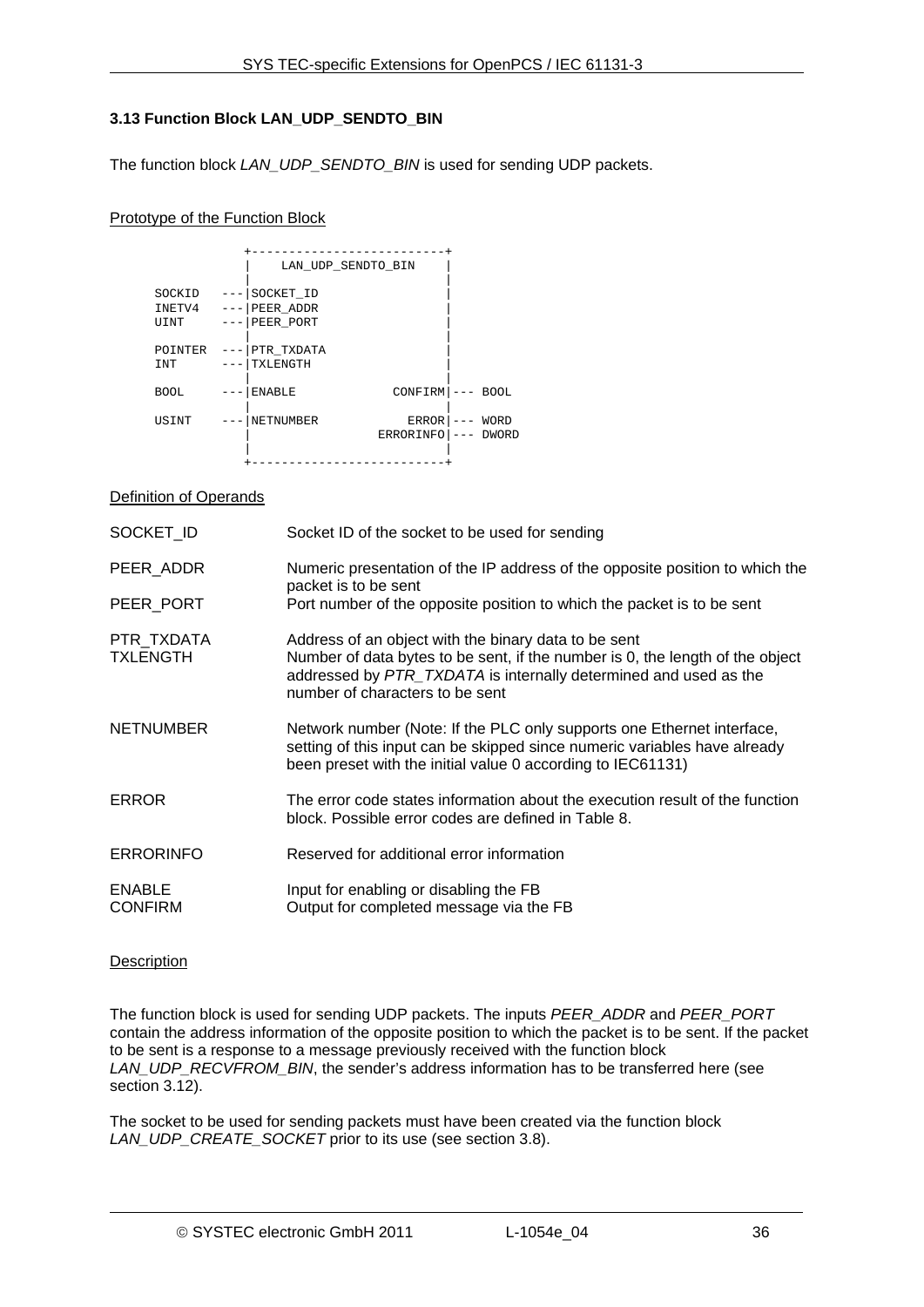### 3.13 Function Block LAN_UDP_SENDTO_BIN

The function block *LAN_UDP_SENDTO_BIN* is used for sending UDP packets.

Prototype of the Function Block

```
              +--------------------------+
              |     LAN_UDP_SENDTO_BIN   |
              |                          |
    SOCKID  ---|SOCKET_ID                |
    INETV4  ---|PEER_ADDR                |
    UINT    ---|PEER_PORT                |
              |                          |
    POINTER ---|PTR_TXDATA               |
    INT     ---|TXLENGTH                 |
              |                          |
    BOOL    ---|ENABLE            CONFIRM|--- BOOL
              |                          |
    USINT   ---|NETNUMBER           ERROR|--- WORD
              |                 ERRORINFO|--- DWORD
              |                          |
              +--------------------------+
```

Definition of Operands

| | |
|---|---|
| SOCKET_ID | Socket ID of the socket to be used for sending |
| PEER_ADDR | Numeric presentation of the IP address of the opposite position to which the packet is to be sent |
| PEER_PORT | Port number of the opposite position to which the packet is to be sent |
| PTR_TXDATA | Address of an object with the binary data to be sent |
| TXLENGTH | Number of data bytes to be sent, if the number is 0, the length of the object addressed by *PTR_TXDATA* is internally determined and used as the number of characters to be sent |
| NETNUMBER | Network number (Note: If the PLC only supports one Ethernet interface, setting of this input can be skipped since numeric variables have already been preset with the initial value 0 according to IEC61131) |
| ERROR | The error code states information about the execution result of the function block. Possible error codes are defined in Table 8. |
| ERRORINFO | Reserved for additional error information |
| ENABLE | Input for enabling or disabling the FB |
| CONFIRM | Output for completed message via the FB |

Description

The function block is used for sending UDP packets. The inputs *PEER_ADDR* and *PEER_PORT* contain the address information of the opposite position to which the packet is to be sent. If the packet to be sent is a response to a message previously received with the function block *LAN_UDP_RECVFROM_BIN*, the sender's address information has to be transferred here (see section 3.12).

The socket to be used for sending packets must have been created via the function block *LAN_UDP_CREATE_SOCKET* prior to its use (see section 3.8).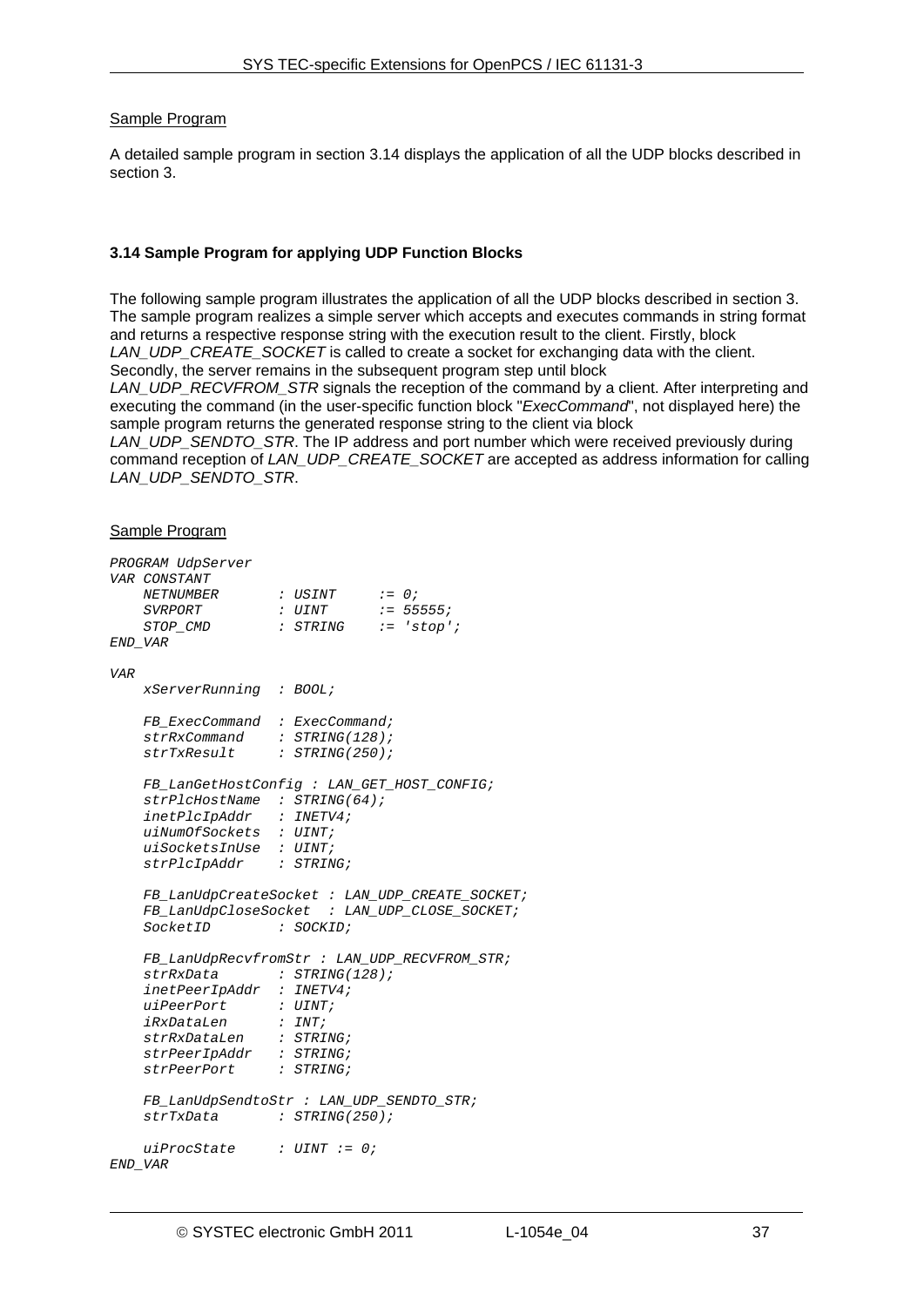Sample Program

A detailed sample program in section 3.14 displays the application of all the UDP blocks described in section 3.

### 3.14 Sample Program for applying UDP Function Blocks

The following sample program illustrates the application of all the UDP blocks described in section 3. The sample program realizes a simple server which accepts and executes commands in string format and returns a respective response string with the execution result to the client. Firstly, block *LAN_UDP_CREATE_SOCKET* is called to create a socket for exchanging data with the client. Secondly, the server remains in the subsequent program step until block *LAN_UDP_RECVFROM_STR* signals the reception of the command by a client. After interpreting and executing the command (in the user-specific function block "*ExecCommand*", not displayed here) the sample program returns the generated response string to the client via block *LAN_UDP_SENDTO_STR*. The IP address and port number which were received previously during command reception of *LAN_UDP_CREATE_SOCKET* are accepted as address information for calling *LAN_UDP_SENDTO_STR*.

Sample Program

```
PROGRAM UdpServer
VAR CONSTANT
    NETNUMBER       : USINT     := 0;
    SVRPORT         : UINT      := 55555;
    STOP_CMD        : STRING    := 'stop';
END_VAR

VAR
    xServerRunning  : BOOL;

    FB_ExecCommand  : ExecCommand;
    strRxCommand    : STRING(128);
    strTxResult     : STRING(250);

    FB_LanGetHostConfig : LAN_GET_HOST_CONFIG;
    strPlcHostName  : STRING(64);
    inetPlcIpAddr   : INETV4;
    uiNumOfSockets  : UINT;
    uiSocketsInUse  : UINT;
    strPlcIpAddr    : STRING;

    FB_LanUdpCreateSocket : LAN_UDP_CREATE_SOCKET;
    FB_LanUdpCloseSocket  : LAN_UDP_CLOSE_SOCKET;
    SocketID        : SOCKID;

    FB_LanUdpRecvfromStr : LAN_UDP_RECVFROM_STR;
    strRxData       : STRING(128);
    inetPeerIpAddr  : INETV4;
    uiPeerPort      : UINT;
    iRxDataLen      : INT;
    strRxDataLen    : STRING;
    strPeerIpAddr   : STRING;
    strPeerPort     : STRING;

    FB_LanUdpSendtoStr : LAN_UDP_SENDTO_STR;
    strTxData       : STRING(250);

    uiProcState     : UINT := 0;
END_VAR
```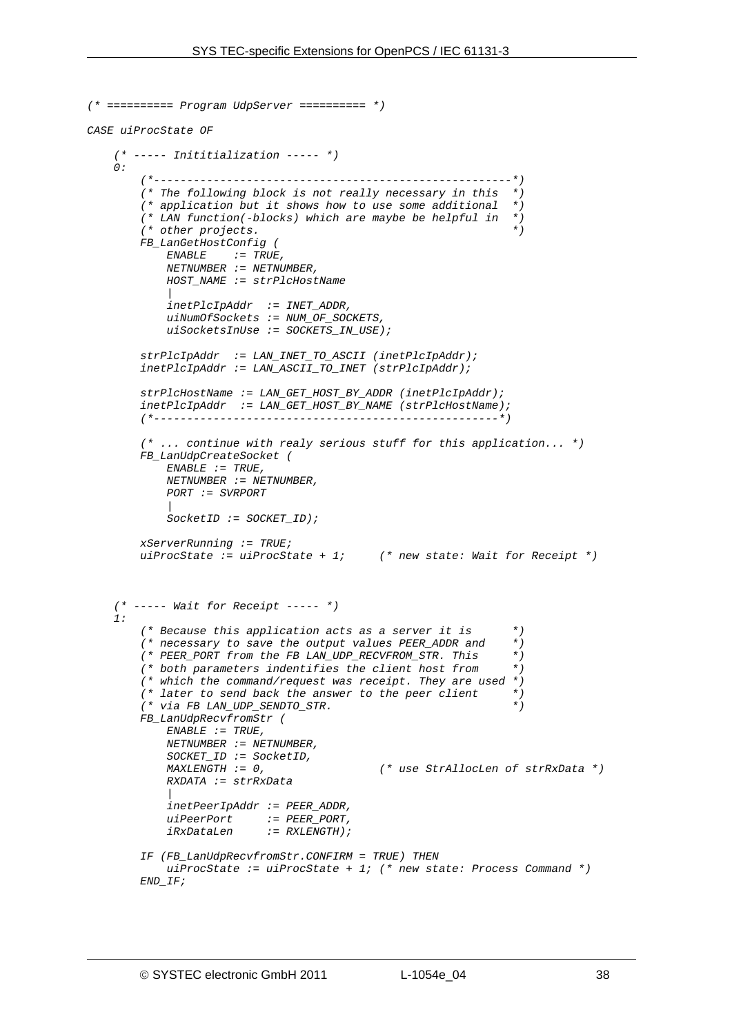```
(* ========== Program UdpServer ========== *)

CASE uiProcState OF

    (* ----- Inititialization ----- *)
    0:
        (*-----------------------------------------------------*)
        (* The following block is not really necessary in this  *)
        (* application but it shows how to use some additional  *)
        (* LAN function(-blocks) which are maybe be helpful in  *)
        (* other projects.                                      *)
        FB_LanGetHostConfig (
            ENABLE    := TRUE,
            NETNUMBER := NETNUMBER,
            HOST_NAME := strPlcHostName
            |
            inetPlcIpAddr  := INET_ADDR,
            uiNumOfSockets := NUM_OF_SOCKETS,
            uiSocketsInUse := SOCKETS_IN_USE);

        strPlcIpAddr  := LAN_INET_TO_ASCII (inetPlcIpAddr);
        inetPlcIpAddr := LAN_ASCII_TO_INET (strPlcIpAddr);

        strPlcHostName := LAN_GET_HOST_BY_ADDR (inetPlcIpAddr);
        inetPlcIpAddr  := LAN_GET_HOST_BY_NAME (strPlcHostName);
        (*---------------------------------------------------*)

        (* ... continue with realy serious stuff for this application... *)
        FB_LanUdpCreateSocket (
            ENABLE := TRUE,
            NETNUMBER := NETNUMBER,
            PORT := SVRPORT
            |
            SocketID := SOCKET_ID);

        xServerRunning := TRUE;
        uiProcState := uiProcState + 1;     (* new state: Wait for Receipt *)



    (* ----- Wait for Receipt ----- *)
    1:
        (* Because this application acts as a server it is      *)
        (* necessary to save the output values PEER_ADDR and    *)
        (* PEER_PORT from the FB LAN_UDP_RECVFROM_STR. This     *)
        (* both parameters indentifies the client host from     *)
        (* which the command/request was receipt. They are used *)
        (* later to send back the answer to the peer client     *)
        (* via FB LAN_UDP_SENDTO_STR.                           *)
        FB_LanUdpRecvfromStr (
            ENABLE := TRUE,
            NETNUMBER := NETNUMBER,
            SOCKET_ID := SocketID,
            MAXLENGTH := 0,                 (* use StrAllocLen of strRxData *)
            RXDATA := strRxData
            |
            inetPeerIpAddr := PEER_ADDR,
            uiPeerPort     := PEER_PORT,
            iRxDataLen     := RXLENGTH);

        IF (FB_LanUdpRecvfromStr.CONFIRM = TRUE) THEN
            uiProcState := uiProcState + 1; (* new state: Process Command *)
        END_IF;
```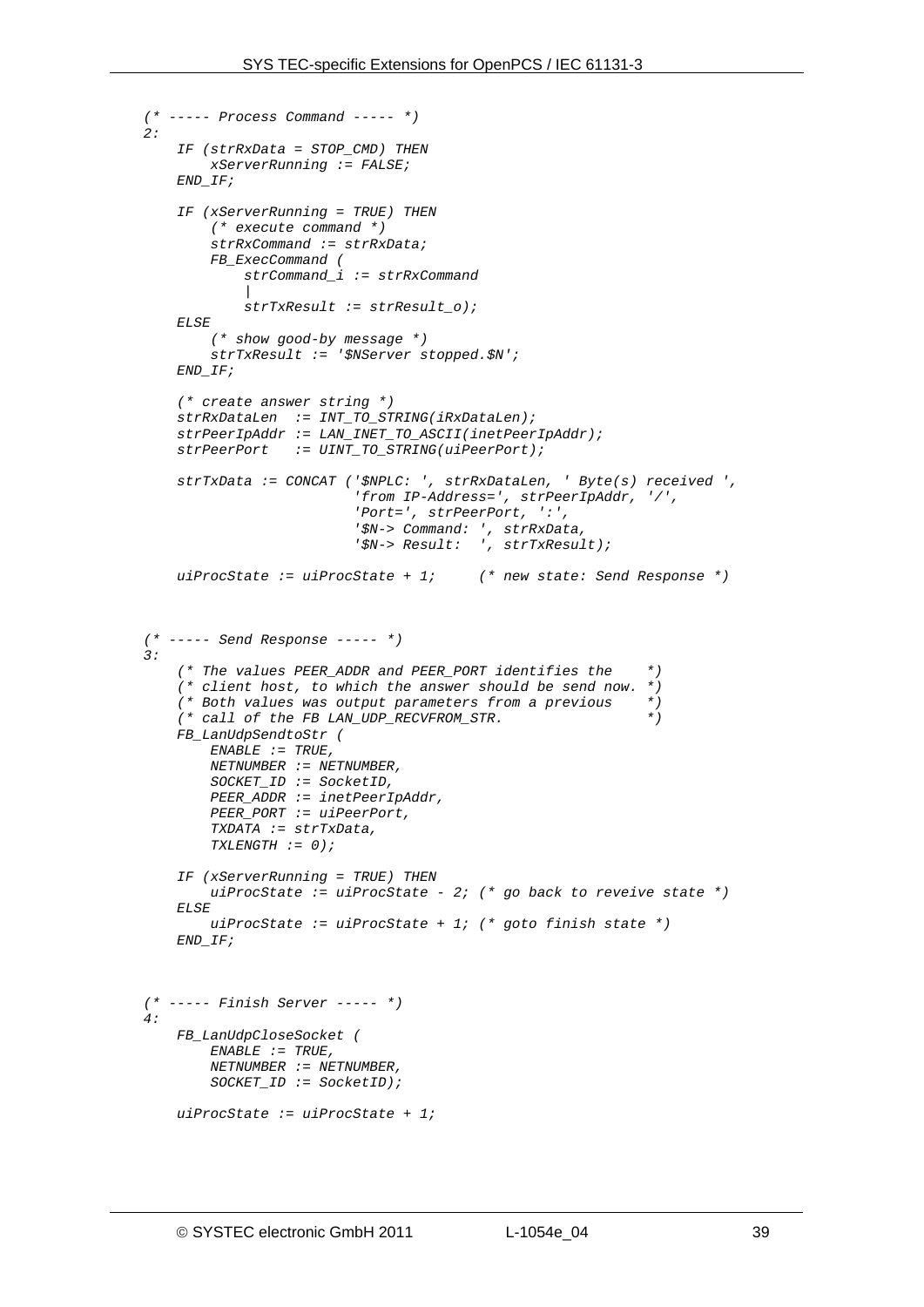```
(* ----- Process Command ----- *)
2:
    IF (strRxData = STOP_CMD) THEN
        xServerRunning := FALSE;
    END_IF;

    IF (xServerRunning = TRUE) THEN
        (* execute command *)
        strRxCommand := strRxData;
        FB_ExecCommand (
            strCommand_i := strRxCommand
            |
            strTxResult := strResult_o);
    ELSE
        (* show good-by message *)
        strTxResult := '$NServer stopped.$N';
    END_IF;

    (* create answer string *)
    strRxDataLen  := INT_TO_STRING(iRxDataLen);
    strPeerIpAddr := LAN_INET_TO_ASCII(inetPeerIpAddr);
    strPeerPort   := UINT_TO_STRING(uiPeerPort);

    strTxData := CONCAT ('$NPLC: ', strRxDataLen, ' Byte(s) received ',
                         'from IP-Address=', strPeerIpAddr, '/',
                         'Port=', strPeerPort, ':',
                         '$N-> Command: ', strRxData,
                         '$N-> Result:  ', strTxResult);

    uiProcState := uiProcState + 1;     (* new state: Send Response *)



(* ----- Send Response ----- *)
3:
    (* The values PEER_ADDR and PEER_PORT identifies the    *)
    (* client host, to which the answer should be send now. *)
    (* Both values was output parameters from a previous    *)
    (* call of the FB LAN_UDP_RECVFROM_STR.                 *)
    FB_LanUdpSendtoStr (
        ENABLE := TRUE,
        NETNUMBER := NETNUMBER,
        SOCKET_ID := SocketID,
        PEER_ADDR := inetPeerIpAddr,
        PEER_PORT := uiPeerPort,
        TXDATA := strTxData,
        TXLENGTH := 0);

    IF (xServerRunning = TRUE) THEN
        uiProcState := uiProcState - 2; (* go back to reveive state *)
    ELSE
        uiProcState := uiProcState + 1; (* goto finish state *)
    END_IF;



(* ----- Finish Server ----- *)
4:
    FB_LanUdpCloseSocket (
        ENABLE := TRUE,
        NETNUMBER := NETNUMBER,
        SOCKET_ID := SocketID);

    uiProcState := uiProcState + 1;
```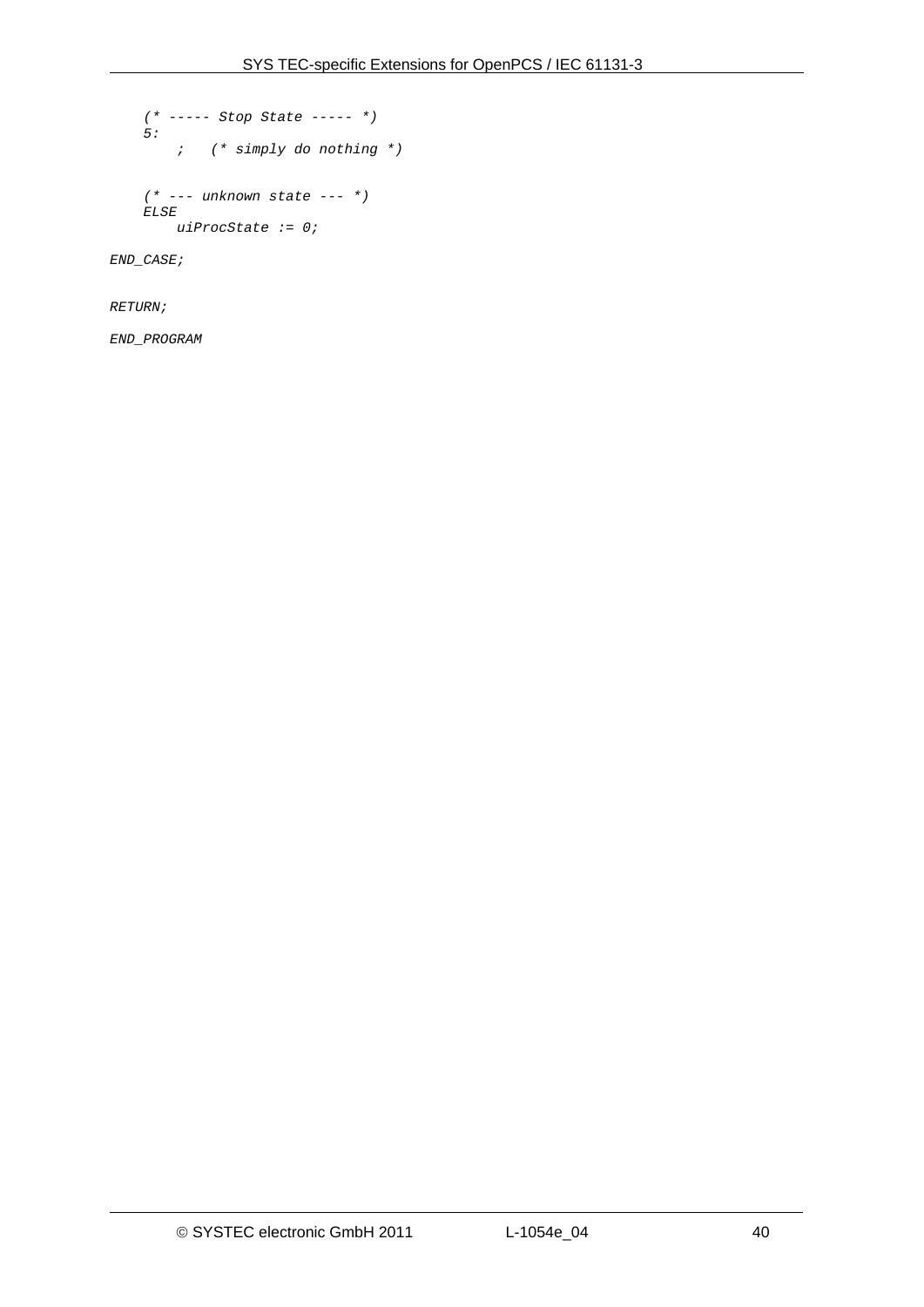```
    (* ----- Stop State ----- *)
    5:
        ;   (* simply do nothing *)


    (* --- unknown state --- *)
    ELSE
        uiProcState := 0;

END_CASE;


RETURN;

END_PROGRAM
```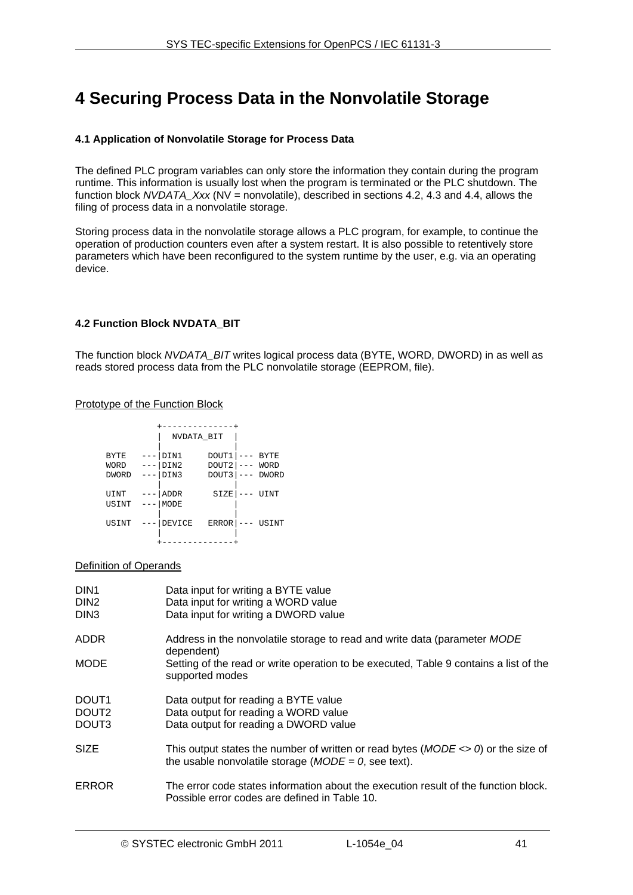# 4 Securing Process Data in the Nonvolatile Storage

### 4.1 Application of Nonvolatile Storage for Process Data

The defined PLC program variables can only store the information they contain during the program runtime. This information is usually lost when the program is terminated or the PLC shutdown. The function block *NVDATA_Xxx* (NV = nonvolatile), described in sections 4.2, 4.3 and 4.4, allows the filing of process data in a nonvolatile storage.

Storing process data in the nonvolatile storage allows a PLC program, for example, to continue the operation of production counters even after a system restart. It is also possible to retentively store parameters which have been reconfigured to the system runtime by the user, e.g. via an operating device.

### 4.2 Function Block NVDATA_BIT

The function block *NVDATA_BIT* writes logical process data (BYTE, WORD, DWORD) in as well as reads stored process data from the PLC nonvolatile storage (EEPROM, file).

Prototype of the Function Block

```
            +--------------+
            |  NVDATA_BIT  |
            |              |
BYTE   ---|DIN1     DOUT1|--- BYTE
WORD   ---|DIN2     DOUT2|--- WORD
DWORD  ---|DIN3     DOUT3|--- DWORD
            |              |
UINT   ---|ADDR      SIZE|--- UINT
USINT  ---|MODE          |
            |              |
USINT  ---|DEVICE   ERROR|--- USINT
            |              |
            +--------------+
```

Definition of Operands

| | |
|---|---|
| DIN1 | Data input for writing a BYTE value |
| DIN2 | Data input for writing a WORD value |
| DIN3 | Data input for writing a DWORD value |
| ADDR | Address in the nonvolatile storage to read and write data (parameter *MODE* dependent) |
| MODE | Setting of the read or write operation to be executed, Table 9 contains a list of the supported modes |
| DOUT1 | Data output for reading a BYTE value |
| DOUT2 | Data output for reading a WORD value |
| DOUT3 | Data output for reading a DWORD value |
| SIZE | This output states the number of written or read bytes (*MODE <> 0*) or the size of the usable nonvolatile storage (*MODE = 0*, see text). |
| ERROR | The error code states information about the execution result of the function block. Possible error codes are defined in Table 10. |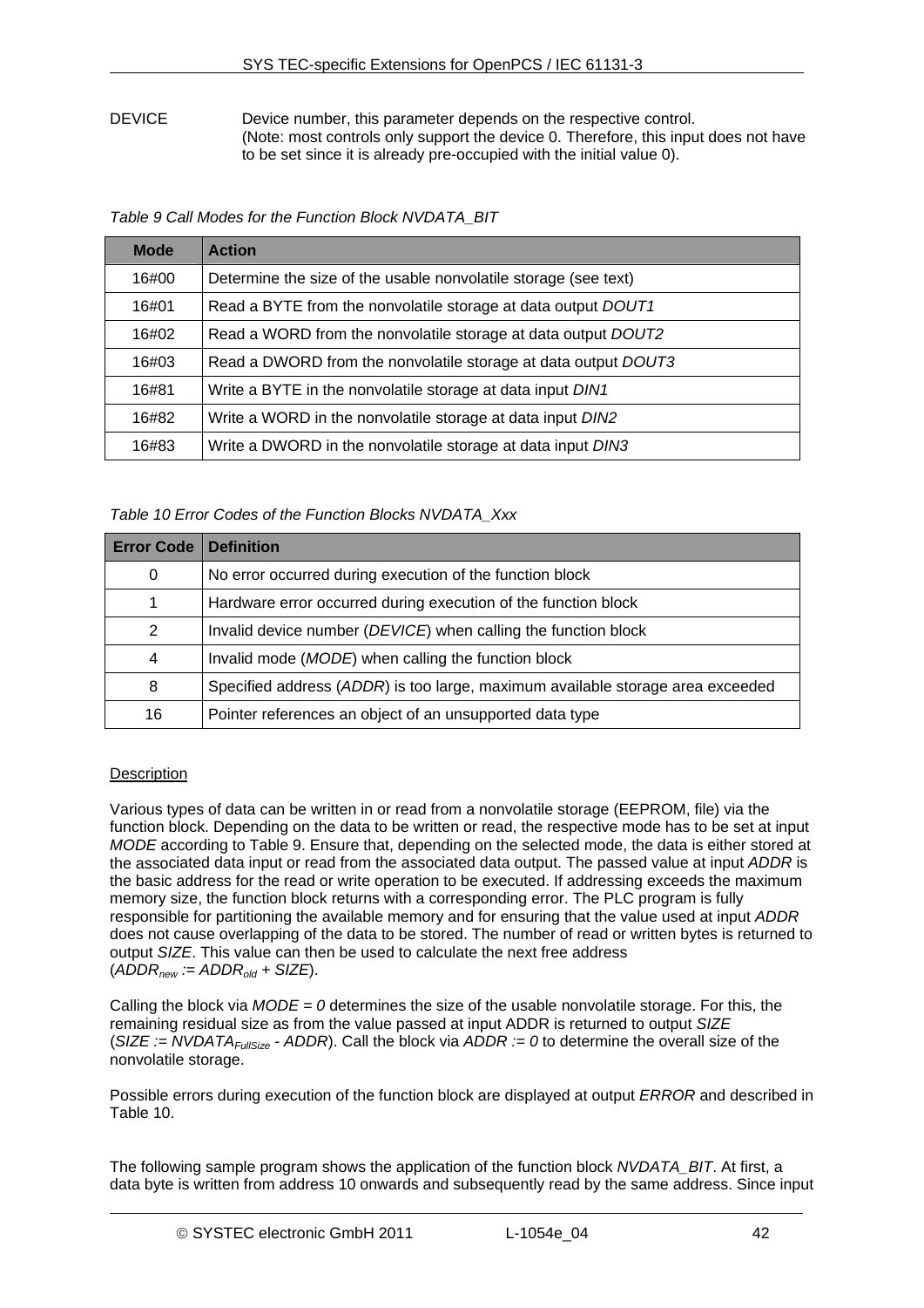DEVICE Device number, this parameter depends on the respective control. (Note: most controls only support the device 0. Therefore, this input does not have to be set since it is already pre-occupied with the initial value 0).

*Table 9 Call Modes for the Function Block NVDATA_BIT*

| Mode | Action |
|---|---|
| 16#00 | Determine the size of the usable nonvolatile storage (see text) |
| 16#01 | Read a BYTE from the nonvolatile storage at data output *DOUT1* |
| 16#02 | Read a WORD from the nonvolatile storage at data output *DOUT2* |
| 16#03 | Read a DWORD from the nonvolatile storage at data output *DOUT3* |
| 16#81 | Write a BYTE in the nonvolatile storage at data input *DIN1* |
| 16#82 | Write a WORD in the nonvolatile storage at data input *DIN2* |
| 16#83 | Write a DWORD in the nonvolatile storage at data input *DIN3* |

*Table 10 Error Codes of the Function Blocks NVDATA_Xxx*

| Error Code | Definition |
|---|---|
| 0 | No error occurred during execution of the function block |
| 1 | Hardware error occurred during execution of the function block |
| 2 | Invalid device number (*DEVICE*) when calling the function block |
| 4 | Invalid mode (*MODE*) when calling the function block |
| 8 | Specified address (*ADDR*) is too large, maximum available storage area exceeded |
| 16 | Pointer references an object of an unsupported data type |

Description

Various types of data can be written in or read from a nonvolatile storage (EEPROM, file) via the function block. Depending on the data to be written or read, the respective mode has to be set at input *MODE* according to Table 9. Ensure that, depending on the selected mode, the data is either stored at the associated data input or read from the associated data output. The passed value at input *ADDR* is the basic address for the read or write operation to be executed. If addressing exceeds the maximum memory size, the function block returns with a corresponding error. The PLC program is fully responsible for partitioning the available memory and for ensuring that the value used at input *ADDR* does not cause overlapping of the data to be stored. The number of read or written bytes is returned to output *SIZE*. This value can then be used to calculate the next free address ($ADDR_{new} := ADDR_{old} + SIZE$).

Calling the block via *MODE = 0* determines the size of the usable nonvolatile storage. For this, the remaining residual size as from the value passed at input ADDR is returned to output *SIZE* ($SIZE := NVDATA_{FullSize} - ADDR$). Call the block via *ADDR := 0* to determine the overall size of the nonvolatile storage.

Possible errors during execution of the function block are displayed at output *ERROR* and described in Table 10.

The following sample program shows the application of the function block *NVDATA_BIT*. At first, a data byte is written from address 10 onwards and subsequently read by the same address. Since input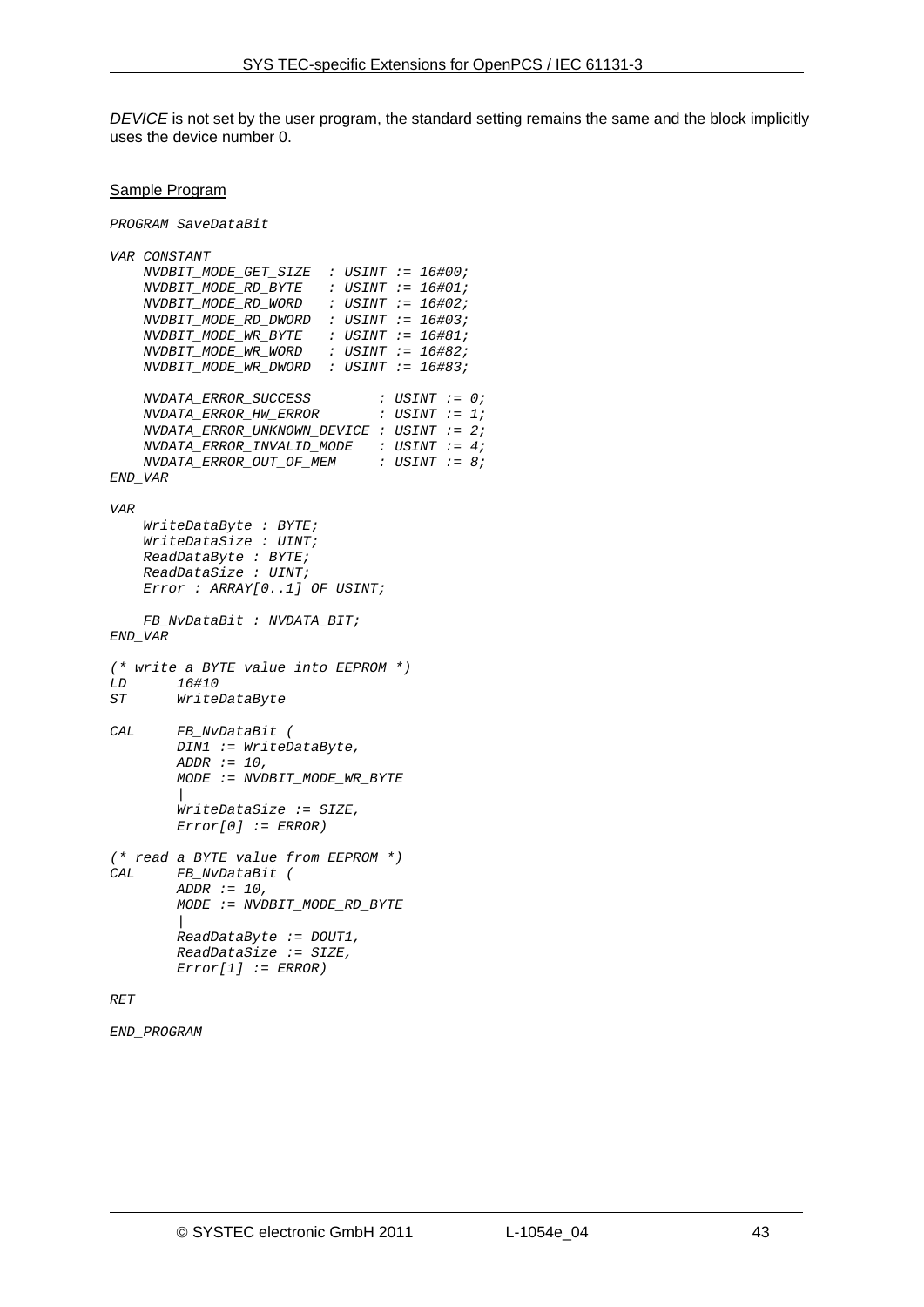*DEVICE* is not set by the user program, the standard setting remains the same and the block implicitly uses the device number 0.

Sample Program

```
PROGRAM SaveDataBit

VAR CONSTANT
    NVDBIT_MODE_GET_SIZE  : USINT := 16#00;
    NVDBIT_MODE_RD_BYTE   : USINT := 16#01;
    NVDBIT_MODE_RD_WORD   : USINT := 16#02;
    NVDBIT_MODE_RD_DWORD  : USINT := 16#03;
    NVDBIT_MODE_WR_BYTE   : USINT := 16#81;
    NVDBIT_MODE_WR_WORD   : USINT := 16#82;
    NVDBIT_MODE_WR_DWORD  : USINT := 16#83;

    NVDATA_ERROR_SUCCESS        : USINT := 0;
    NVDATA_ERROR_HW_ERROR       : USINT := 1;
    NVDATA_ERROR_UNKNOWN_DEVICE : USINT := 2;
    NVDATA_ERROR_INVALID_MODE   : USINT := 4;
    NVDATA_ERROR_OUT_OF_MEM     : USINT := 8;
END_VAR

VAR
    WriteDataByte : BYTE;
    WriteDataSize : UINT;
    ReadDataByte : BYTE;
    ReadDataSize : UINT;
    Error : ARRAY[0..1] OF USINT;

    FB_NvDataBit : NVDATA_BIT;
END_VAR

(* write a BYTE value into EEPROM *)
LD      16#10
ST      WriteDataByte

CAL     FB_NvDataBit (
        DIN1 := WriteDataByte,
        ADDR := 10,
        MODE := NVDBIT_MODE_WR_BYTE
        |
        WriteDataSize := SIZE,
        Error[0] := ERROR)

(* read a BYTE value from EEPROM *)
CAL     FB_NvDataBit (
        ADDR := 10,
        MODE := NVDBIT_MODE_RD_BYTE
        |
        ReadDataByte := DOUT1,
        ReadDataSize := SIZE,
        Error[1] := ERROR)

RET

END_PROGRAM
```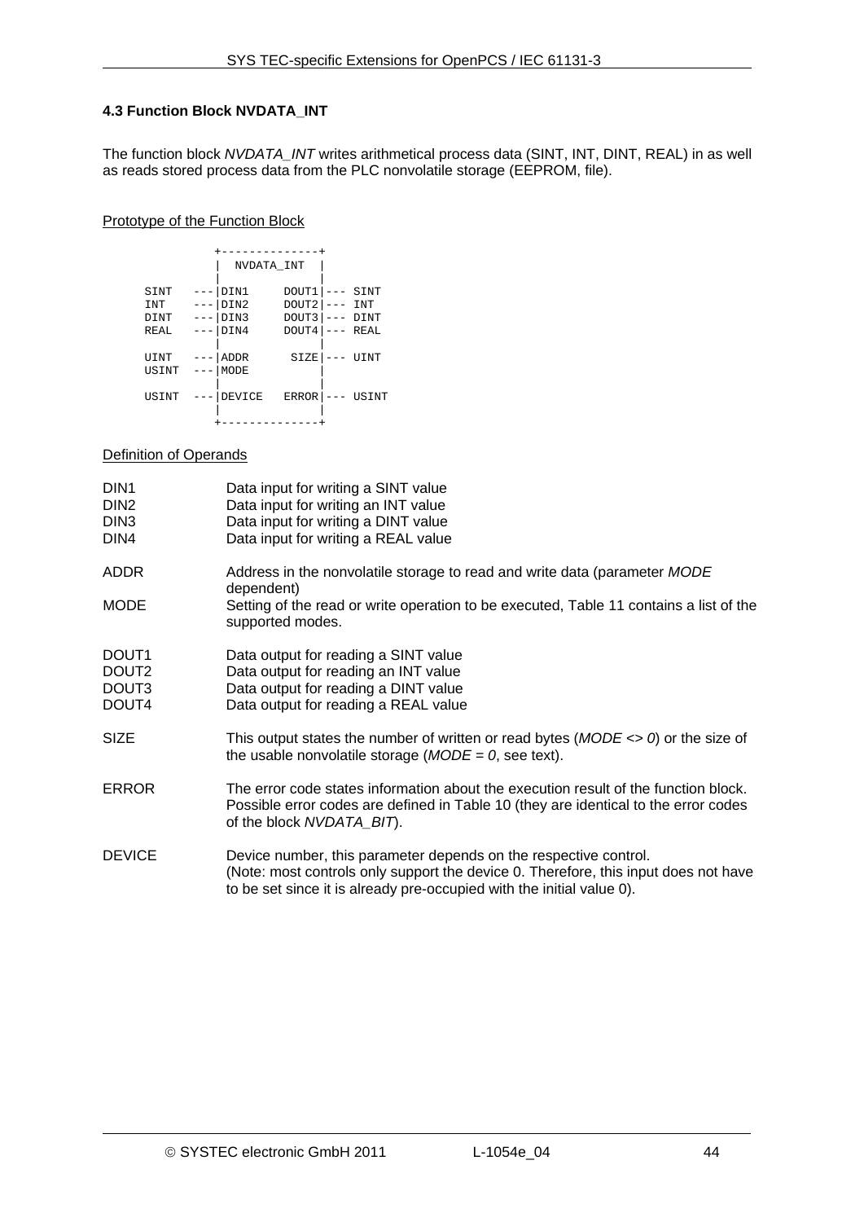### 4.3 Function Block NVDATA_INT

The function block *NVDATA_INT* writes arithmetical process data (SINT, INT, DINT, REAL) in as well as reads stored process data from the PLC nonvolatile storage (EEPROM, file).

Prototype of the Function Block

```
              +--------------+
              |  NVDATA_INT  |
              |              |
     SINT  ---|DIN1     DOUT1|--- SINT
     INT   ---|DIN2     DOUT2|--- INT
     DINT  ---|DIN3     DOUT3|--- DINT
     REAL  ---|DIN4     DOUT4|--- REAL
              |              |
     UINT  ---|ADDR      SIZE|--- UINT
     USINT ---|MODE          |
              |              |
     USINT ---|DEVICE   ERROR|--- USINT
              |              |
              +--------------+
```

Definition of Operands

| | |
|---|---|
| DIN1 | Data input for writing a SINT value |
| DIN2 | Data input for writing an INT value |
| DIN3 | Data input for writing a DINT value |
| DIN4 | Data input for writing a REAL value |
| ADDR | Address in the nonvolatile storage to read and write data (parameter *MODE* dependent) |
| MODE | Setting of the read or write operation to be executed, Table 11 contains a list of the supported modes. |
| DOUT1 | Data output for reading a SINT value |
| DOUT2 | Data output for reading an INT value |
| DOUT3 | Data output for reading a DINT value |
| DOUT4 | Data output for reading a REAL value |
| SIZE | This output states the number of written or read bytes (*MODE <> 0*) or the size of the usable nonvolatile storage (*MODE = 0*, see text). |
| ERROR | The error code states information about the execution result of the function block. Possible error codes are defined in Table 10 (they are identical to the error codes of the block *NVDATA_BIT*). |
| DEVICE | Device number, this parameter depends on the respective control. (Note: most controls only support the device 0. Therefore, this input does not have to be set since it is already pre-occupied with the initial value 0). |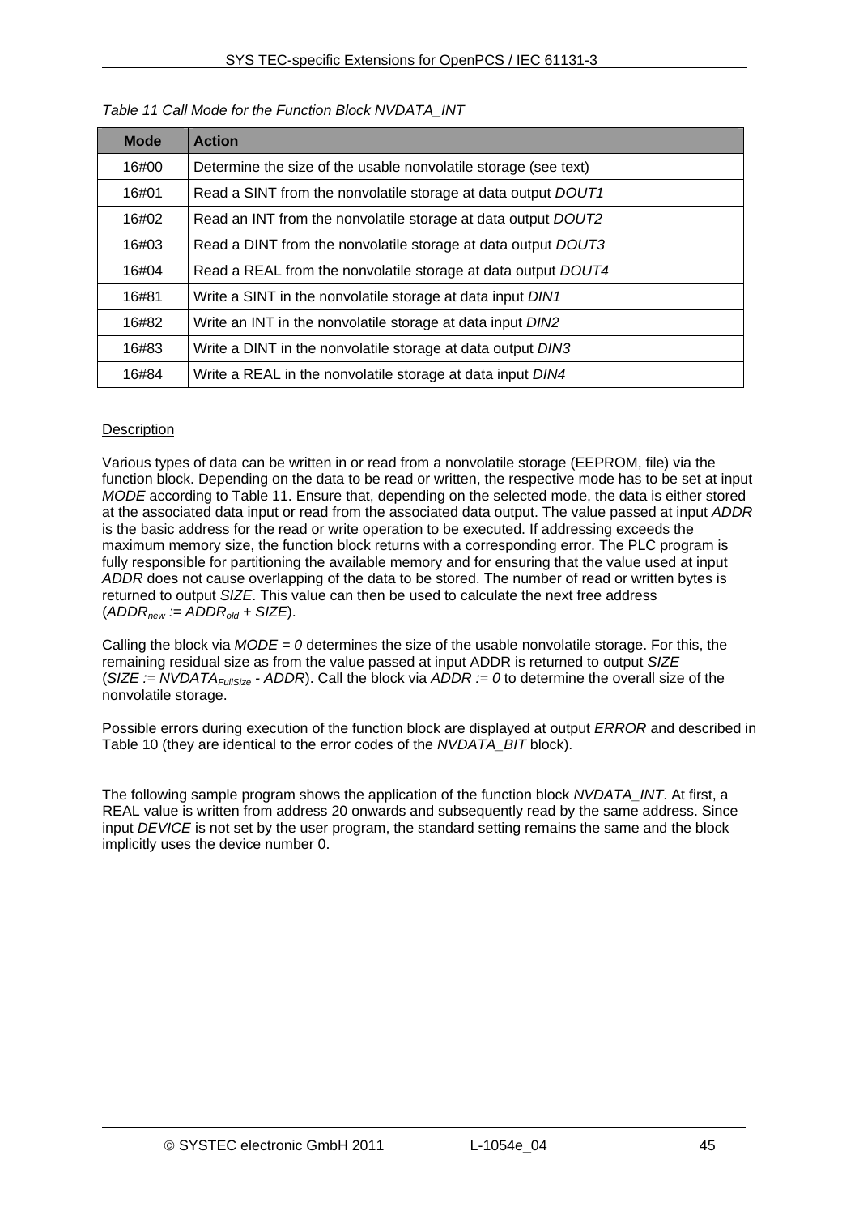*Table 11 Call Mode for the Function Block NVDATA_INT*

| Mode | Action |
|---|---|
| 16#00 | Determine the size of the usable nonvolatile storage (see text) |
| 16#01 | Read a SINT from the nonvolatile storage at data output *DOUT1* |
| 16#02 | Read an INT from the nonvolatile storage at data output *DOUT2* |
| 16#03 | Read a DINT from the nonvolatile storage at data output *DOUT3* |
| 16#04 | Read a REAL from the nonvolatile storage at data output *DOUT4* |
| 16#81 | Write a SINT in the nonvolatile storage at data input *DIN1* |
| 16#82 | Write an INT in the nonvolatile storage at data input *DIN2* |
| 16#83 | Write a DINT in the nonvolatile storage at data output *DIN3* |
| 16#84 | Write a REAL in the nonvolatile storage at data input *DIN4* |

Description

Various types of data can be written in or read from a nonvolatile storage (EEPROM, file) via the function block. Depending on the data to be read or written, the respective mode has to be set at input *MODE* according to Table 11. Ensure that, depending on the selected mode, the data is either stored at the associated data input or read from the associated data output. The value passed at input *ADDR* is the basic address for the read or write operation to be executed. If addressing exceeds the maximum memory size, the function block returns with a corresponding error. The PLC program is fully responsible for partitioning the available memory and for ensuring that the value used at input *ADDR* does not cause overlapping of the data to be stored. The number of read or written bytes is returned to output *SIZE*. This value can then be used to calculate the next free address ($ADDR_{new} := ADDR_{old} + SIZE$).

Calling the block via *MODE = 0* determines the size of the usable nonvolatile storage. For this, the remaining residual size as from the value passed at input ADDR is returned to output *SIZE* ($SIZE := NVDATA_{FullSize} - ADDR$). Call the block via *ADDR := 0* to determine the overall size of the nonvolatile storage.

Possible errors during execution of the function block are displayed at output *ERROR* and described in Table 10 (they are identical to the error codes of the *NVDATA_BIT* block).

The following sample program shows the application of the function block *NVDATA_INT*. At first, a REAL value is written from address 20 onwards and subsequently read by the same address. Since input *DEVICE* is not set by the user program, the standard setting remains the same and the block implicitly uses the device number 0.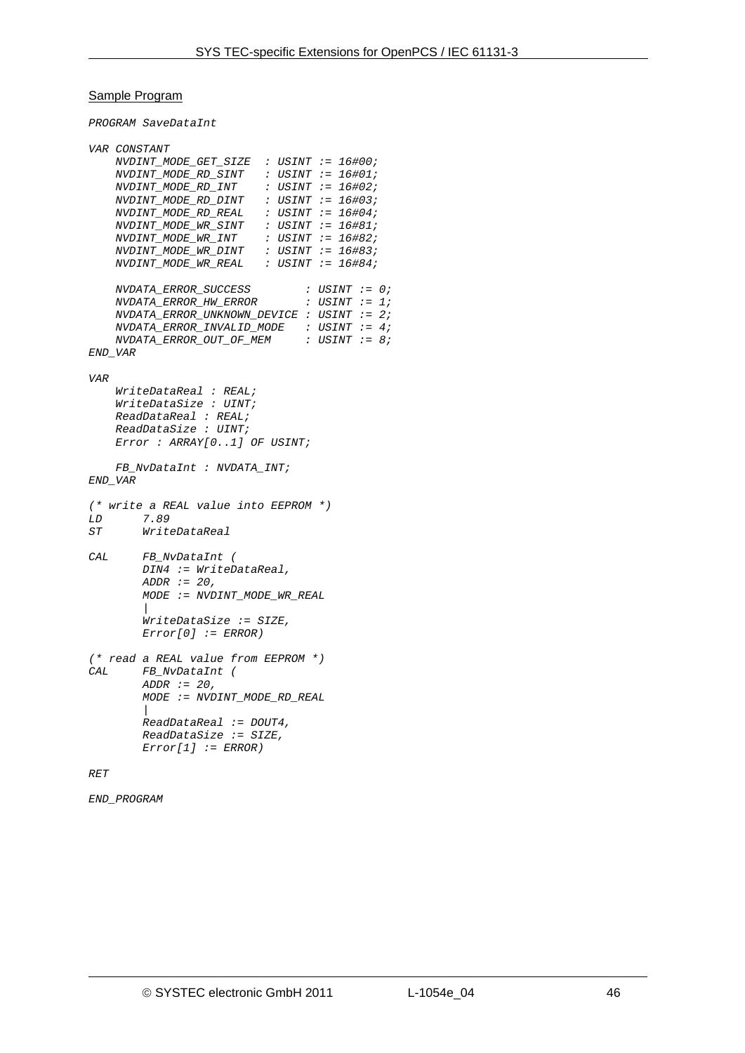Sample Program

```
PROGRAM SaveDataInt

VAR CONSTANT
    NVDINT_MODE_GET_SIZE  : USINT := 16#00;
    NVDINT_MODE_RD_SINT   : USINT := 16#01;
    NVDINT_MODE_RD_INT    : USINT := 16#02;
    NVDINT_MODE_RD_DINT   : USINT := 16#03;
    NVDINT_MODE_RD_REAL   : USINT := 16#04;
    NVDINT_MODE_WR_SINT   : USINT := 16#81;
    NVDINT_MODE_WR_INT    : USINT := 16#82;
    NVDINT_MODE_WR_DINT   : USINT := 16#83;
    NVDINT_MODE_WR_REAL   : USINT := 16#84;

    NVDATA_ERROR_SUCCESS        : USINT := 0;
    NVDATA_ERROR_HW_ERROR       : USINT := 1;
    NVDATA_ERROR_UNKNOWN_DEVICE : USINT := 2;
    NVDATA_ERROR_INVALID_MODE   : USINT := 4;
    NVDATA_ERROR_OUT_OF_MEM     : USINT := 8;
END_VAR

VAR
    WriteDataReal : REAL;
    WriteDataSize : UINT;
    ReadDataReal : REAL;
    ReadDataSize : UINT;
    Error : ARRAY[0..1] OF USINT;

    FB_NvDataInt : NVDATA_INT;
END_VAR

(* write a REAL value into EEPROM *)
LD      7.89
ST      WriteDataReal

CAL     FB_NvDataInt (
        DIN4 := WriteDataReal,
        ADDR := 20,
        MODE := NVDINT_MODE_WR_REAL
        |
        WriteDataSize := SIZE,
        Error[0] := ERROR)

(* read a REAL value from EEPROM *)
CAL     FB_NvDataInt (
        ADDR := 20,
        MODE := NVDINT_MODE_RD_REAL
        |
        ReadDataReal := DOUT4,
        ReadDataSize := SIZE,
        Error[1] := ERROR)

RET

END_PROGRAM
```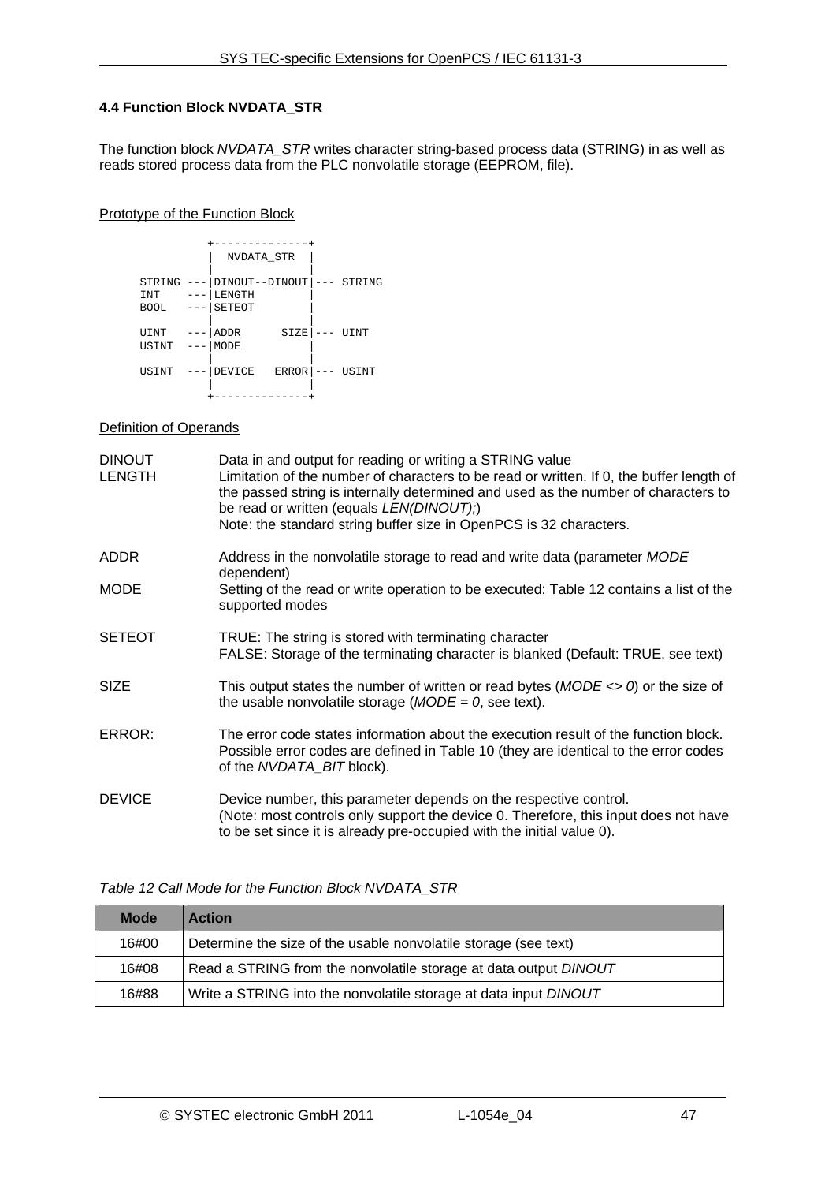### 4.4 Function Block NVDATA_STR

The function block *NVDATA_STR* writes character string-based process data (STRING) in as well as reads stored process data from the PLC nonvolatile storage (EEPROM, file).

Prototype of the Function Block

```
              +--------------+
              |  NVDATA_STR  |
              |              |
    STRING ---|DINOUT--DINOUT|--- STRING
    INT    ---|LENGTH        |
    BOOL   ---|SETEOT        |
              |              |
    UINT   ---|ADDR      SIZE|--- UINT
    USINT  ---|MODE          |
              |              |
    USINT  ---|DEVICE   ERROR|--- USINT
              |              |
              +--------------+
```

Definition of Operands

| | |
|---|---|
| DINOUT | Data in and output for reading or writing a STRING value |
| LENGTH | Limitation of the number of characters to be read or written. If 0, the buffer length of the passed string is internally determined and used as the number of characters to be read or written (equals *LEN(DINOUT);*)<br>Note: the standard string buffer size in OpenPCS is 32 characters. |
| ADDR | Address in the nonvolatile storage to read and write data (parameter *MODE* dependent) |
| MODE | Setting of the read or write operation to be executed: Table 12 contains a list of the supported modes |
| SETEOT | TRUE: The string is stored with terminating character<br>FALSE: Storage of the terminating character is blanked (Default: TRUE, see text) |
| SIZE | This output states the number of written or read bytes (*MODE <> 0*) or the size of the usable nonvolatile storage (*MODE = 0*, see text). |
| ERROR: | The error code states information about the execution result of the function block. Possible error codes are defined in Table 10 (they are identical to the error codes of the *NVDATA_BIT* block). |
| DEVICE | Device number, this parameter depends on the respective control.<br>(Note: most controls only support the device 0. Therefore, this input does not have to be set since it is already pre-occupied with the initial value 0). |

*Table 12 Call Mode for the Function Block NVDATA_STR*

| Mode | Action |
|---|---|
| 16#00 | Determine the size of the usable nonvolatile storage (see text) |
| 16#08 | Read a STRING from the nonvolatile storage at data output *DINOUT* |
| 16#88 | Write a STRING into the nonvolatile storage at data input *DINOUT* |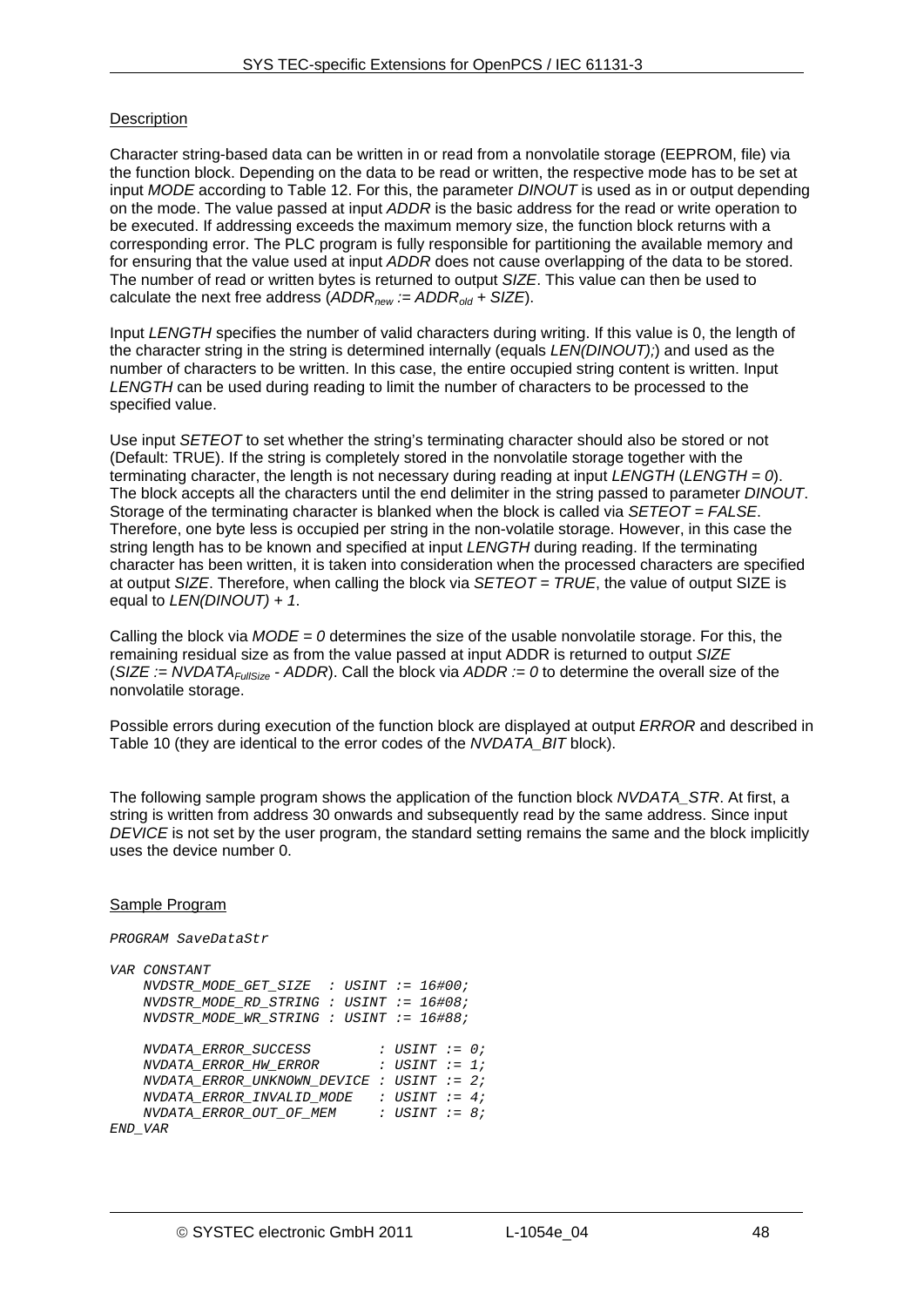Description

Character string-based data can be written in or read from a nonvolatile storage (EEPROM, file) via the function block. Depending on the data to be read or written, the respective mode has to be set at input *MODE* according to Table 12. For this, the parameter *DINOUT* is used as in or output depending on the mode. The value passed at input *ADDR* is the basic address for the read or write operation to be executed. If addressing exceeds the maximum memory size, the function block returns with a corresponding error. The PLC program is fully responsible for partitioning the available memory and for ensuring that the value used at input *ADDR* does not cause overlapping of the data to be stored. The number of read or written bytes is returned to output *SIZE*. This value can then be used to calculate the next free address ($ADDR_{new} := ADDR_{old} + SIZE$).

Input *LENGTH* specifies the number of valid characters during writing. If this value is 0, the length of the character string in the string is determined internally (equals *LEN(DINOUT);*) and used as the number of characters to be written. In this case, the entire occupied string content is written. Input *LENGTH* can be used during reading to limit the number of characters to be processed to the specified value.

Use input *SETEOT* to set whether the string's terminating character should also be stored or not (Default: TRUE). If the string is completely stored in the nonvolatile storage together with the terminating character, the length is not necessary during reading at input *LENGTH* (*LENGTH = 0*). The block accepts all the characters until the end delimiter in the string passed to parameter *DINOUT*. Storage of the terminating character is blanked when the block is called via *SETEOT = FALSE*. Therefore, one byte less is occupied per string in the non-volatile storage. However, in this case the string length has to be known and specified at input *LENGTH* during reading. If the terminating character has been written, it is taken into consideration when the processed characters are specified at output *SIZE*. Therefore, when calling the block via *SETEOT = TRUE*, the value of output SIZE is equal to *LEN(DINOUT) + 1*.

Calling the block via *MODE = 0* determines the size of the usable nonvolatile storage. For this, the remaining residual size as from the value passed at input ADDR is returned to output *SIZE* ($SIZE := NVDATA_{FullSize} - ADDR$). Call the block via *ADDR := 0* to determine the overall size of the nonvolatile storage.

Possible errors during execution of the function block are displayed at output *ERROR* and described in Table 10 (they are identical to the error codes of the *NVDATA_BIT* block).

The following sample program shows the application of the function block *NVDATA_STR*. At first, a string is written from address 30 onwards and subsequently read by the same address. Since input *DEVICE* is not set by the user program, the standard setting remains the same and the block implicitly uses the device number 0.

Sample Program

```
PROGRAM SaveDataStr

VAR CONSTANT
    NVDSTR_MODE_GET_SIZE  : USINT := 16#00;
    NVDSTR_MODE_RD_STRING : USINT := 16#08;
    NVDSTR_MODE_WR_STRING : USINT := 16#88;

    NVDATA_ERROR_SUCCESS        : USINT := 0;
    NVDATA_ERROR_HW_ERROR       : USINT := 1;
    NVDATA_ERROR_UNKNOWN_DEVICE : USINT := 2;
    NVDATA_ERROR_INVALID_MODE   : USINT := 4;
    NVDATA_ERROR_OUT_OF_MEM     : USINT := 8;
END_VAR
```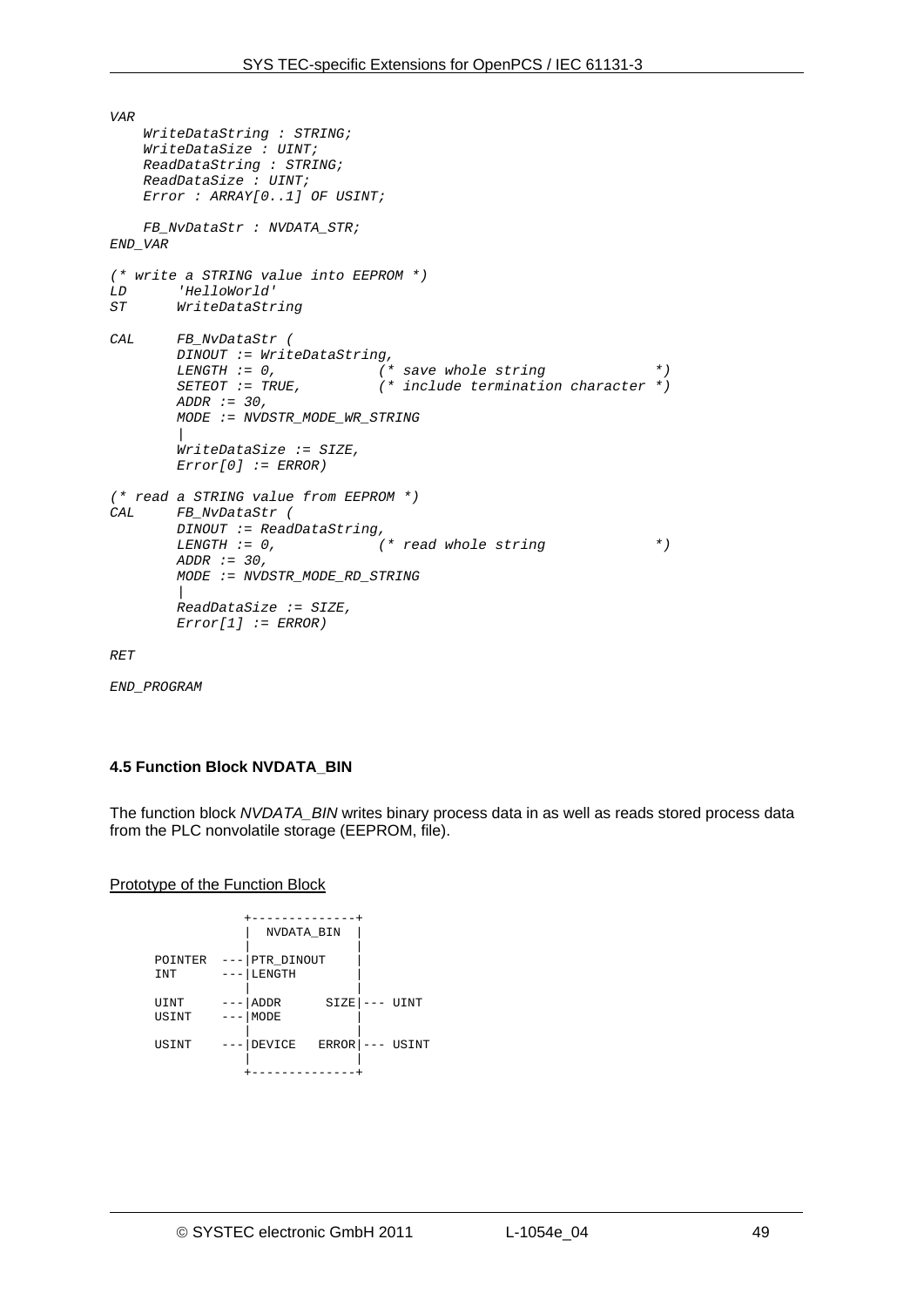```
VAR
    WriteDataString : STRING;
    WriteDataSize : UINT;
    ReadDataString : STRING;
    ReadDataSize : UINT;
    Error : ARRAY[0..1] OF USINT;

    FB_NvDataStr : NVDATA_STR;
END_VAR

(* write a STRING value into EEPROM *)
LD      'HelloWorld'
ST      WriteDataString

CAL     FB_NvDataStr (
        DINOUT := WriteDataString,
        LENGTH := 0,            (* save whole string             *)
        SETEOT := TRUE,         (* include termination character *)
        ADDR := 30,
        MODE := NVDSTR_MODE_WR_STRING
        |
        WriteDataSize := SIZE,
        Error[0] := ERROR)

(* read a STRING value from EEPROM *)
CAL     FB_NvDataStr (
        DINOUT := ReadDataString,
        LENGTH := 0,            (* read whole string             *)
        ADDR := 30,
        MODE := NVDSTR_MODE_RD_STRING
        |
        ReadDataSize := SIZE,
        Error[1] := ERROR)

RET

END_PROGRAM
```

#### 4.5 Function Block NVDATA_BIN

The function block *NVDATA_BIN* writes binary process data in as well as reads stored process data from the PLC nonvolatile storage (EEPROM, file).

Prototype of the Function Block

```
              +--------------+
              |  NVDATA_BIN  |
              |              |
  POINTER  ---|PTR_DINOUT    |
  INT      ---|LENGTH        |
              |              |
  UINT     ---|ADDR      SIZE|--- UINT
  USINT    ---|MODE          |
              |              |
  USINT    ---|DEVICE   ERROR|--- USINT
              |              |
              +--------------+
```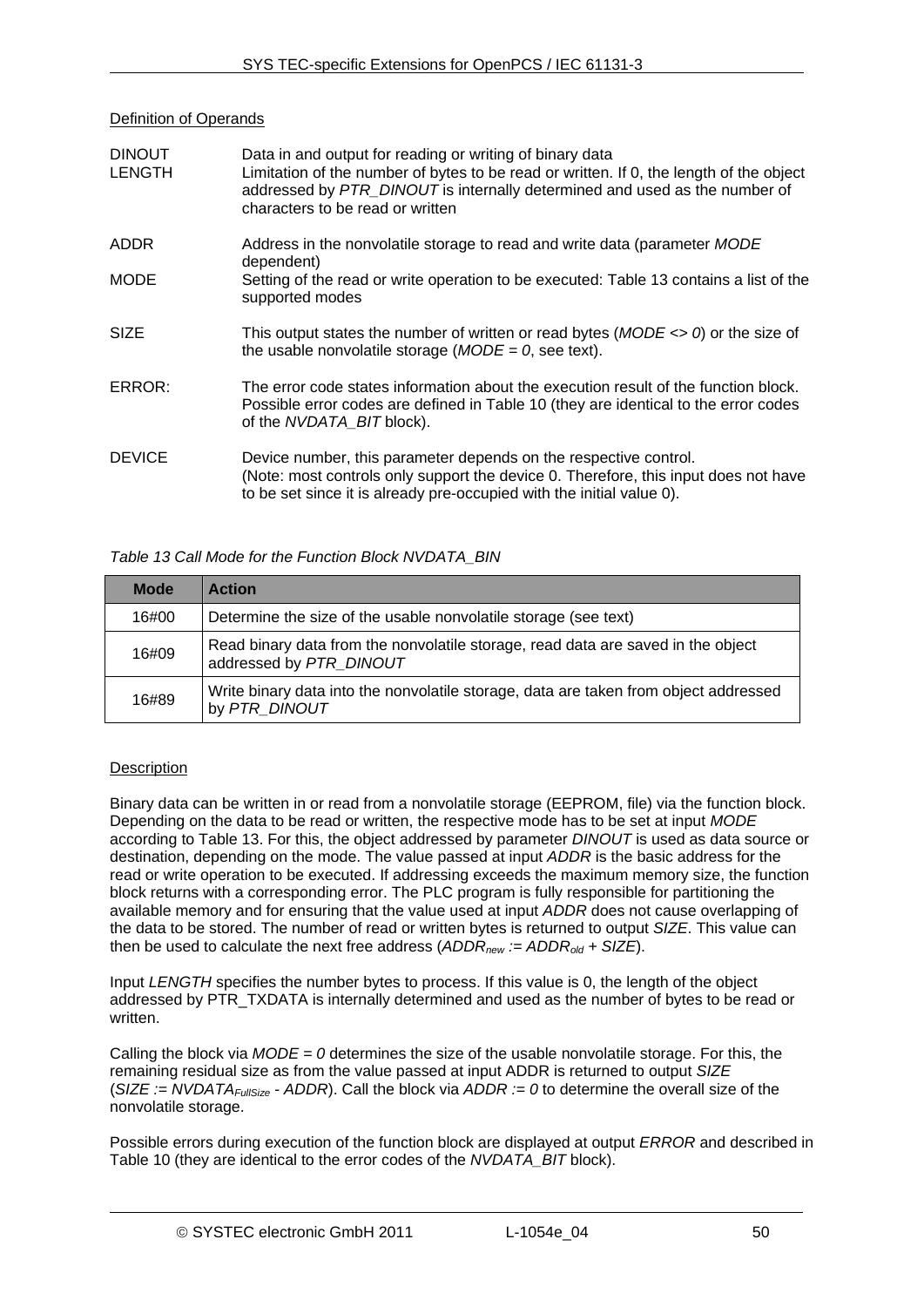Definition of Operands

| | |
|---|---|
| DINOUT | Data in and output for reading or writing of binary data |
| LENGTH | Limitation of the number of bytes to be read or written. If 0, the length of the object addressed by *PTR_DINOUT* is internally determined and used as the number of characters to be read or written |
| ADDR | Address in the nonvolatile storage to read and write data (parameter *MODE* dependent) |
| MODE | Setting of the read or write operation to be executed: Table 13 contains a list of the supported modes |
| SIZE | This output states the number of written or read bytes (*MODE <> 0*) or the size of the usable nonvolatile storage (*MODE = 0*, see text). |
| ERROR: | The error code states information about the execution result of the function block. Possible error codes are defined in Table 10 (they are identical to the error codes of the *NVDATA_BIT* block). |
| DEVICE | Device number, this parameter depends on the respective control. (Note: most controls only support the device 0. Therefore, this input does not have to be set since it is already pre-occupied with the initial value 0). |

*Table 13 Call Mode for the Function Block NVDATA_BIN*

| Mode | Action |
|---|---|
| 16#00 | Determine the size of the usable nonvolatile storage (see text) |
| 16#09 | Read binary data from the nonvolatile storage, read data are saved in the object addressed by *PTR_DINOUT* |
| 16#89 | Write binary data into the nonvolatile storage, data are taken from object addressed by *PTR_DINOUT* |

Description

Binary data can be written in or read from a nonvolatile storage (EEPROM, file) via the function block. Depending on the data to be read or written, the respective mode has to be set at input *MODE* according to Table 13. For this, the object addressed by parameter *DINOUT* is used as data source or destination, depending on the mode. The value passed at input *ADDR* is the basic address for the read or write operation to be executed. If addressing exceeds the maximum memory size, the function block returns with a corresponding error. The PLC program is fully responsible for partitioning the available memory and for ensuring that the value used at input *ADDR* does not cause overlapping of the data to be stored. The number of read or written bytes is returned to output *SIZE*. This value can then be used to calculate the next free address ($ADDR_{new} := ADDR_{old} + SIZE$).

Input *LENGTH* specifies the number bytes to process. If this value is 0, the length of the object addressed by PTR_TXDATA is internally determined and used as the number of bytes to be read or written.

Calling the block via *MODE = 0* determines the size of the usable nonvolatile storage. For this, the remaining residual size as from the value passed at input ADDR is returned to output *SIZE* ($SIZE := NVDATA_{FullSize} - ADDR$). Call the block via *ADDR := 0* to determine the overall size of the nonvolatile storage.

Possible errors during execution of the function block are displayed at output *ERROR* and described in Table 10 (they are identical to the error codes of the *NVDATA_BIT* block).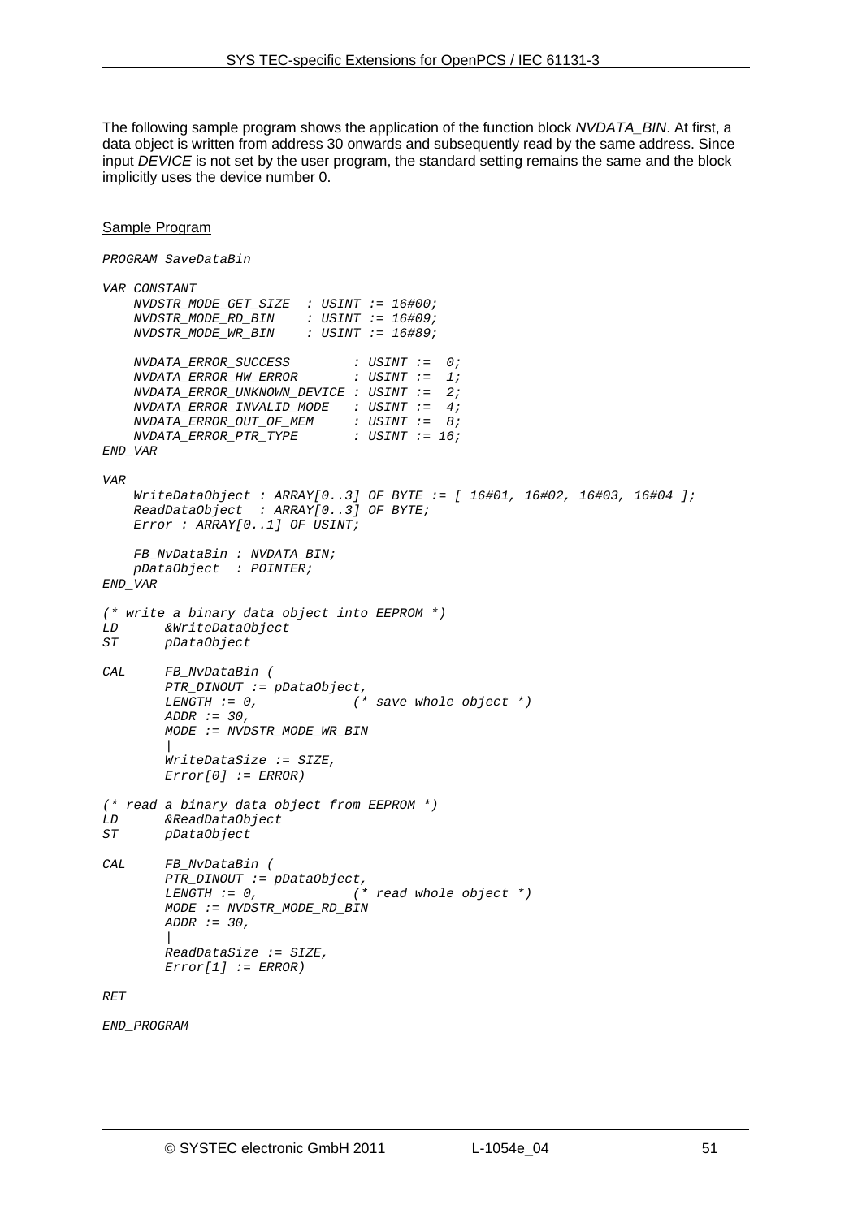The following sample program shows the application of the function block *NVDATA_BIN*. At first, a data object is written from address 30 onwards and subsequently read by the same address. Since input *DEVICE* is not set by the user program, the standard setting remains the same and the block implicitly uses the device number 0.

Sample Program

```
PROGRAM SaveDataBin

VAR CONSTANT
    NVDSTR_MODE_GET_SIZE  : USINT := 16#00;
    NVDSTR_MODE_RD_BIN    : USINT := 16#09;
    NVDSTR_MODE_WR_BIN    : USINT := 16#89;

    NVDATA_ERROR_SUCCESS        : USINT :=  0;
    NVDATA_ERROR_HW_ERROR       : USINT :=  1;
    NVDATA_ERROR_UNKNOWN_DEVICE : USINT :=  2;
    NVDATA_ERROR_INVALID_MODE   : USINT :=  4;
    NVDATA_ERROR_OUT_OF_MEM     : USINT :=  8;
    NVDATA_ERROR_PTR_TYPE       : USINT := 16;
END_VAR

VAR
    WriteDataObject : ARRAY[0..3] OF BYTE := [ 16#01, 16#02, 16#03, 16#04 ];
    ReadDataObject  : ARRAY[0..3] OF BYTE;
    Error : ARRAY[0..1] OF USINT;

    FB_NvDataBin : NVDATA_BIN;
    pDataObject  : POINTER;
END_VAR

(* write a binary data object into EEPROM *)
LD      &WriteDataObject
ST      pDataObject

CAL     FB_NvDataBin (
        PTR_DINOUT := pDataObject,
        LENGTH := 0,            (* save whole object *)
        ADDR := 30,
        MODE := NVDSTR_MODE_WR_BIN
        |
        WriteDataSize := SIZE,
        Error[0] := ERROR)

(* read a binary data object from EEPROM *)
LD      &ReadDataObject
ST      pDataObject

CAL     FB_NvDataBin (
        PTR_DINOUT := pDataObject,
        LENGTH := 0,            (* read whole object *)
        MODE := NVDSTR_MODE_RD_BIN
        ADDR := 30,
        |
        ReadDataSize := SIZE,
        Error[1] := ERROR)

RET

END_PROGRAM
```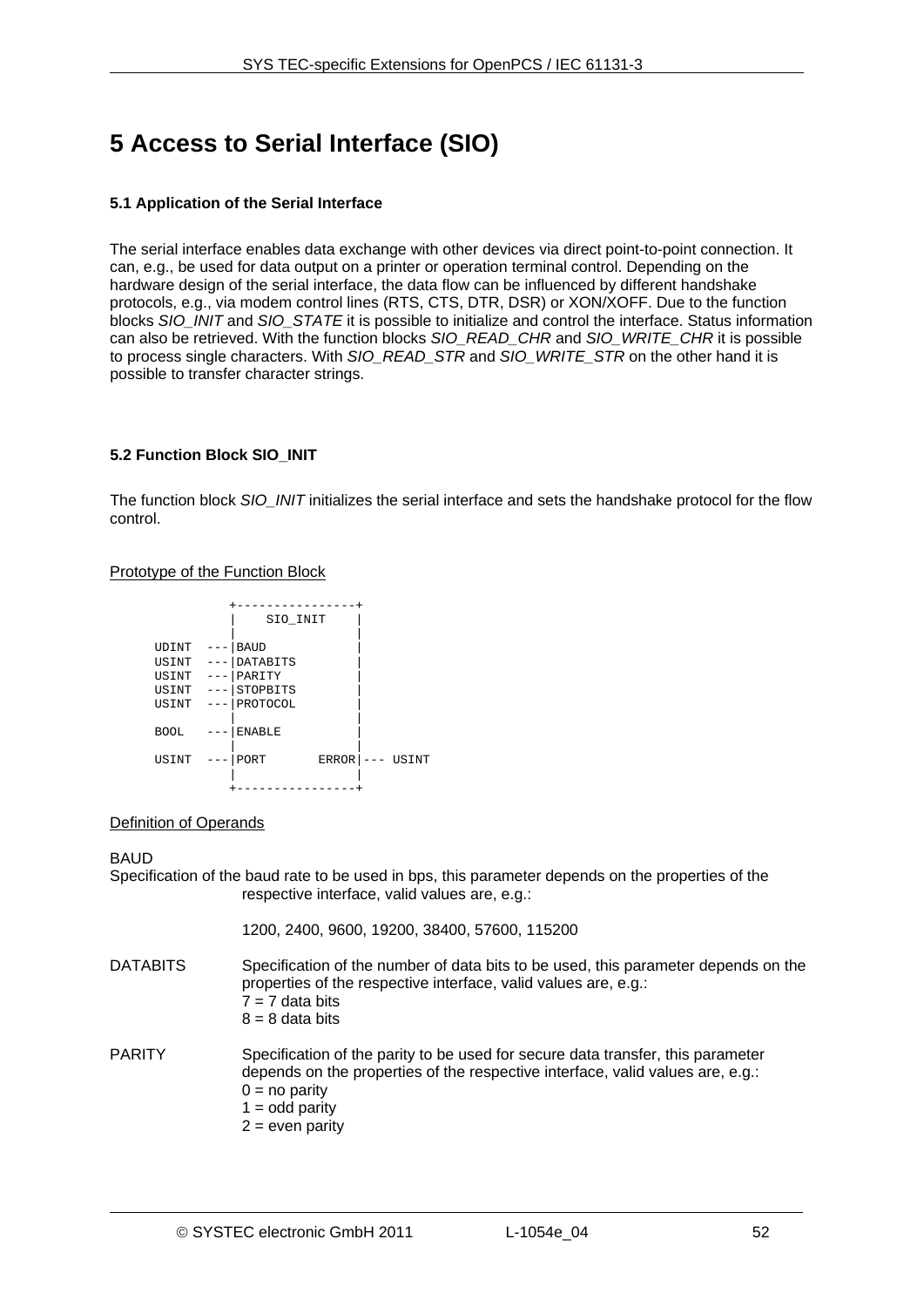# 5 Access to Serial Interface (SIO)

### 5.1 Application of the Serial Interface

The serial interface enables data exchange with other devices via direct point-to-point connection. It can, e.g., be used for data output on a printer or operation terminal control. Depending on the hardware design of the serial interface, the data flow can be influenced by different handshake protocols, e.g., via modem control lines (RTS, CTS, DTR, DSR) or XON/XOFF. Due to the function blocks *SIO_INIT* and *SIO_STATE* it is possible to initialize and control the interface. Status information can also be retrieved. With the function blocks *SIO_READ_CHR* and *SIO_WRITE_CHR* it is possible to process single characters. With *SIO_READ_STR* and *SIO_WRITE_STR* on the other hand it is possible to transfer character strings.

### 5.2 Function Block SIO_INIT

The function block *SIO_INIT* initializes the serial interface and sets the handshake protocol for the flow control.

Prototype of the Function Block

```
             +----------------+
             |    SIO_INIT    |
             |                |
  UDINT   ---|BAUD            |
  USINT   ---|DATABITS        |
  USINT   ---|PARITY          |
  USINT   ---|STOPBITS        |
  USINT   ---|PROTOCOL        |
             |                |
  BOOL    ---|ENABLE          |
             |                |
  USINT   ---|PORT       ERROR|--- USINT
             |                |
             +----------------+
```

Definition of Operands

BAUD
Specification of the baud rate to be used in bps, this parameter depends on the properties of the respective interface, valid values are, e.g.:

1200, 2400, 9600, 19200, 38400, 57600, 115200

DATABITS
Specification of the number of data bits to be used, this parameter depends on the properties of the respective interface, valid values are, e.g.:
7 = 7 data bits
8 = 8 data bits

PARITY
Specification of the parity to be used for secure data transfer, this parameter depends on the properties of the respective interface, valid values are, e.g.:
0 = no parity
1 = odd parity
2 = even parity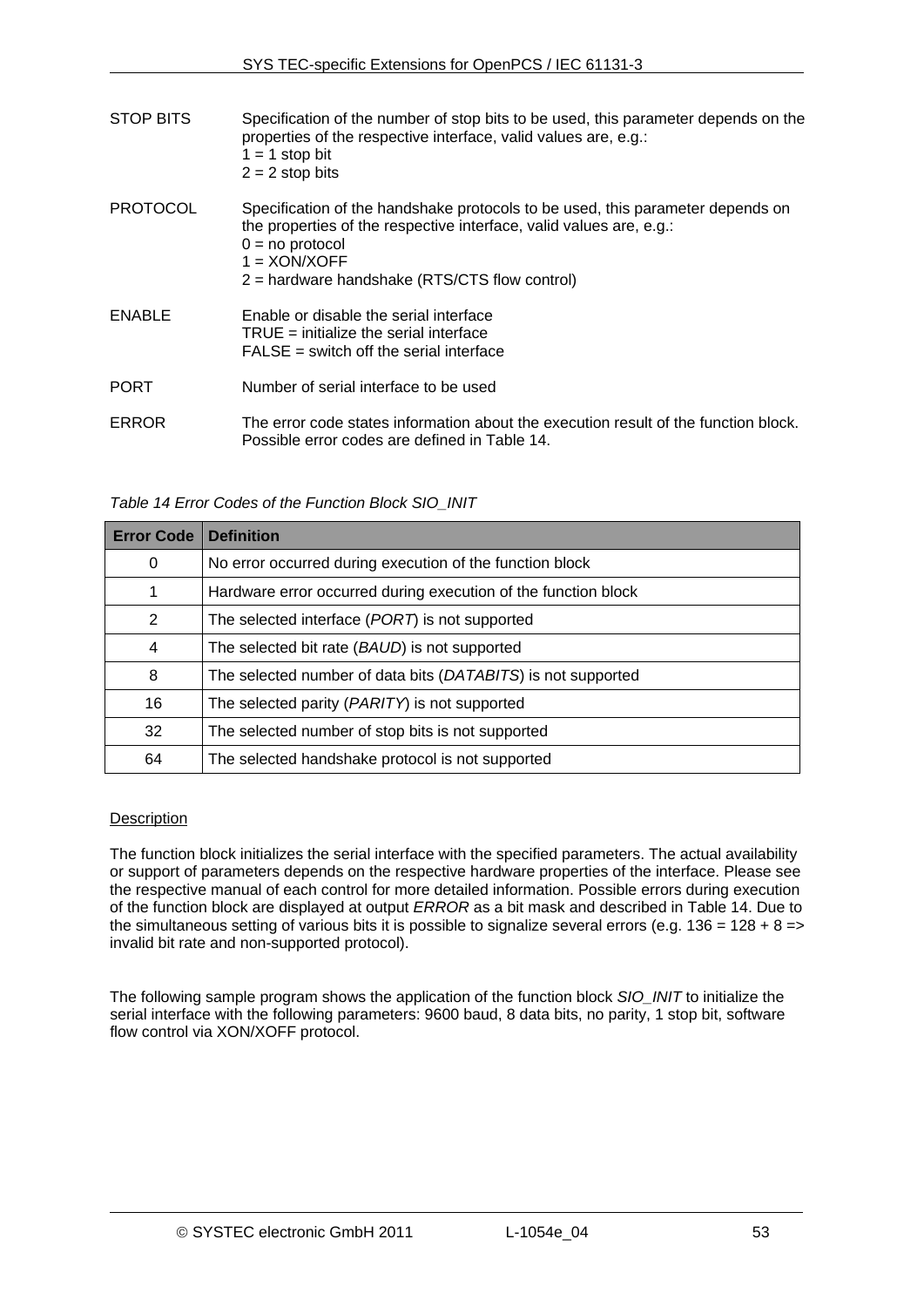STOP BITS — Specification of the number of stop bits to be used, this parameter depends on the properties of the respective interface, valid values are, e.g.:
1 = 1 stop bit
2 = 2 stop bits

PROTOCOL — Specification of the handshake protocols to be used, this parameter depends on the properties of the respective interface, valid values are, e.g.:
0 = no protocol
1 = XON/XOFF
2 = hardware handshake (RTS/CTS flow control)

ENABLE — Enable or disable the serial interface
TRUE = initialize the serial interface
FALSE = switch off the serial interface

PORT — Number of serial interface to be used

ERROR — The error code states information about the execution result of the function block. Possible error codes are defined in Table 14.

*Table 14 Error Codes of the Function Block SIO_INIT*

| Error Code | Definition |
|---|---|
| 0 | No error occurred during execution of the function block |
| 1 | Hardware error occurred during execution of the function block |
| 2 | The selected interface (*PORT*) is not supported |
| 4 | The selected bit rate (*BAUD*) is not supported |
| 8 | The selected number of data bits (*DATABITS*) is not supported |
| 16 | The selected parity (*PARITY*) is not supported |
| 32 | The selected number of stop bits is not supported |
| 64 | The selected handshake protocol is not supported |

<u>Description</u>

The function block initializes the serial interface with the specified parameters. The actual availability or support of parameters depends on the respective hardware properties of the interface. Please see the respective manual of each control for more detailed information. Possible errors during execution of the function block are displayed at output *ERROR* as a bit mask and described in Table 14. Due to the simultaneous setting of various bits it is possible to signalize several errors (e.g. 136 = 128 + 8 => invalid bit rate and non-supported protocol).

The following sample program shows the application of the function block *SIO_INIT* to initialize the serial interface with the following parameters: 9600 baud, 8 data bits, no parity, 1 stop bit, software flow control via XON/XOFF protocol.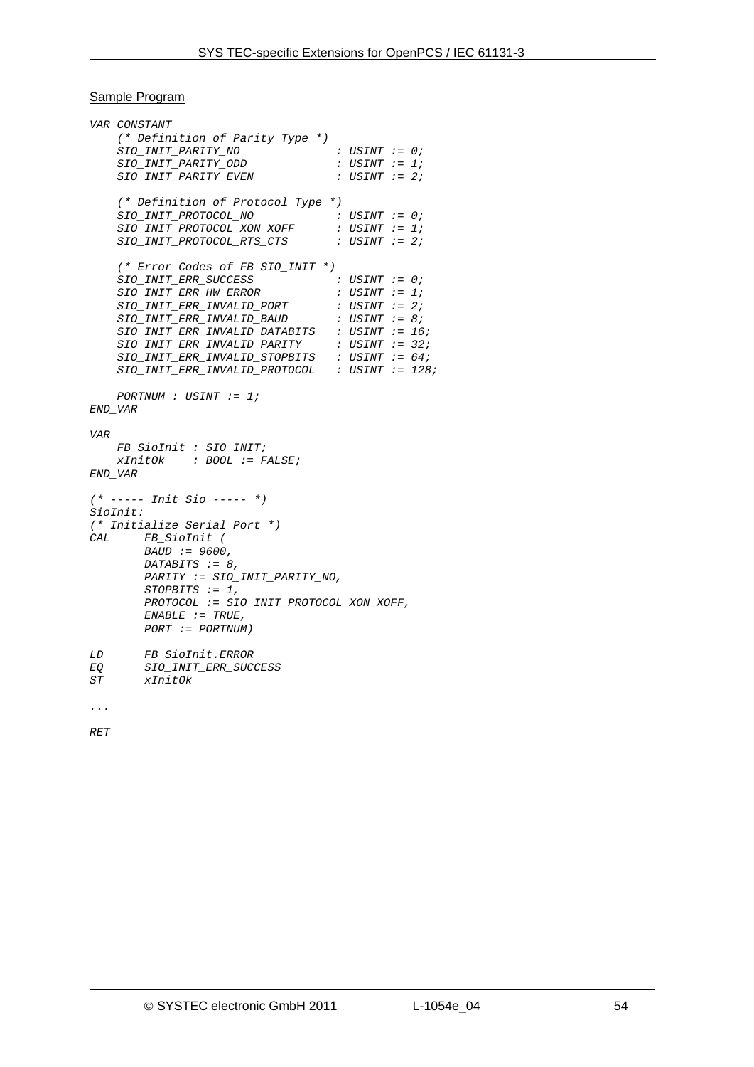Sample Program

```
VAR CONSTANT
    (* Definition of Parity Type *)
    SIO_INIT_PARITY_NO              : USINT := 0;
    SIO_INIT_PARITY_ODD             : USINT := 1;
    SIO_INIT_PARITY_EVEN            : USINT := 2;

    (* Definition of Protocol Type *)
    SIO_INIT_PROTOCOL_NO            : USINT := 0;
    SIO_INIT_PROTOCOL_XON_XOFF      : USINT := 1;
    SIO_INIT_PROTOCOL_RTS_CTS       : USINT := 2;

    (* Error Codes of FB SIO_INIT *)
    SIO_INIT_ERR_SUCCESS            : USINT := 0;
    SIO_INIT_ERR_HW_ERROR           : USINT := 1;
    SIO_INIT_ERR_INVALID_PORT       : USINT := 2;
    SIO_INIT_ERR_INVALID_BAUD       : USINT := 8;
    SIO_INIT_ERR_INVALID_DATABITS   : USINT := 16;
    SIO_INIT_ERR_INVALID_PARITY     : USINT := 32;
    SIO_INIT_ERR_INVALID_STOPBITS   : USINT := 64;
    SIO_INIT_ERR_INVALID_PROTOCOL   : USINT := 128;

    PORTNUM : USINT := 1;
END_VAR

VAR
    FB_SioInit : SIO_INIT;
    xInitOk    : BOOL := FALSE;
END_VAR

(* ----- Init Sio ----- *)
SioInit:
(* Initialize Serial Port *)
CAL     FB_SioInit (
        BAUD := 9600,
        DATABITS := 8,
        PARITY := SIO_INIT_PARITY_NO,
        STOPBITS := 1,
        PROTOCOL := SIO_INIT_PROTOCOL_XON_XOFF,
        ENABLE := TRUE,
        PORT := PORTNUM)

LD      FB_SioInit.ERROR
EQ      SIO_INIT_ERR_SUCCESS
ST      xInitOk

...

RET
```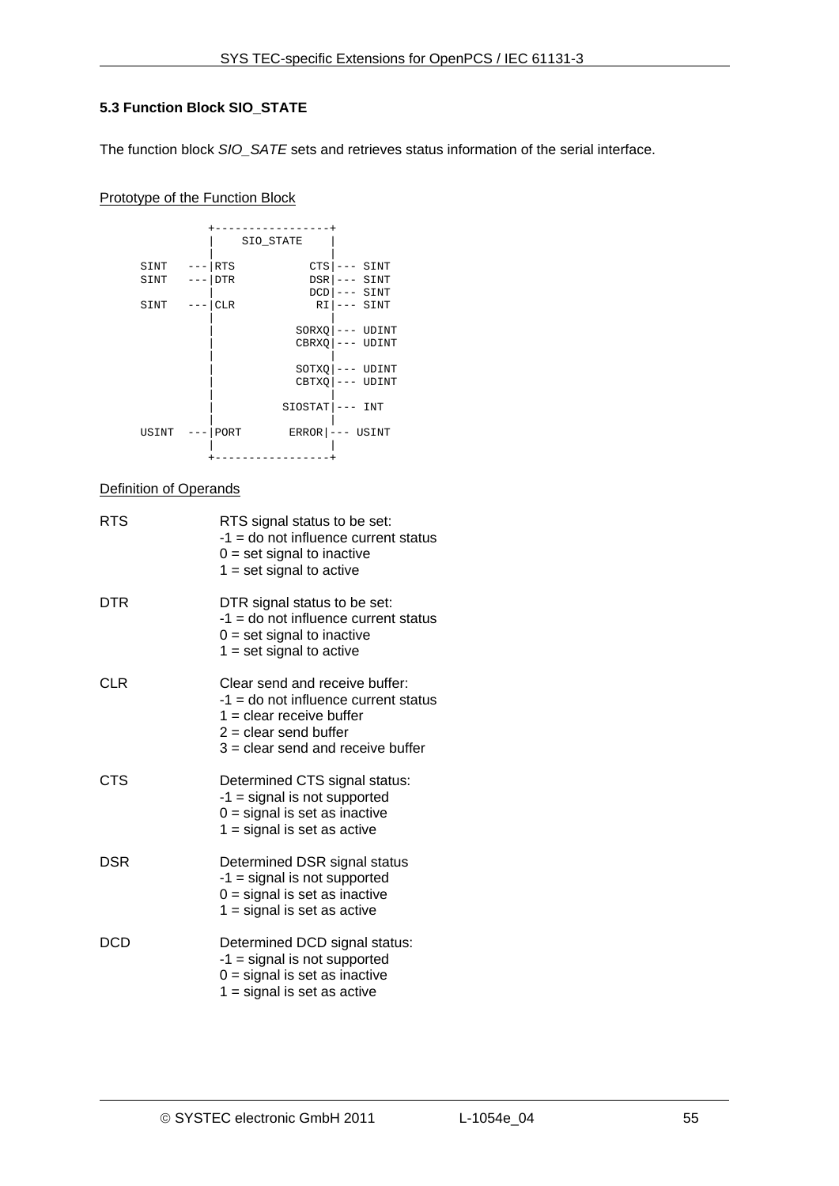### 5.3 Function Block SIO_STATE

The function block *SIO_SATE* sets and retrieves status information of the serial interface.

Prototype of the Function Block

```
            +-----------------+
            |    SIO_STATE    |
            |                 |
   SINT  ---|RTS           CTS|--- SINT
   SINT  ---|DTR           DSR|--- SINT
            |              DCD|--- SINT
   SINT  ---|CLR            RI|--- SINT
            |                 |
            |            SORXQ|--- UDINT
            |            CBRXQ|--- UDINT
            |                 |
            |            SOTXQ|--- UDINT
            |            CBTXQ|--- UDINT
            |                 |
            |          SIOSTAT|--- INT
            |                 |
   USINT ---|PORT        ERROR|--- USINT
            |                 |
            +-----------------+
```

Definition of Operands

| | |
|---|---|
| RTS | RTS signal status to be set:<br>-1 = do not influence current status<br>0 = set signal to inactive<br>1 = set signal to active |
| DTR | DTR signal status to be set:<br>-1 = do not influence current status<br>0 = set signal to inactive<br>1 = set signal to active |
| CLR | Clear send and receive buffer:<br>-1 = do not influence current status<br>1 = clear receive buffer<br>2 = clear send buffer<br>3 = clear send and receive buffer |
| CTS | Determined CTS signal status:<br>-1 = signal is not supported<br>0 = signal is set as inactive<br>1 = signal is set as active |
| DSR | Determined DSR signal status<br>-1 = signal is not supported<br>0 = signal is set as inactive<br>1 = signal is set as active |
| DCD | Determined DCD signal status:<br>-1 = signal is not supported<br>0 = signal is set as inactive<br>1 = signal is set as active |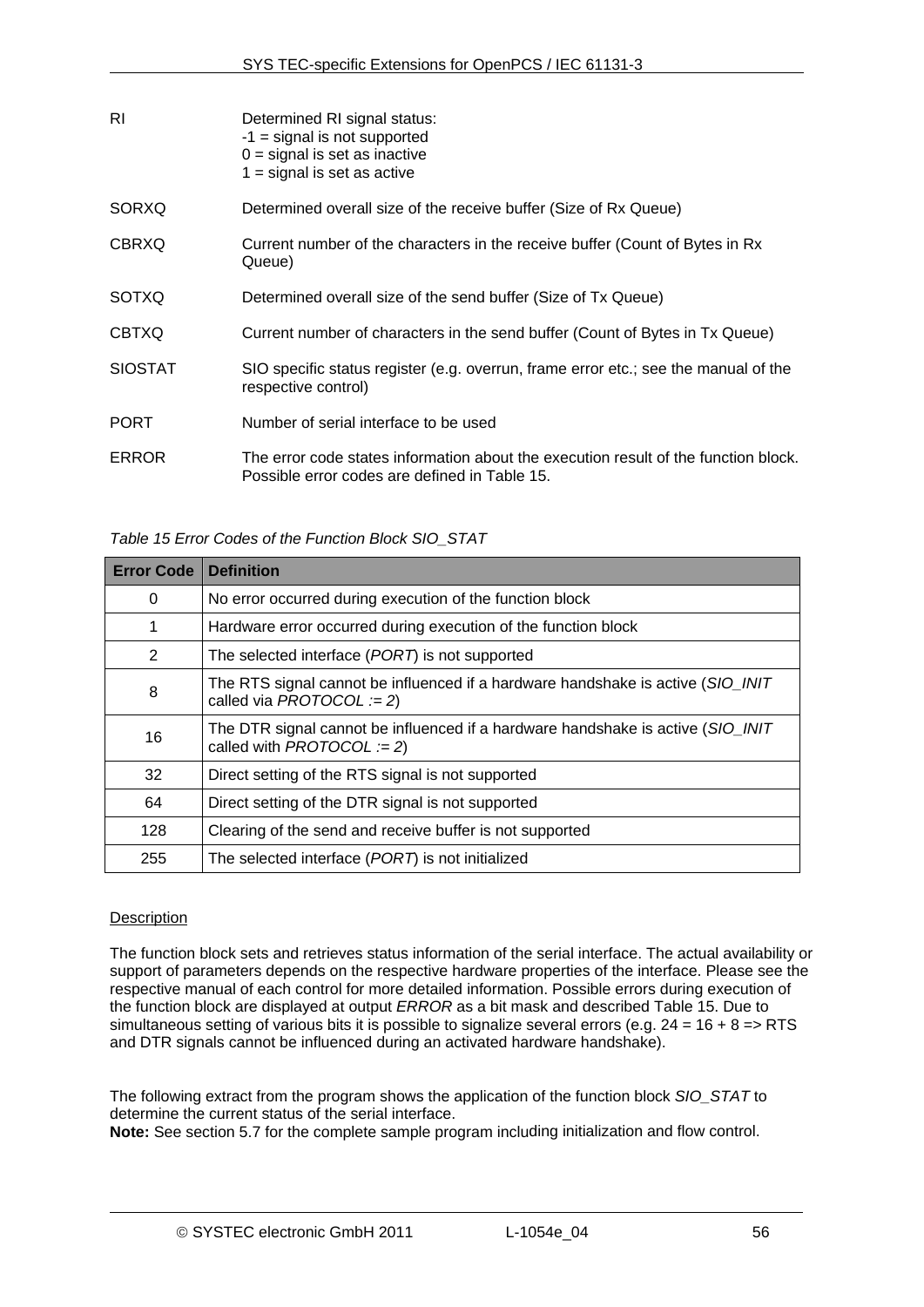| | |
|---|---|
| RI | Determined RI signal status:<br>-1 = signal is not supported<br>0 = signal is set as inactive<br>1 = signal is set as active |
| SORXQ | Determined overall size of the receive buffer (Size of Rx Queue) |
| CBRXQ | Current number of the characters in the receive buffer (Count of Bytes in Rx Queue) |
| SOTXQ | Determined overall size of the send buffer (Size of Tx Queue) |
| CBTXQ | Current number of characters in the send buffer (Count of Bytes in Tx Queue) |
| SIOSTAT | SIO specific status register (e.g. overrun, frame error etc.; see the manual of the respective control) |
| PORT | Number of serial interface to be used |
| ERROR | The error code states information about the execution result of the function block. Possible error codes are defined in Table 15. |

*Table 15 Error Codes of the Function Block SIO_STAT*

| Error Code | Definition |
|---|---|
| 0 | No error occurred during execution of the function block |
| 1 | Hardware error occurred during execution of the function block |
| 2 | The selected interface (*PORT*) is not supported |
| 8 | The RTS signal cannot be influenced if a hardware handshake is active (*SIO_INIT* called via *PROTOCOL := 2*) |
| 16 | The DTR signal cannot be influenced if a hardware handshake is active (*SIO_INIT* called with *PROTOCOL := 2*) |
| 32 | Direct setting of the RTS signal is not supported |
| 64 | Direct setting of the DTR signal is not supported |
| 128 | Clearing of the send and receive buffer is not supported |
| 255 | The selected interface (*PORT*) is not initialized |

Description

The function block sets and retrieves status information of the serial interface. The actual availability or support of parameters depends on the respective hardware properties of the interface. Please see the respective manual of each control for more detailed information. Possible errors during execution of the function block are displayed at output *ERROR* as a bit mask and described Table 15. Due to simultaneous setting of various bits it is possible to signalize several errors (e.g. 24 = 16 + 8 => RTS and DTR signals cannot be influenced during an activated hardware handshake).

The following extract from the program shows the application of the function block *SIO_STAT* to determine the current status of the serial interface.
**Note:** See section 5.7 for the complete sample program including initialization and flow control.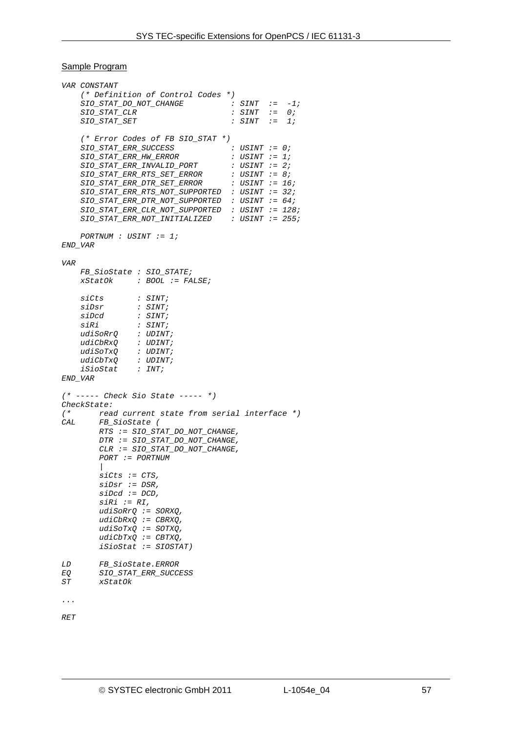Sample Program

```
VAR CONSTANT
    (* Definition of Control Codes *)
    SIO_STAT_DO_NOT_CHANGE          : SINT  :=  -1;
    SIO_STAT_CLR                    : SINT  :=  0;
    SIO_STAT_SET                    : SINT  :=  1;

    (* Error Codes of FB SIO_STAT *)
    SIO_STAT_ERR_SUCCESS            : USINT := 0;
    SIO_STAT_ERR_HW_ERROR           : USINT := 1;
    SIO_STAT_ERR_INVALID_PORT       : USINT := 2;
    SIO_STAT_ERR_RTS_SET_ERROR      : USINT := 8;
    SIO_STAT_ERR_DTR_SET_ERROR      : USINT := 16;
    SIO_STAT_ERR_RTS_NOT_SUPPORTED  : USINT := 32;
    SIO_STAT_ERR_DTR_NOT_SUPPORTED  : USINT := 64;
    SIO_STAT_ERR_CLR_NOT_SUPPORTED  : USINT := 128;
    SIO_STAT_ERR_NOT_INITIALIZED    : USINT := 255;

    PORTNUM : USINT := 1;
END_VAR

VAR
    FB_SioState : SIO_STATE;
    xStatOk     : BOOL := FALSE;

    siCts       : SINT;
    siDsr       : SINT;
    siDcd       : SINT;
    siRi        : SINT;
    udiSoRrQ    : UDINT;
    udiCbRxQ    : UDINT;
    udiSoTxQ    : UDINT;
    udiCbTxQ    : UDINT;
    iSioStat    : INT;
END_VAR

(* ----- Check Sio State ----- *)
CheckState:
(*      read current state from serial interface *)
CAL     FB_SioState (
        RTS := SIO_STAT_DO_NOT_CHANGE,
        DTR := SIO_STAT_DO_NOT_CHANGE,
        CLR := SIO_STAT_DO_NOT_CHANGE,
        PORT := PORTNUM
        |
        siCts := CTS,
        siDsr := DSR,
        siDcd := DCD,
        siRi := RI,
        udiSoRrQ := SORXQ,
        udiCbRxQ := CBRXQ,
        udiSoTxQ := SOTXQ,
        udiCbTxQ := CBTXQ,
        iSioStat := SIOSTAT)

LD      FB_SioState.ERROR
EQ      SIO_STAT_ERR_SUCCESS
ST      xStatOk

...

RET
```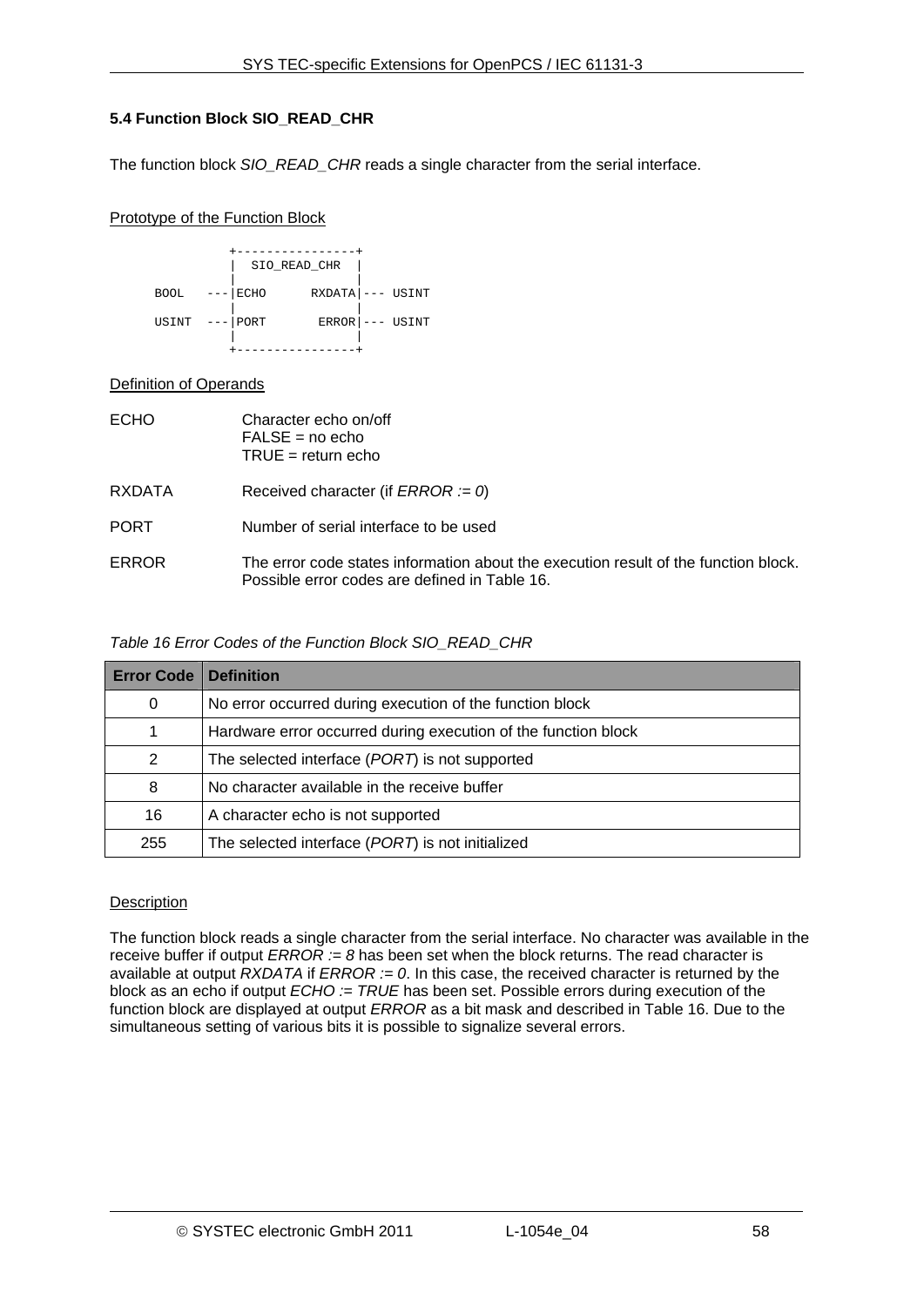### 5.4 Function Block SIO_READ_CHR

The function block *SIO_READ_CHR* reads a single character from the serial interface.

Prototype of the Function Block

```
           +----------------+
           |  SIO_READ_CHR  |
           |                |
  BOOL  ---|ECHO      RXDATA|--- USINT
           |                |
  USINT ---|PORT       ERROR|--- USINT
           |                |
           +----------------+
```

Definition of Operands

| | |
|---|---|
| ECHO | Character echo on/off<br>FALSE = no echo<br>TRUE = return echo |
| RXDATA | Received character (if *ERROR := 0*) |
| PORT | Number of serial interface to be used |
| ERROR | The error code states information about the execution result of the function block. Possible error codes are defined in Table 16. |

*Table 16 Error Codes of the Function Block SIO_READ_CHR*

| Error Code | Definition |
|---|---|
| 0 | No error occurred during execution of the function block |
| 1 | Hardware error occurred during execution of the function block |
| 2 | The selected interface (*PORT*) is not supported |
| 8 | No character available in the receive buffer |
| 16 | A character echo is not supported |
| 255 | The selected interface (*PORT*) is not initialized |

Description

The function block reads a single character from the serial interface. No character was available in the receive buffer if output *ERROR := 8* has been set when the block returns. The read character is available at output *RXDATA* if *ERROR := 0*. In this case, the received character is returned by the block as an echo if output *ECHO := TRUE* has been set. Possible errors during execution of the function block are displayed at output *ERROR* as a bit mask and described in Table 16. Due to the simultaneous setting of various bits it is possible to signalize several errors.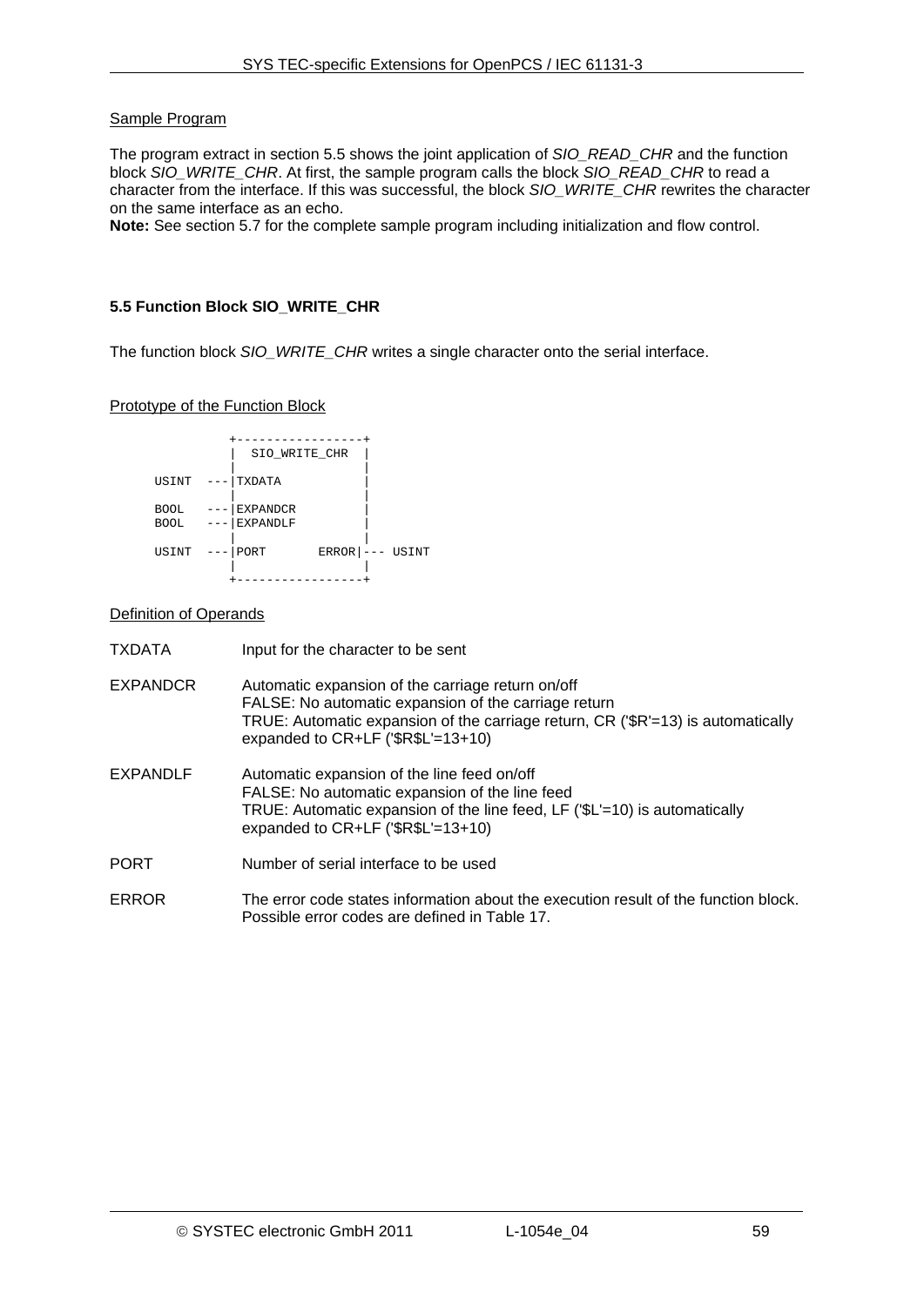Sample Program

The program extract in section 5.5 shows the joint application of *SIO_READ_CHR* and the function block *SIO_WRITE_CHR*. At first, the sample program calls the block *SIO_READ_CHR* to read a character from the interface. If this was successful, the block *SIO_WRITE_CHR* rewrites the character on the same interface as an echo.
**Note:** See section 5.7 for the complete sample program including initialization and flow control.

### 5.5 Function Block SIO_WRITE_CHR

The function block *SIO_WRITE_CHR* writes a single character onto the serial interface.

Prototype of the Function Block

```
              +-----------------+
              |  SIO_WRITE_CHR  |
              |                 |
     USINT ---|TXDATA           |
              |                 |
     BOOL  ---|EXPANDCR         |
     BOOL  ---|EXPANDLF         |
              |                 |
     USINT ---|PORT       ERROR|--- USINT
              |                 |
              +-----------------+
```

Definition of Operands

| | |
|---|---|
| TXDATA | Input for the character to be sent |
| EXPANDCR | Automatic expansion of the carriage return on/off<br>FALSE: No automatic expansion of the carriage return<br>TRUE: Automatic expansion of the carriage return, CR ('$R'=13) is automatically expanded to CR+LF ('$R$L'=13+10) |
| EXPANDLF | Automatic expansion of the line feed on/off<br>FALSE: No automatic expansion of the line feed<br>TRUE: Automatic expansion of the line feed, LF ('$L'=10) is automatically expanded to CR+LF ('$R$L'=13+10) |
| PORT | Number of serial interface to be used |
| ERROR | The error code states information about the execution result of the function block. Possible error codes are defined in Table 17. |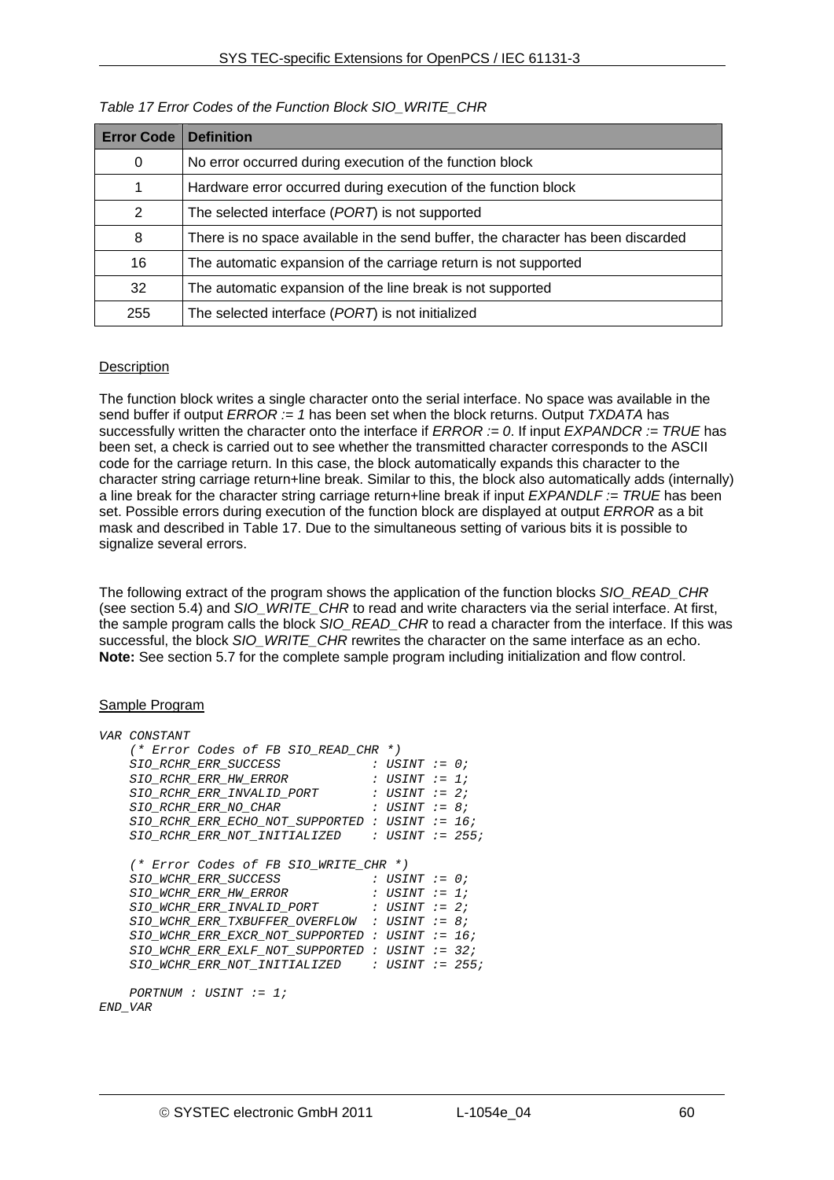*Table 17 Error Codes of the Function Block SIO_WRITE_CHR*

| Error Code | Definition |
|---|---|
| 0 | No error occurred during execution of the function block |
| 1 | Hardware error occurred during execution of the function block |
| 2 | The selected interface (*PORT*) is not supported |
| 8 | There is no space available in the send buffer, the character has been discarded |
| 16 | The automatic expansion of the carriage return is not supported |
| 32 | The automatic expansion of the line break is not supported |
| 255 | The selected interface (*PORT*) is not initialized |

Description

The function block writes a single character onto the serial interface. No space was available in the send buffer if output *ERROR := 1* has been set when the block returns. Output *TXDATA* has successfully written the character onto the interface if *ERROR := 0*. If input *EXPANDCR := TRUE* has been set, a check is carried out to see whether the transmitted character corresponds to the ASCII code for the carriage return. In this case, the block automatically expands this character to the character string carriage return+line break. Similar to this, the block also automatically adds (internally) a line break for the character string carriage return+line break if input *EXPANDLF := TRUE* has been set. Possible errors during execution of the function block are displayed at output *ERROR* as a bit mask and described in Table 17. Due to the simultaneous setting of various bits it is possible to signalize several errors.

The following extract of the program shows the application of the function blocks *SIO_READ_CHR* (see section 5.4) and *SIO_WRITE_CHR* to read and write characters via the serial interface. At first, the sample program calls the block *SIO_READ_CHR* to read a character from the interface. If this was successful, the block *SIO_WRITE_CHR* rewrites the character on the same interface as an echo.
**Note:** See section 5.7 for the complete sample program including initialization and flow control.

Sample Program

```
VAR CONSTANT
    (* Error Codes of FB SIO_READ_CHR *)
    SIO_RCHR_ERR_SUCCESS            : USINT := 0;
    SIO_RCHR_ERR_HW_ERROR           : USINT := 1;
    SIO_RCHR_ERR_INVALID_PORT       : USINT := 2;
    SIO_RCHR_ERR_NO_CHAR            : USINT := 8;
    SIO_RCHR_ERR_ECHO_NOT_SUPPORTED : USINT := 16;
    SIO_RCHR_ERR_NOT_INITIALIZED    : USINT := 255;

    (* Error Codes of FB SIO_WRITE_CHR *)
    SIO_WCHR_ERR_SUCCESS            : USINT := 0;
    SIO_WCHR_ERR_HW_ERROR           : USINT := 1;
    SIO_WCHR_ERR_INVALID_PORT       : USINT := 2;
    SIO_WCHR_ERR_TXBUFFER_OVERFLOW  : USINT := 8;
    SIO_WCHR_ERR_EXCR_NOT_SUPPORTED : USINT := 16;
    SIO_WCHR_ERR_EXLF_NOT_SUPPORTED : USINT := 32;
    SIO_WCHR_ERR_NOT_INITIALIZED    : USINT := 255;

    PORTNUM : USINT := 1;
END_VAR
```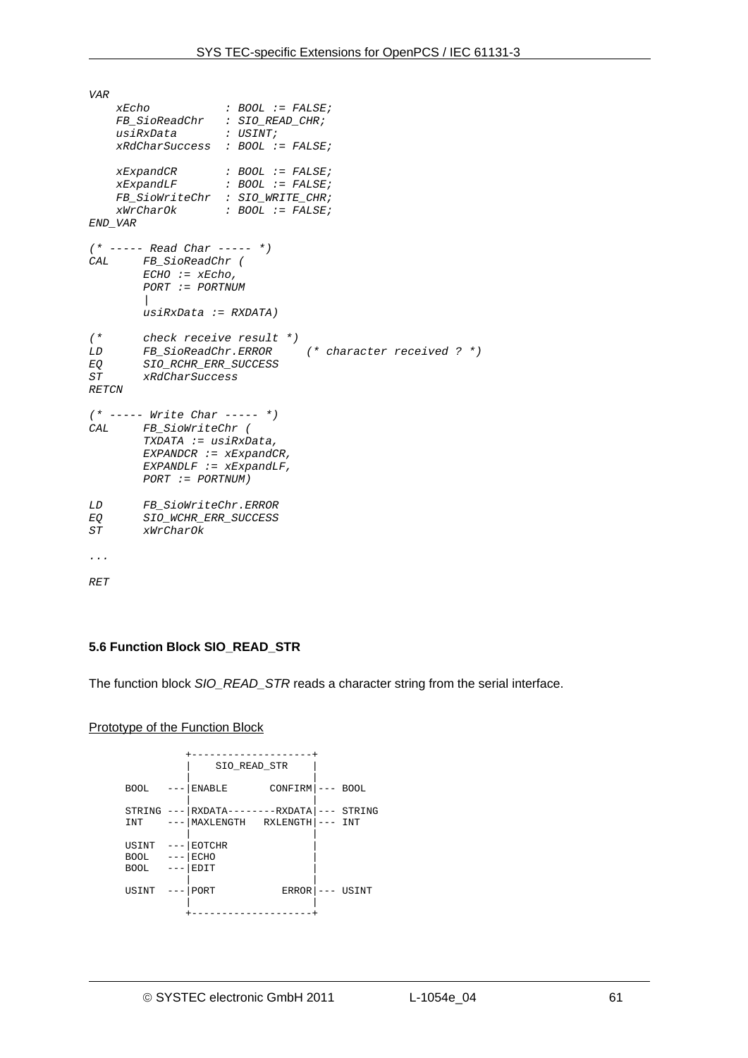```
VAR
    xEcho           : BOOL := FALSE;
    FB_SioReadChr   : SIO_READ_CHR;
    usiRxData       : USINT;
    xRdCharSuccess  : BOOL := FALSE;

    xExpandCR       : BOOL := FALSE;
    xExpandLF       : BOOL := FALSE;
    FB_SioWriteChr  : SIO_WRITE_CHR;
    xWrCharOk       : BOOL := FALSE;
END_VAR

(* ----- Read Char ----- *)
CAL     FB_SioReadChr (
        ECHO := xEcho,
        PORT := PORTNUM
        |
        usiRxData := RXDATA)

(*      check receive result *)
LD      FB_SioReadChr.ERROR     (* character received ? *)
EQ      SIO_RCHR_ERR_SUCCESS
ST      xRdCharSuccess
RETCN

(* ----- Write Char ----- *)
CAL     FB_SioWriteChr (
        TXDATA := usiRxData,
        EXPANDCR := xExpandCR,
        EXPANDLF := xExpandLF,
        PORT := PORTNUM)

LD      FB_SioWriteChr.ERROR
EQ      SIO_WCHR_ERR_SUCCESS
ST      xWrCharOk

...

RET
```

### 5.6 Function Block SIO_READ_STR

The function block *SIO_READ_STR* reads a character string from the serial interface.

Prototype of the Function Block

```
           +--------------------+
           |    SIO_READ_STR    |
           |                    |
BOOL   ---|ENABLE       CONFIRM|--- BOOL
           |                    |
STRING ---|RXDATA--------RXDATA|--- STRING
INT    ---|MAXLENGTH   RXLENGTH|--- INT
           |                    |
USINT  ---|EOTCHR              |
BOOL   ---|ECHO                |
BOOL   ---|EDIT                |
           |                    |
USINT  ---|PORT           ERROR|--- USINT
           |                    |
           +--------------------+
```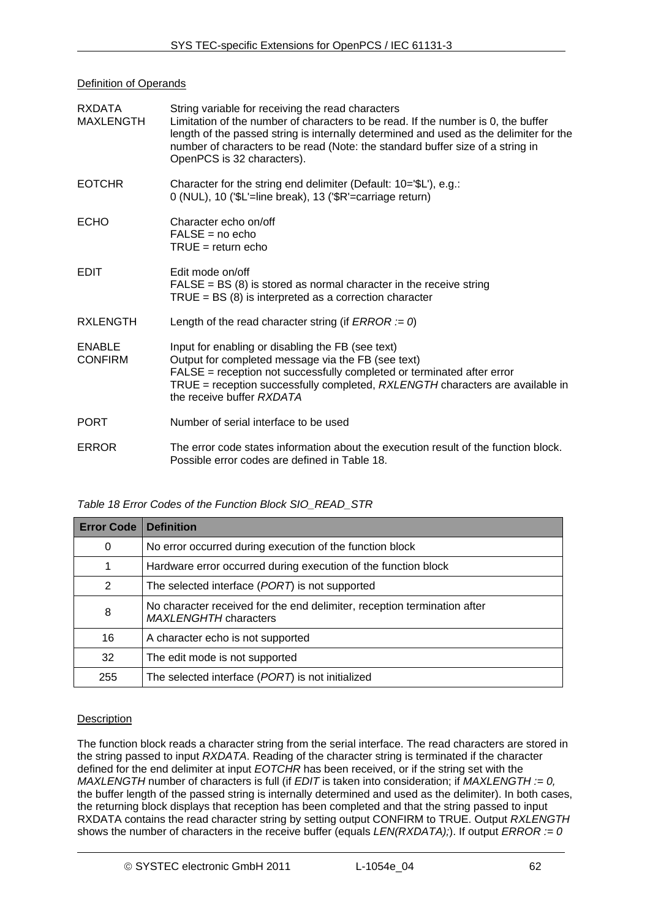Definition of Operands

RXDATA String variable for receiving the read characters

MAXLENGTH Limitation of the number of characters to be read. If the number is 0, the buffer length of the passed string is internally determined and used as the delimiter for the number of characters to be read (Note: the standard buffer size of a string in OpenPCS is 32 characters).

EOTCHR Character for the string end delimiter (Default: 10='$L'), e.g.:
0 (NUL), 10 ('$L'=line break), 13 ('$R'=carriage return)

ECHO Character echo on/off
FALSE = no echo
TRUE = return echo

EDIT Edit mode on/off
FALSE = BS (8) is stored as normal character in the receive string
TRUE = BS (8) is interpreted as a correction character

RXLENGTH Length of the read character string (if *ERROR := 0*)

ENABLE Input for enabling or disabling the FB (see text)

CONFIRM Output for completed message via the FB (see text)
FALSE = reception not successfully completed or terminated after error
TRUE = reception successfully completed, *RXLENGTH* characters are available in the receive buffer *RXDATA*

PORT Number of serial interface to be used

ERROR The error code states information about the execution result of the function block. Possible error codes are defined in Table 18.

*Table 18 Error Codes of the Function Block SIO_READ_STR*

| Error Code | Definition |
|---|---|
| 0 | No error occurred during execution of the function block |
| 1 | Hardware error occurred during execution of the function block |
| 2 | The selected interface (*PORT*) is not supported |
| 8 | No character received for the end delimiter, reception termination after *MAXLENGHTH* characters |
| 16 | A character echo is not supported |
| 32 | The edit mode is not supported |
| 255 | The selected interface (*PORT*) is not initialized |

Description

The function block reads a character string from the serial interface. The read characters are stored in the string passed to input *RXDATA*. Reading of the character string is terminated if the character defined for the end delimiter at input *EOTCHR* has been received, or if the string set with the *MAXLENGTH* number of characters is full (if *EDIT* is taken into consideration; if *MAXLENGTH := 0,* the buffer length of the passed string is internally determined and used as the delimiter). In both cases, the returning block displays that reception has been completed and that the string passed to input RXDATA contains the read character string by setting output CONFIRM to TRUE. Output *RXLENGTH* shows the number of characters in the receive buffer (equals *LEN(RXDATA);*). If output *ERROR := 0*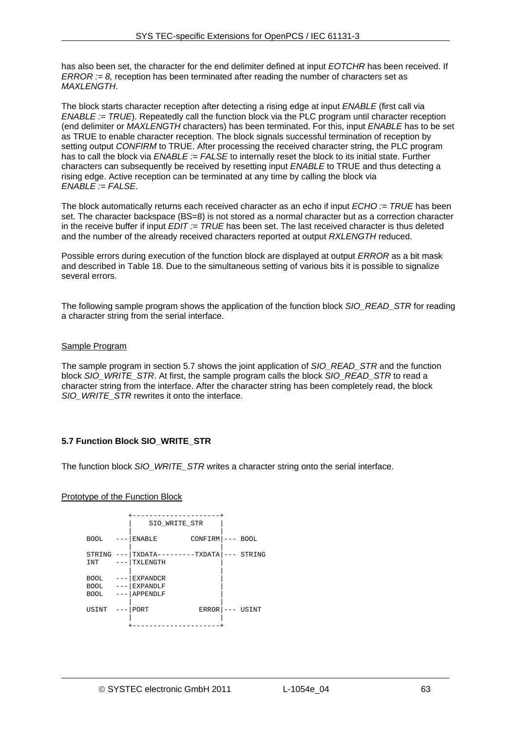has also been set, the character for the end delimiter defined at input *EOTCHR* has been received. If *ERROR := 8,* reception has been terminated after reading the number of characters set as *MAXLENGTH*.

The block starts character reception after detecting a rising edge at input *ENABLE* (first call via *ENABLE := TRUE*). Repeatedly call the function block via the PLC program until character reception (end delimiter or *MAXLENGTH* characters) has been terminated. For this, input *ENABLE* has to be set as TRUE to enable character reception. The block signals successful termination of reception by setting output *CONFIRM* to TRUE. After processing the received character string, the PLC program has to call the block via *ENABLE := FALSE* to internally reset the block to its initial state. Further characters can subsequently be received by resetting input *ENABLE* to TRUE and thus detecting a rising edge. Active reception can be terminated at any time by calling the block via *ENABLE := FALSE*.

The block automatically returns each received character as an echo if input *ECHO := TRUE* has been set. The character backspace (BS=8) is not stored as a normal character but as a correction character in the receive buffer if input *EDIT := TRUE* has been set. The last received character is thus deleted and the number of the already received characters reported at output *RXLENGTH* reduced.

Possible errors during execution of the function block are displayed at output *ERROR* as a bit mask and described in Table 18. Due to the simultaneous setting of various bits it is possible to signalize several errors.

The following sample program shows the application of the function block *SIO_READ_STR* for reading a character string from the serial interface.

Sample Program

The sample program in section 5.7 shows the joint application of *SIO_READ_STR* and the function block *SIO_WRITE_STR*. At first, the sample program calls the block *SIO_READ_STR* to read a character string from the interface. After the character string has been completely read, the block *SIO_WRITE_STR* rewrites it onto the interface.

### 5.7 Function Block SIO_WRITE_STR

The function block *SIO_WRITE_STR* writes a character string onto the serial interface.

Prototype of the Function Block

```
           +---------------------+
           |    SIO_WRITE_STR    |
           |                     |
BOOL    ---|ENABLE        CONFIRM|--- BOOL
           |                     |
STRING  ---|TXDATA---------TXDATA|--- STRING
INT     ---|TXLENGTH             |
           |                     |
BOOL    ---|EXPANDCR             |
BOOL    ---|EXPANDLF             |
BOOL    ---|APPENDLF             |
           |                     |
USINT   ---|PORT            ERROR|--- USINT
           |                     |
           +---------------------+
```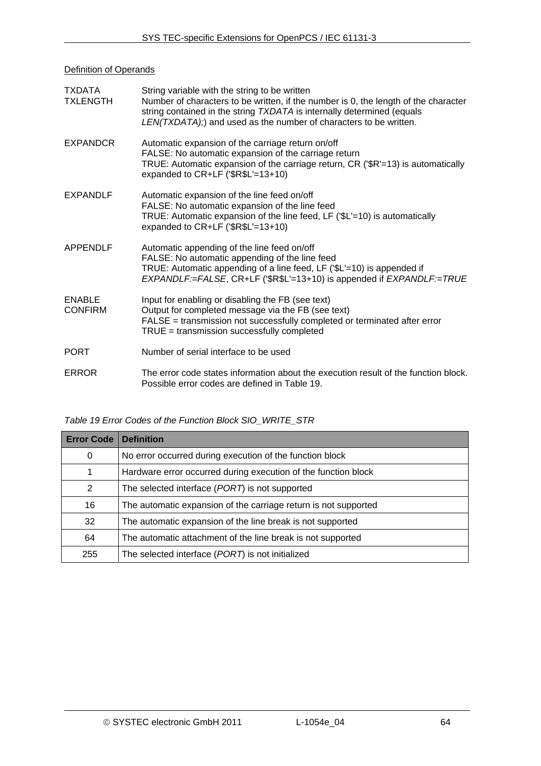Definition of Operands

TXDATA String variable with the string to be written

TXLENGTH Number of characters to be written, if the number is 0, the length of the character string contained in the string *TXDATA* is internally determined (equals *LEN(TXDATA);*) and used as the number of characters to be written.

EXPANDCR Automatic expansion of the carriage return on/off
FALSE: No automatic expansion of the carriage return
TRUE: Automatic expansion of the carriage return, CR ('$R'=13) is automatically expanded to CR+LF ('$R$L'=13+10)

EXPANDLF Automatic expansion of the line feed on/off
FALSE: No automatic expansion of the line feed
TRUE: Automatic expansion of the line feed, LF ('$L'=10) is automatically expanded to CR+LF ('$R$L'=13+10)

APPENDLF Automatic appending of the line feed on/off
FALSE: No automatic appending of the line feed
TRUE: Automatic appending of a line feed, LF ('$L'=10) is appended if *EXPANDLF:=FALSE*, CR+LF ('$R$L'=13+10) is appended if *EXPANDLF:=TRUE*

ENABLE Input for enabling or disabling the FB (see text)

CONFIRM Output for completed message via the FB (see text)
FALSE = transmission not successfully completed or terminated after error
TRUE = transmission successfully completed

PORT Number of serial interface to be used

ERROR The error code states information about the execution result of the function block. Possible error codes are defined in Table 19.

*Table 19 Error Codes of the Function Block SIO_WRITE_STR*

| Error Code | Definition |
|---|---|
| 0 | No error occurred during execution of the function block |
| 1 | Hardware error occurred during execution of the function block |
| 2 | The selected interface (*PORT*) is not supported |
| 16 | The automatic expansion of the carriage return is not supported |
| 32 | The automatic expansion of the line break is not supported |
| 64 | The automatic attachment of the line break is not supported |
| 255 | The selected interface (*PORT*) is not initialized |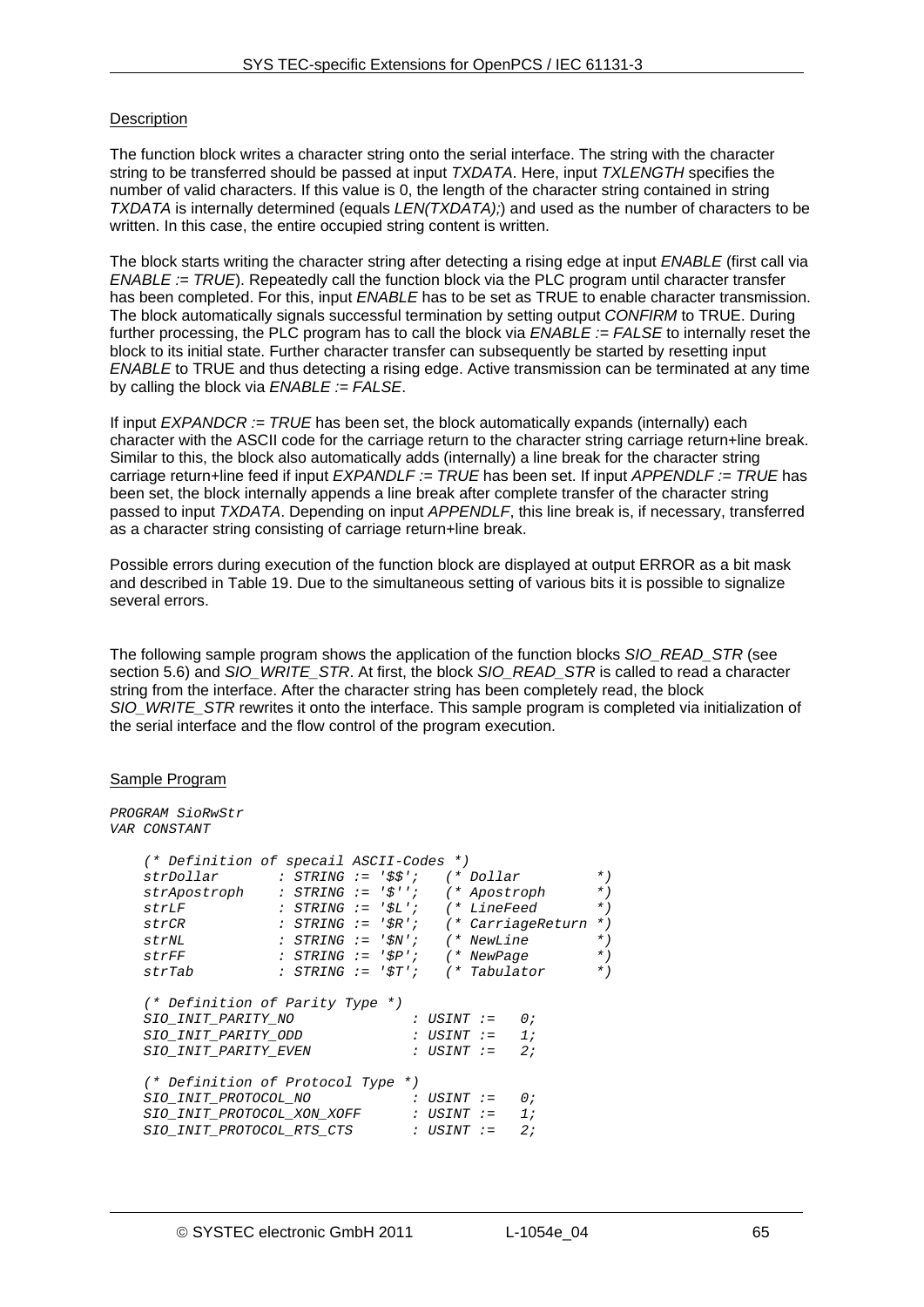Description

The function block writes a character string onto the serial interface. The string with the character string to be transferred should be passed at input *TXDATA*. Here, input *TXLENGTH* specifies the number of valid characters. If this value is 0, the length of the character string contained in string *TXDATA* is internally determined (equals *LEN(TXDATA);*) and used as the number of characters to be written. In this case, the entire occupied string content is written.

The block starts writing the character string after detecting a rising edge at input *ENABLE* (first call via *ENABLE := TRUE*). Repeatedly call the function block via the PLC program until character transfer has been completed. For this, input *ENABLE* has to be set as TRUE to enable character transmission. The block automatically signals successful termination by setting output *CONFIRM* to TRUE. During further processing, the PLC program has to call the block via *ENABLE := FALSE* to internally reset the block to its initial state. Further character transfer can subsequently be started by resetting input *ENABLE* to TRUE and thus detecting a rising edge. Active transmission can be terminated at any time by calling the block via *ENABLE := FALSE*.

If input *EXPANDCR := TRUE* has been set, the block automatically expands (internally) each character with the ASCII code for the carriage return to the character string carriage return+line break. Similar to this, the block also automatically adds (internally) a line break for the character string carriage return+line feed if input *EXPANDLF := TRUE* has been set. If input *APPENDLF := TRUE* has been set, the block internally appends a line break after complete transfer of the character string passed to input *TXDATA*. Depending on input *APPENDLF*, this line break is, if necessary, transferred as a character string consisting of carriage return+line break.

Possible errors during execution of the function block are displayed at output ERROR as a bit mask and described in Table 19. Due to the simultaneous setting of various bits it is possible to signalize several errors.

The following sample program shows the application of the function blocks *SIO_READ_STR* (see section 5.6) and *SIO_WRITE_STR*. At first, the block *SIO_READ_STR* is called to read a character string from the interface. After the character string has been completely read, the block *SIO_WRITE_STR* rewrites it onto the interface. This sample program is completed via initialization of the serial interface and the flow control of the program execution.

Sample Program

```
PROGRAM SioRwStr
VAR CONSTANT

    (* Definition of specail ASCII-Codes *)
    strDollar       : STRING := '$$';   (* Dollar         *)
    strApostroph    : STRING := '$'';   (* Apostroph      *)
    strLF           : STRING := '$L';   (* LineFeed       *)
    strCR           : STRING := '$R';   (* CarriageReturn *)
    strNL           : STRING := '$N';   (* NewLine        *)
    strFF           : STRING := '$P';   (* NewPage        *)
    strTab          : STRING := '$T';   (* Tabulator      *)

    (* Definition of Parity Type *)
    SIO_INIT_PARITY_NO              : USINT :=   0;
    SIO_INIT_PARITY_ODD             : USINT :=   1;
    SIO_INIT_PARITY_EVEN            : USINT :=   2;

    (* Definition of Protocol Type *)
    SIO_INIT_PROTOCOL_NO            : USINT :=   0;
    SIO_INIT_PROTOCOL_XON_XOFF      : USINT :=   1;
    SIO_INIT_PROTOCOL_RTS_CTS       : USINT :=   2;
```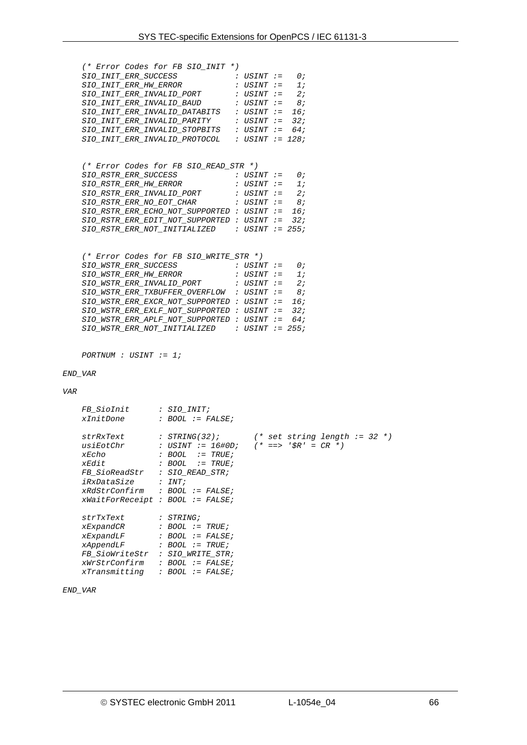```
    (* Error Codes for FB SIO_INIT *)
    SIO_INIT_ERR_SUCCESS            : USINT :=   0;
    SIO_INIT_ERR_HW_ERROR           : USINT :=   1;
    SIO_INIT_ERR_INVALID_PORT       : USINT :=   2;
    SIO_INIT_ERR_INVALID_BAUD       : USINT :=   8;
    SIO_INIT_ERR_INVALID_DATABITS   : USINT :=  16;
    SIO_INIT_ERR_INVALID_PARITY     : USINT :=  32;
    SIO_INIT_ERR_INVALID_STOPBITS   : USINT :=  64;
    SIO_INIT_ERR_INVALID_PROTOCOL   : USINT := 128;


    (* Error Codes for FB SIO_READ_STR *)
    SIO_RSTR_ERR_SUCCESS            : USINT :=   0;
    SIO_RSTR_ERR_HW_ERROR           : USINT :=   1;
    SIO_RSTR_ERR_INVALID_PORT       : USINT :=   2;
    SIO_RSTR_ERR_NO_EOT_CHAR        : USINT :=   8;
    SIO_RSTR_ERR_ECHO_NOT_SUPPORTED : USINT :=  16;
    SIO_RSTR_ERR_EDIT_NOT_SUPPORTED : USINT :=  32;
    SIO_RSTR_ERR_NOT_INITIALIZED    : USINT := 255;


    (* Error Codes for FB SIO_WRITE_STR *)
    SIO_WSTR_ERR_SUCCESS            : USINT :=   0;
    SIO_WSTR_ERR_HW_ERROR           : USINT :=   1;
    SIO_WSTR_ERR_INVALID_PORT       : USINT :=   2;
    SIO_WSTR_ERR_TXBUFFER_OVERFLOW  : USINT :=   8;
    SIO_WSTR_ERR_EXCR_NOT_SUPPORTED : USINT :=  16;
    SIO_WSTR_ERR_EXLF_NOT_SUPPORTED : USINT :=  32;
    SIO_WSTR_ERR_APLF_NOT_SUPPORTED : USINT :=  64;
    SIO_WSTR_ERR_NOT_INITIALIZED    : USINT := 255;


    PORTNUM : USINT := 1;

END_VAR

VAR

    FB_SioInit      : SIO_INIT;
    xInitDone       : BOOL := FALSE;

    strRxText       : STRING(32);       (* set string length := 32 *)
    usiEotChr       : USINT := 16#0D;   (* ==> '$R' = CR *)
    xEcho           : BOOL  := TRUE;
    xEdit           : BOOL  := TRUE;
    FB_SioReadStr   : SIO_READ_STR;
    iRxDataSize     : INT;
    xRdStrConfirm   : BOOL := FALSE;
    xWaitForReceipt : BOOL := FALSE;

    strTxText       : STRING;
    xExpandCR       : BOOL := TRUE;
    xExpandLF       : BOOL := FALSE;
    xAppendLF       : BOOL := TRUE;
    FB_SioWriteStr  : SIO_WRITE_STR;
    xWrStrConfirm   : BOOL := FALSE;
    xTransmitting   : BOOL := FALSE;

END_VAR
```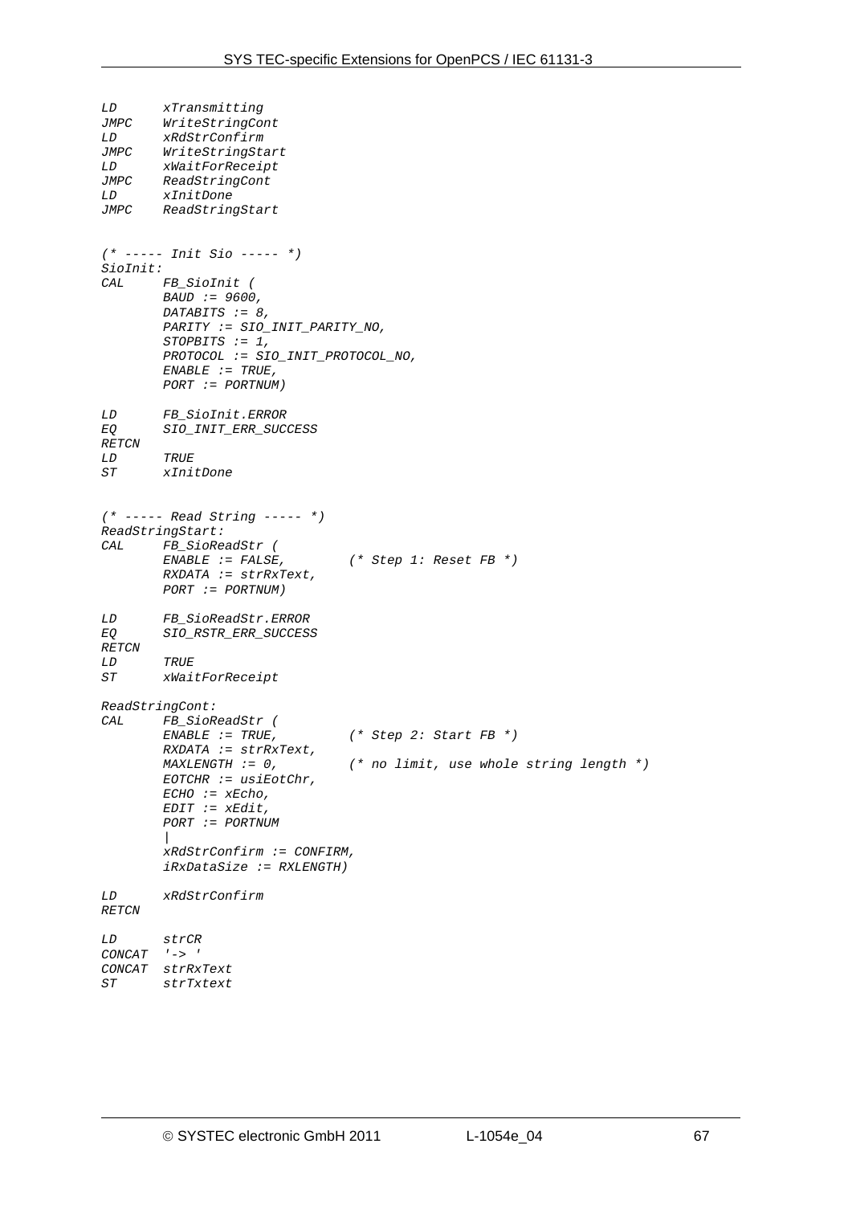```
LD      xTransmitting
JMPC    WriteStringCont
LD      xRdStrConfirm
JMPC    WriteStringStart
LD      xWaitForReceipt
JMPC    ReadStringCont
LD      xInitDone
JMPC    ReadStringStart


(* ----- Init Sio ----- *)
SioInit:
CAL     FB_SioInit (
        BAUD := 9600,
        DATABITS := 8,
        PARITY := SIO_INIT_PARITY_NO,
        STOPBITS := 1,
        PROTOCOL := SIO_INIT_PROTOCOL_NO,
        ENABLE := TRUE,
        PORT := PORTNUM)

LD      FB_SioInit.ERROR
EQ      SIO_INIT_ERR_SUCCESS
RETCN
LD      TRUE
ST      xInitDone


(* ----- Read String ----- *)
ReadStringStart:
CAL     FB_SioReadStr (
        ENABLE := FALSE,        (* Step 1: Reset FB *)
        RXDATA := strRxText,
        PORT := PORTNUM)

LD      FB_SioReadStr.ERROR
EQ      SIO_RSTR_ERR_SUCCESS
RETCN
LD      TRUE
ST      xWaitForReceipt

ReadStringCont:
CAL     FB_SioReadStr (
        ENABLE := TRUE,         (* Step 2: Start FB *)
        RXDATA := strRxText,
        MAXLENGTH := 0,         (* no limit, use whole string length *)
        EOTCHR := usiEotChr,
        ECHO := xEcho,
        EDIT := xEdit,
        PORT := PORTNUM
        |
        xRdStrConfirm := CONFIRM,
        iRxDataSize := RXLENGTH)

LD      xRdStrConfirm
RETCN

LD      strCR
CONCAT  '-> '
CONCAT  strRxText
ST      strTxtext
```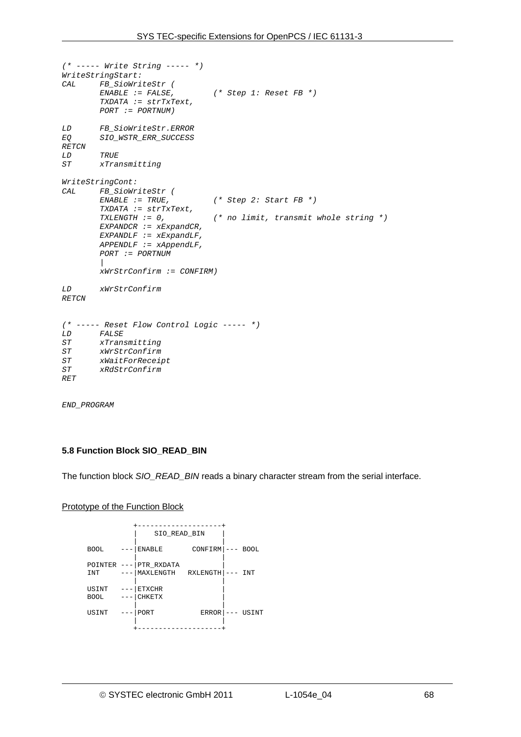```
(* ----- Write String ----- *)
WriteStringStart:
CAL     FB_SioWriteStr (
        ENABLE := FALSE,        (* Step 1: Reset FB *)
        TXDATA := strTxText,
        PORT := PORTNUM)

LD      FB_SioWriteStr.ERROR
EQ      SIO_WSTR_ERR_SUCCESS
RETCN
LD      TRUE
ST      xTransmitting

WriteStringCont:
CAL     FB_SioWriteStr (
        ENABLE := TRUE,         (* Step 2: Start FB *)
        TXDATA := strTxText,
        TXLENGTH := 0,          (* no limit, transmit whole string *)
        EXPANDCR := xExpandCR,
        EXPANDLF := xExpandLF,
        APPENDLF := xAppendLF,
        PORT := PORTNUM
        |
        xWrStrConfirm := CONFIRM)

LD      xWrStrConfirm
RETCN


(* ----- Reset Flow Control Logic ----- *)
LD      FALSE
ST      xTransmitting
ST      xWrStrConfirm
ST      xWaitForReceipt
ST      xRdStrConfirm
RET

END_PROGRAM
```

### 5.8 Function Block SIO_READ_BIN

The function block *SIO_READ_BIN* reads a binary character stream from the serial interface.

Prototype of the Function Block

```
             +--------------------+
             |    SIO_READ_BIN    |
             |                    |
BOOL    ---|ENABLE       CONFIRM|--- BOOL
             |                    |
POINTER ---|PTR_RXDATA          |
INT     ---|MAXLENGTH   RXLENGTH|--- INT
             |                    |
USINT   ---|ETXCHR              |
BOOL    ---|CHKETX              |
             |                    |
USINT   ---|PORT           ERROR|--- USINT
             |                    |
             +--------------------+
```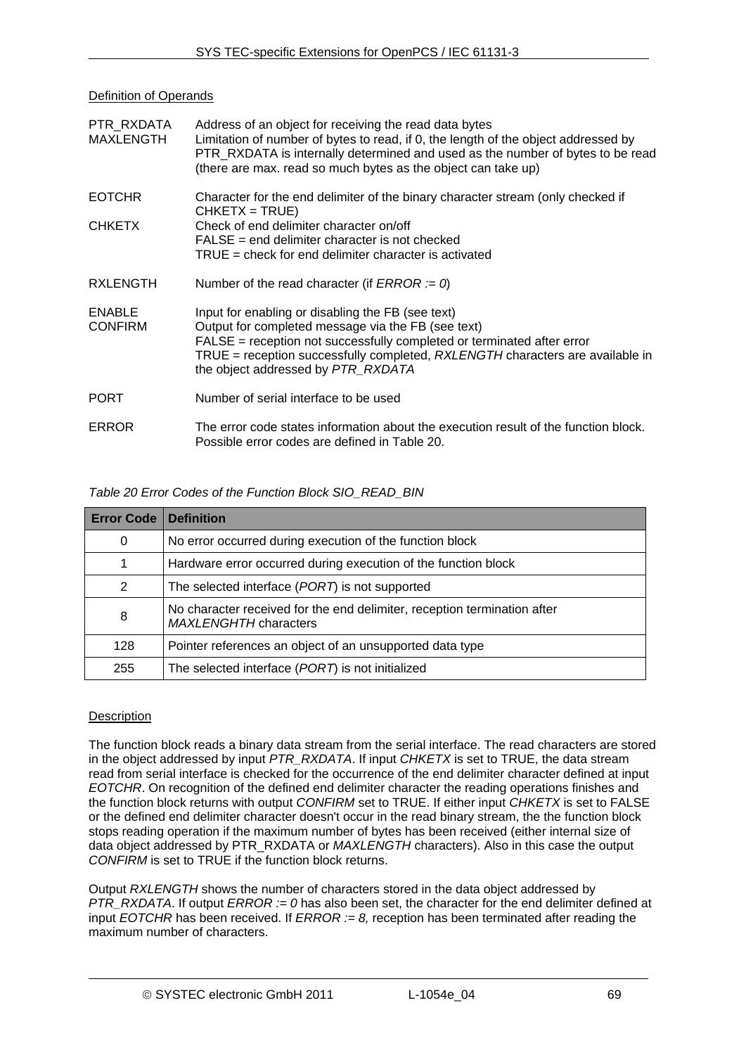Definition of Operands

| | |
|---|---|
| PTR_RXDATA | Address of an object for receiving the read data bytes |
| MAXLENGTH | Limitation of number of bytes to read, if 0, the length of the object addressed by PTR_RXDATA is internally determined and used as the number of bytes to be read (there are max. read so much bytes as the object can take up) |
| EOTCHR | Character for the end delimiter of the binary character stream (only checked if CHKETX = TRUE) |
| CHKETX | Check of end delimiter character on/off<br>FALSE = end delimiter character is not checked<br>TRUE = check for end delimiter character is activated |
| RXLENGTH | Number of the read character (if *ERROR := 0*) |
| ENABLE | Input for enabling or disabling the FB (see text) |
| CONFIRM | Output for completed message via the FB (see text)<br>FALSE = reception not successfully completed or terminated after error<br>TRUE = reception successfully completed, *RXLENGTH* characters are available in the object addressed by *PTR_RXDATA* |
| PORT | Number of serial interface to be used |
| ERROR | The error code states information about the execution result of the function block. Possible error codes are defined in Table 20. |

*Table 20 Error Codes of the Function Block SIO_READ_BIN*

| Error Code | Definition |
|---|---|
| 0 | No error occurred during execution of the function block |
| 1 | Hardware error occurred during execution of the function block |
| 2 | The selected interface (*PORT*) is not supported |
| 8 | No character received for the end delimiter, reception termination after *MAXLENGHTH* characters |
| 128 | Pointer references an object of an unsupported data type |
| 255 | The selected interface (*PORT*) is not initialized |

Description

The function block reads a binary data stream from the serial interface. The read characters are stored in the object addressed by input *PTR_RXDATA*. If input *CHKETX* is set to TRUE, the data stream read from serial interface is checked for the occurrence of the end delimiter character defined at input *EOTCHR*. On recognition of the defined end delimiter character the reading operations finishes and the function block returns with output *CONFIRM* set to TRUE. If either input *CHKETX* is set to FALSE or the defined end delimiter character doesn't occur in the read binary stream, the the function block stops reading operation if the maximum number of bytes has been received (either internal size of data object addressed by PTR_RXDATA or *MAXLENGTH* characters). Also in this case the output *CONFIRM* is set to TRUE if the function block returns.

Output *RXLENGTH* shows the number of characters stored in the data object addressed by *PTR_RXDATA*. If output *ERROR := 0* has also been set, the character for the end delimiter defined at input *EOTCHR* has been received. If *ERROR := 8,* reception has been terminated after reading the maximum number of characters.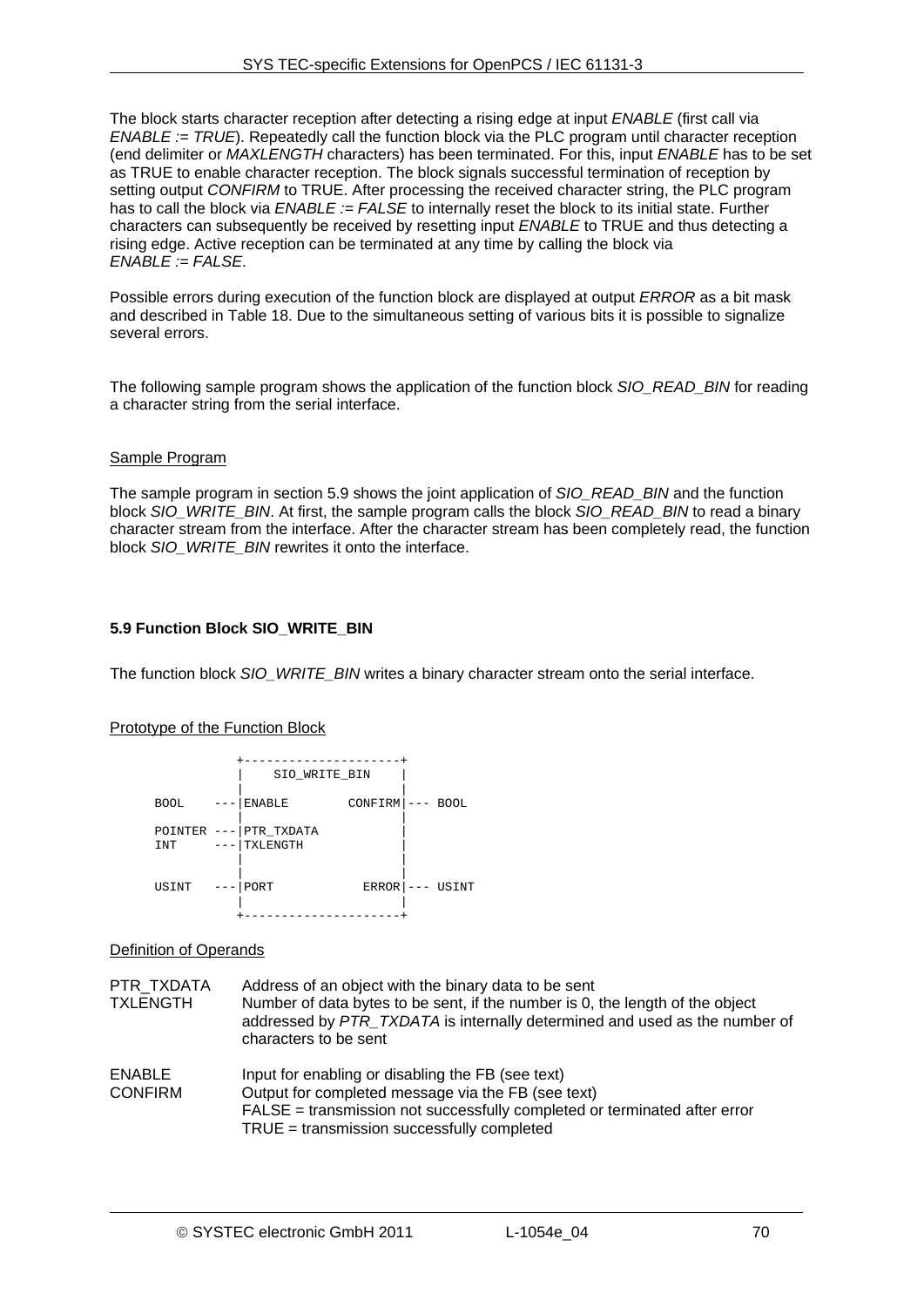The block starts character reception after detecting a rising edge at input *ENABLE* (first call via *ENABLE := TRUE*). Repeatedly call the function block via the PLC program until character reception (end delimiter or *MAXLENGTH* characters) has been terminated. For this, input *ENABLE* has to be set as TRUE to enable character reception. The block signals successful termination of reception by setting output *CONFIRM* to TRUE. After processing the received character string, the PLC program has to call the block via *ENABLE := FALSE* to internally reset the block to its initial state. Further characters can subsequently be received by resetting input *ENABLE* to TRUE and thus detecting a rising edge. Active reception can be terminated at any time by calling the block via *ENABLE := FALSE*.

Possible errors during execution of the function block are displayed at output *ERROR* as a bit mask and described in Table 18. Due to the simultaneous setting of various bits it is possible to signalize several errors.

The following sample program shows the application of the function block *SIO_READ_BIN* for reading a character string from the serial interface.

Sample Program

The sample program in section 5.9 shows the joint application of *SIO_READ_BIN* and the function block *SIO_WRITE_BIN*. At first, the sample program calls the block *SIO_READ_BIN* to read a binary character stream from the interface. After the character stream has been completely read, the function block *SIO_WRITE_BIN* rewrites it onto the interface.

### 5.9 Function Block SIO_WRITE_BIN

The function block *SIO_WRITE_BIN* writes a binary character stream onto the serial interface.

Prototype of the Function Block

```
             +---------------------+
             |    SIO_WRITE_BIN    |
             |                     |
 BOOL    ---|ENABLE        CONFIRM|--- BOOL
             |                     |
 POINTER ---|PTR_TXDATA           |
 INT     ---|TXLENGTH             |
             |                     |
             |                     |
 USINT   ---|PORT            ERROR|--- USINT
             |                     |
             +---------------------+
```

Definition of Operands

| | |
|---|---|
| PTR_TXDATA | Address of an object with the binary data to be sent |
| TXLENGTH | Number of data bytes to be sent, if the number is 0, the length of the object addressed by *PTR_TXDATA* is internally determined and used as the number of characters to be sent |
| ENABLE | Input for enabling or disabling the FB (see text) |
| CONFIRM | Output for completed message via the FB (see text)<br>FALSE = transmission not successfully completed or terminated after error<br>TRUE = transmission successfully completed |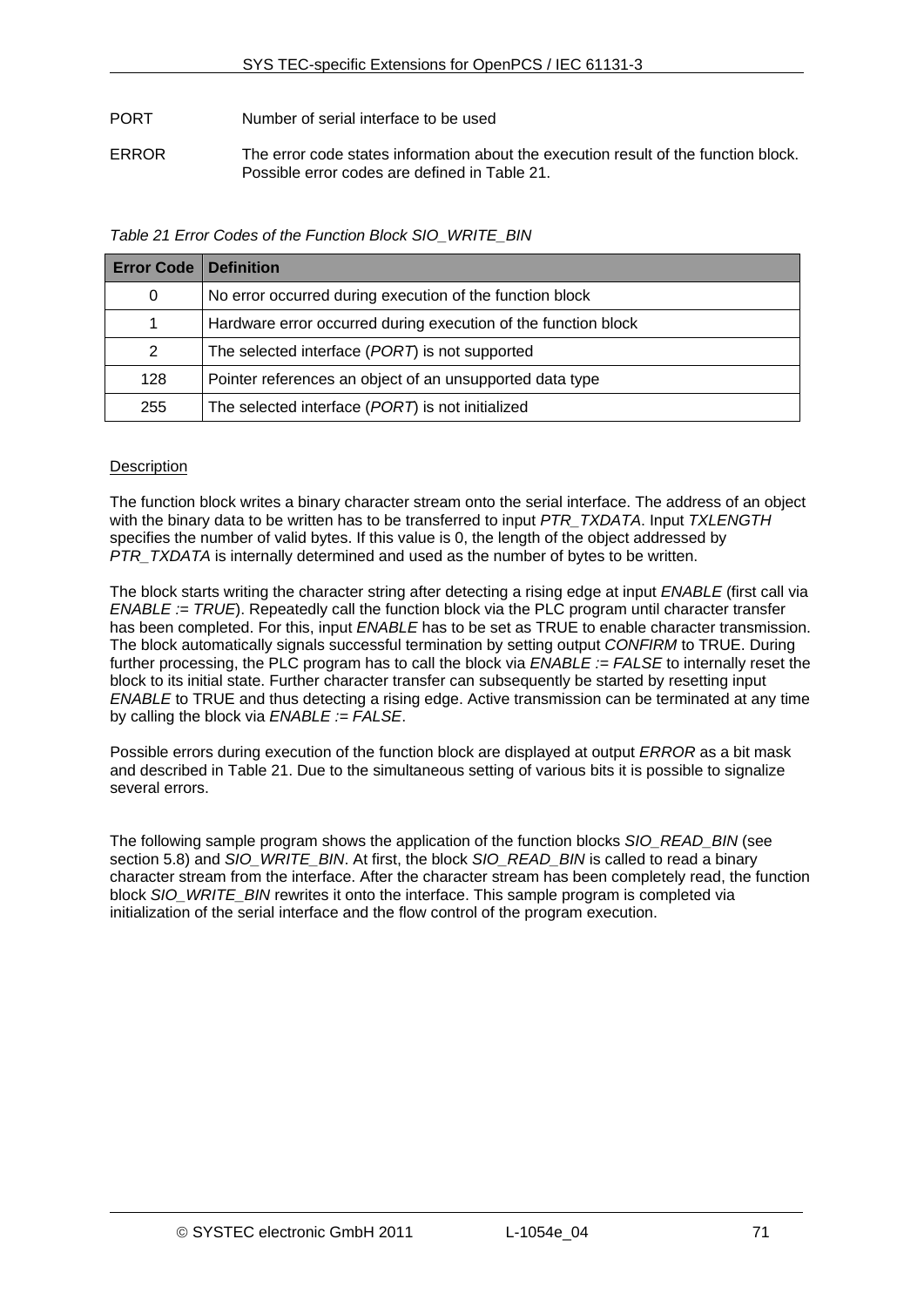PORT Number of serial interface to be used

ERROR The error code states information about the execution result of the function block. Possible error codes are defined in Table 21.

*Table 21 Error Codes of the Function Block SIO_WRITE_BIN*

| Error Code | Definition |
|---|---|
| 0 | No error occurred during execution of the function block |
| 1 | Hardware error occurred during execution of the function block |
| 2 | The selected interface (*PORT*) is not supported |
| 128 | Pointer references an object of an unsupported data type |
| 255 | The selected interface (*PORT*) is not initialized |

Description

The function block writes a binary character stream onto the serial interface. The address of an object with the binary data to be written has to be transferred to input *PTR_TXDATA*. Input *TXLENGTH* specifies the number of valid bytes. If this value is 0, the length of the object addressed by *PTR_TXDATA* is internally determined and used as the number of bytes to be written.

The block starts writing the character string after detecting a rising edge at input *ENABLE* (first call via *ENABLE := TRUE*). Repeatedly call the function block via the PLC program until character transfer has been completed. For this, input *ENABLE* has to be set as TRUE to enable character transmission. The block automatically signals successful termination by setting output *CONFIRM* to TRUE. During further processing, the PLC program has to call the block via *ENABLE := FALSE* to internally reset the block to its initial state. Further character transfer can subsequently be started by resetting input *ENABLE* to TRUE and thus detecting a rising edge. Active transmission can be terminated at any time by calling the block via *ENABLE := FALSE*.

Possible errors during execution of the function block are displayed at output *ERROR* as a bit mask and described in Table 21. Due to the simultaneous setting of various bits it is possible to signalize several errors.

The following sample program shows the application of the function blocks *SIO_READ_BIN* (see section 5.8) and *SIO_WRITE_BIN*. At first, the block *SIO_READ_BIN* is called to read a binary character stream from the interface. After the character stream has been completely read, the function block *SIO_WRITE_BIN* rewrites it onto the interface. This sample program is completed via initialization of the serial interface and the flow control of the program execution.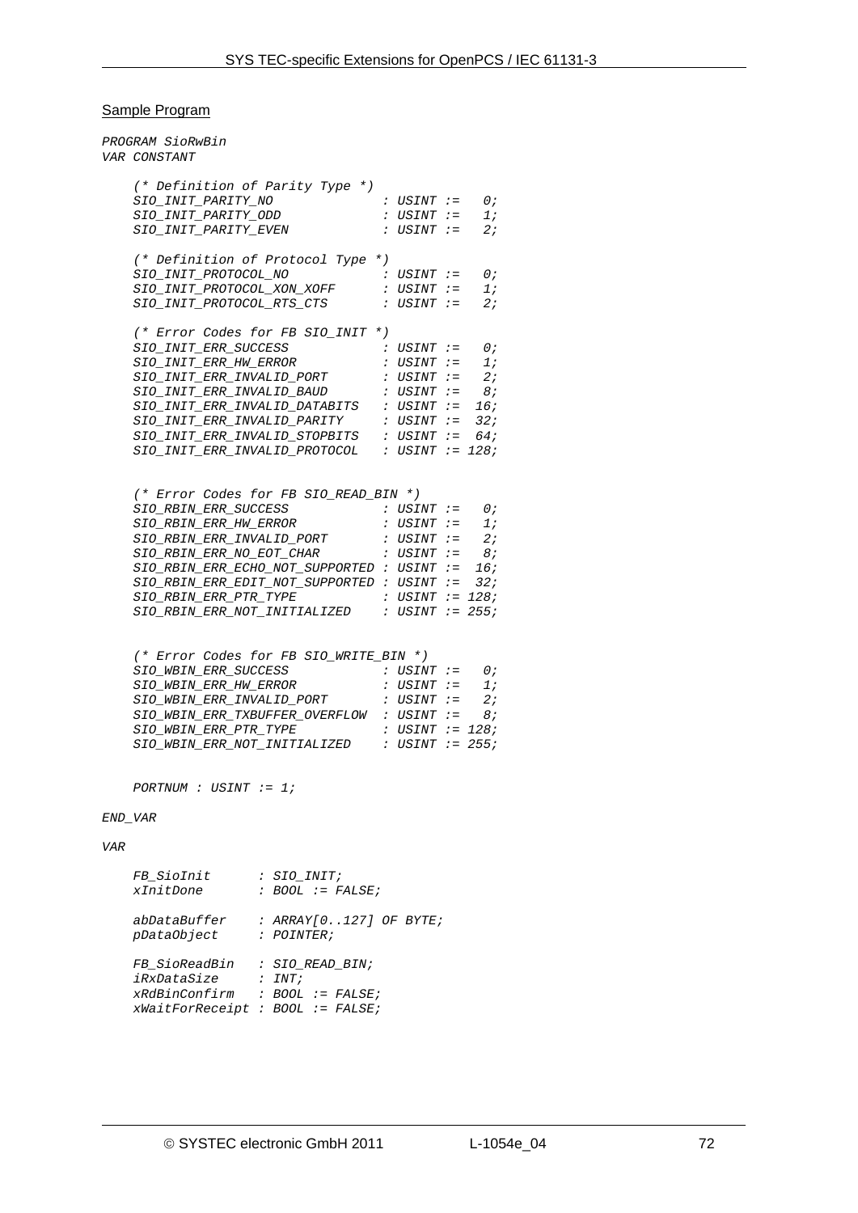Sample Program

```
PROGRAM SioRwBin
VAR CONSTANT

    (* Definition of Parity Type *)
    SIO_INIT_PARITY_NO              : USINT :=   0;
    SIO_INIT_PARITY_ODD             : USINT :=   1;
    SIO_INIT_PARITY_EVEN            : USINT :=   2;

    (* Definition of Protocol Type *)
    SIO_INIT_PROTOCOL_NO            : USINT :=   0;
    SIO_INIT_PROTOCOL_XON_XOFF      : USINT :=   1;
    SIO_INIT_PROTOCOL_RTS_CTS       : USINT :=   2;

    (* Error Codes for FB SIO_INIT *)
    SIO_INIT_ERR_SUCCESS            : USINT :=   0;
    SIO_INIT_ERR_HW_ERROR           : USINT :=   1;
    SIO_INIT_ERR_INVALID_PORT       : USINT :=   2;
    SIO_INIT_ERR_INVALID_BAUD       : USINT :=   8;
    SIO_INIT_ERR_INVALID_DATABITS   : USINT :=  16;
    SIO_INIT_ERR_INVALID_PARITY     : USINT :=  32;
    SIO_INIT_ERR_INVALID_STOPBITS   : USINT :=  64;
    SIO_INIT_ERR_INVALID_PROTOCOL   : USINT := 128;


    (* Error Codes for FB SIO_READ_BIN *)
    SIO_RBIN_ERR_SUCCESS            : USINT :=   0;
    SIO_RBIN_ERR_HW_ERROR           : USINT :=   1;
    SIO_RBIN_ERR_INVALID_PORT       : USINT :=   2;
    SIO_RBIN_ERR_NO_EOT_CHAR        : USINT :=   8;
    SIO_RBIN_ERR_ECHO_NOT_SUPPORTED : USINT :=  16;
    SIO_RBIN_ERR_EDIT_NOT_SUPPORTED : USINT :=  32;
    SIO_RBIN_ERR_PTR_TYPE           : USINT := 128;
    SIO_RBIN_ERR_NOT_INITIALIZED    : USINT := 255;


    (* Error Codes for FB SIO_WRITE_BIN *)
    SIO_WBIN_ERR_SUCCESS            : USINT :=   0;
    SIO_WBIN_ERR_HW_ERROR           : USINT :=   1;
    SIO_WBIN_ERR_INVALID_PORT       : USINT :=   2;
    SIO_WBIN_ERR_TXBUFFER_OVERFLOW  : USINT :=   8;
    SIO_WBIN_ERR_PTR_TYPE           : USINT := 128;
    SIO_WBIN_ERR_NOT_INITIALIZED    : USINT := 255;


    PORTNUM : USINT := 1;

END_VAR

VAR

    FB_SioInit      : SIO_INIT;
    xInitDone       : BOOL := FALSE;

    abDataBuffer    : ARRAY[0..127] OF BYTE;
    pDataObject     : POINTER;

    FB_SioReadBin   : SIO_READ_BIN;
    iRxDataSize     : INT;
    xRdBinConfirm   : BOOL := FALSE;
    xWaitForReceipt : BOOL := FALSE;
```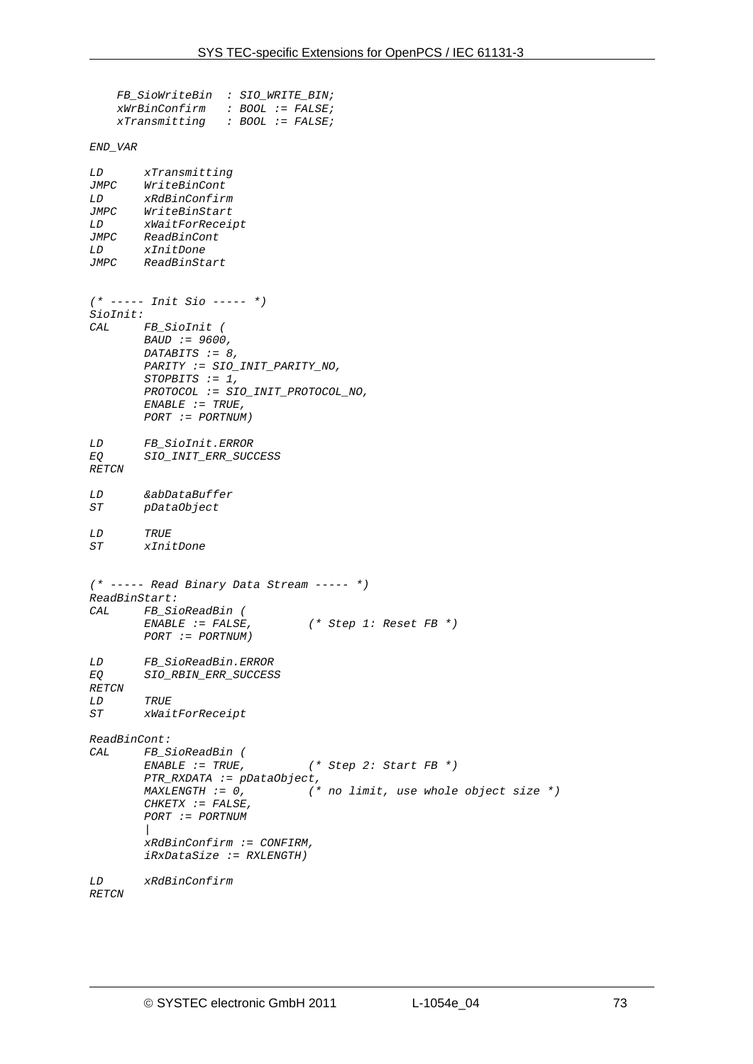```
    FB_SioWriteBin  : SIO_WRITE_BIN;
    xWrBinConfirm   : BOOL := FALSE;
    xTransmitting   : BOOL := FALSE;

END_VAR

LD      xTransmitting
JMPC    WriteBinCont
LD      xRdBinConfirm
JMPC    WriteBinStart
LD      xWaitForReceipt
JMPC    ReadBinCont
LD      xInitDone
JMPC    ReadBinStart


(* ----- Init Sio ----- *)
SioInit:
CAL     FB_SioInit (
        BAUD := 9600,
        DATABITS := 8,
        PARITY := SIO_INIT_PARITY_NO,
        STOPBITS := 1,
        PROTOCOL := SIO_INIT_PROTOCOL_NO,
        ENABLE := TRUE,
        PORT := PORTNUM)

LD      FB_SioInit.ERROR
EQ      SIO_INIT_ERR_SUCCESS
RETCN

LD      &abDataBuffer
ST      pDataObject

LD      TRUE
ST      xInitDone


(* ----- Read Binary Data Stream ----- *)
ReadBinStart:
CAL     FB_SioReadBin (
        ENABLE := FALSE,        (* Step 1: Reset FB *)
        PORT := PORTNUM)

LD      FB_SioReadBin.ERROR
EQ      SIO_RBIN_ERR_SUCCESS
RETCN
LD      TRUE
ST      xWaitForReceipt

ReadBinCont:
CAL     FB_SioReadBin (
        ENABLE := TRUE,         (* Step 2: Start FB *)
        PTR_RXDATA := pDataObject,
        MAXLENGTH := 0,         (* no limit, use whole object size *)
        CHKETX := FALSE,
        PORT := PORTNUM
        |
        xRdBinConfirm := CONFIRM,
        iRxDataSize := RXLENGTH)

LD      xRdBinConfirm
RETCN
```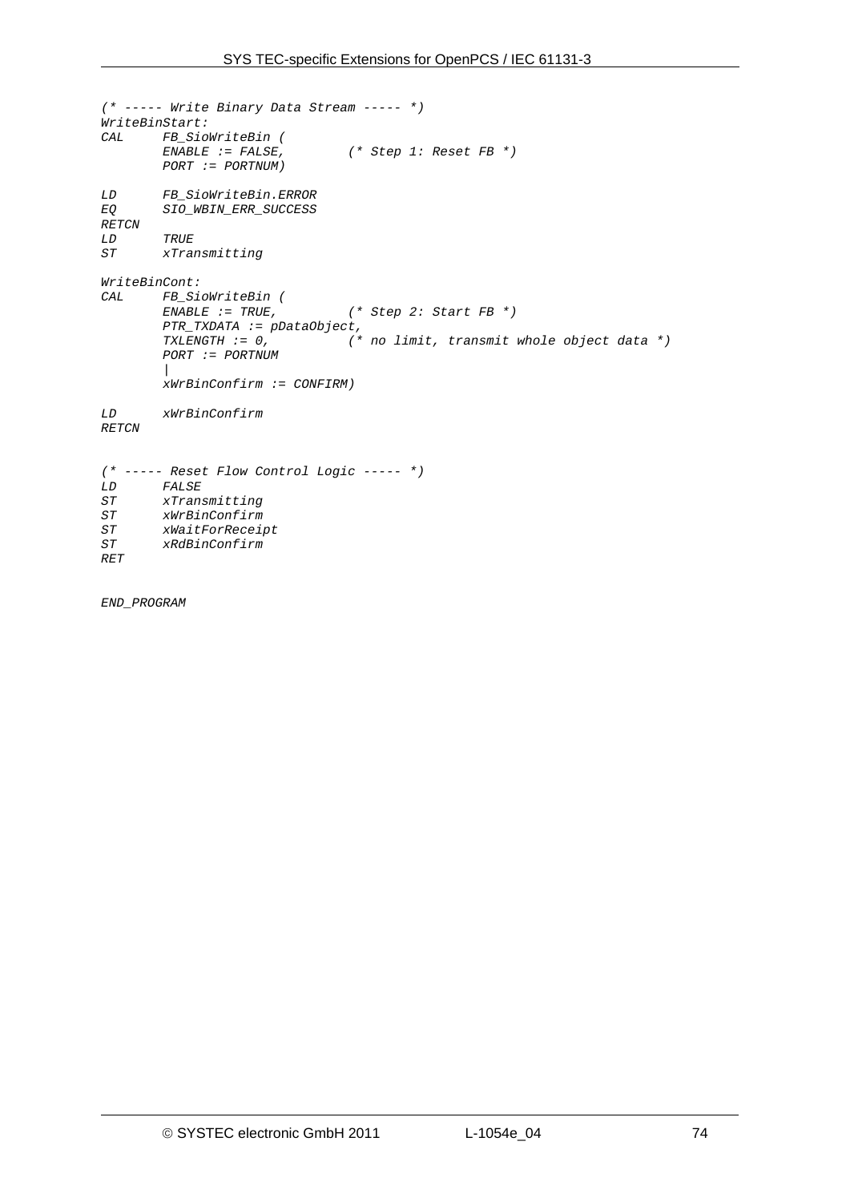```
(* ----- Write Binary Data Stream ----- *)
WriteBinStart:
CAL     FB_SioWriteBin (
        ENABLE := FALSE,        (* Step 1: Reset FB *)
        PORT := PORTNUM)

LD      FB_SioWriteBin.ERROR
EQ      SIO_WBIN_ERR_SUCCESS
RETCN
LD      TRUE
ST      xTransmitting

WriteBinCont:
CAL     FB_SioWriteBin (
        ENABLE := TRUE,         (* Step 2: Start FB *)
        PTR_TXDATA := pDataObject,
        TXLENGTH := 0,          (* no limit, transmit whole object data *)
        PORT := PORTNUM
        |
        xWrBinConfirm := CONFIRM)

LD      xWrBinConfirm
RETCN


(* ----- Reset Flow Control Logic ----- *)
LD      FALSE
ST      xTransmitting
ST      xWrBinConfirm
ST      xWaitForReceipt
ST      xRdBinConfirm
RET

END_PROGRAM
```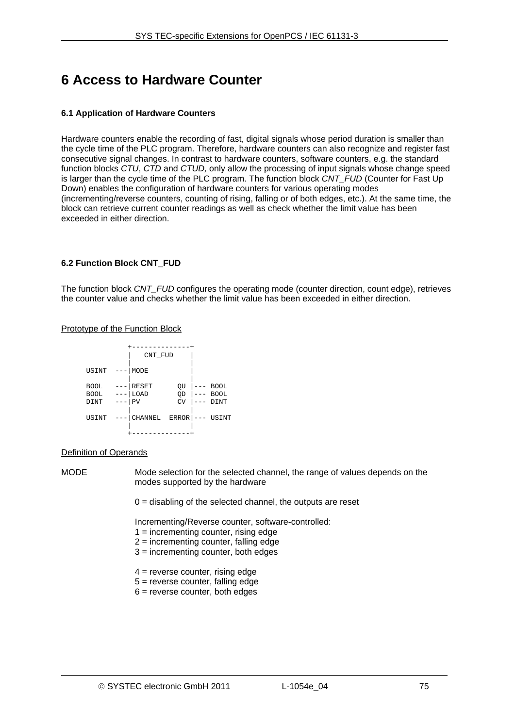# 6 Access to Hardware Counter

### 6.1 Application of Hardware Counters

Hardware counters enable the recording of fast, digital signals whose period duration is smaller than the cycle time of the PLC program. Therefore, hardware counters can also recognize and register fast consecutive signal changes. In contrast to hardware counters, software counters, e.g. the standard function blocks *CTU*, *CTD* and *CTUD,* only allow the processing of input signals whose change speed is larger than the cycle time of the PLC program. The function block *CNT_FUD* (Counter for Fast Up Down) enables the configuration of hardware counters for various operating modes (incrementing/reverse counters, counting of rising, falling or of both edges, etc.). At the same time, the block can retrieve current counter readings as well as check whether the limit value has been exceeded in either direction.

### 6.2 Function Block CNT_FUD

The function block *CNT_FUD* configures the operating mode (counter direction, count edge), retrieves the counter value and checks whether the limit value has been exceeded in either direction.

Prototype of the Function Block

```
           +--------------+
           |   CNT_FUD    |
           |              |
USINT  ---|MODE           |
           |              |
BOOL   ---|RESET      QU |--- BOOL
BOOL   ---|LOAD       QD |--- BOOL
DINT   ---|PV         CV |--- DINT
           |              |
USINT  ---|CHANNEL  ERROR|--- USINT
           |              |
           +--------------+
```

Definition of Operands

MODE — Mode selection for the selected channel, the range of values depends on the modes supported by the hardware

0 = disabling of the selected channel, the outputs are reset

Incrementing/Reverse counter, software-controlled:
1 = incrementing counter, rising edge
2 = incrementing counter, falling edge
3 = incrementing counter, both edges

4 = reverse counter, rising edge
5 = reverse counter, falling edge
6 = reverse counter, both edges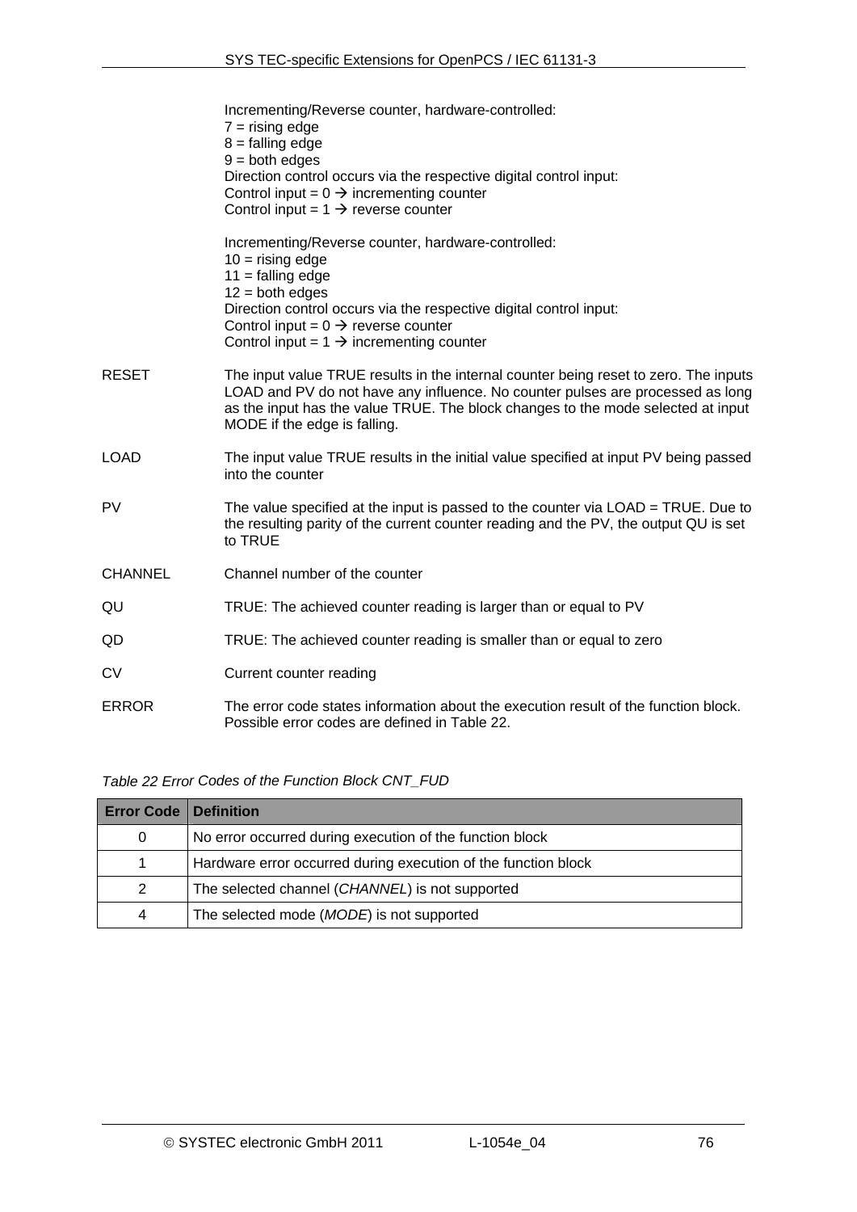Incrementing/Reverse counter, hardware-controlled:
7 = rising edge
8 = falling edge
9 = both edges
Direction control occurs via the respective digital control input:
Control input = 0 → incrementing counter
Control input = 1 → reverse counter

Incrementing/Reverse counter, hardware-controlled:
10 = rising edge
11 = falling edge
12 = both edges
Direction control occurs via the respective digital control input:
Control input = 0 → reverse counter
Control input = 1 → incrementing counter

| | |
|---|---|
| RESET | The input value TRUE results in the internal counter being reset to zero. The inputs LOAD and PV do not have any influence. No counter pulses are processed as long as the input has the value TRUE. The block changes to the mode selected at input MODE if the edge is falling. |
| LOAD | The input value TRUE results in the initial value specified at input PV being passed into the counter |
| PV | The value specified at the input is passed to the counter via LOAD = TRUE. Due to the resulting parity of the current counter reading and the PV, the output QU is set to TRUE |
| CHANNEL | Channel number of the counter |
| QU | TRUE: The achieved counter reading is larger than or equal to PV |
| QD | TRUE: The achieved counter reading is smaller than or equal to zero |
| CV | Current counter reading |
| ERROR | The error code states information about the execution result of the function block. Possible error codes are defined in Table 22. |

*Table 22 Error Codes of the Function Block CNT_FUD*

| Error Code | Definition |
|---|---|
| 0 | No error occurred during execution of the function block |
| 1 | Hardware error occurred during execution of the function block |
| 2 | The selected channel (*CHANNEL*) is not supported |
| 4 | The selected mode (*MODE*) is not supported |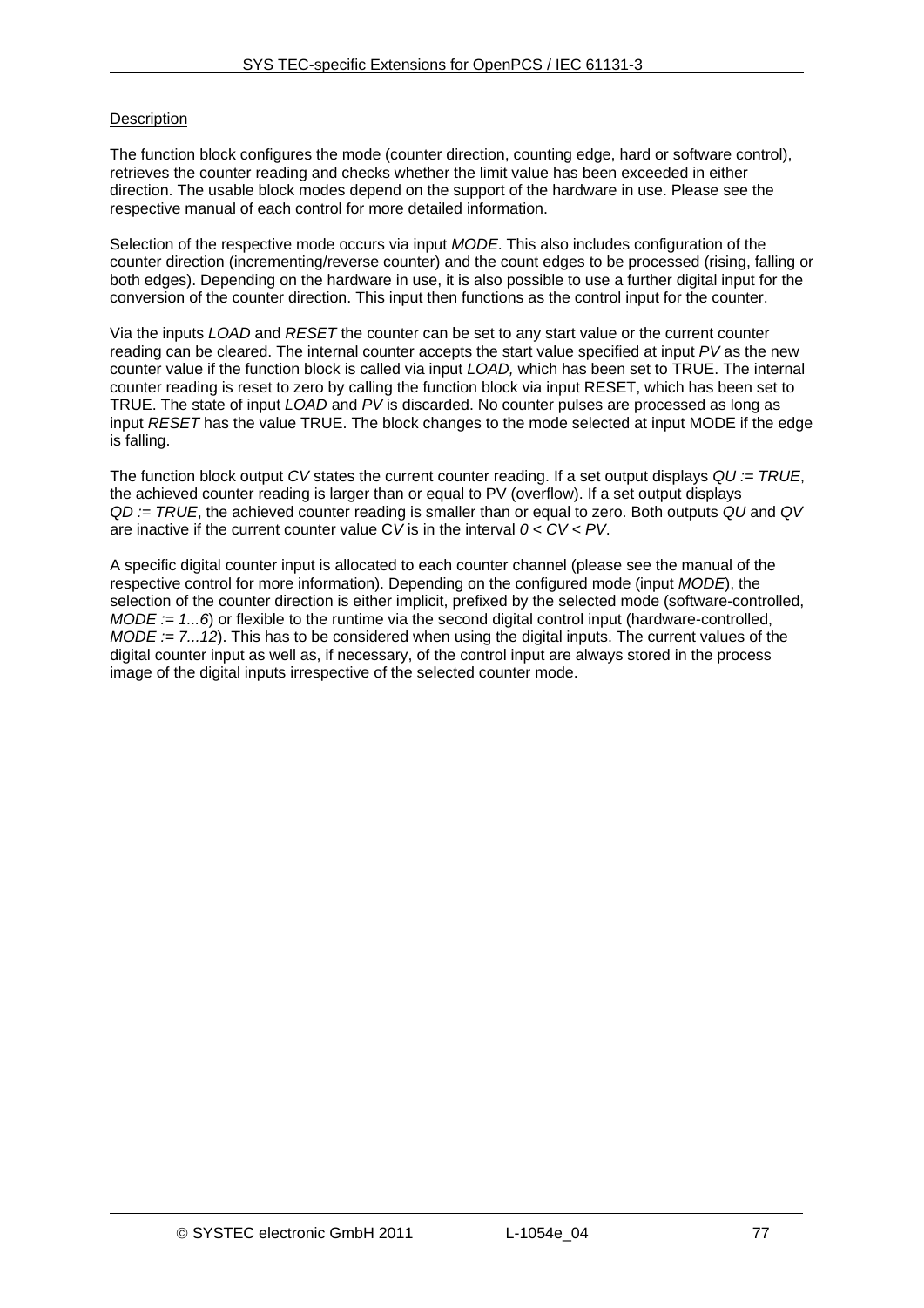Description

The function block configures the mode (counter direction, counting edge, hard or software control), retrieves the counter reading and checks whether the limit value has been exceeded in either direction. The usable block modes depend on the support of the hardware in use. Please see the respective manual of each control for more detailed information.

Selection of the respective mode occurs via input *MODE*. This also includes configuration of the counter direction (incrementing/reverse counter) and the count edges to be processed (rising, falling or both edges). Depending on the hardware in use, it is also possible to use a further digital input for the conversion of the counter direction. This input then functions as the control input for the counter.

Via the inputs *LOAD* and *RESET* the counter can be set to any start value or the current counter reading can be cleared. The internal counter accepts the start value specified at input *PV* as the new counter value if the function block is called via input *LOAD,* which has been set to TRUE. The internal counter reading is reset to zero by calling the function block via input RESET, which has been set to TRUE. The state of input *LOAD* and *PV* is discarded. No counter pulses are processed as long as input *RESET* has the value TRUE. The block changes to the mode selected at input MODE if the edge is falling.

The function block output *CV* states the current counter reading. If a set output displays *QU := TRUE*, the achieved counter reading is larger than or equal to PV (overflow). If a set output displays *QD := TRUE*, the achieved counter reading is smaller than or equal to zero. Both outputs *QU* and *QV* are inactive if the current counter value C*V* is in the interval *0 < CV < PV*.

A specific digital counter input is allocated to each counter channel (please see the manual of the respective control for more information). Depending on the configured mode (input *MODE*), the selection of the counter direction is either implicit, prefixed by the selected mode (software-controlled, *MODE := 1...6*) or flexible to the runtime via the second digital control input (hardware-controlled, *MODE := 7...12*). This has to be considered when using the digital inputs. The current values of the digital counter input as well as, if necessary, of the control input are always stored in the process image of the digital inputs irrespective of the selected counter mode.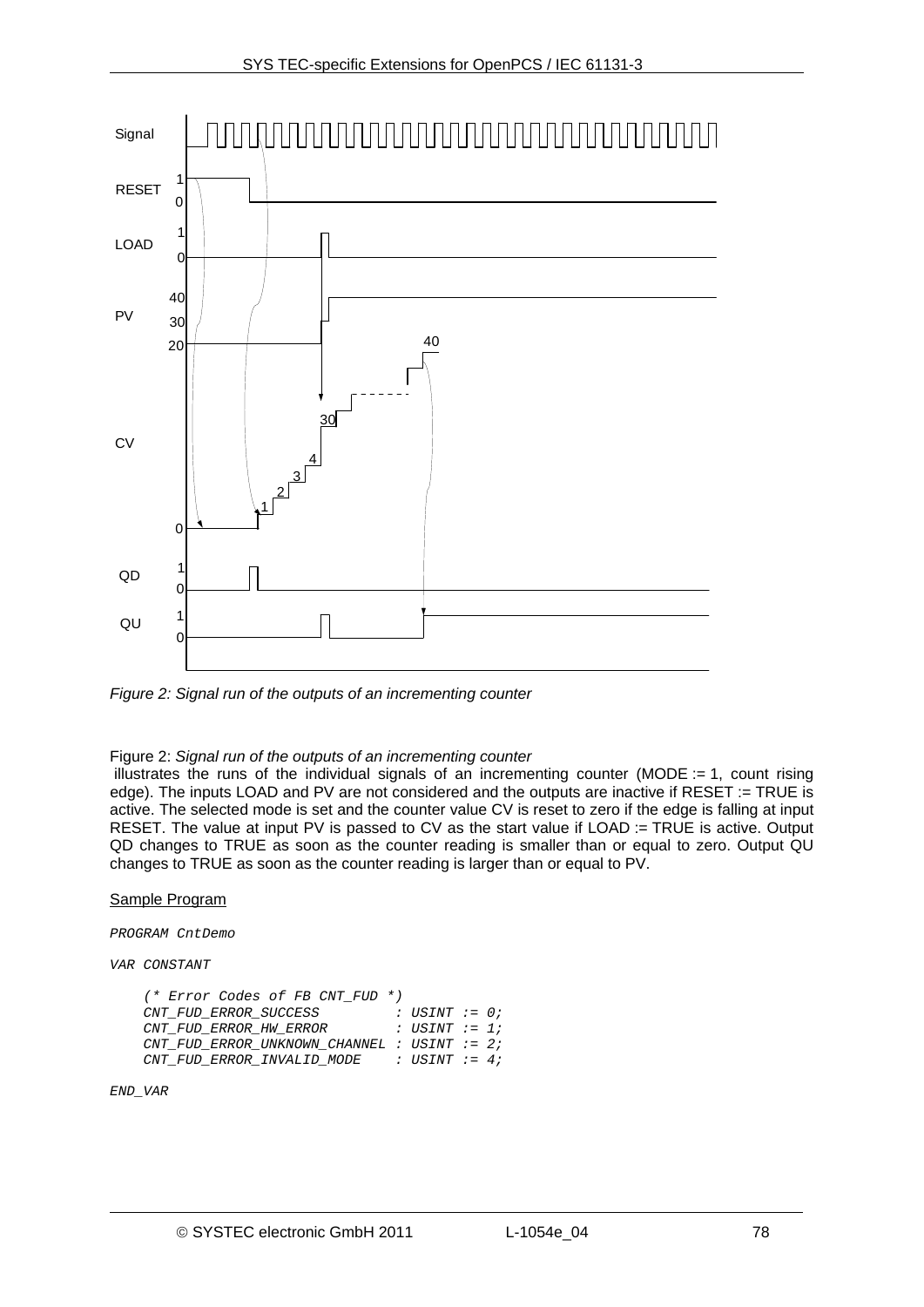Figure 2: *Signal run of the outputs of an incrementing counter*

Figure 2: *Signal run of the outputs of an incrementing counter*
illustrates the runs of the individual signals of an incrementing counter (MODE := 1, count rising edge). The inputs LOAD and PV are not considered and the outputs are inactive if RESET := TRUE is active. The selected mode is set and the counter value CV is reset to zero if the edge is falling at input RESET. The value at input PV is passed to CV as the start value if LOAD := TRUE is active. Output QD changes to TRUE as soon as the counter reading is smaller than or equal to zero. Output QU changes to TRUE as soon as the counter reading is larger than or equal to PV.

<u>Sample Program</u>

```
PROGRAM CntDemo

VAR CONSTANT

    (* Error Codes of FB CNT_FUD *)
    CNT_FUD_ERROR_SUCCESS         : USINT := 0;
    CNT_FUD_ERROR_HW_ERROR        : USINT := 1;
    CNT_FUD_ERROR_UNKNOWN_CHANNEL : USINT := 2;
    CNT_FUD_ERROR_INVALID_MODE    : USINT := 4;

END_VAR
```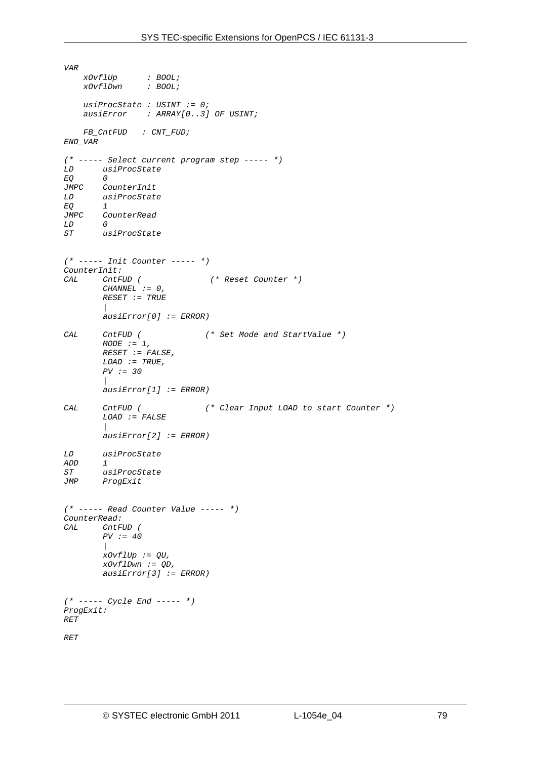```
VAR
    xOvflUp      : BOOL;
    xOvflDwn     : BOOL;

    usiProcState : USINT := 0;
    ausiError    : ARRAY[0..3] OF USINT;

    FB_CntFUD   : CNT_FUD;
END_VAR

(* ----- Select current program step ----- *)
LD      usiProcState
EQ      0
JMPC    CounterInit
LD      usiProcState
EQ      1
JMPC    CounterRead
LD      0
ST      usiProcState


(* ----- Init Counter ----- *)
CounterInit:
CAL     CntFUD (              (* Reset Counter *)
        CHANNEL := 0,
        RESET := TRUE
        |
        ausiError[0] := ERROR)

CAL     CntFUD (             (* Set Mode and StartValue *)
        MODE := 1,
        RESET := FALSE,
        LOAD := TRUE,
        PV := 30
        |
        ausiError[1] := ERROR)

CAL     CntFUD (             (* Clear Input LOAD to start Counter *)
        LOAD := FALSE
        |
        ausiError[2] := ERROR)

LD      usiProcState
ADD     1
ST      usiProcState
JMP     ProgExit


(* ----- Read Counter Value ----- *)
CounterRead:
CAL     CntFUD (
        PV := 40
        |
        xOvflUp := QU,
        xOvflDwn := QD,
        ausiError[3] := ERROR)


(* ----- Cycle End ----- *)
ProgExit:
RET

RET
```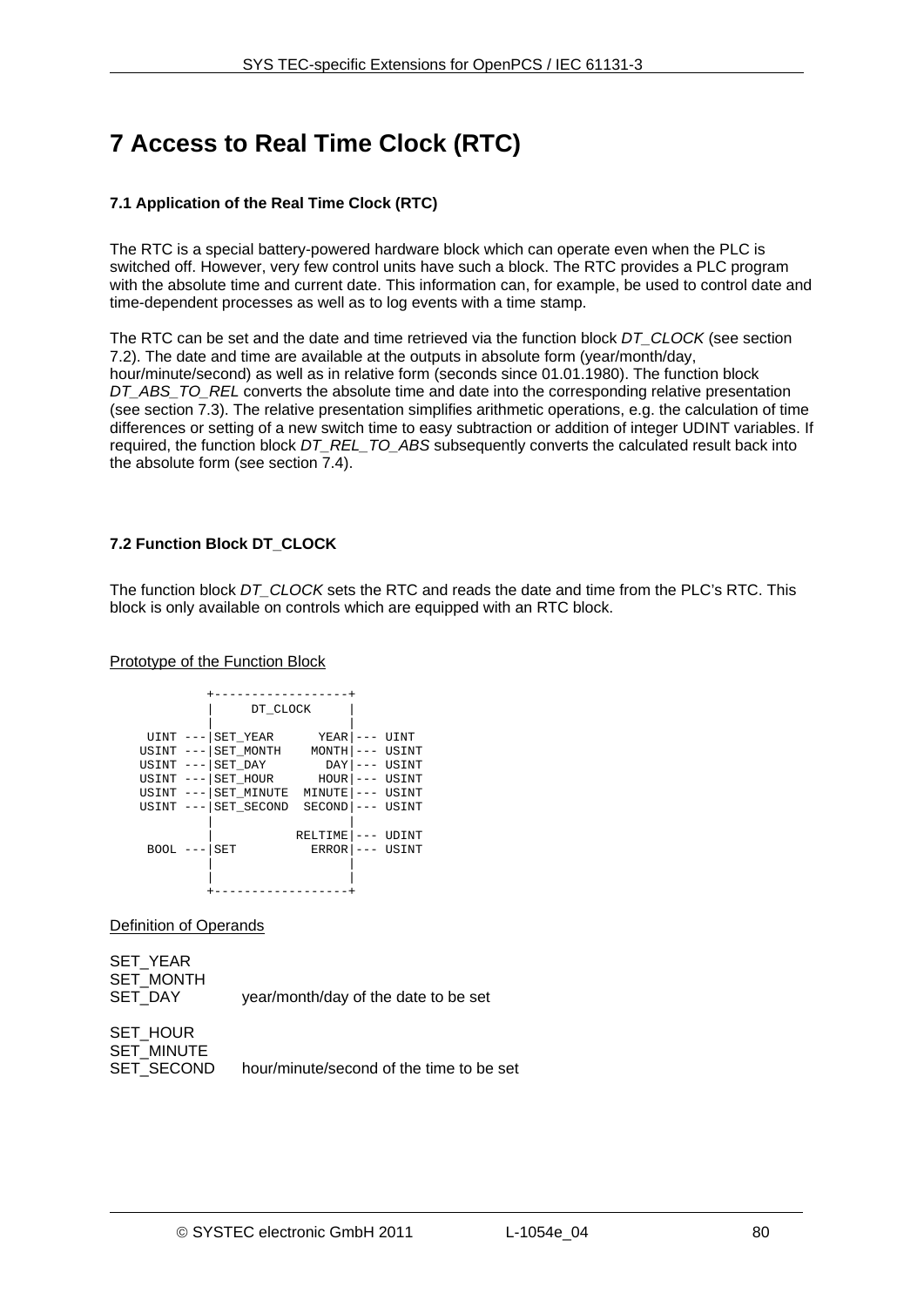# 7 Access to Real Time Clock (RTC)

### 7.1 Application of the Real Time Clock (RTC)

The RTC is a special battery-powered hardware block which can operate even when the PLC is switched off. However, very few control units have such a block. The RTC provides a PLC program with the absolute time and current date. This information can, for example, be used to control date and time-dependent processes as well as to log events with a time stamp.

The RTC can be set and the date and time retrieved via the function block *DT_CLOCK* (see section 7.2). The date and time are available at the outputs in absolute form (year/month/day, hour/minute/second) as well as in relative form (seconds since 01.01.1980). The function block *DT_ABS_TO_REL* converts the absolute time and date into the corresponding relative presentation (see section 7.3). The relative presentation simplifies arithmetic operations, e.g. the calculation of time differences or setting of a new switch time to easy subtraction or addition of integer UDINT variables. If required, the function block *DT_REL_TO_ABS* subsequently converts the calculated result back into the absolute form (see section 7.4).

### 7.2 Function Block DT_CLOCK

The function block *DT_CLOCK* sets the RTC and reads the date and time from the PLC's RTC. This block is only available on controls which are equipped with an RTC block.

Prototype of the Function Block

```
          +------------------+
          |     DT_CLOCK     |
          |                  |
 UINT  ---|SET_YEAR      YEAR|--- UINT
 USINT ---|SET_MONTH    MONTH|--- USINT
 USINT ---|SET_DAY        DAY|--- USINT
 USINT ---|SET_HOUR      HOUR|--- USINT
 USINT ---|SET_MINUTE  MINUTE|--- USINT
 USINT ---|SET_SECOND  SECOND|--- USINT
          |                  |
          |           RELTIME|--- UDINT
 BOOL  ---|SET          ERROR|--- USINT
          |                  |
          |                  |
          +------------------+
```

Definition of Operands

| | |
|---|---|
| SET_YEAR<br>SET_MONTH<br>SET_DAY | year/month/day of the date to be set |
| SET_HOUR<br>SET_MINUTE<br>SET_SECOND | hour/minute/second of the time to be set |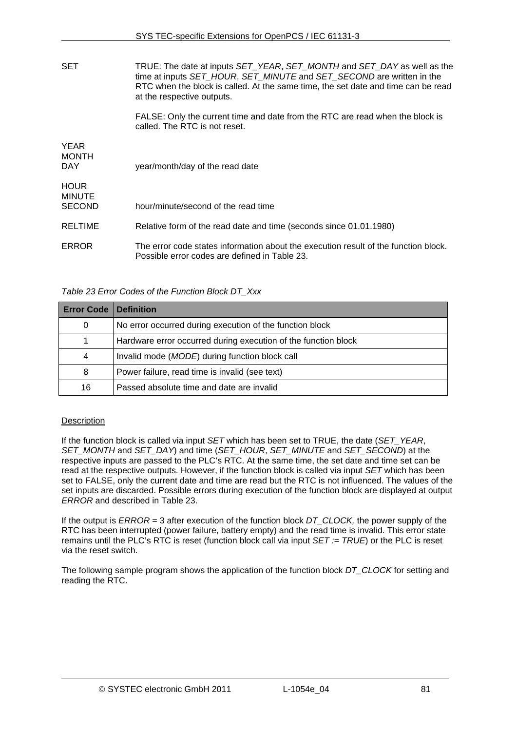| | |
|---|---|
| SET | TRUE: The date at inputs *SET_YEAR*, *SET_MONTH* and *SET_DAY* as well as the time at inputs *SET_HOUR*, *SET_MINUTE* and *SET_SECOND* are written in the RTC when the block is called. At the same time, the set date and time can be read at the respective outputs.<br><br>FALSE: Only the current time and date from the RTC are read when the block is called. The RTC is not reset. |
| YEAR<br>MONTH<br>DAY | year/month/day of the read date |
| HOUR<br>MINUTE<br>SECOND | hour/minute/second of the read time |
| RELTIME | Relative form of the read date and time (seconds since 01.01.1980) |
| ERROR | The error code states information about the execution result of the function block. Possible error codes are defined in Table 23. |

*Table 23 Error Codes of the Function Block DT_Xxx*

| Error Code | Definition |
|---|---|
| 0 | No error occurred during execution of the function block |
| 1 | Hardware error occurred during execution of the function block |
| 4 | Invalid mode (*MODE*) during function block call |
| 8 | Power failure, read time is invalid (see text) |
| 16 | Passed absolute time and date are invalid |

Description

If the function block is called via input *SET* which has been set to TRUE, the date (*SET_YEAR*, *SET_MONTH* and *SET_DAY*) and time (*SET_HOUR*, *SET_MINUTE* and *SET_SECOND*) at the respective inputs are passed to the PLC's RTC. At the same time, the set date and time set can be read at the respective outputs. However, if the function block is called via input *SET* which has been set to FALSE, only the current date and time are read but the RTC is not influenced. The values of the set inputs are discarded. Possible errors during execution of the function block are displayed at output *ERROR* and described in Table 23.

If the output is *ERROR* = 3 after execution of the function block *DT_CLOCK,* the power supply of the RTC has been interrupted (power failure, battery empty) and the read time is invalid. This error state remains until the PLC's RTC is reset (function block call via input *SET := TRUE*) or the PLC is reset via the reset switch.

The following sample program shows the application of the function block *DT_CLOCK* for setting and reading the RTC.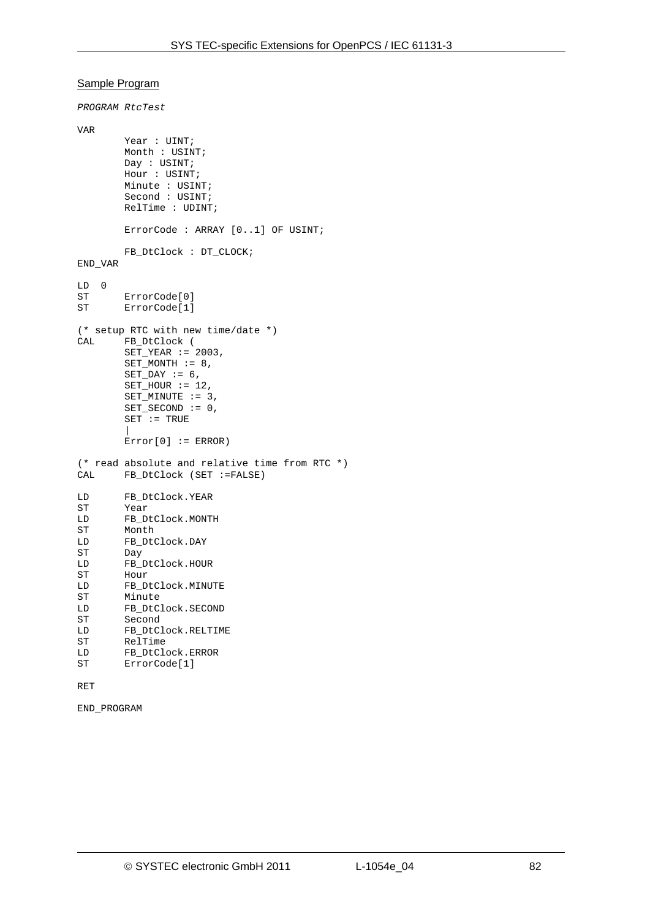Sample Program

```
PROGRAM RtcTest

VAR
        Year : UINT;
        Month : USINT;
        Day : USINT;
        Hour : USINT;
        Minute : USINT;
        Second : USINT;
        RelTime : UDINT;

        ErrorCode : ARRAY [0..1] OF USINT;

        FB_DtClock : DT_CLOCK;
END_VAR

LD  0
ST      ErrorCode[0]
ST      ErrorCode[1]

(* setup RTC with new time/date *)
CAL     FB_DtClock (
        SET_YEAR := 2003,
        SET_MONTH := 8,
        SET_DAY := 6,
        SET_HOUR := 12,
        SET_MINUTE := 3,
        SET_SECOND := 0,
        SET := TRUE
        |
        Error[0] := ERROR)

(* read absolute and relative time from RTC *)
CAL     FB_DtClock (SET :=FALSE)

LD      FB_DtClock.YEAR
ST      Year
LD      FB_DtClock.MONTH
ST      Month
LD      FB_DtClock.DAY
ST      Day
LD      FB_DtClock.HOUR
ST      Hour
LD      FB_DtClock.MINUTE
ST      Minute
LD      FB_DtClock.SECOND
ST      Second
LD      FB_DtClock.RELTIME
ST      RelTime
LD      FB_DtClock.ERROR
ST      ErrorCode[1]

RET

END_PROGRAM
```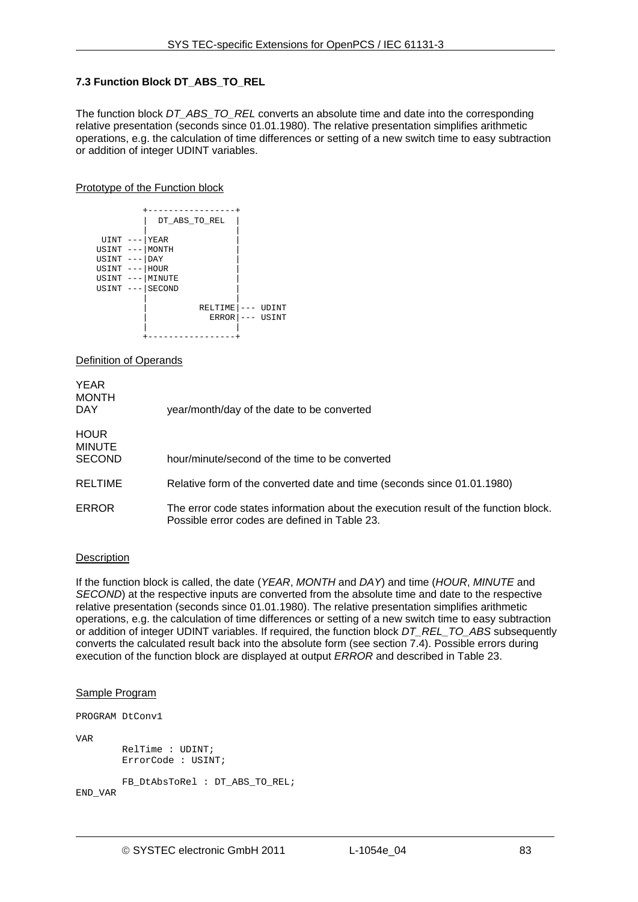### 7.3 Function Block DT_ABS_TO_REL

The function block *DT_ABS_TO_REL* converts an absolute time and date into the corresponding relative presentation (seconds since 01.01.1980). The relative presentation simplifies arithmetic operations, e.g. the calculation of time differences or setting of a new switch time to easy subtraction or addition of integer UDINT variables.

Prototype of the Function block

```
            +-----------------+
            |  DT_ABS_TO_REL  |
            |                 |
   UINT --- |YEAR             |
  USINT --- |MONTH            |
  USINT --- |DAY              |
  USINT --- |HOUR             |
  USINT --- |MINUTE           |
  USINT --- |SECOND           |
            |                 |
            |          RELTIME|--- UDINT
            |            ERROR|--- USINT
            |                 |
            +-----------------+
```

Definition of Operands

| | |
|---|---|
| YEAR<br>MONTH<br>DAY | year/month/day of the date to be converted |
| HOUR<br>MINUTE<br>SECOND | hour/minute/second of the time to be converted |
| RELTIME | Relative form of the converted date and time (seconds since 01.01.1980) |
| ERROR | The error code states information about the execution result of the function block. Possible error codes are defined in Table 23. |

Description

If the function block is called, the date (*YEAR*, *MONTH* and *DAY*) and time (*HOUR*, *MINUTE* and *SECOND*) at the respective inputs are converted from the absolute time and date to the respective relative presentation (seconds since 01.01.1980). The relative presentation simplifies arithmetic operations, e.g. the calculation of time differences or setting of a new switch time to easy subtraction or addition of integer UDINT variables. If required, the function block *DT_REL_TO_ABS* subsequently converts the calculated result back into the absolute form (see section 7.4). Possible errors during execution of the function block are displayed at output *ERROR* and described in Table 23.

Sample Program

```
PROGRAM DtConv1

VAR
        RelTime : UDINT;
        ErrorCode : USINT;

        FB_DtAbsToRel : DT_ABS_TO_REL;
END_VAR
```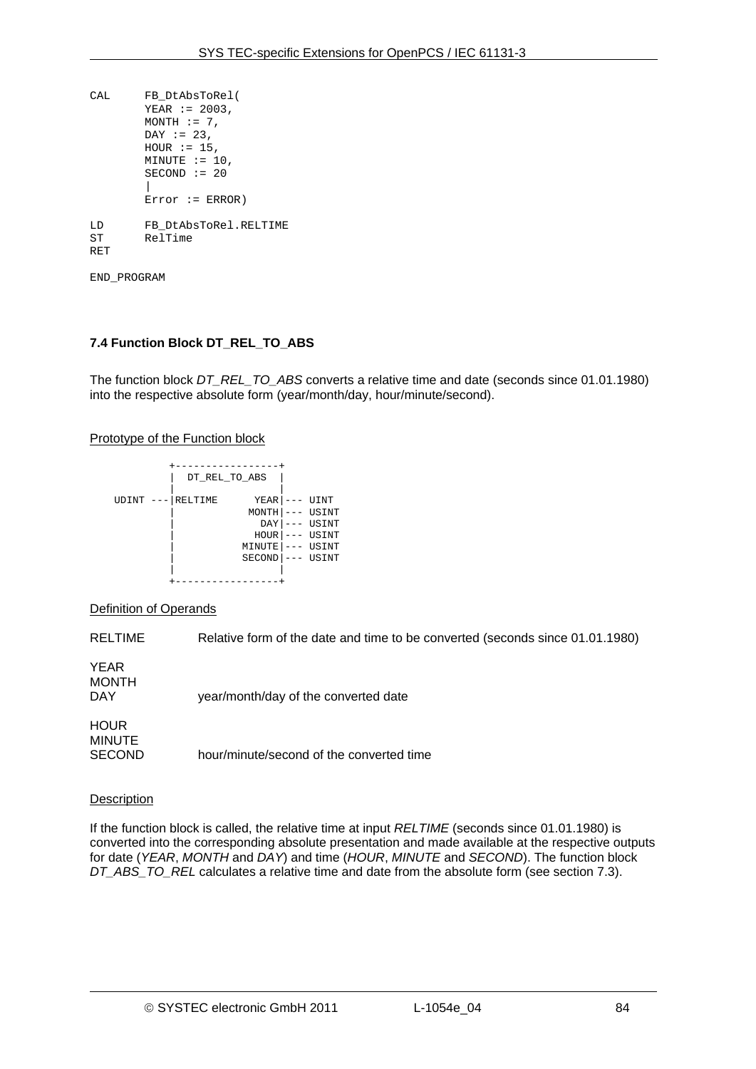```
CAL     FB_DtAbsToRel(
        YEAR := 2003,
        MONTH := 7,
        DAY := 23,
        HOUR := 15,
        MINUTE := 10,
        SECOND := 20
        |
        Error := ERROR)

LD      FB_DtAbsToRel.RELTIME
ST      RelTime
RET

END_PROGRAM
```

### 7.4 Function Block DT_REL_TO_ABS

The function block *DT_REL_TO_ABS* converts a relative time and date (seconds since 01.01.1980) into the respective absolute form (year/month/day, hour/minute/second).

<u>Prototype of the Function block</u>

```
           +-----------------+
           |  DT_REL_TO_ABS  |
           |                 |
   UDINT ---|RELTIME      YEAR|--- UINT
           |            MONTH|--- USINT
           |              DAY|--- USINT
           |             HOUR|--- USINT
           |           MINUTE|--- USINT
           |           SECOND|--- USINT
           |                 |
           +-----------------+
```

<u>Definition of Operands</u>

| | |
|---|---|
| RELTIME | Relative form of the date and time to be converted (seconds since 01.01.1980) |
| YEAR<br>MONTH<br>DAY | year/month/day of the converted date |
| HOUR<br>MINUTE<br>SECOND | hour/minute/second of the converted time |

<u>Description</u>

If the function block is called, the relative time at input *RELTIME* (seconds since 01.01.1980) is converted into the corresponding absolute presentation and made available at the respective outputs for date (*YEAR*, *MONTH* and *DAY*) and time (*HOUR*, *MINUTE* and *SECOND*). The function block *DT_ABS_TO_REL* calculates a relative time and date from the absolute form (see section 7.3).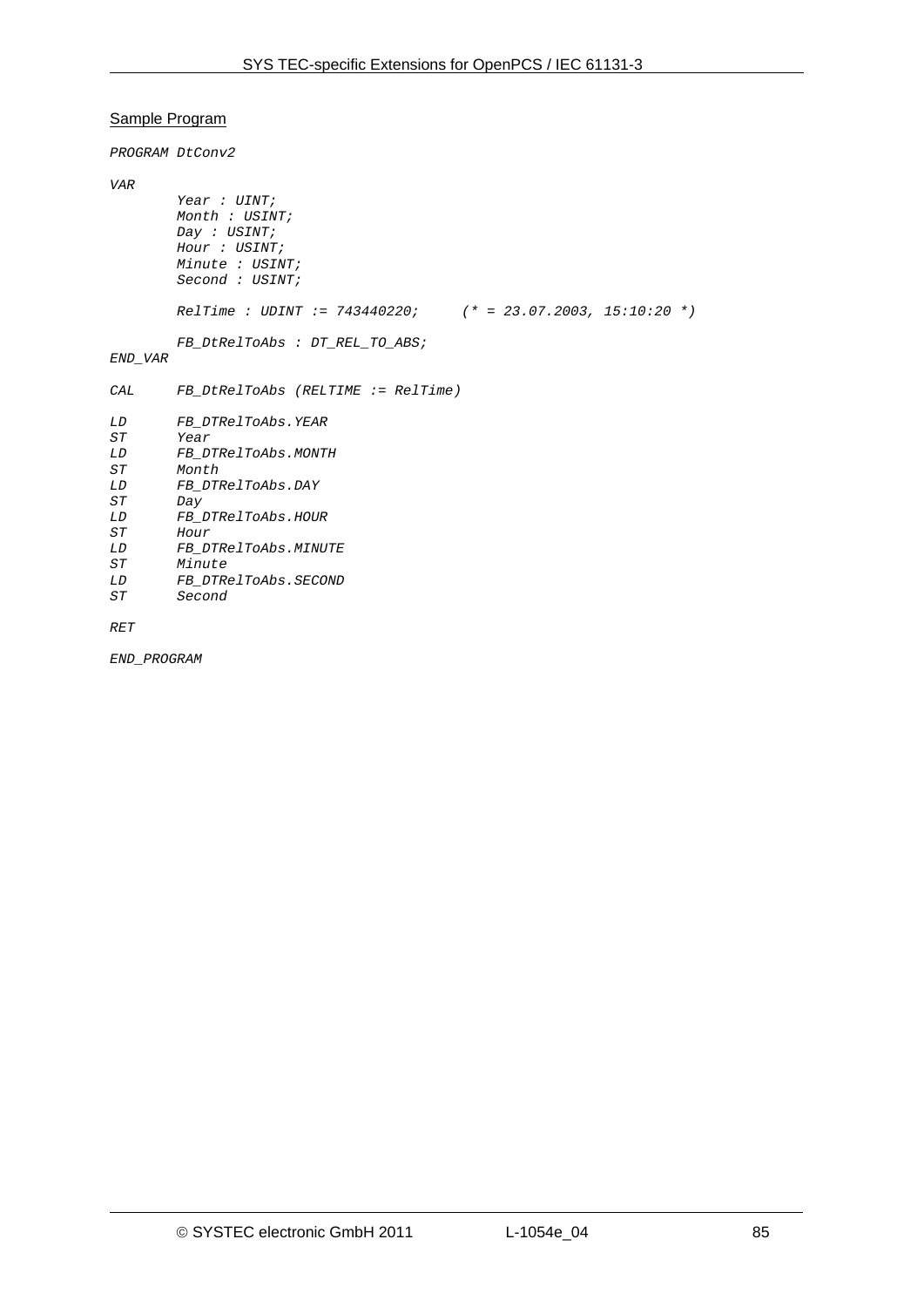Sample Program

```
PROGRAM DtConv2

VAR
        Year : UINT;
        Month : USINT;
        Day : USINT;
        Hour : USINT;
        Minute : USINT;
        Second : USINT;

        RelTime : UDINT := 743440220;     (* = 23.07.2003, 15:10:20 *)

        FB_DtRelToAbs : DT_REL_TO_ABS;
END_VAR

CAL     FB_DtRelToAbs (RELTIME := RelTime)

LD      FB_DTRelToAbs.YEAR
ST      Year
LD      FB_DTRelToAbs.MONTH
ST      Month
LD      FB_DTRelToAbs.DAY
ST      Day
LD      FB_DTRelToAbs.HOUR
ST      Hour
LD      FB_DTRelToAbs.MINUTE
ST      Minute
LD      FB_DTRelToAbs.SECOND
ST      Second

RET

END_PROGRAM
```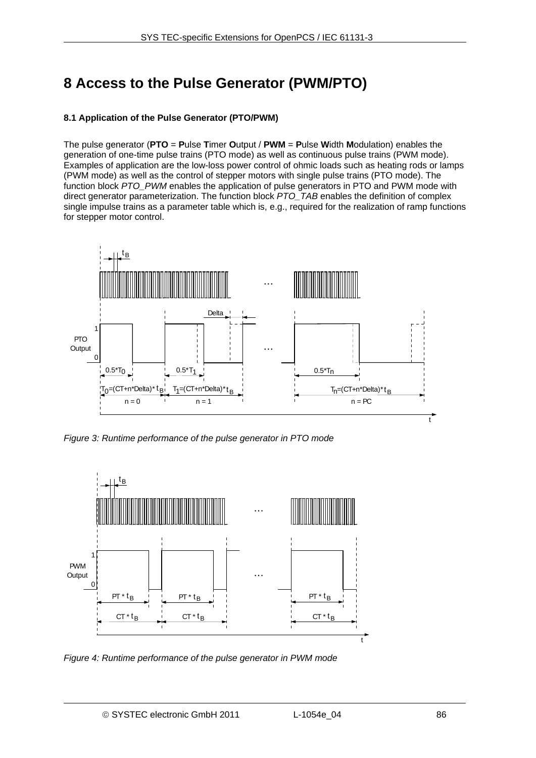# 8 Access to the Pulse Generator (PWM/PTO)

### 8.1 Application of the Pulse Generator (PTO/PWM)

The pulse generator (**PTO** = **P**ulse **T**imer **O**utput / **PWM** = **P**ulse **W**idth **M**odulation) enables the generation of one-time pulse trains (PTO mode) as well as continuous pulse trains (PWM mode). Examples of application are the low-loss power control of ohmic loads such as heating rods or lamps (PWM mode) as well as the control of stepper motors with single pulse trains (PTO mode). The function block *PTO_PWM* enables the application of pulse generators in PTO and PWM mode with direct generator parameterization. The function block *PTO_TAB* enables the definition of complex single impulse trains as a parameter table which is, e.g., required for the realization of ramp functions for stepper motor control.

*Figure 3: Runtime performance of the pulse generator in PTO mode*

*Figure 4: Runtime performance of the pulse generator in PWM mode*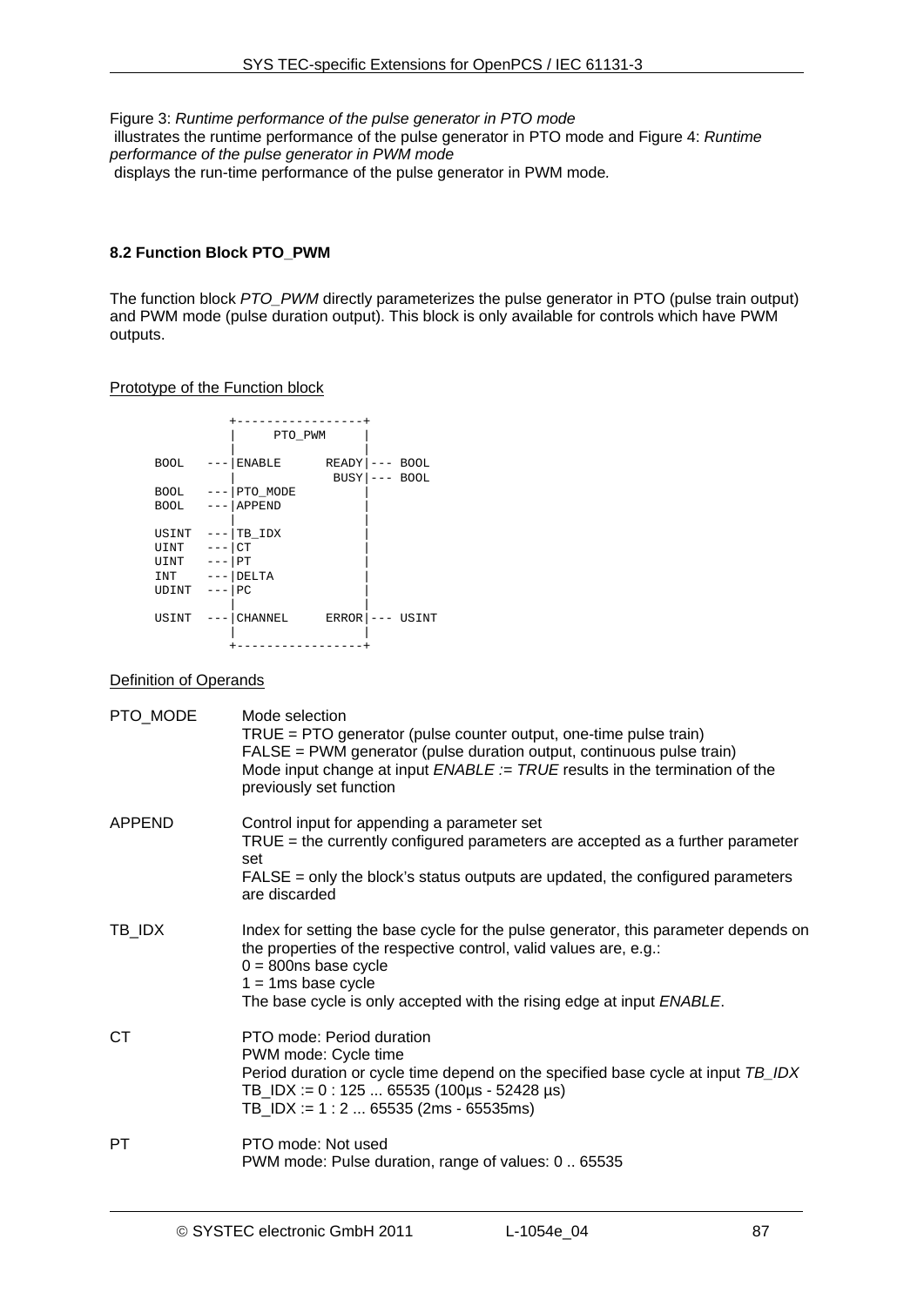Figure 3: *Runtime performance of the pulse generator in PTO mode*
 illustrates the runtime performance of the pulse generator in PTO mode and Figure 4: *Runtime performance of the pulse generator in PWM mode*
 displays the run-time performance of the pulse generator in PWM mode.

### 8.2 Function Block PTO_PWM

The function block *PTO_PWM* directly parameterizes the pulse generator in PTO (pulse train output) and PWM mode (pulse duration output). This block is only available for controls which have PWM outputs.

Prototype of the Function block

```
            +-----------------+
            |     PTO_PWM     |
            |                 |
BOOL    ---|ENABLE      READY|--- BOOL
            |             BUSY|--- BOOL
BOOL    ---|PTO_MODE         |
BOOL    ---|APPEND           |
            |                 |
USINT   ---|TB_IDX           |
UINT    ---|CT               |
UINT    ---|PT               |
INT     ---|DELTA            |
UDINT   ---|PC               |
            |                 |
USINT   ---|CHANNEL     ERROR|--- USINT
            |                 |
            +-----------------+
```

Definition of Operands

| | |
|---|---|
| PTO_MODE | Mode selection<br>TRUE = PTO generator (pulse counter output, one-time pulse train)<br>FALSE = PWM generator (pulse duration output, continuous pulse train)<br>Mode input change at input *ENABLE := TRUE* results in the termination of the previously set function |
| APPEND | Control input for appending a parameter set<br>TRUE = the currently configured parameters are accepted as a further parameter set<br>FALSE = only the block's status outputs are updated, the configured parameters are discarded |
| TB_IDX | Index for setting the base cycle for the pulse generator, this parameter depends on the properties of the respective control, valid values are, e.g.:<br>0 = 800ns base cycle<br>1 = 1ms base cycle<br>The base cycle is only accepted with the rising edge at input *ENABLE*. |
| CT | PTO mode: Period duration<br>PWM mode: Cycle time<br>Period duration or cycle time depend on the specified base cycle at input *TB_IDX*<br>TB_IDX := 0 : 125 ... 65535 (100µs - 52428 µs)<br>TB_IDX := 1 : 2 ... 65535 (2ms - 65535ms) |
| PT | PTO mode: Not used<br>PWM mode: Pulse duration, range of values: 0 .. 65535 |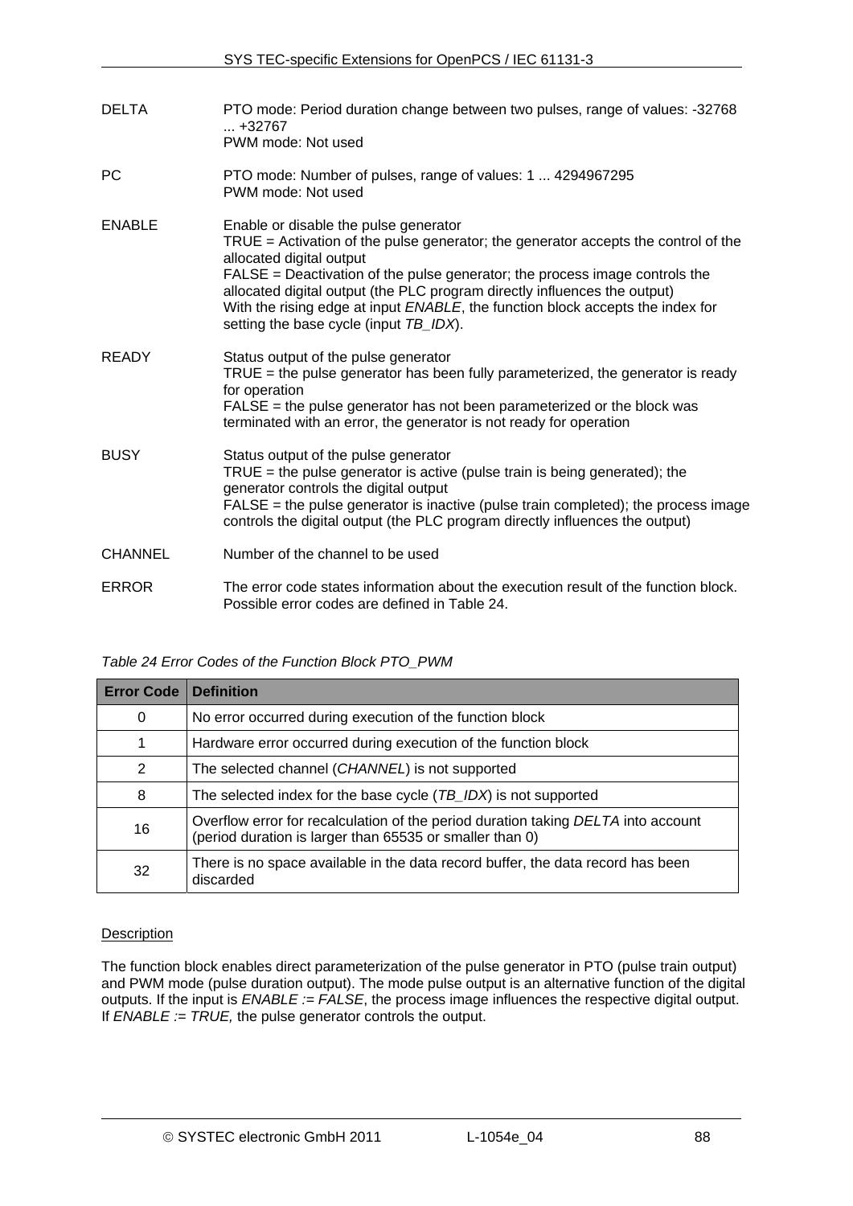DELTA — PTO mode: Period duration change between two pulses, range of values: -32768 ... +32767
PWM mode: Not used

PC — PTO mode: Number of pulses, range of values: 1 ... 4294967295
PWM mode: Not used

ENABLE — Enable or disable the pulse generator
TRUE = Activation of the pulse generator; the generator accepts the control of the allocated digital output
FALSE = Deactivation of the pulse generator; the process image controls the allocated digital output (the PLC program directly influences the output)
With the rising edge at input *ENABLE*, the function block accepts the index for setting the base cycle (input *TB_IDX*).

READY — Status output of the pulse generator
TRUE = the pulse generator has been fully parameterized, the generator is ready for operation
FALSE = the pulse generator has not been parameterized or the block was terminated with an error, the generator is not ready for operation

BUSY — Status output of the pulse generator
TRUE = the pulse generator is active (pulse train is being generated); the generator controls the digital output
FALSE = the pulse generator is inactive (pulse train completed); the process image controls the digital output (the PLC program directly influences the output)

CHANNEL — Number of the channel to be used

ERROR — The error code states information about the execution result of the function block. Possible error codes are defined in Table 24.

*Table 24 Error Codes of the Function Block PTO_PWM*

| Error Code | Definition |
|---|---|
| 0 | No error occurred during execution of the function block |
| 1 | Hardware error occurred during execution of the function block |
| 2 | The selected channel (*CHANNEL*) is not supported |
| 8 | The selected index for the base cycle (*TB_IDX*) is not supported |
| 16 | Overflow error for recalculation of the period duration taking *DELTA* into account (period duration is larger than 65535 or smaller than 0) |
| 32 | There is no space available in the data record buffer, the data record has been discarded |

Description

The function block enables direct parameterization of the pulse generator in PTO (pulse train output) and PWM mode (pulse duration output). The mode pulse output is an alternative function of the digital outputs. If the input is *ENABLE := FALSE*, the process image influences the respective digital output. If *ENABLE := TRUE,* the pulse generator controls the output.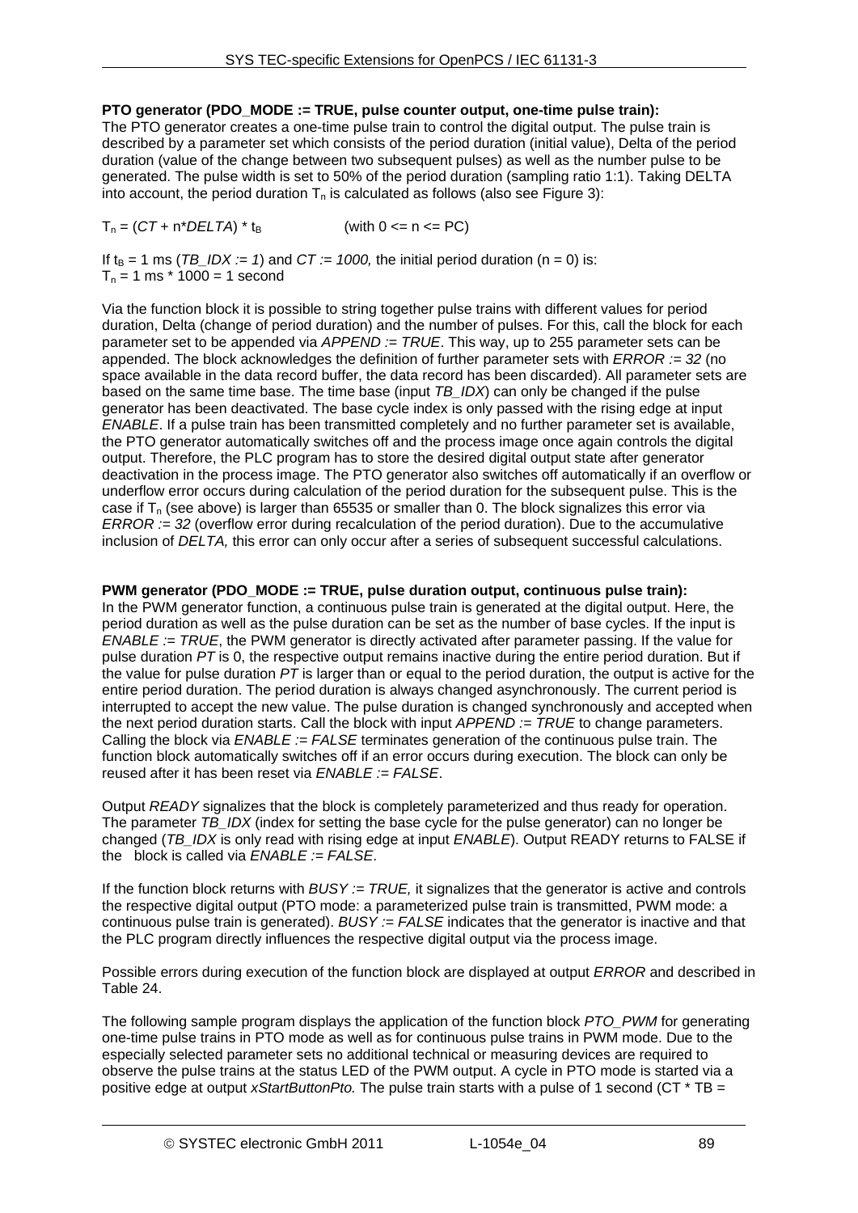**PTO generator (PDO_MODE := TRUE, pulse counter output, one-time pulse train):**
The PTO generator creates a one-time pulse train to control the digital output. The pulse train is described by a parameter set which consists of the period duration (initial value), Delta of the period duration (value of the change between two subsequent pulses) as well as the number pulse to be generated. The pulse width is set to 50% of the period duration (sampling ratio 1:1). Taking DELTA into account, the period duration $T_n$ is calculated as follows (also see Figure 3):

$T_n = (CT + n*DELTA) * t_B$ (with 0 <= n <= PC)

If $t_B$ = 1 ms (*TB_IDX := 1*) and *CT := 1000,* the initial period duration (n = 0) is:
$T_n$ = 1 ms * 1000 = 1 second

Via the function block it is possible to string together pulse trains with different values for period duration, Delta (change of period duration) and the number of pulses. For this, call the block for each parameter set to be appended via *APPEND := TRUE*. This way, up to 255 parameter sets can be appended. The block acknowledges the definition of further parameter sets with *ERROR := 32* (no space available in the data record buffer, the data record has been discarded). All parameter sets are based on the same time base. The time base (input *TB_IDX*) can only be changed if the pulse generator has been deactivated. The base cycle index is only passed with the rising edge at input *ENABLE*. If a pulse train has been transmitted completely and no further parameter set is available, the PTO generator automatically switches off and the process image once again controls the digital output. Therefore, the PLC program has to store the desired digital output state after generator deactivation in the process image. The PTO generator also switches off automatically if an overflow or underflow error occurs during calculation of the period duration for the subsequent pulse. This is the case if $T_n$ (see above) is larger than 65535 or smaller than 0. The block signalizes this error via *ERROR := 32* (overflow error during recalculation of the period duration). Due to the accumulative inclusion of *DELTA,* this error can only occur after a series of subsequent successful calculations.

**PWM generator (PDO_MODE := TRUE, pulse duration output, continuous pulse train):**
In the PWM generator function, a continuous pulse train is generated at the digital output. Here, the period duration as well as the pulse duration can be set as the number of base cycles. If the input is *ENABLE := TRUE*, the PWM generator is directly activated after parameter passing. If the value for pulse duration *PT* is 0, the respective output remains inactive during the entire period duration. But if the value for pulse duration *PT* is larger than or equal to the period duration, the output is active for the entire period duration. The period duration is always changed asynchronously. The current period is interrupted to accept the new value. The pulse duration is changed synchronously and accepted when the next period duration starts. Call the block with input *APPEND := TRUE* to change parameters. Calling the block via *ENABLE := FALSE* terminates generation of the continuous pulse train. The function block automatically switches off if an error occurs during execution. The block can only be reused after it has been reset via *ENABLE := FALSE*.

Output *READY* signalizes that the block is completely parameterized and thus ready for operation. The parameter *TB_IDX* (index for setting the base cycle for the pulse generator) can no longer be changed (*TB_IDX* is only read with rising edge at input *ENABLE*). Output READY returns to FALSE if the block is called via *ENABLE := FALSE*.

If the function block returns with *BUSY := TRUE,* it signalizes that the generator is active and controls the respective digital output (PTO mode: a parameterized pulse train is transmitted, PWM mode: a continuous pulse train is generated). *BUSY := FALSE* indicates that the generator is inactive and that the PLC program directly influences the respective digital output via the process image.

Possible errors during execution of the function block are displayed at output *ERROR* and described in Table 24.

The following sample program displays the application of the function block *PTO_PWM* for generating one-time pulse trains in PTO mode as well as for continuous pulse trains in PWM mode. Due to the especially selected parameter sets no additional technical or measuring devices are required to observe the pulse trains at the status LED of the PWM output. A cycle in PTO mode is started via a positive edge at output *xStartButtonPto.* The pulse train starts with a pulse of 1 second (CT * TB =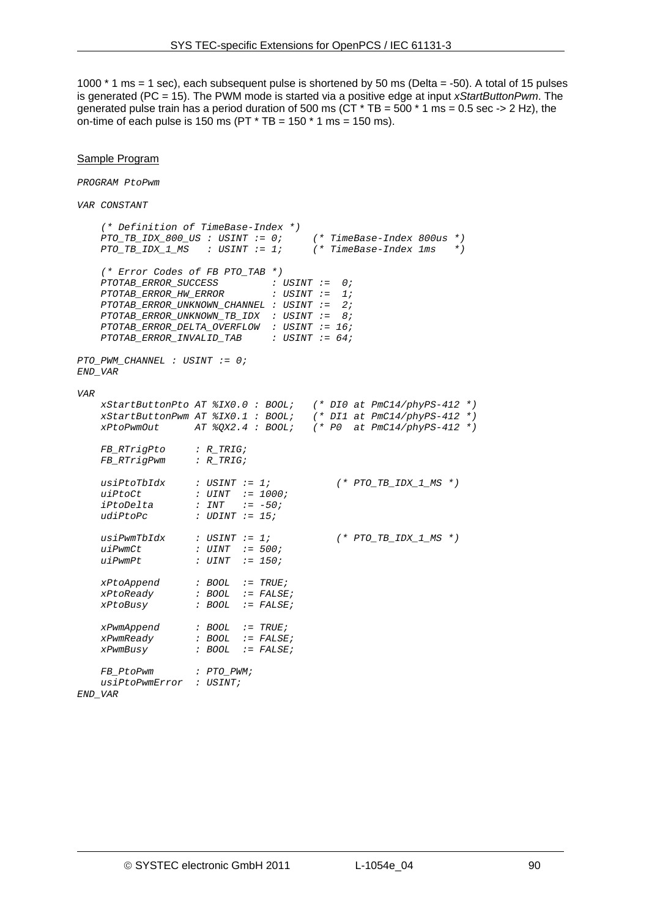1000 * 1 ms = 1 sec), each subsequent pulse is shortened by 50 ms (Delta = -50). A total of 15 pulses is generated (PC = 15). The PWM mode is started via a positive edge at input *xStartButtonPwm*. The generated pulse train has a period duration of 500 ms (CT * TB = 500 * 1 ms = 0.5 sec -> 2 Hz), the on-time of each pulse is 150 ms (PT * TB = 150 * 1 ms = 150 ms).

Sample Program

```
PROGRAM PtoPwm

VAR CONSTANT

    (* Definition of TimeBase-Index *)
    PTO_TB_IDX_800_US : USINT := 0;     (* TimeBase-Index 800us *)
    PTO_TB_IDX_1_MS   : USINT := 1;     (* TimeBase-Index 1ms   *)

    (* Error Codes of FB PTO_TAB *)
    PTOTAB_ERROR_SUCCESS         : USINT :=  0;
    PTOTAB_ERROR_HW_ERROR        : USINT :=  1;
    PTOTAB_ERROR_UNKNOWN_CHANNEL : USINT :=  2;
    PTOTAB_ERROR_UNKNOWN_TB_IDX  : USINT :=  8;
    PTOTAB_ERROR_DELTA_OVERFLOW  : USINT := 16;
    PTOTAB_ERROR_INVALID_TAB     : USINT := 64;

PTO_PWM_CHANNEL : USINT := 0;
END_VAR

VAR
    xStartButtonPto AT %IX0.0 : BOOL;   (* DI0 at PmC14/phyPS-412 *)
    xStartButtonPwm AT %IX0.1 : BOOL;   (* DI1 at PmC14/phyPS-412 *)
    xPtoPwmOut      AT %QX2.4 : BOOL;   (* P0  at PmC14/phyPS-412 *)

    FB_RTrigPto     : R_TRIG;
    FB_RTrigPwm     : R_TRIG;

    usiPtoTbIdx     : USINT := 1;           (* PTO_TB_IDX_1_MS *)
    uiPtoCt         : UINT  := 1000;
    iPtoDelta       : INT   := -50;
    udiPtoPc        : UDINT := 15;

    usiPwmTbIdx     : USINT := 1;           (* PTO_TB_IDX_1_MS *)
    uiPwmCt         : UINT  := 500;
    uiPwmPt         : UINT  := 150;

    xPtoAppend      : BOOL  := TRUE;
    xPtoReady       : BOOL  := FALSE;
    xPtoBusy        : BOOL  := FALSE;

    xPwmAppend      : BOOL  := TRUE;
    xPwmReady       : BOOL  := FALSE;
    xPwmBusy        : BOOL  := FALSE;

    FB_PtoPwm       : PTO_PWM;
    usiPtoPwmError  : USINT;
END_VAR
```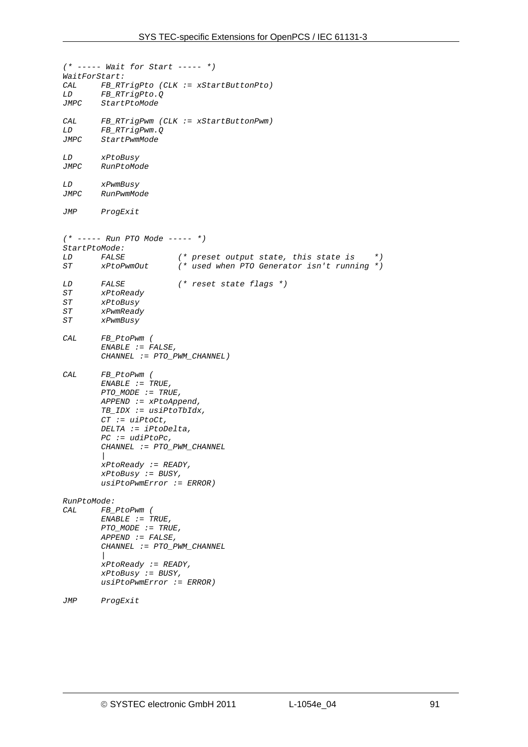```
(* ----- Wait for Start ----- *)
WaitForStart:
CAL     FB_RTrigPto (CLK := xStartButtonPto)
LD      FB_RTrigPto.Q
JMPC    StartPtoMode

CAL     FB_RTrigPwm (CLK := xStartButtonPwm)
LD      FB_RTrigPwm.Q
JMPC    StartPwmMode

LD      xPtoBusy
JMPC    RunPtoMode

LD      xPwmBusy
JMPC    RunPwmMode

JMP     ProgExit


(* ----- Run PTO Mode ----- *)
StartPtoMode:
LD      FALSE           (* preset output state, this state is    *)
ST      xPtoPwmOut      (* used when PTO Generator isn't running *)

LD      FALSE           (* reset state flags *)
ST      xPtoReady
ST      xPtoBusy
ST      xPwmReady
ST      xPwmBusy

CAL     FB_PtoPwm (
        ENABLE := FALSE,
        CHANNEL := PTO_PWM_CHANNEL)

CAL     FB_PtoPwm (
        ENABLE := TRUE,
        PTO_MODE := TRUE,
        APPEND := xPtoAppend,
        TB_IDX := usiPtoTbIdx,
        CT := uiPtoCt,
        DELTA := iPtoDelta,
        PC := udiPtoPc,
        CHANNEL := PTO_PWM_CHANNEL
        |
        xPtoReady := READY,
        xPtoBusy := BUSY,
        usiPtoPwmError := ERROR)

RunPtoMode:
CAL     FB_PtoPwm (
        ENABLE := TRUE,
        PTO_MODE := TRUE,
        APPEND := FALSE,
        CHANNEL := PTO_PWM_CHANNEL
        |
        xPtoReady := READY,
        xPtoBusy := BUSY,
        usiPtoPwmError := ERROR)

JMP     ProgExit
```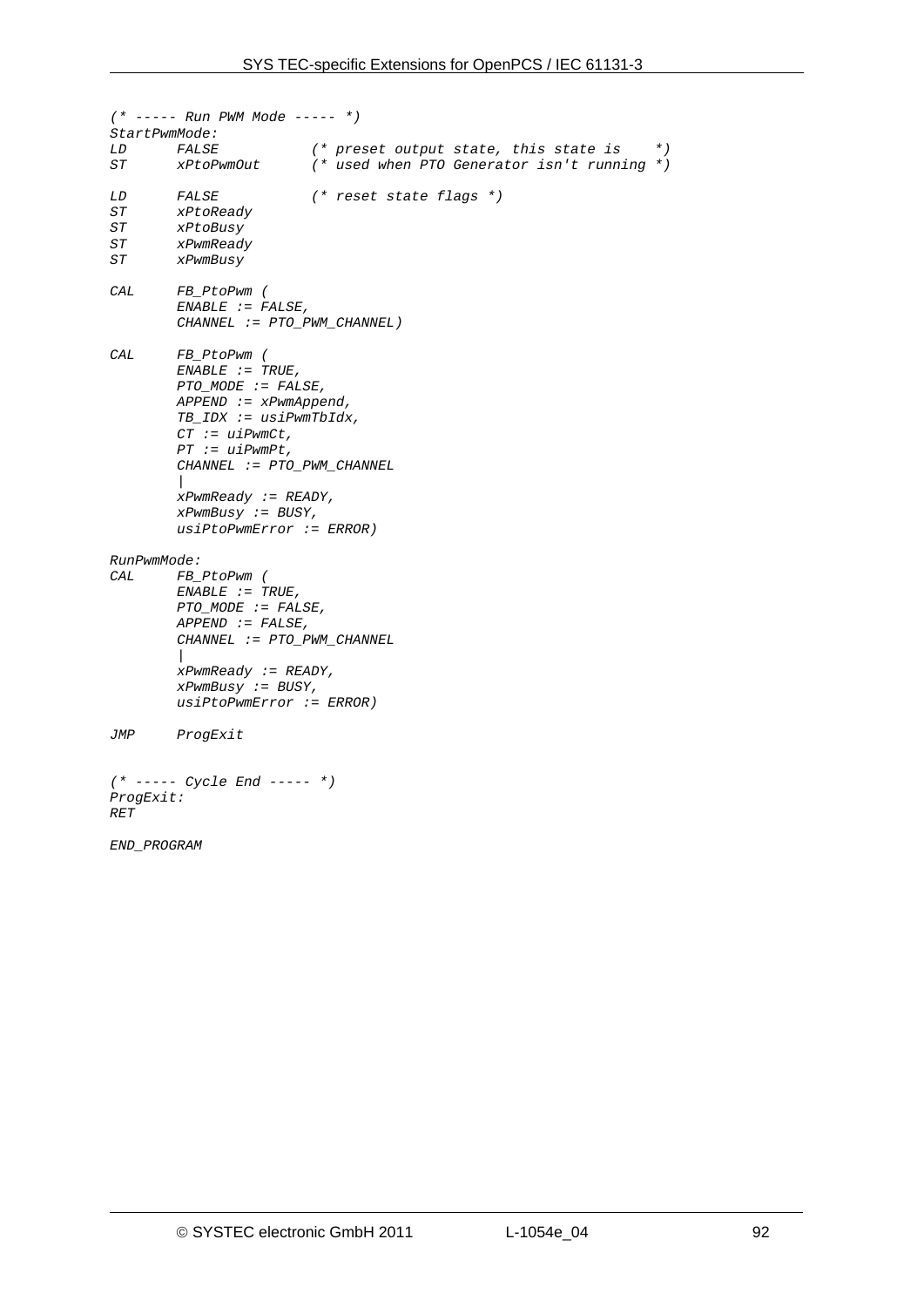```
(* ----- Run PWM Mode ----- *)
StartPwmMode:
LD      FALSE           (* preset output state, this state is    *)
ST      xPtoPwmOut      (* used when PTO Generator isn't running *)

LD      FALSE           (* reset state flags *)
ST      xPtoReady
ST      xPtoBusy
ST      xPwmReady
ST      xPwmBusy

CAL     FB_PtoPwm (
        ENABLE := FALSE,
        CHANNEL := PTO_PWM_CHANNEL)

CAL     FB_PtoPwm (
        ENABLE := TRUE,
        PTO_MODE := FALSE,
        APPEND := xPwmAppend,
        TB_IDX := usiPwmTbIdx,
        CT := uiPwmCt,
        PT := uiPwmPt,
        CHANNEL := PTO_PWM_CHANNEL
        |
        xPwmReady := READY,
        xPwmBusy := BUSY,
        usiPtoPwmError := ERROR)

RunPwmMode:
CAL     FB_PtoPwm (
        ENABLE := TRUE,
        PTO_MODE := FALSE,
        APPEND := FALSE,
        CHANNEL := PTO_PWM_CHANNEL
        |
        xPwmReady := READY,
        xPwmBusy := BUSY,
        usiPtoPwmError := ERROR)

JMP     ProgExit


(* ----- Cycle End ----- *)
ProgExit:
RET

END_PROGRAM
```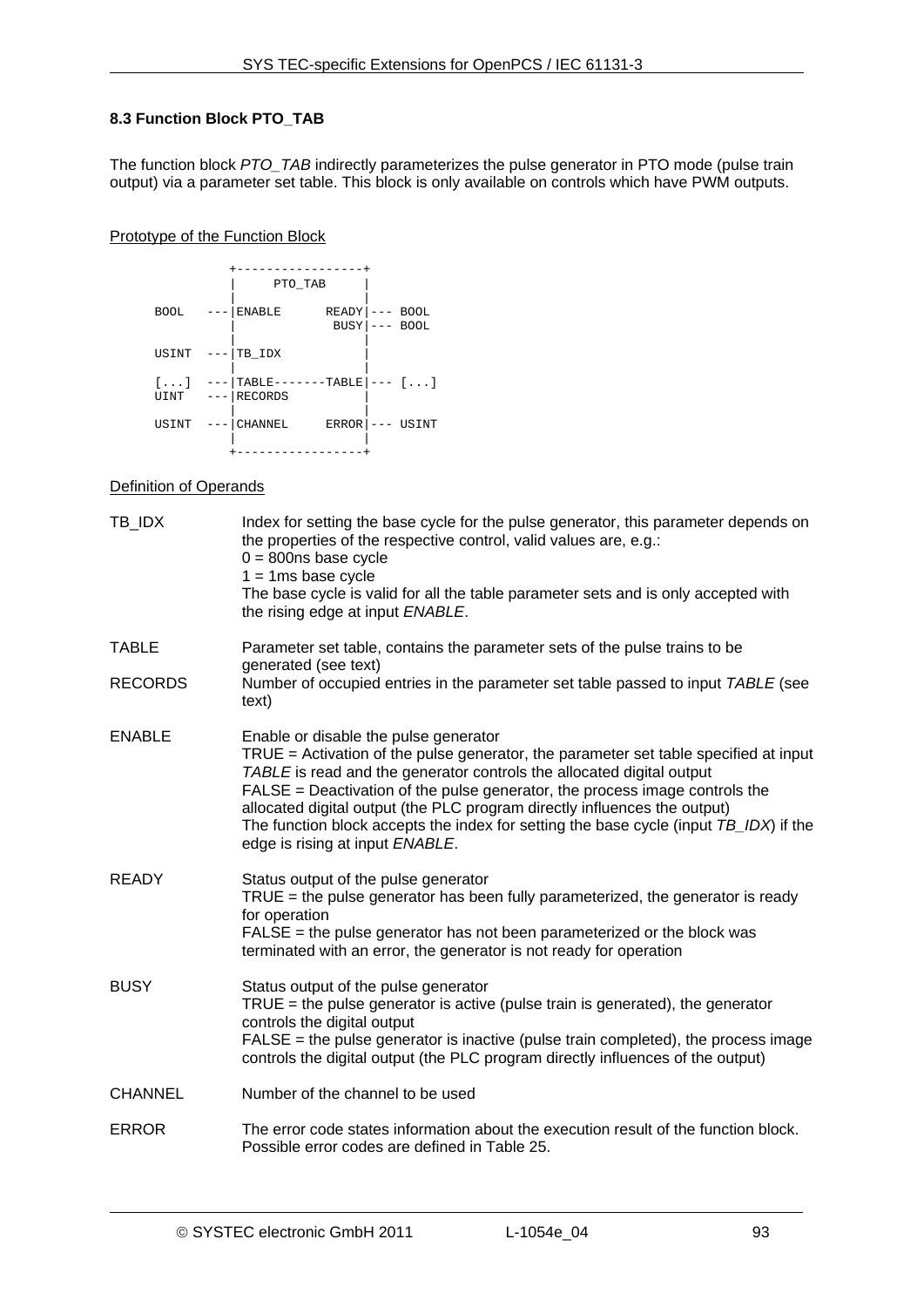### 8.3 Function Block PTO_TAB

The function block *PTO_TAB* indirectly parameterizes the pulse generator in PTO mode (pulse train output) via a parameter set table. This block is only available on controls which have PWM outputs.

Prototype of the Function Block

```
            +-----------------+
            |     PTO_TAB     |
            |                 |
BOOL    ---|ENABLE      READY|--- BOOL
            |              BUSY|--- BOOL
            |                 |
USINT   ---|TB_IDX            |
            |                 |
[...]   ---|TABLE-------TABLE|--- [...]
UINT    ---|RECORDS           |
            |                 |
USINT   ---|CHANNEL     ERROR|--- USINT
            |                 |
            +-----------------+
```

Definition of Operands

| | |
|---|---|
| TB_IDX | Index for setting the base cycle for the pulse generator, this parameter depends on the properties of the respective control, valid values are, e.g.:<br>0 = 800ns base cycle<br>1 = 1ms base cycle<br>The base cycle is valid for all the table parameter sets and is only accepted with the rising edge at input *ENABLE*. |
| TABLE | Parameter set table, contains the parameter sets of the pulse trains to be generated (see text) |
| RECORDS | Number of occupied entries in the parameter set table passed to input *TABLE* (see text) |
| ENABLE | Enable or disable the pulse generator<br>TRUE = Activation of the pulse generator, the parameter set table specified at input *TABLE* is read and the generator controls the allocated digital output<br>FALSE = Deactivation of the pulse generator, the process image controls the allocated digital output (the PLC program directly influences the output)<br>The function block accepts the index for setting the base cycle (input *TB_IDX*) if the edge is rising at input *ENABLE*. |
| READY | Status output of the pulse generator<br>TRUE = the pulse generator has been fully parameterized, the generator is ready for operation<br>FALSE = the pulse generator has not been parameterized or the block was terminated with an error, the generator is not ready for operation |
| BUSY | Status output of the pulse generator<br>TRUE = the pulse generator is active (pulse train is generated), the generator controls the digital output<br>FALSE = the pulse generator is inactive (pulse train completed), the process image controls the digital output (the PLC program directly influences of the output) |
| CHANNEL | Number of the channel to be used |
| ERROR | The error code states information about the execution result of the function block. Possible error codes are defined in Table 25. |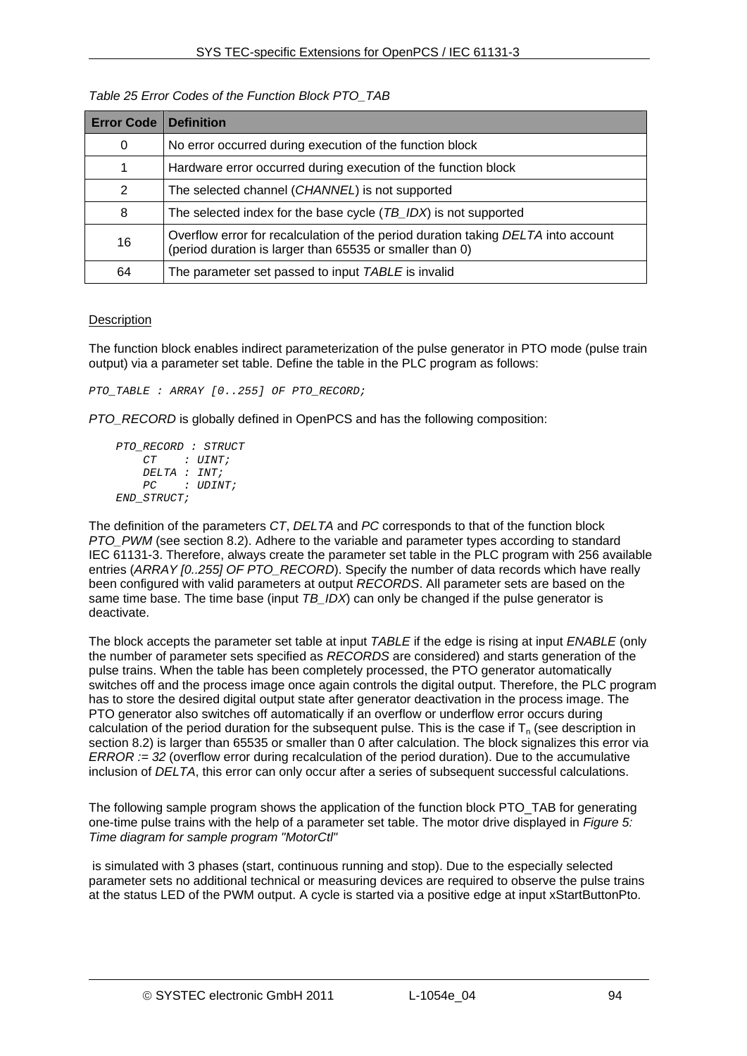*Table 25 Error Codes of the Function Block PTO_TAB*

| Error Code | Definition |
|---|---|
| 0 | No error occurred during execution of the function block |
| 1 | Hardware error occurred during execution of the function block |
| 2 | The selected channel (*CHANNEL*) is not supported |
| 8 | The selected index for the base cycle (*TB_IDX*) is not supported |
| 16 | Overflow error for recalculation of the period duration taking *DELTA* into account (period duration is larger than 65535 or smaller than 0) |
| 64 | The parameter set passed to input *TABLE* is invalid |

Description

The function block enables indirect parameterization of the pulse generator in PTO mode (pulse train output) via a parameter set table. Define the table in the PLC program as follows:

```
PTO_TABLE : ARRAY [0..255] OF PTO_RECORD;
```

*PTO_RECORD* is globally defined in OpenPCS and has the following composition:

```
PTO_RECORD : STRUCT
    CT    : UINT;
    DELTA : INT;
    PC    : UDINT;
END_STRUCT;
```

The definition of the parameters *CT*, *DELTA* and *PC* corresponds to that of the function block *PTO_PWM* (see section 8.2). Adhere to the variable and parameter types according to standard IEC 61131-3. Therefore, always create the parameter set table in the PLC program with 256 available entries (*ARRAY [0..255] OF PTO_RECORD*). Specify the number of data records which have really been configured with valid parameters at output *RECORDS*. All parameter sets are based on the same time base. The time base (input *TB_IDX*) can only be changed if the pulse generator is deactivate.

The block accepts the parameter set table at input *TABLE* if the edge is rising at input *ENABLE* (only the number of parameter sets specified as *RECORDS* are considered) and starts generation of the pulse trains. When the table has been completely processed, the PTO generator automatically switches off and the process image once again controls the digital output. Therefore, the PLC program has to store the desired digital output state after generator deactivation in the process image. The PTO generator also switches off automatically if an overflow or underflow error occurs during calculation of the period duration for the subsequent pulse. This is the case if $T_n$ (see description in section 8.2) is larger than 65535 or smaller than 0 after calculation. The block signalizes this error via *ERROR := 32* (overflow error during recalculation of the period duration). Due to the accumulative inclusion of *DELTA*, this error can only occur after a series of subsequent successful calculations.

The following sample program shows the application of the function block PTO_TAB for generating one-time pulse trains with the help of a parameter set table. The motor drive displayed in *Figure 5: Time diagram for sample program "MotorCtl"*

is simulated with 3 phases (start, continuous running and stop). Due to the especially selected parameter sets no additional technical or measuring devices are required to observe the pulse trains at the status LED of the PWM output. A cycle is started via a positive edge at input xStartButtonPto.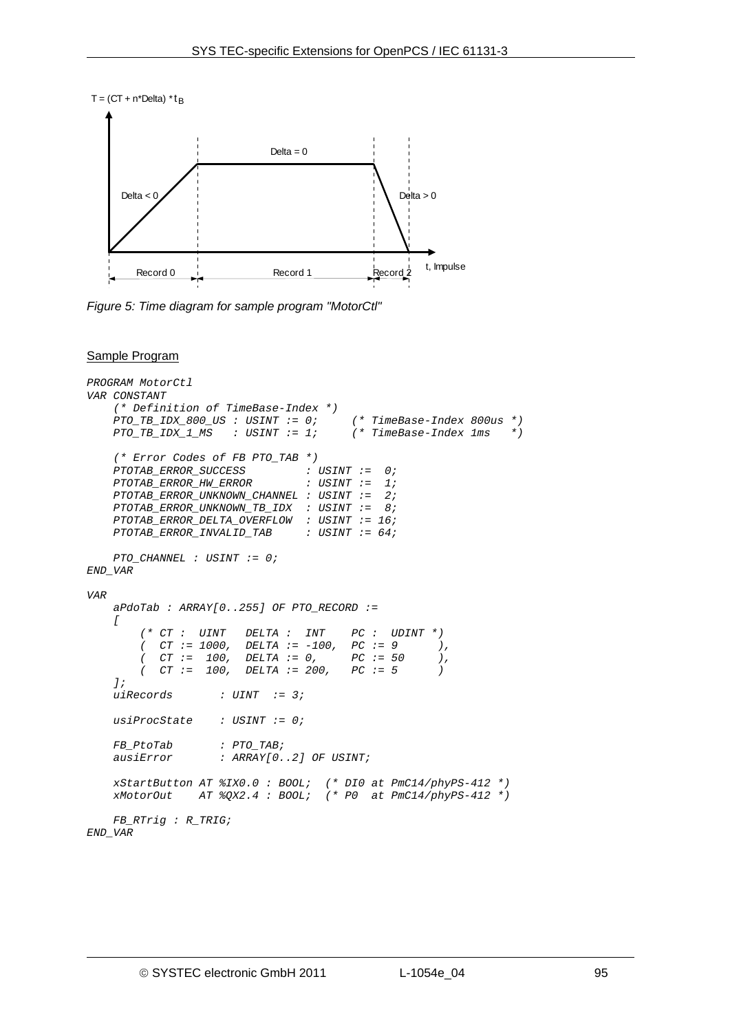Figure 5: Time diagram for sample program "MotorCtl"

Sample Program

```
PROGRAM MotorCtl
VAR CONSTANT
    (* Definition of TimeBase-Index *)
    PTO_TB_IDX_800_US : USINT := 0;     (* TimeBase-Index 800us *)
    PTO_TB_IDX_1_MS   : USINT := 1;     (* TimeBase-Index 1ms   *)

    (* Error Codes of FB PTO_TAB *)
    PTOTAB_ERROR_SUCCESS         : USINT :=  0;
    PTOTAB_ERROR_HW_ERROR        : USINT :=  1;
    PTOTAB_ERROR_UNKNOWN_CHANNEL : USINT :=  2;
    PTOTAB_ERROR_UNKNOWN_TB_IDX  : USINT :=  8;
    PTOTAB_ERROR_DELTA_OVERFLOW  : USINT := 16;
    PTOTAB_ERROR_INVALID_TAB     : USINT := 64;

    PTO_CHANNEL : USINT := 0;
END_VAR

VAR
    aPdoTab : ARRAY[0..255] OF PTO_RECORD :=
    [
        (* CT :  UINT   DELTA :  INT    PC :  UDINT *)
        (  CT := 1000,  DELTA := -100,  PC := 9      ),
        (  CT :=  100,  DELTA := 0,     PC := 50     ),
        (  CT :=  100,  DELTA := 200,   PC := 5      )
    ];
    uiRecords       : UINT  := 3;

    usiProcState    : USINT := 0;

    FB_PtoTab       : PTO_TAB;
    ausiError       : ARRAY[0..2] OF USINT;

    xStartButton AT %IX0.0 : BOOL;  (* DI0 at PmC14/phyPS-412 *)
    xMotorOut    AT %QX2.4 : BOOL;  (* P0  at PmC14/phyPS-412 *)

    FB_RTrig : R_TRIG;
END_VAR
```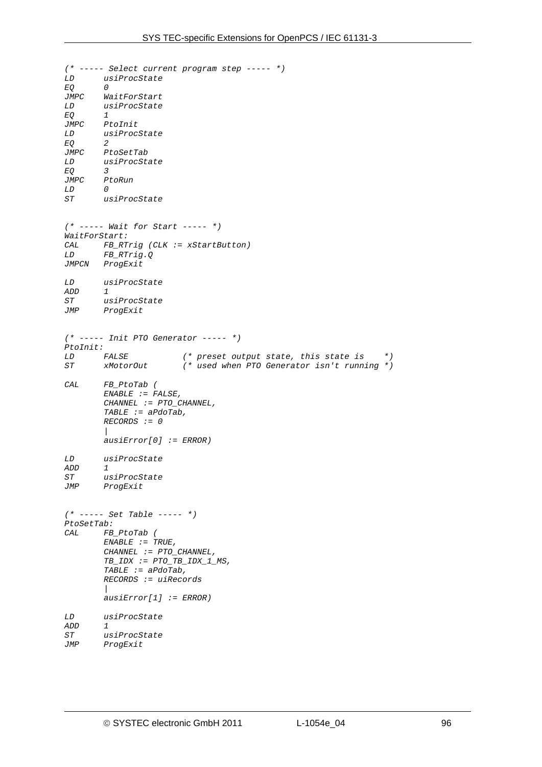```
(* ----- Select current program step ----- *)
LD      usiProcState
EQ      0
JMPC    WaitForStart
LD      usiProcState
EQ      1
JMPC    PtoInit
LD      usiProcState
EQ      2
JMPC    PtoSetTab
LD      usiProcState
EQ      3
JMPC    PtoRun
LD      0
ST      usiProcState


(* ----- Wait for Start ----- *)
WaitForStart:
CAL     FB_RTrig (CLK := xStartButton)
LD      FB_RTrig.Q
JMPCN   ProgExit

LD      usiProcState
ADD     1
ST      usiProcState
JMP     ProgExit


(* ----- Init PTO Generator ----- *)
PtoInit:
LD      FALSE           (* preset output state, this state is    *)
ST      xMotorOut       (* used when PTO Generator isn't running *)

CAL     FB_PtoTab (
        ENABLE := FALSE,
        CHANNEL := PTO_CHANNEL,
        TABLE := aPdoTab,
        RECORDS := 0
        |
        ausiError[0] := ERROR)

LD      usiProcState
ADD     1
ST      usiProcState
JMP     ProgExit


(* ----- Set Table ----- *)
PtoSetTab:
CAL     FB_PtoTab (
        ENABLE := TRUE,
        CHANNEL := PTO_CHANNEL,
        TB_IDX := PTO_TB_IDX_1_MS,
        TABLE := aPdoTab,
        RECORDS := uiRecords
        |
        ausiError[1] := ERROR)

LD      usiProcState
ADD     1
ST      usiProcState
JMP     ProgExit
```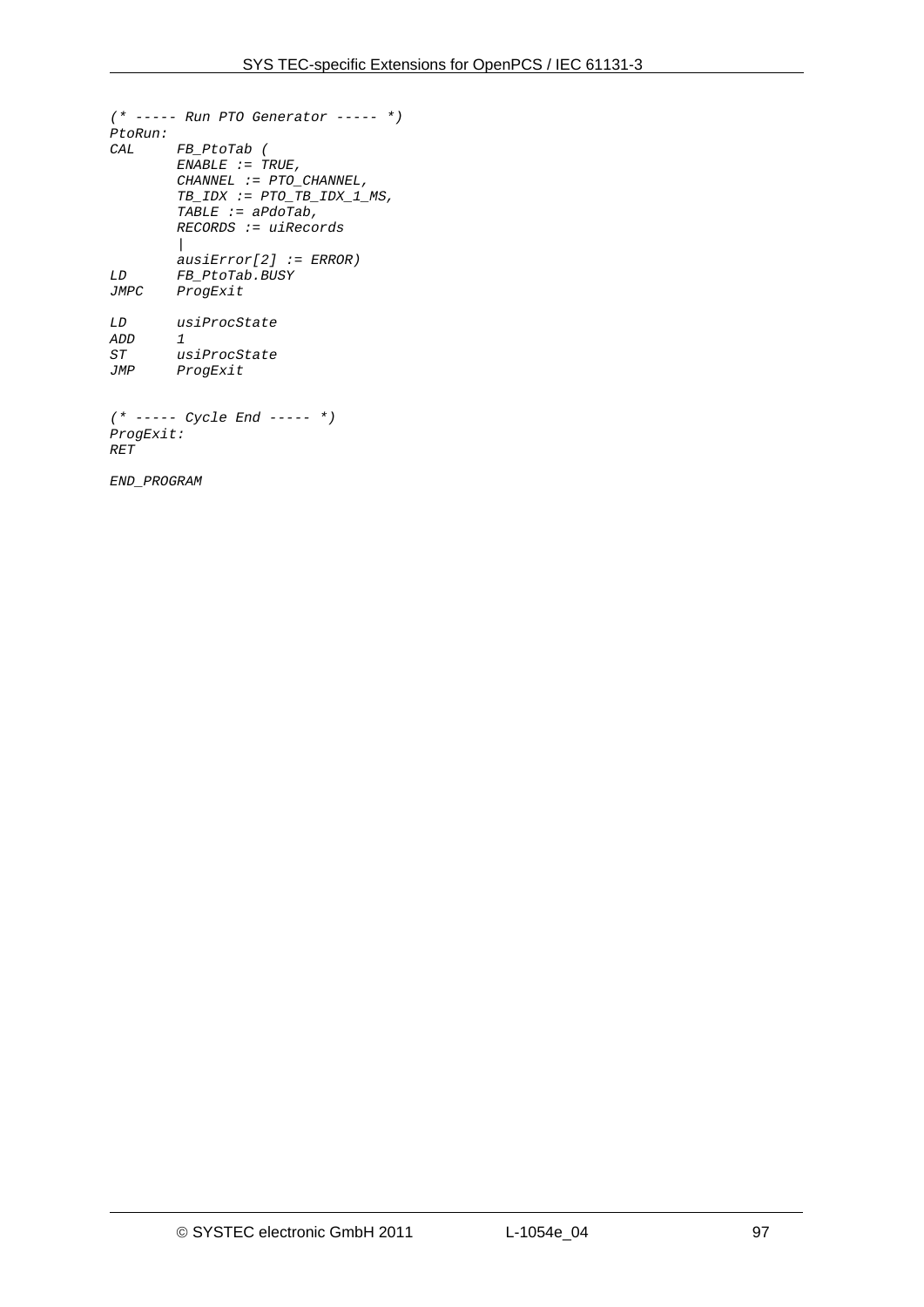```
(* ----- Run PTO Generator ----- *)
PtoRun:
CAL     FB_PtoTab (
        ENABLE := TRUE,
        CHANNEL := PTO_CHANNEL,
        TB_IDX := PTO_TB_IDX_1_MS,
        TABLE := aPdoTab,
        RECORDS := uiRecords
        |
        ausiError[2] := ERROR)
LD      FB_PtoTab.BUSY
JMPC    ProgExit

LD      usiProcState
ADD     1
ST      usiProcState
JMP     ProgExit


(* ----- Cycle End ----- *)
ProgExit:
RET

END_PROGRAM
```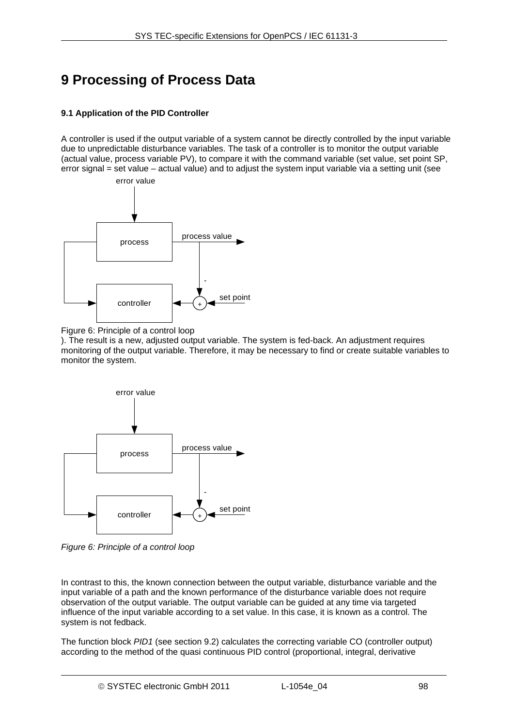# 9 Processing of Process Data

### 9.1 Application of the PID Controller

A controller is used if the output variable of a system cannot be directly controlled by the input variable due to unpredictable disturbance variables. The task of a controller is to monitor the output variable (actual value, process variable PV), to compare it with the command variable (set value, set point SP, error signal = set value – actual value) and to adjust the system input variable via a setting unit (see

error value

process

process value

controller

set point

Figure 6: Principle of a control loop

). The result is a new, adjusted output variable. The system is fed-back. An adjustment requires monitoring of the output variable. Therefore, it may be necessary to find or create suitable variables to monitor the system.

error value

process

process value

controller

set point

*Figure 6: Principle of a control loop*

In contrast to this, the known connection between the output variable, disturbance variable and the input variable of a path and the known performance of the disturbance variable does not require observation of the output variable. The output variable can be guided at any time via targeted influence of the input variable according to a set value. In this case, it is known as a control. The system is not fedback.

The function block *PID1* (see section 9.2) calculates the correcting variable CO (controller output) according to the method of the quasi continuous PID control (proportional, integral, derivative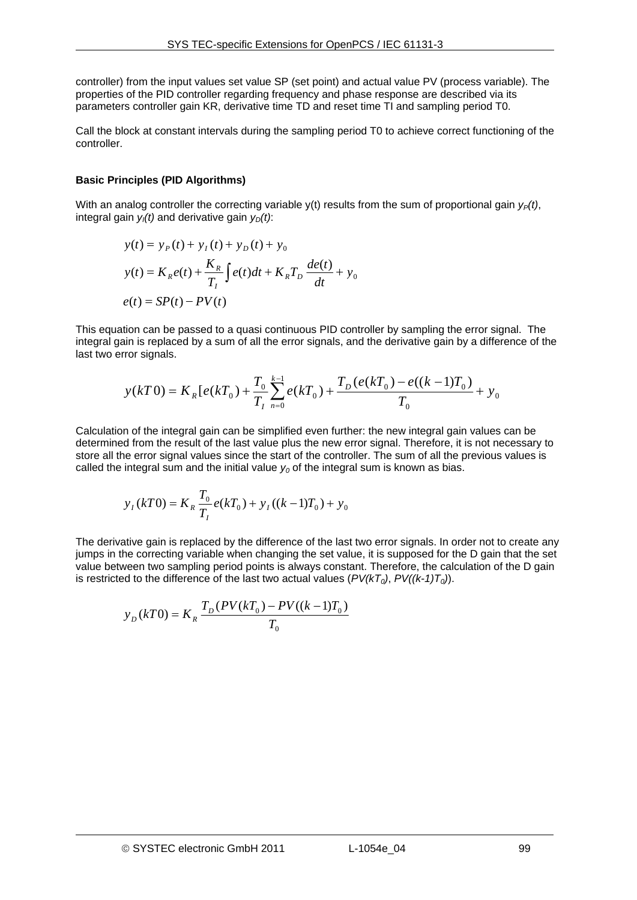controller) from the input values set value SP (set point) and actual value PV (process variable). The properties of the PID controller regarding frequency and phase response are described via its parameters controller gain KR, derivative time TD and reset time TI and sampling period T0.

Call the block at constant intervals during the sampling period T0 to achieve correct functioning of the controller.

**Basic Principles (PID Algorithms)**

With an analog controller the correcting variable y(t) results from the sum of proportional gain $y_P(t)$, integral gain $y_I(t)$ and derivative gain $y_D(t)$:

$$y(t) = y_P(t) + y_I(t) + y_D(t) + y_0$$

$$y(t) = K_R e(t) + \frac{K_R}{T_I}\int e(t)dt + K_R T_D \frac{de(t)}{dt} + y_0$$

$$e(t) = SP(t) - PV(t)$$

This equation can be passed to a quasi continuous PID controller by sampling the error signal. The integral gain is replaced by a sum of all the error signals, and the derivative gain by a difference of the last two error signals.

$$y(kT0) = K_R[e(kT_0) + \frac{T_0}{T_I}\sum_{n=0}^{k-1} e(kT_0) + \frac{T_D(e(kT_0) - e((k-1)T_0)}{T_0} + y_0$$

Calculation of the integral gain can be simplified even further: the new integral gain values can be determined from the result of the last value plus the new error signal. Therefore, it is not necessary to store all the error signal values since the start of the controller. The sum of all the previous values is called the integral sum and the initial value $y_0$ of the integral sum is known as bias.

$$y_I(kT0) = K_R \frac{T_0}{T_I} e(kT_0) + y_I((k-1)T_0) + y_0$$

The derivative gain is replaced by the difference of the last two error signals. In order not to create any jumps in the correcting variable when changing the set value, it is supposed for the D gain that the set value between two sampling period points is always constant. Therefore, the calculation of the D gain is restricted to the difference of the last two actual values ($PV(kT_0)$, $PV((k-1)T_0)$).

$$y_D(kT0) = K_R \frac{T_D(PV(kT_0) - PV((k-1)T_0)}{T_0}$$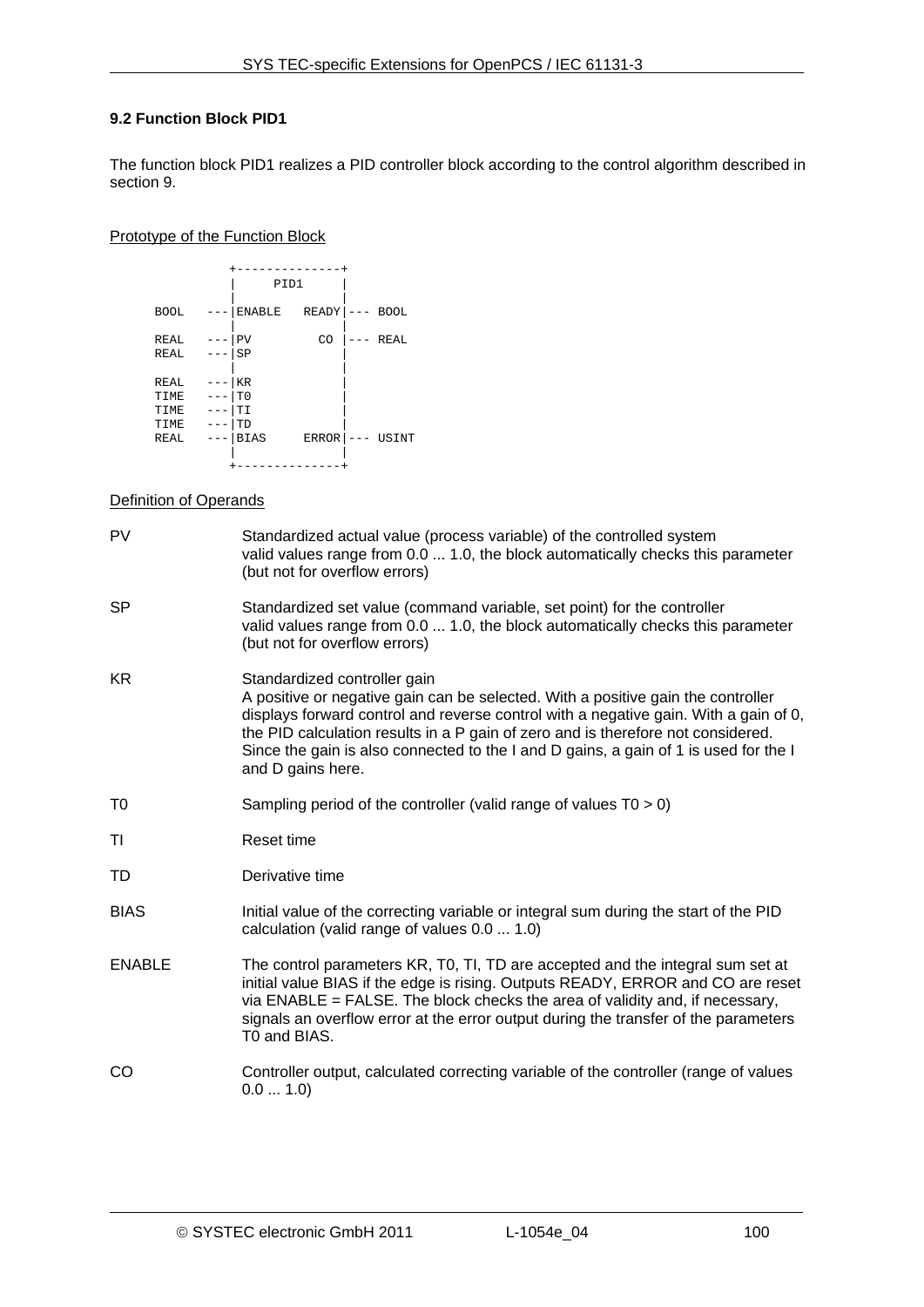### 9.2 Function Block PID1

The function block PID1 realizes a PID controller block according to the control algorithm described in section 9.

<u>Prototype of the Function Block</u>

```
              +--------------+
              |     PID1     |
              |              |
     BOOL  ---|ENABLE   READY|--- BOOL
              |              |
     REAL  ---|PV         CO |--- REAL
     REAL  ---|SP            |
              |              |
     REAL  ---|KR            |
     TIME  ---|T0            |
     TIME  ---|TI            |
     TIME  ---|TD            |
     REAL  ---|BIAS     ERROR|--- USINT
              |              |
              +--------------+
```

<u>Definition of Operands</u>

| | |
|---|---|
| PV | Standardized actual value (process variable) of the controlled system<br>valid values range from 0.0 ... 1.0, the block automatically checks this parameter (but not for overflow errors) |
| SP | Standardized set value (command variable, set point) for the controller<br>valid values range from 0.0 ... 1.0, the block automatically checks this parameter (but not for overflow errors) |
| KR | Standardized controller gain<br>A positive or negative gain can be selected. With a positive gain the controller displays forward control and reverse control with a negative gain. With a gain of 0, the PID calculation results in a P gain of zero and is therefore not considered. Since the gain is also connected to the I and D gains, a gain of 1 is used for the I and D gains here. |
| T0 | Sampling period of the controller (valid range of values T0 > 0) |
| TI | Reset time |
| TD | Derivative time |
| BIAS | Initial value of the correcting variable or integral sum during the start of the PID calculation (valid range of values 0.0 ... 1.0) |
| ENABLE | The control parameters KR, T0, TI, TD are accepted and the integral sum set at initial value BIAS if the edge is rising. Outputs READY, ERROR and CO are reset via ENABLE = FALSE. The block checks the area of validity and, if necessary, signals an overflow error at the error output during the transfer of the parameters T0 and BIAS. |
| CO | Controller output, calculated correcting variable of the controller (range of values 0.0 ... 1.0) |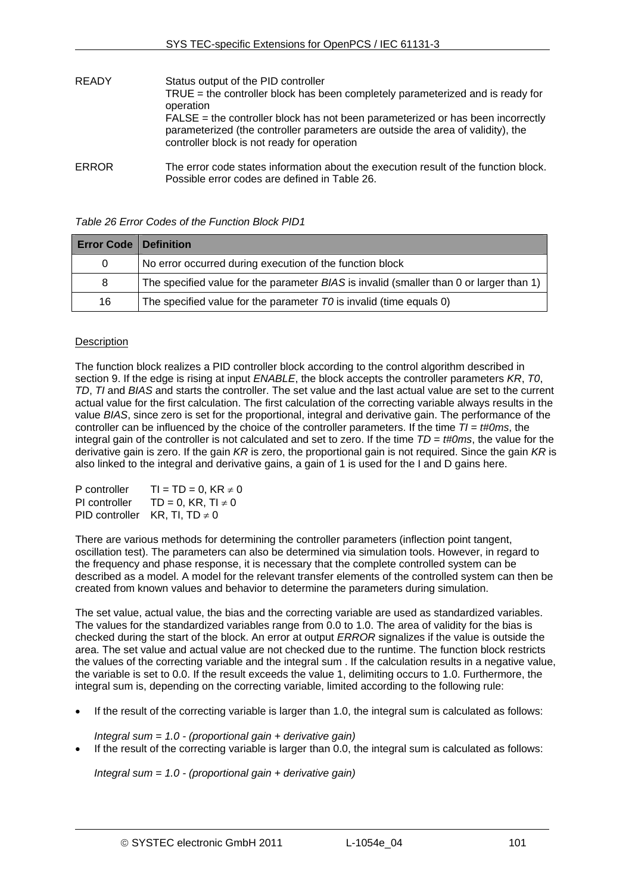READY	Status output of the PID controller
TRUE = the controller block has been completely parameterized and is ready for operation
FALSE = the controller block has not been parameterized or has been incorrectly parameterized (the controller parameters are outside the area of validity), the controller block is not ready for operation

ERROR	The error code states information about the execution result of the function block. Possible error codes are defined in Table 26.

*Table 26 Error Codes of the Function Block PID1*

| Error Code | Definition |
|---|---|
| 0 | No error occurred during execution of the function block |
| 8 | The specified value for the parameter *BIAS* is invalid (smaller than 0 or larger than 1) |
| 16 | The specified value for the parameter *T0* is invalid (time equals 0) |

Description

The function block realizes a PID controller block according to the control algorithm described in section 9. If the edge is rising at input *ENABLE*, the block accepts the controller parameters *KR*, *T0*, *TD*, *TI* and *BIAS* and starts the controller. The set value and the last actual value are set to the current actual value for the first calculation. The first calculation of the correcting variable always results in the value *BIAS*, since zero is set for the proportional, integral and derivative gain. The performance of the controller can be influenced by the choice of the controller parameters. If the time *TI = t#0ms*, the integral gain of the controller is not calculated and set to zero. If the time *TD = t#0ms*, the value for the derivative gain is zero. If the gain *KR* is zero, the proportional gain is not required. Since the gain *KR* is also linked to the integral and derivative gains, a gain of 1 is used for the I and D gains here.

P controller	$TI = TD = 0, KR \neq 0$
PI controller	$TD = 0, KR, TI \neq 0$
PID controller	$KR, TI, TD \neq 0$

There are various methods for determining the controller parameters (inflection point tangent, oscillation test). The parameters can also be determined via simulation tools. However, in regard to the frequency and phase response, it is necessary that the complete controlled system can be described as a model. A model for the relevant transfer elements of the controlled system can then be created from known values and behavior to determine the parameters during simulation.

The set value, actual value, the bias and the correcting variable are used as standardized variables. The values for the standardized variables range from 0.0 to 1.0. The area of validity for the bias is checked during the start of the block. An error at output *ERROR* signalizes if the value is outside the area. The set value and actual value are not checked due to the runtime. The function block restricts the values of the correcting variable and the integral sum . If the calculation results in a negative value, the variable is set to 0.0. If the result exceeds the value 1, delimiting occurs to 1.0. Furthermore, the integral sum is, depending on the correcting variable, limited according to the following rule:

- If the result of the correcting variable is larger than 1.0, the integral sum is calculated as follows:

  *Integral sum = 1.0 - (proportional gain + derivative gain)*
- If the result of the correcting variable is larger than 0.0, the integral sum is calculated as follows:

  *Integral sum = 1.0 - (proportional gain + derivative gain)*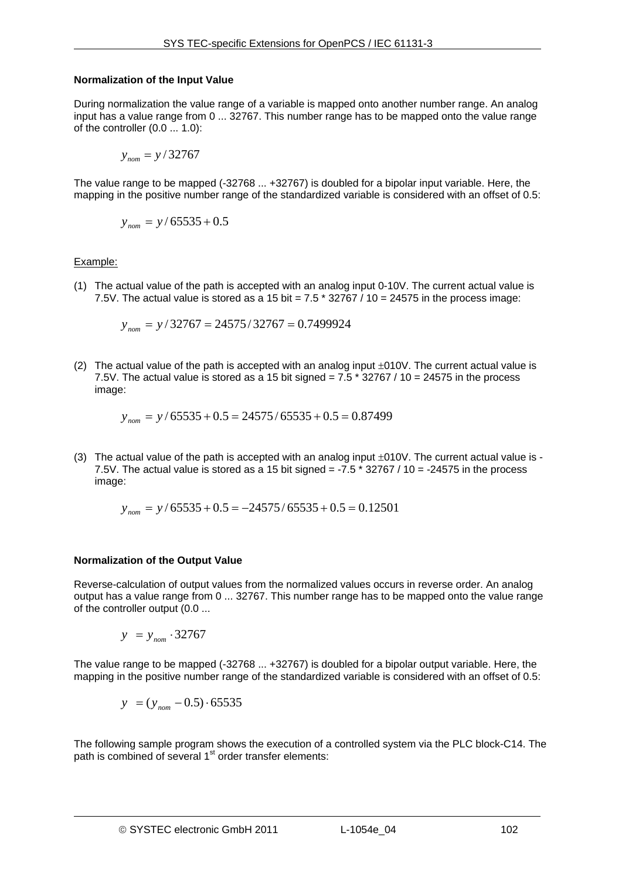**Normalization of the Input Value**

During normalization the value range of a variable is mapped onto another number range. An analog input has a value range from 0 ... 32767. This number range has to be mapped onto the value range of the controller (0.0 ... 1.0):

$$y_{nom} = y / 32767$$

The value range to be mapped (-32768 ... +32767) is doubled for a bipolar input variable. Here, the mapping in the positive number range of the standardized variable is considered with an offset of 0.5:

$$y_{nom} = y / 65535 + 0.5$$

Example:

(1) The actual value of the path is accepted with an analog input 0-10V. The current actual value is 7.5V. The actual value is stored as a 15 bit = 7.5 * 32767 / 10 = 24575 in the process image:

$$y_{nom} = y / 32767 = 24575 / 32767 = 0.7499924$$

(2) The actual value of the path is accepted with an analog input ±010V. The current actual value is 7.5V. The actual value is stored as a 15 bit signed = 7.5 * 32767 / 10 = 24575 in the process image:

$$y_{nom} = y / 65535 + 0.5 = 24575 / 65535 + 0.5 = 0.87499$$

(3) The actual value of the path is accepted with an analog input ±010V. The current actual value is -7.5V. The actual value is stored as a 15 bit signed = -7.5 * 32767 / 10 = -24575 in the process image:

$$y_{nom} = y / 65535 + 0.5 = -24575 / 65535 + 0.5 = 0.12501$$

**Normalization of the Output Value**

Reverse-calculation of output values from the normalized values occurs in reverse order. An analog output has a value range from 0 ... 32767. This number range has to be mapped onto the value range of the controller output (0.0 ...

$$y = y_{nom} \cdot 32767$$

The value range to be mapped (-32768 ... +32767) is doubled for a bipolar output variable. Here, the mapping in the positive number range of the standardized variable is considered with an offset of 0.5:

$$y = (y_{nom} - 0.5) \cdot 65535$$

The following sample program shows the execution of a controlled system via the PLC block-C14. The path is combined of several 1st order transfer elements: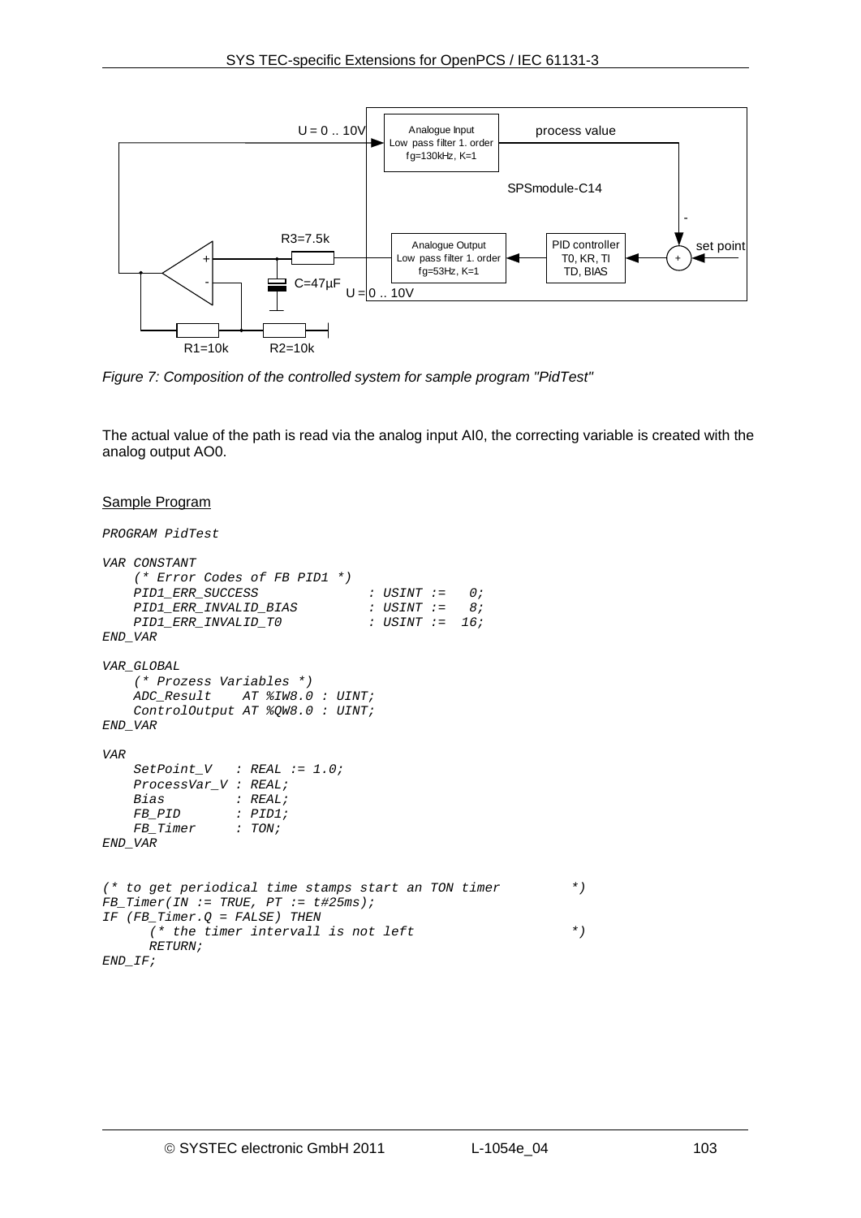*Figure 7: Composition of the controlled system for sample program "PidTest"*

The actual value of the path is read via the analog input AI0, the correcting variable is created with the analog output AO0.

<u>Sample Program</u>

```
PROGRAM PidTest

VAR CONSTANT
    (* Error Codes of FB PID1 *)
    PID1_ERR_SUCCESS             : USINT :=   0;
    PID1_ERR_INVALID_BIAS        : USINT :=   8;
    PID1_ERR_INVALID_T0          : USINT :=  16;
END_VAR

VAR_GLOBAL
    (* Prozess Variables *)
    ADC_Result    AT %IW8.0 : UINT;
    ControlOutput AT %QW8.0 : UINT;
END_VAR

VAR
    SetPoint_V   : REAL := 1.0;
    ProcessVar_V : REAL;
    Bias         : REAL;
    FB_PID       : PID1;
    FB_Timer     : TON;
END_VAR


(* to get periodical time stamps start an TON timer         *)
FB_Timer(IN := TRUE, PT := t#25ms);
IF (FB_Timer.Q = FALSE) THEN
      (* the timer intervall is not left                    *)
      RETURN;
END_IF;
```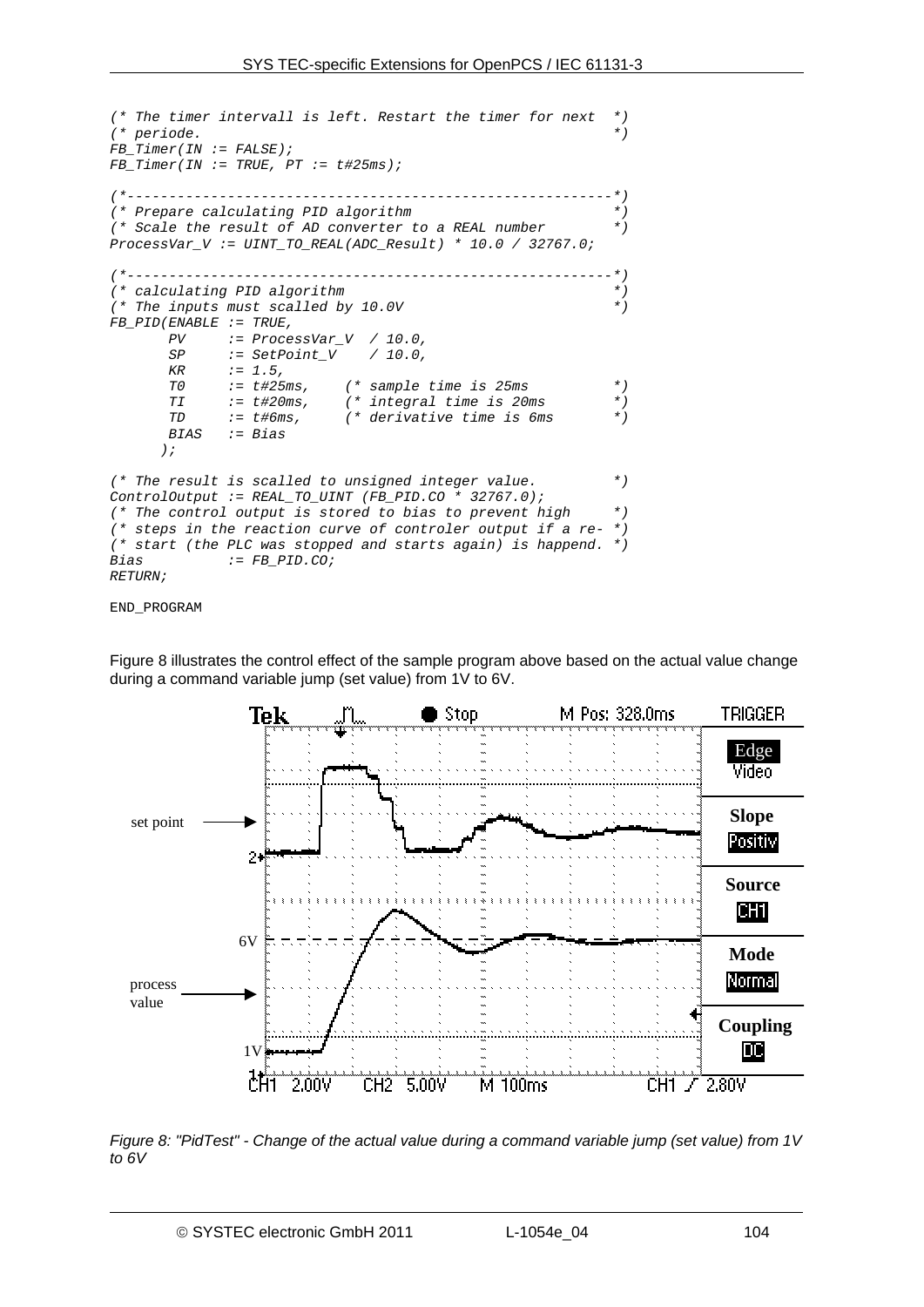```
(* The timer intervall is left. Restart the timer for next  *)
(* periode.                                                  *)
FB_Timer(IN := FALSE);
FB_Timer(IN := TRUE, PT := t#25ms);

(*---------------------------------------------------------*)
(* Prepare calculating PID algorithm                        *)
(* Scale the result of AD converter to a REAL number        *)
ProcessVar_V := UINT_TO_REAL(ADC_Result) * 10.0 / 32767.0;

(*---------------------------------------------------------*)
(* calculating PID algorithm                                *)
(* The inputs must scalled by 10.0V                         *)
FB_PID(ENABLE := TRUE,
       PV     := ProcessVar_V  / 10.0,
       SP     := SetPoint_V    / 10.0,
       KR     := 1.5,
       T0     := t#25ms,    (* sample time is 25ms          *)
       TI     := t#20ms,    (* integral time is 20ms        *)
       TD     := t#6ms,     (* derivative time is 6ms       *)
       BIAS   := Bias
      );

(* The result is scalled to unsigned integer value.         *)
ControlOutput := REAL_TO_UINT (FB_PID.CO * 32767.0);
(* The control output is stored to bias to prevent high     *)
(* steps in the reaction curve of controler output if a re- *)
(* start (the PLC was stopped and starts again) is happend. *)
Bias          := FB_PID.CO;
RETURN;

END_PROGRAM
```

Figure 8 illustrates the control effect of the sample program above based on the actual value change during a command variable jump (set value) from 1V to 6V.

*Figure 8: "PidTest" - Change of the actual value during a command variable jump (set value) from 1V to 6V*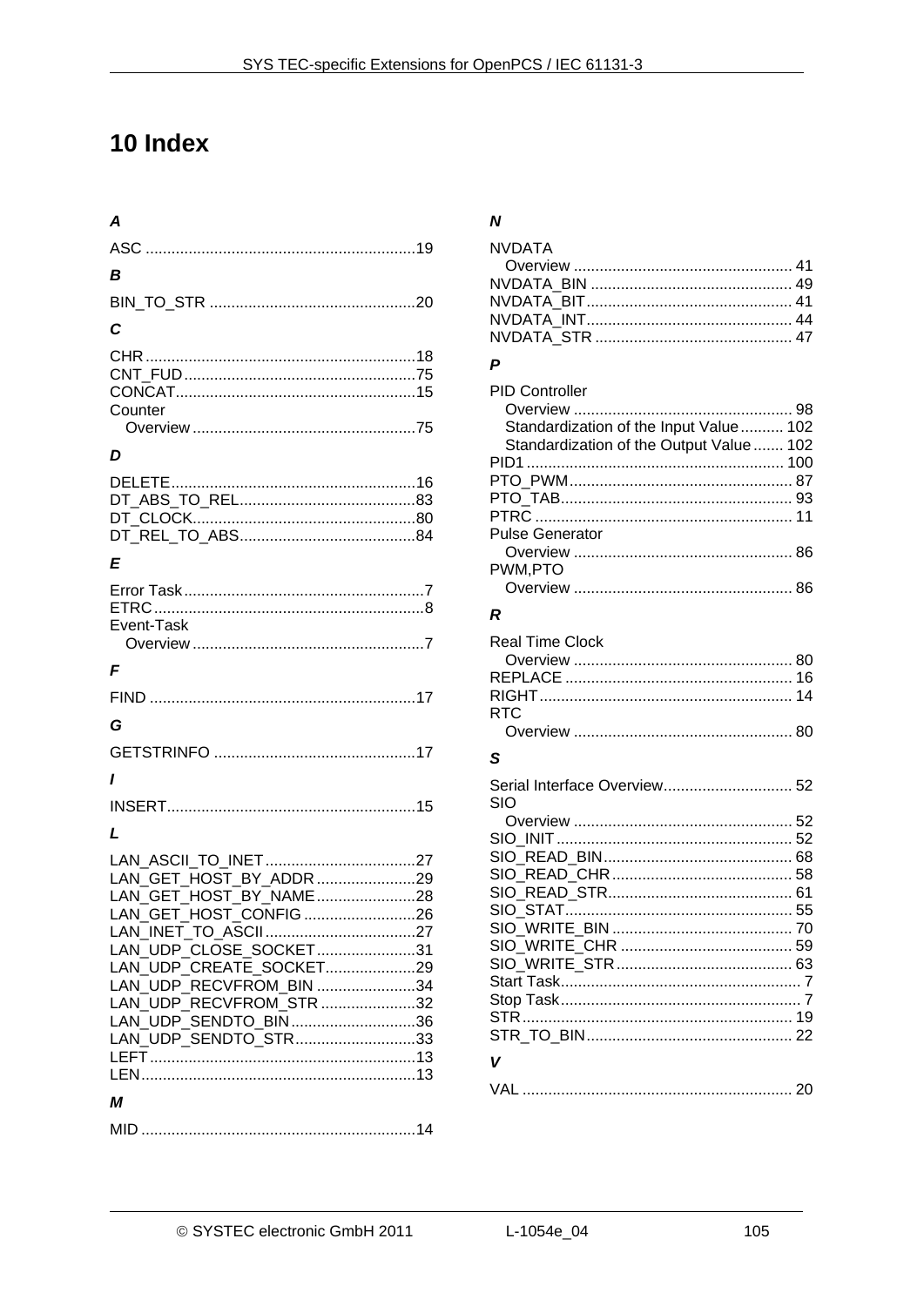# 10 Index

***A***

ASC ............................................................. 19

***B***

BIN_TO_STR ............................................... 20

***C***

CHR ............................................................. 18
CNT_FUD ..................................................... 75
CONCAT....................................................... 15
Counter
  Overview ................................................... 75

***D***

DELETE........................................................ 16
DT_ABS_TO_REL ........................................ 83
DT_CLOCK................................................... 80
DT_REL_TO_ABS ........................................ 84

***E***

Error Task ....................................................... 7
ETRC ............................................................. 8
Event-Task
  Overview ..................................................... 7

***F***

FIND ............................................................ 17

***G***

GETSTRINFO .............................................. 17

***I***

INSERT......................................................... 15

***L***

LAN_ASCII_TO_INET .................................. 27
LAN_GET_HOST_BY_ADDR ...................... 29
LAN_GET_HOST_BY_NAME...................... 28
LAN_GET_HOST_CONFIG ......................... 26
LAN_INET_TO_ASCII .................................. 27
LAN_UDP_CLOSE_SOCKET...................... 31
LAN_UDP_CREATE_SOCKET.................... 29
LAN_UDP_RECVFROM_BIN ...................... 34
LAN_UDP_RECVFROM_STR ..................... 32
LAN_UDP_SENDTO_BIN............................ 36
LAN_UDP_SENDTO_STR........................... 33
LEFT ............................................................ 13
LEN .............................................................. 13

***M***

MID .............................................................. 14

***N***

NVDATA
  Overview ................................................... 41
NVDATA_BIN .............................................. 49
NVDATA_BIT ............................................... 41
NVDATA_INT ............................................... 44
NVDATA_STR ............................................. 47

***P***

PID Controller
  Overview ................................................... 98
  Standardization of the Input Value .......... 102
  Standardization of the Output Value ....... 102
PID1 ........................................................... 100
PTO_PWM ................................................... 87
PTO_TAB ..................................................... 93
PTRC ............................................................ 11
Pulse Generator
  Overview ................................................... 86
PWM,PTO
  Overview ................................................... 86

***R***

Real Time Clock
  Overview ................................................... 80
REPLACE .................................................... 16
RIGHT .......................................................... 14
RTC
  Overview ................................................... 80

***S***

Serial Interface Overview.............................. 52
SIO
  Overview ................................................... 52
SIO_INIT ...................................................... 52
SIO_READ_BIN ........................................... 68
SIO_READ_CHR .......................................... 58
SIO_READ_STR........................................... 61
SIO_STAT..................................................... 55
SIO_WRITE_BIN .......................................... 70
SIO_WRITE_CHR ........................................ 59
SIO_WRITE_STR ......................................... 63
Start Task........................................................ 7
Stop Task ........................................................ 7
STR .............................................................. 19
STR_TO_BIN ............................................... 22

***V***

VAL .............................................................. 20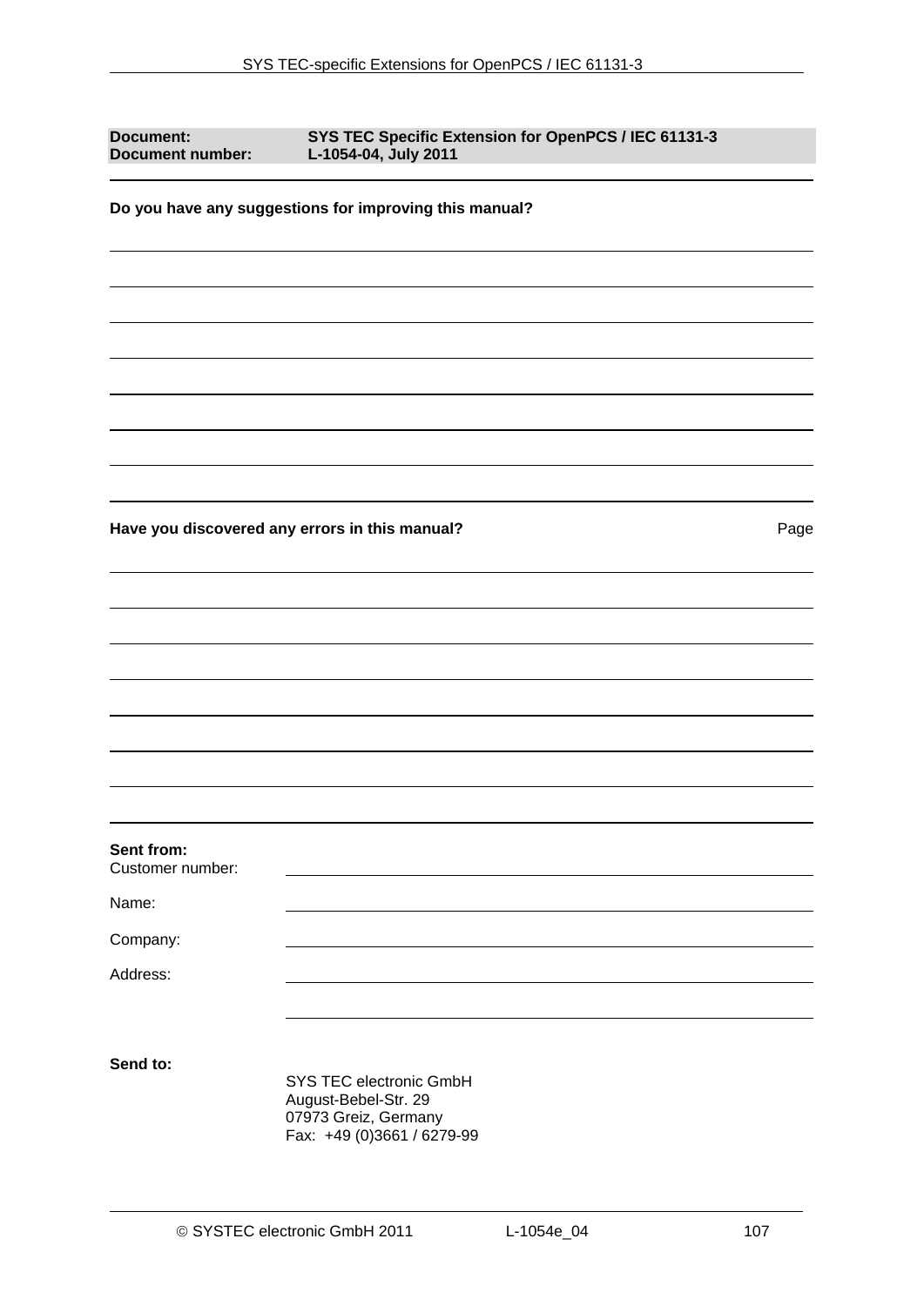| | |
|---|---|
| **Document:** | **SYS TEC Specific Extension for OpenPCS / IEC 61131-3** |
| **Document number:** | **L-1054-04, July 2011** |

**Do you have any suggestions for improving this manual?**

**Have you discovered any errors in this manual?** Page

**Sent from:**

Customer number:

Name:

Company:

Address:

**Send to:**

SYS TEC electronic GmbH
August-Bebel-Str. 29
07973 Greiz, Germany
Fax: +49 (0)3661 / 6279-99